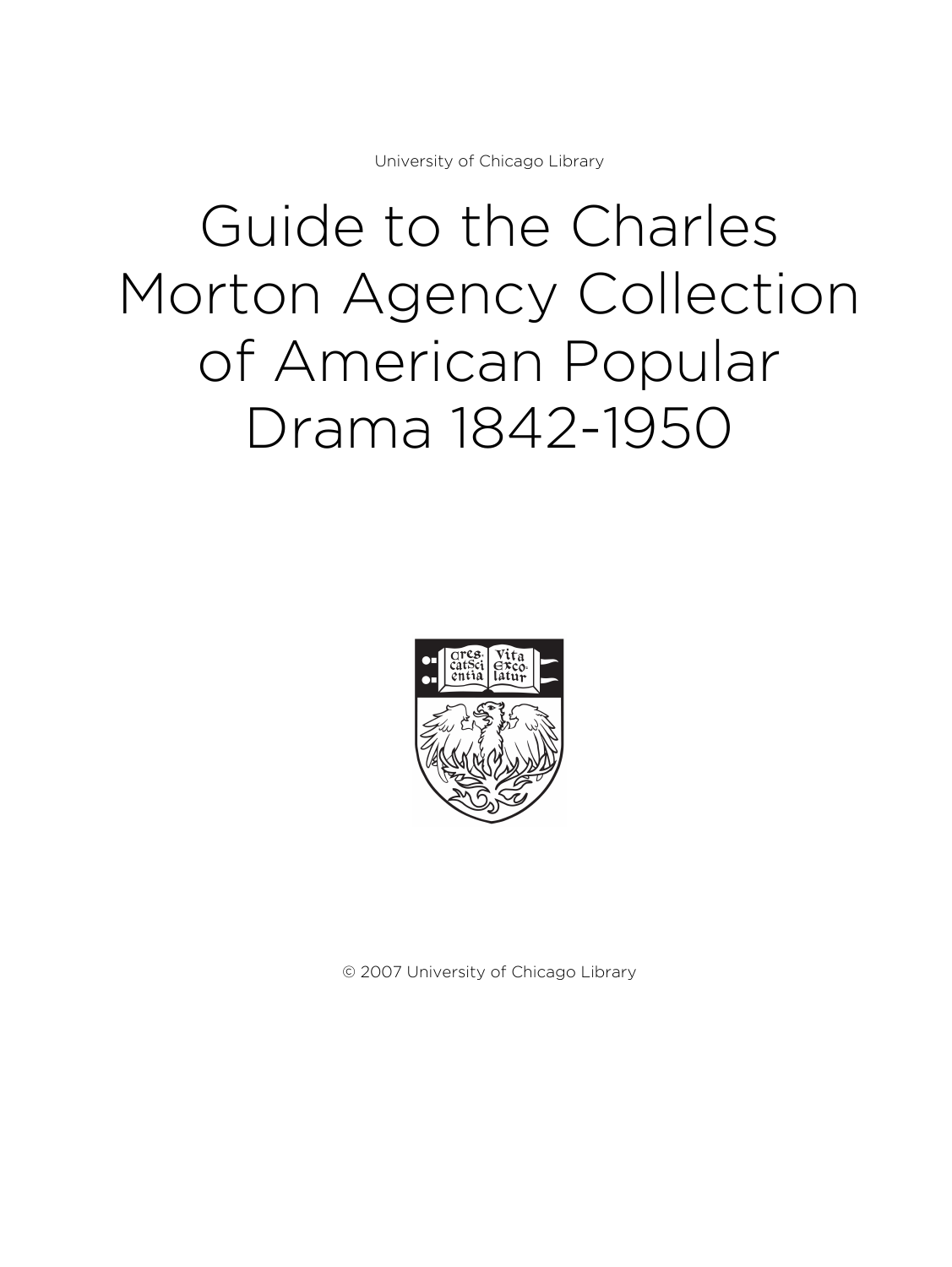University of Chicago Library

# Guide to the Charles Morton Agency Collection of American Popular Drama 1842-1950

© 2007 University of Chicago Library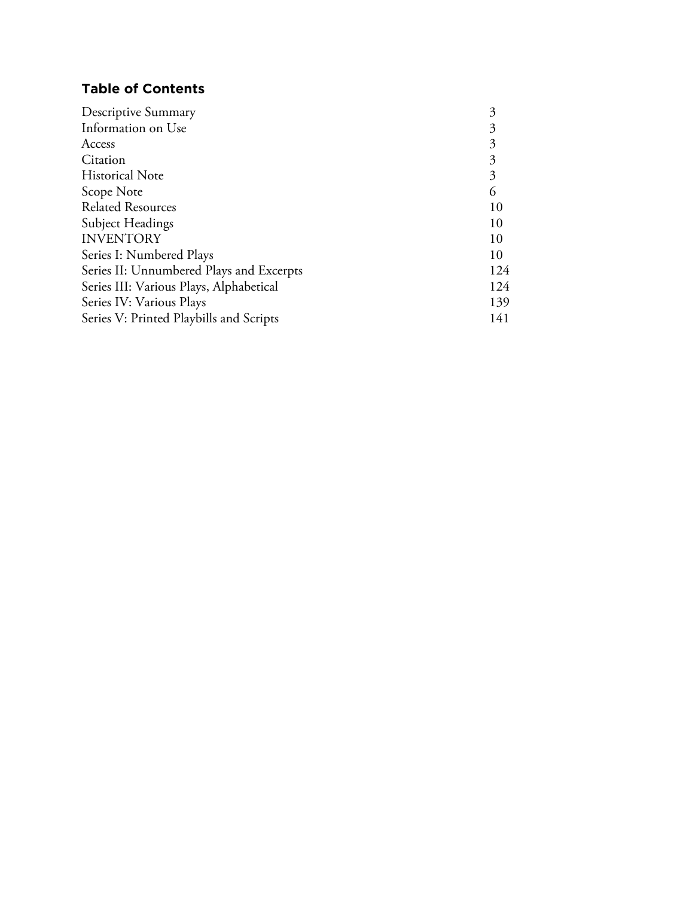## Table of Contents

| | |
|---|---|
| Descriptive Summary | 3 |
| Information on Use | 3 |
| Access | 3 |
| Citation | 3 |
| Historical Note | 3 |
| Scope Note | 6 |
| Related Resources | 10 |
| Subject Headings | 10 |
| INVENTORY | 10 |
| Series I: Numbered Plays | 10 |
| Series II: Unnumbered Plays and Excerpts | 124 |
| Series III: Various Plays, Alphabetical | 124 |
| Series IV: Various Plays | 139 |
| Series V: Printed Playbills and Scripts | 141 |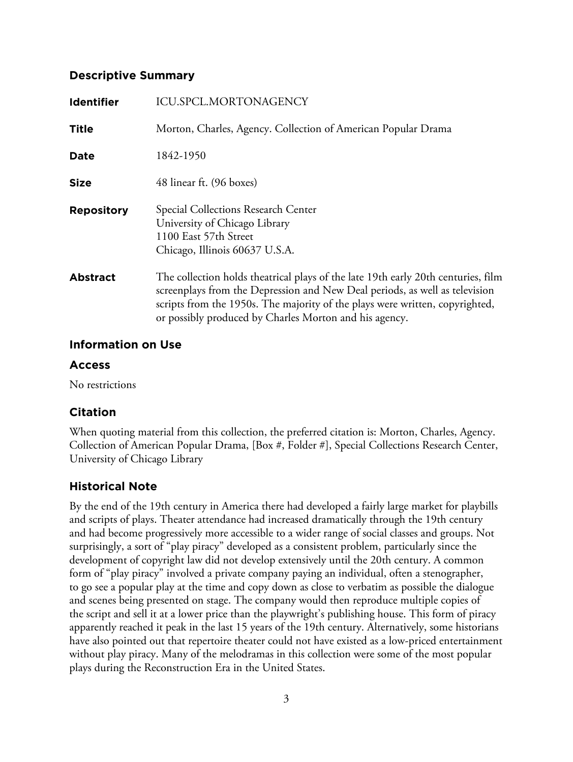## Descriptive Summary

| | |
|---|---|
| **Identifier** | ICU.SPCL.MORTONAGENCY |
| **Title** | Morton, Charles, Agency. Collection of American Popular Drama |
| **Date** | 1842-1950 |
| **Size** | 48 linear ft. (96 boxes) |
| **Repository** | Special Collections Research Center<br>University of Chicago Library<br>1100 East 57th Street<br>Chicago, Illinois 60637 U.S.A. |
| **Abstract** | The collection holds theatrical plays of the late 19th early 20th centuries, film screenplays from the Depression and New Deal periods, as well as television scripts from the 1950s. The majority of the plays were written, copyrighted, or possibly produced by Charles Morton and his agency. |

## Information on Use

### Access

No restrictions

### Citation

When quoting material from this collection, the preferred citation is: Morton, Charles, Agency. Collection of American Popular Drama, [Box #, Folder #], Special Collections Research Center, University of Chicago Library

## Historical Note

By the end of the 19th century in America there had developed a fairly large market for playbills and scripts of plays. Theater attendance had increased dramatically through the 19th century and had become progressively more accessible to a wider range of social classes and groups. Not surprisingly, a sort of "play piracy" developed as a consistent problem, particularly since the development of copyright law did not develop extensively until the 20th century. A common form of "play piracy" involved a private company paying an individual, often a stenographer, to go see a popular play at the time and copy down as close to verbatim as possible the dialogue and scenes being presented on stage. The company would then reproduce multiple copies of the script and sell it at a lower price than the playwright's publishing house. This form of piracy apparently reached it peak in the last 15 years of the 19th century. Alternatively, some historians have also pointed out that repertoire theater could not have existed as a low-priced entertainment without play piracy. Many of the melodramas in this collection were some of the most popular plays during the Reconstruction Era in the United States.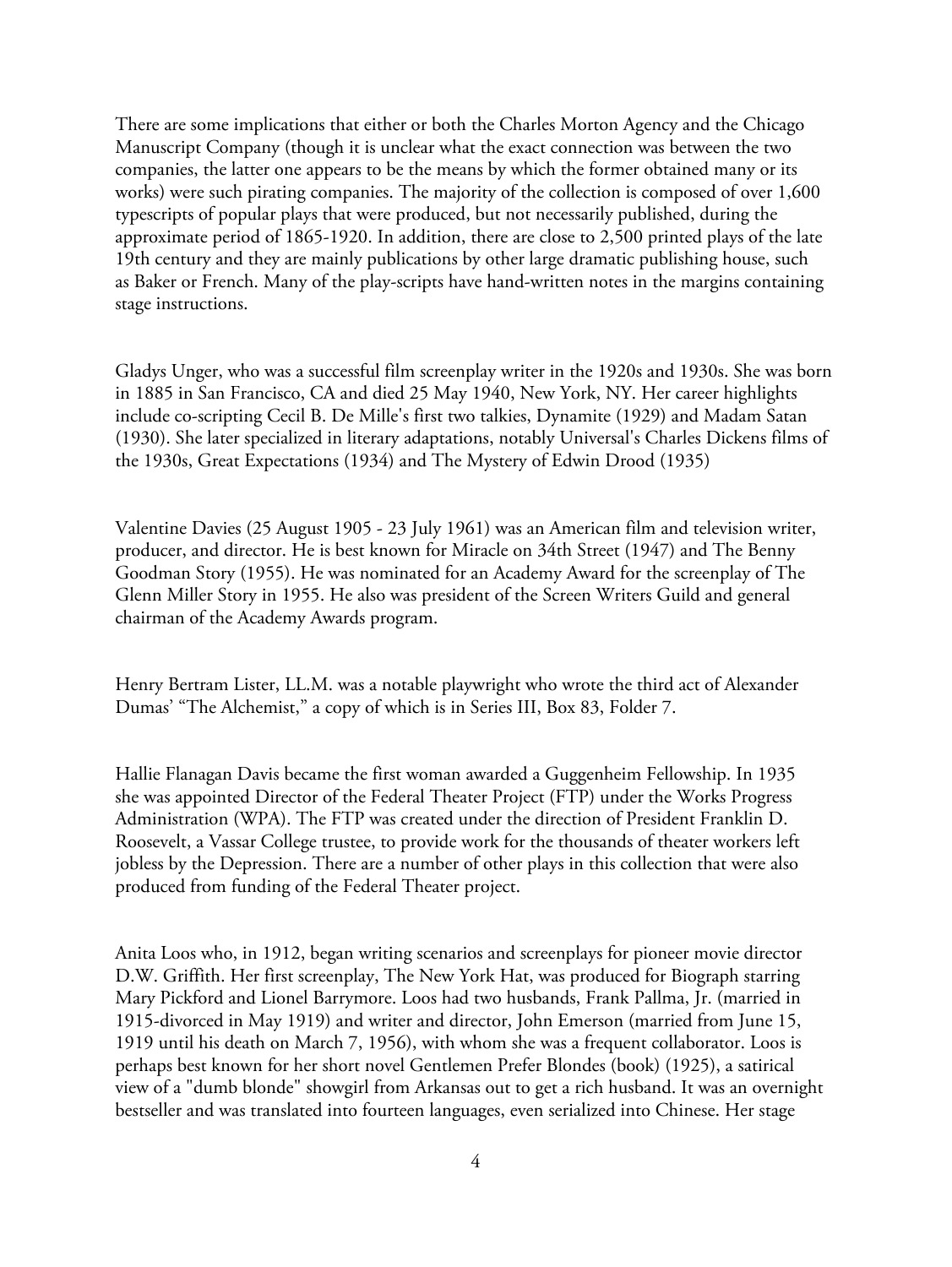There are some implications that either or both the Charles Morton Agency and the Chicago Manuscript Company (though it is unclear what the exact connection was between the two companies, the latter one appears to be the means by which the former obtained many or its works) were such pirating companies. The majority of the collection is composed of over 1,600 typescripts of popular plays that were produced, but not necessarily published, during the approximate period of 1865-1920. In addition, there are close to 2,500 printed plays of the late 19th century and they are mainly publications by other large dramatic publishing house, such as Baker or French. Many of the play-scripts have hand-written notes in the margins containing stage instructions.

Gladys Unger, who was a successful film screenplay writer in the 1920s and 1930s. She was born in 1885 in San Francisco, CA and died 25 May 1940, New York, NY. Her career highlights include co-scripting Cecil B. De Mille's first two talkies, Dynamite (1929) and Madam Satan (1930). She later specialized in literary adaptations, notably Universal's Charles Dickens films of the 1930s, Great Expectations (1934) and The Mystery of Edwin Drood (1935)

Valentine Davies (25 August 1905 - 23 July 1961) was an American film and television writer, producer, and director. He is best known for Miracle on 34th Street (1947) and The Benny Goodman Story (1955). He was nominated for an Academy Award for the screenplay of The Glenn Miller Story in 1955. He also was president of the Screen Writers Guild and general chairman of the Academy Awards program.

Henry Bertram Lister, LL.M. was a notable playwright who wrote the third act of Alexander Dumas' "The Alchemist," a copy of which is in Series III, Box 83, Folder 7.

Hallie Flanagan Davis became the first woman awarded a Guggenheim Fellowship. In 1935 she was appointed Director of the Federal Theater Project (FTP) under the Works Progress Administration (WPA). The FTP was created under the direction of President Franklin D. Roosevelt, a Vassar College trustee, to provide work for the thousands of theater workers left jobless by the Depression. There are a number of other plays in this collection that were also produced from funding of the Federal Theater project.

Anita Loos who, in 1912, began writing scenarios and screenplays for pioneer movie director D.W. Griffith. Her first screenplay, The New York Hat, was produced for Biograph starring Mary Pickford and Lionel Barrymore. Loos had two husbands, Frank Pallma, Jr. (married in 1915-divorced in May 1919) and writer and director, John Emerson (married from June 15, 1919 until his death on March 7, 1956), with whom she was a frequent collaborator. Loos is perhaps best known for her short novel Gentlemen Prefer Blondes (book) (1925), a satirical view of a "dumb blonde" showgirl from Arkansas out to get a rich husband. It was an overnight bestseller and was translated into fourteen languages, even serialized into Chinese. Her stage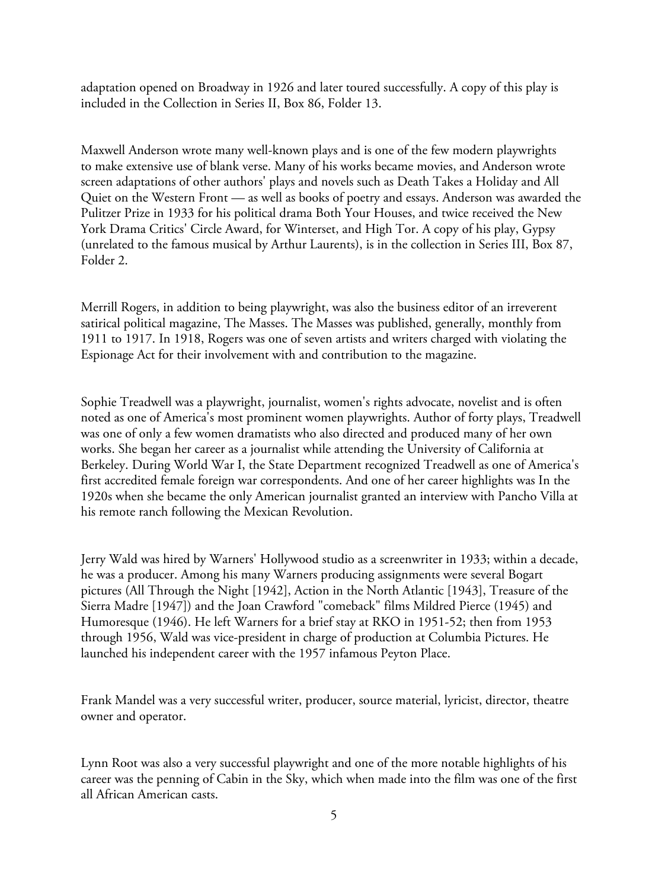adaptation opened on Broadway in 1926 and later toured successfully. A copy of this play is included in the Collection in Series II, Box 86, Folder 13.

Maxwell Anderson wrote many well-known plays and is one of the few modern playwrights to make extensive use of blank verse. Many of his works became movies, and Anderson wrote screen adaptations of other authors' plays and novels such as Death Takes a Holiday and All Quiet on the Western Front — as well as books of poetry and essays. Anderson was awarded the Pulitzer Prize in 1933 for his political drama Both Your Houses, and twice received the New York Drama Critics' Circle Award, for Winterset, and High Tor. A copy of his play, Gypsy (unrelated to the famous musical by Arthur Laurents), is in the collection in Series III, Box 87, Folder 2.

Merrill Rogers, in addition to being playwright, was also the business editor of an irreverent satirical political magazine, The Masses. The Masses was published, generally, monthly from 1911 to 1917. In 1918, Rogers was one of seven artists and writers charged with violating the Espionage Act for their involvement with and contribution to the magazine.

Sophie Treadwell was a playwright, journalist, women's rights advocate, novelist and is often noted as one of America's most prominent women playwrights. Author of forty plays, Treadwell was one of only a few women dramatists who also directed and produced many of her own works. She began her career as a journalist while attending the University of California at Berkeley. During World War I, the State Department recognized Treadwell as one of America's first accredited female foreign war correspondents. And one of her career highlights was In the 1920s when she became the only American journalist granted an interview with Pancho Villa at his remote ranch following the Mexican Revolution.

Jerry Wald was hired by Warners' Hollywood studio as a screenwriter in 1933; within a decade, he was a producer. Among his many Warners producing assignments were several Bogart pictures (All Through the Night [1942], Action in the North Atlantic [1943], Treasure of the Sierra Madre [1947]) and the Joan Crawford "comeback" films Mildred Pierce (1945) and Humoresque (1946). He left Warners for a brief stay at RKO in 1951-52; then from 1953 through 1956, Wald was vice-president in charge of production at Columbia Pictures. He launched his independent career with the 1957 infamous Peyton Place.

Frank Mandel was a very successful writer, producer, source material, lyricist, director, theatre owner and operator.

Lynn Root was also a very successful playwright and one of the more notable highlights of his career was the penning of Cabin in the Sky, which when made into the film was one of the first all African American casts.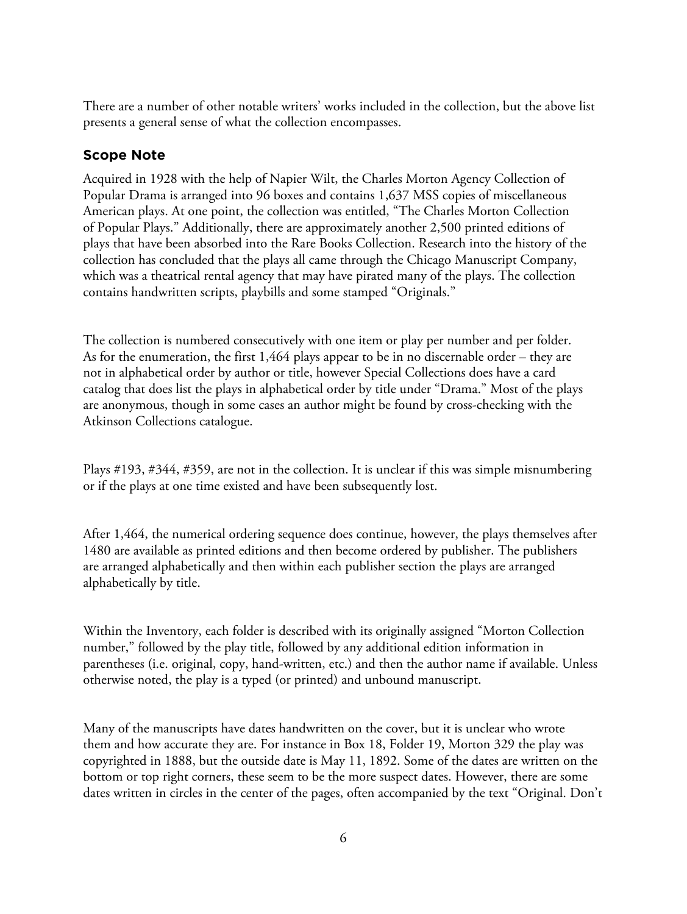There are a number of other notable writers' works included in the collection, but the above list presents a general sense of what the collection encompasses.

## Scope Note

Acquired in 1928 with the help of Napier Wilt, the Charles Morton Agency Collection of Popular Drama is arranged into 96 boxes and contains 1,637 MSS copies of miscellaneous American plays. At one point, the collection was entitled, "The Charles Morton Collection of Popular Plays." Additionally, there are approximately another 2,500 printed editions of plays that have been absorbed into the Rare Books Collection. Research into the history of the collection has concluded that the plays all came through the Chicago Manuscript Company, which was a theatrical rental agency that may have pirated many of the plays. The collection contains handwritten scripts, playbills and some stamped "Originals."

The collection is numbered consecutively with one item or play per number and per folder. As for the enumeration, the first 1,464 plays appear to be in no discernable order – they are not in alphabetical order by author or title, however Special Collections does have a card catalog that does list the plays in alphabetical order by title under "Drama." Most of the plays are anonymous, though in some cases an author might be found by cross-checking with the Atkinson Collections catalogue.

Plays #193, #344, #359, are not in the collection. It is unclear if this was simple misnumbering or if the plays at one time existed and have been subsequently lost.

After 1,464, the numerical ordering sequence does continue, however, the plays themselves after 1480 are available as printed editions and then become ordered by publisher. The publishers are arranged alphabetically and then within each publisher section the plays are arranged alphabetically by title.

Within the Inventory, each folder is described with its originally assigned "Morton Collection number," followed by the play title, followed by any additional edition information in parentheses (i.e. original, copy, hand-written, etc.) and then the author name if available. Unless otherwise noted, the play is a typed (or printed) and unbound manuscript.

Many of the manuscripts have dates handwritten on the cover, but it is unclear who wrote them and how accurate they are. For instance in Box 18, Folder 19, Morton 329 the play was copyrighted in 1888, but the outside date is May 11, 1892. Some of the dates are written on the bottom or top right corners, these seem to be the more suspect dates. However, there are some dates written in circles in the center of the pages, often accompanied by the text "Original. Don't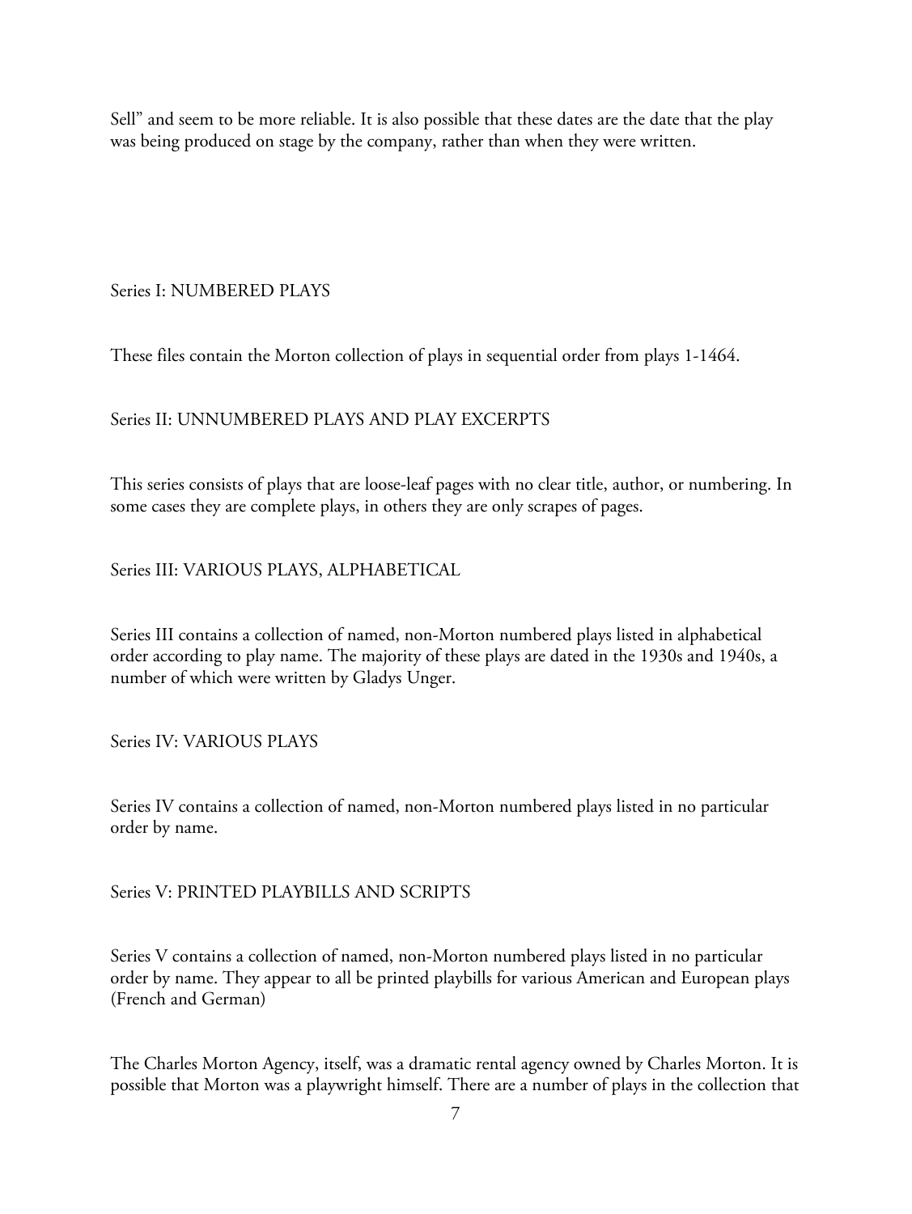Sell" and seem to be more reliable. It is also possible that these dates are the date that the play was being produced on stage by the company, rather than when they were written.

## Series I: NUMBERED PLAYS

These files contain the Morton collection of plays in sequential order from plays 1-1464.

## Series II: UNNUMBERED PLAYS AND PLAY EXCERPTS

This series consists of plays that are loose-leaf pages with no clear title, author, or numbering. In some cases they are complete plays, in others they are only scrapes of pages.

## Series III: VARIOUS PLAYS, ALPHABETICAL

Series III contains a collection of named, non-Morton numbered plays listed in alphabetical order according to play name. The majority of these plays are dated in the 1930s and 1940s, a number of which were written by Gladys Unger.

## Series IV: VARIOUS PLAYS

Series IV contains a collection of named, non-Morton numbered plays listed in no particular order by name.

## Series V: PRINTED PLAYBILLS AND SCRIPTS

Series V contains a collection of named, non-Morton numbered plays listed in no particular order by name. They appear to all be printed playbills for various American and European plays (French and German)

The Charles Morton Agency, itself, was a dramatic rental agency owned by Charles Morton. It is possible that Morton was a playwright himself. There are a number of plays in the collection that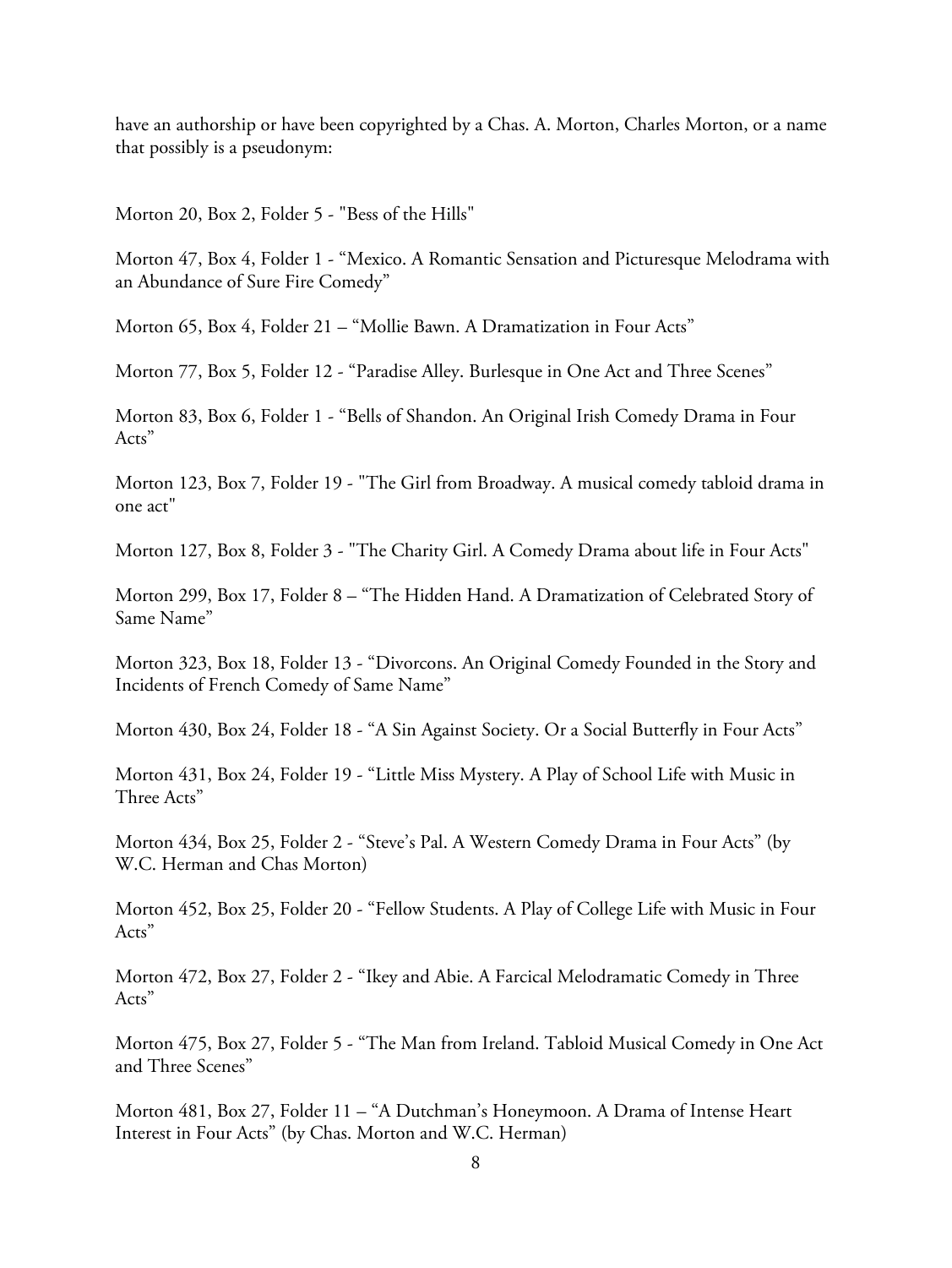have an authorship or have been copyrighted by a Chas. A. Morton, Charles Morton, or a name that possibly is a pseudonym:

Morton 20, Box 2, Folder 5 - "Bess of the Hills"

Morton 47, Box 4, Folder 1 - “Mexico. A Romantic Sensation and Picturesque Melodrama with an Abundance of Sure Fire Comedy”

Morton 65, Box 4, Folder 21 – “Mollie Bawn. A Dramatization in Four Acts”

Morton 77, Box 5, Folder 12 - “Paradise Alley. Burlesque in One Act and Three Scenes”

Morton 83, Box 6, Folder 1 - “Bells of Shandon. An Original Irish Comedy Drama in Four Acts”

Morton 123, Box 7, Folder 19 - "The Girl from Broadway. A musical comedy tabloid drama in one act"

Morton 127, Box 8, Folder 3 - "The Charity Girl. A Comedy Drama about life in Four Acts"

Morton 299, Box 17, Folder 8 – “The Hidden Hand. A Dramatization of Celebrated Story of Same Name”

Morton 323, Box 18, Folder 13 - “Divorcons. An Original Comedy Founded in the Story and Incidents of French Comedy of Same Name”

Morton 430, Box 24, Folder 18 - “A Sin Against Society. Or a Social Butterfly in Four Acts”

Morton 431, Box 24, Folder 19 - “Little Miss Mystery. A Play of School Life with Music in Three Acts”

Morton 434, Box 25, Folder 2 - “Steve’s Pal. A Western Comedy Drama in Four Acts” (by W.C. Herman and Chas Morton)

Morton 452, Box 25, Folder 20 - “Fellow Students. A Play of College Life with Music in Four Acts”

Morton 472, Box 27, Folder 2 - “Ikey and Abie. A Farcical Melodramatic Comedy in Three Acts”

Morton 475, Box 27, Folder 5 - “The Man from Ireland. Tabloid Musical Comedy in One Act and Three Scenes”

Morton 481, Box 27, Folder 11 – “A Dutchman’s Honeymoon. A Drama of Intense Heart Interest in Four Acts” (by Chas. Morton and W.C. Herman)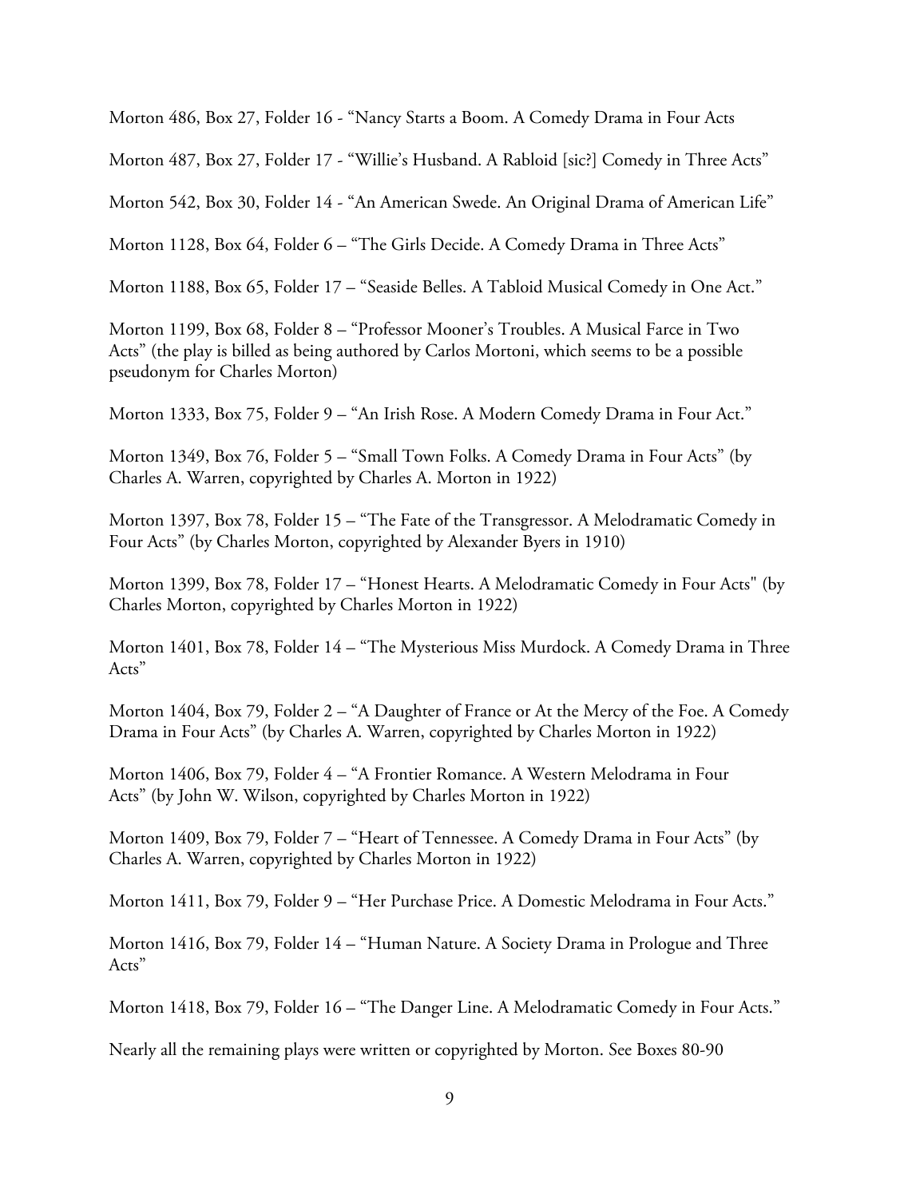Morton 486, Box 27, Folder 16 - "Nancy Starts a Boom. A Comedy Drama in Four Acts

Morton 487, Box 27, Folder 17 - "Willie's Husband. A Rabloid [sic?] Comedy in Three Acts"

Morton 542, Box 30, Folder 14 - "An American Swede. An Original Drama of American Life"

Morton 1128, Box 64, Folder 6 – "The Girls Decide. A Comedy Drama in Three Acts"

Morton 1188, Box 65, Folder 17 – "Seaside Belles. A Tabloid Musical Comedy in One Act."

Morton 1199, Box 68, Folder 8 – "Professor Mooner's Troubles. A Musical Farce in Two Acts" (the play is billed as being authored by Carlos Mortoni, which seems to be a possible pseudonym for Charles Morton)

Morton 1333, Box 75, Folder 9 – "An Irish Rose. A Modern Comedy Drama in Four Act."

Morton 1349, Box 76, Folder 5 – "Small Town Folks. A Comedy Drama in Four Acts" (by Charles A. Warren, copyrighted by Charles A. Morton in 1922)

Morton 1397, Box 78, Folder 15 – "The Fate of the Transgressor. A Melodramatic Comedy in Four Acts" (by Charles Morton, copyrighted by Alexander Byers in 1910)

Morton 1399, Box 78, Folder 17 – "Honest Hearts. A Melodramatic Comedy in Four Acts" (by Charles Morton, copyrighted by Charles Morton in 1922)

Morton 1401, Box 78, Folder 14 – "The Mysterious Miss Murdock. A Comedy Drama in Three Acts"

Morton 1404, Box 79, Folder 2 – "A Daughter of France or At the Mercy of the Foe. A Comedy Drama in Four Acts" (by Charles A. Warren, copyrighted by Charles Morton in 1922)

Morton 1406, Box 79, Folder 4 – "A Frontier Romance. A Western Melodrama in Four Acts" (by John W. Wilson, copyrighted by Charles Morton in 1922)

Morton 1409, Box 79, Folder 7 – "Heart of Tennessee. A Comedy Drama in Four Acts" (by Charles A. Warren, copyrighted by Charles Morton in 1922)

Morton 1411, Box 79, Folder 9 – "Her Purchase Price. A Domestic Melodrama in Four Acts."

Morton 1416, Box 79, Folder 14 – "Human Nature. A Society Drama in Prologue and Three Acts"

Morton 1418, Box 79, Folder 16 – "The Danger Line. A Melodramatic Comedy in Four Acts."

Nearly all the remaining plays were written or copyrighted by Morton. See Boxes 80-90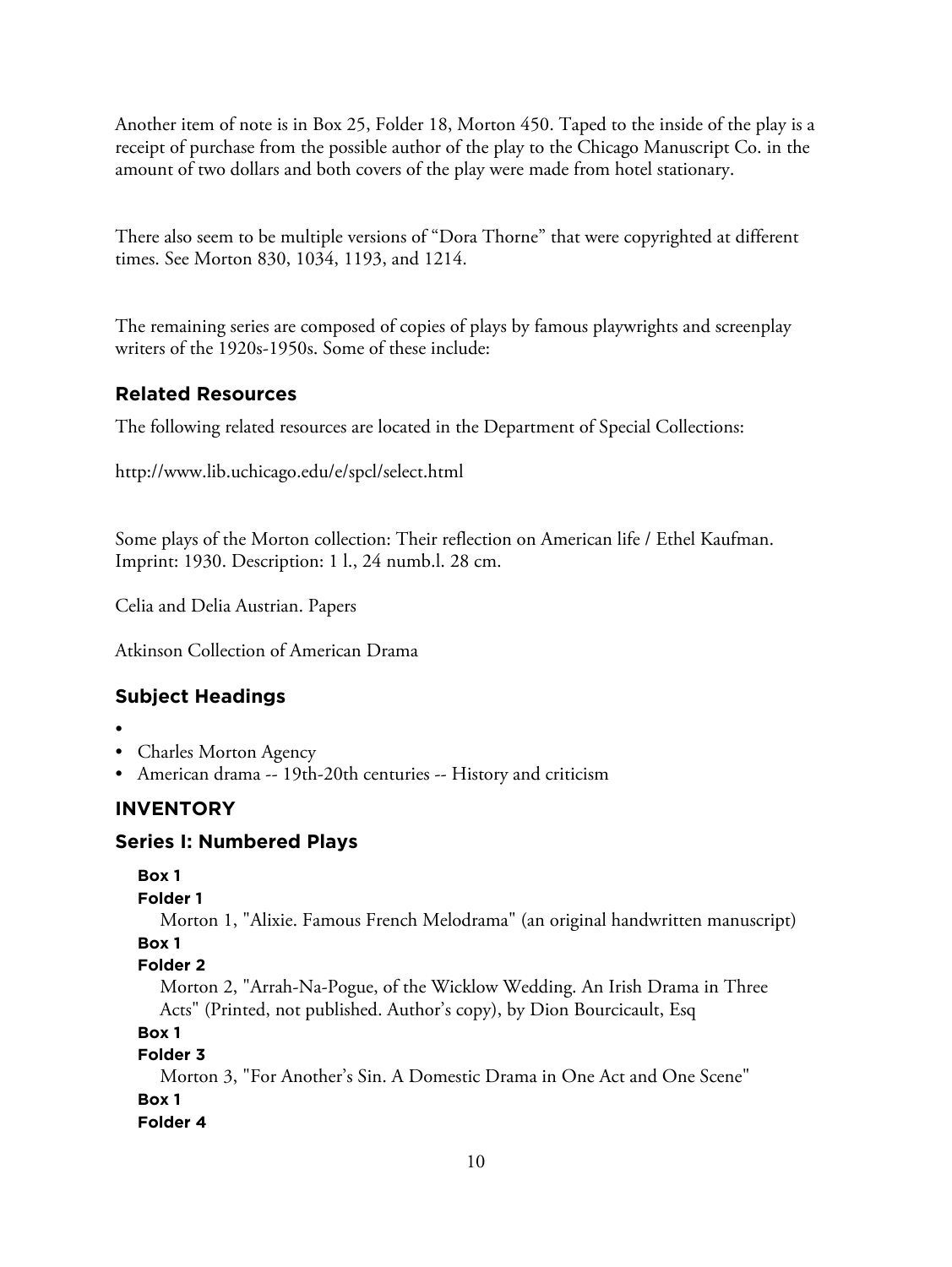Another item of note is in Box 25, Folder 18, Morton 450. Taped to the inside of the play is a receipt of purchase from the possible author of the play to the Chicago Manuscript Co. in the amount of two dollars and both covers of the play were made from hotel stationary.

There also seem to be multiple versions of "Dora Thorne" that were copyrighted at different times. See Morton 830, 1034, 1193, and 1214.

The remaining series are composed of copies of plays by famous playwrights and screenplay writers of the 1920s-1950s. Some of these include:

## Related Resources

The following related resources are located in the Department of Special Collections:

http://www.lib.uchicago.edu/e/spcl/select.html

Some plays of the Morton collection: Their reflection on American life / Ethel Kaufman. Imprint: 1930. Description: 1 l., 24 numb.l. 28 cm.

Celia and Delia Austrian. Papers

Atkinson Collection of American Drama

## Subject Headings

- 
- Charles Morton Agency
- American drama -- 19th-20th centuries -- History and criticism

# INVENTORY

## Series I: Numbered Plays

**Box 1**

**Folder 1**

Morton 1, "Alixie. Famous French Melodrama" (an original handwritten manuscript)

**Box 1**

**Folder 2**

Morton 2, "Arrah-Na-Pogue, of the Wicklow Wedding. An Irish Drama in Three Acts" (Printed, not published. Author's copy), by Dion Bourcicault, Esq

**Box 1**

**Folder 3**

Morton 3, "For Another's Sin. A Domestic Drama in One Act and One Scene"

**Box 1**

**Folder 4**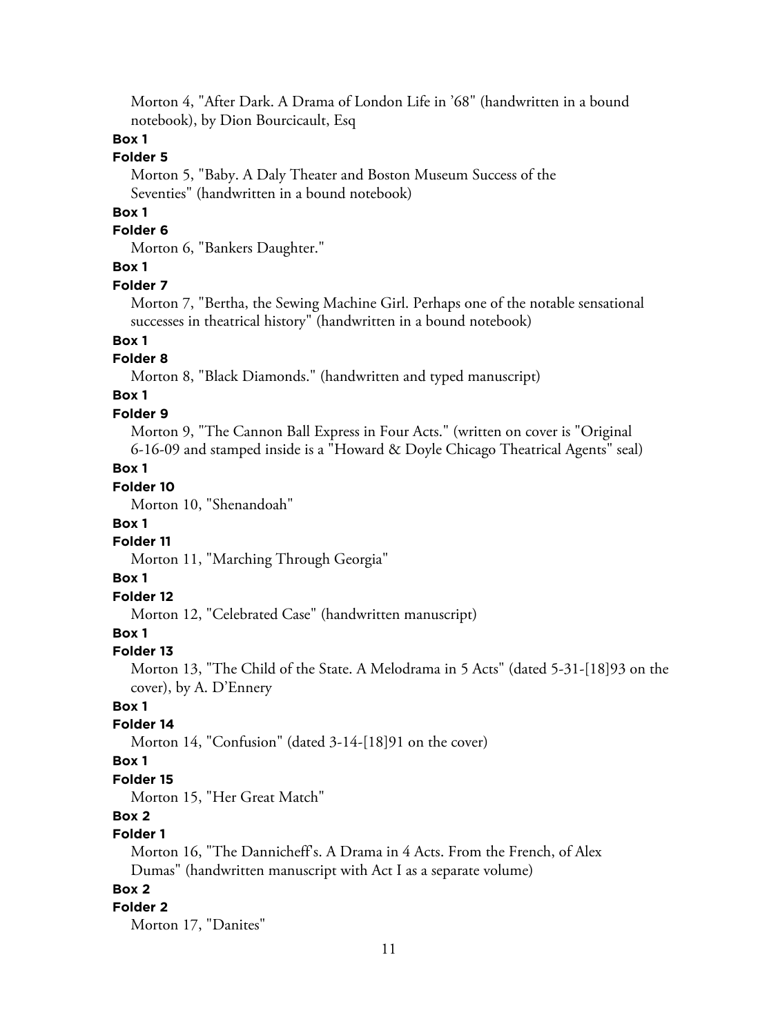Morton 4, "After Dark. A Drama of London Life in '68" (handwritten in a bound notebook), by Dion Bourcicault, Esq

**Box 1**

**Folder 5**

Morton 5, "Baby. A Daly Theater and Boston Museum Success of the Seventies" (handwritten in a bound notebook)

**Box 1**

**Folder 6**

Morton 6, "Bankers Daughter."

**Box 1**

**Folder 7**

Morton 7, "Bertha, the Sewing Machine Girl. Perhaps one of the notable sensational successes in theatrical history" (handwritten in a bound notebook)

**Box 1**

**Folder 8**

Morton 8, "Black Diamonds." (handwritten and typed manuscript)

**Box 1**

**Folder 9**

Morton 9, "The Cannon Ball Express in Four Acts." (written on cover is "Original 6-16-09 and stamped inside is a "Howard & Doyle Chicago Theatrical Agents" seal)

**Box 1**

**Folder 10**

Morton 10, "Shenandoah"

**Box 1**

**Folder 11**

Morton 11, "Marching Through Georgia"

**Box 1**

**Folder 12**

Morton 12, "Celebrated Case" (handwritten manuscript)

**Box 1**

**Folder 13**

Morton 13, "The Child of the State. A Melodrama in 5 Acts" (dated 5-31-[18]93 on the cover), by A. D'Ennery

**Box 1**

**Folder 14**

Morton 14, "Confusion" (dated 3-14-[18]91 on the cover)

**Box 1**

**Folder 15**

Morton 15, "Her Great Match"

**Box 2**

**Folder 1**

Morton 16, "The Dannicheff's. A Drama in 4 Acts. From the French, of Alex Dumas" (handwritten manuscript with Act I as a separate volume)

**Box 2**

**Folder 2**

Morton 17, "Danites"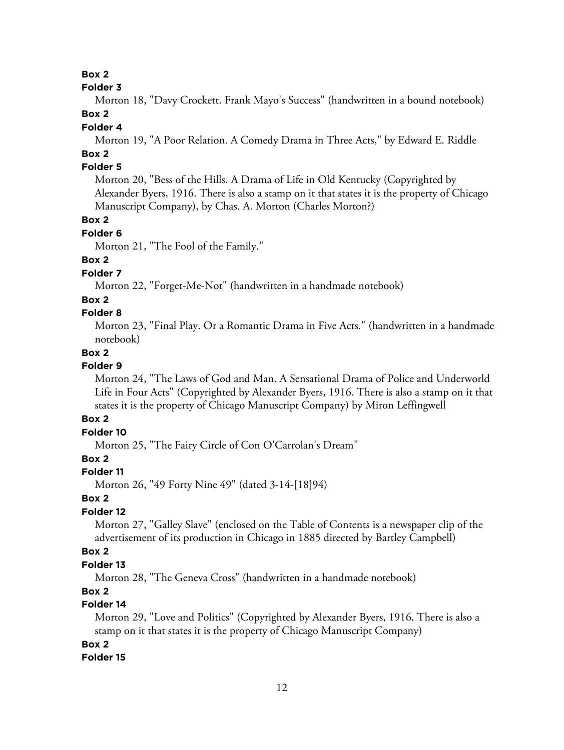**Box 2**

**Folder 3**

Morton 18, "Davy Crockett. Frank Mayo's Success" (handwritten in a bound notebook)

**Box 2**

**Folder 4**

Morton 19, "A Poor Relation. A Comedy Drama in Three Acts," by Edward E. Riddle

**Box 2**

**Folder 5**

Morton 20, "Bess of the Hills. A Drama of Life in Old Kentucky (Copyrighted by Alexander Byers, 1916. There is also a stamp on it that states it is the property of Chicago Manuscript Company), by Chas. A. Morton (Charles Morton?)

**Box 2**

**Folder 6**

Morton 21, "The Fool of the Family."

**Box 2**

**Folder 7**

Morton 22, "Forget-Me-Not" (handwritten in a handmade notebook)

**Box 2**

**Folder 8**

Morton 23, "Final Play. Or a Romantic Drama in Five Acts." (handwritten in a handmade notebook)

**Box 2**

**Folder 9**

Morton 24, "The Laws of God and Man. A Sensational Drama of Police and Underworld Life in Four Acts" (Copyrighted by Alexander Byers, 1916. There is also a stamp on it that states it is the property of Chicago Manuscript Company) by Miron Leffingwell

**Box 2**

**Folder 10**

Morton 25, "The Fairy Circle of Con O'Carrolan's Dream"

**Box 2**

**Folder 11**

Morton 26, "49 Forty Nine 49" (dated 3-14-[18]94)

**Box 2**

**Folder 12**

Morton 27, "Galley Slave" (enclosed on the Table of Contents is a newspaper clip of the advertisement of its production in Chicago in 1885 directed by Bartley Campbell)

**Box 2**

**Folder 13**

Morton 28, "The Geneva Cross" (handwritten in a handmade notebook)

**Box 2**

**Folder 14**

Morton 29, "Love and Politics" (Copyrighted by Alexander Byers, 1916. There is also a stamp on it that states it is the property of Chicago Manuscript Company)

**Box 2**

**Folder 15**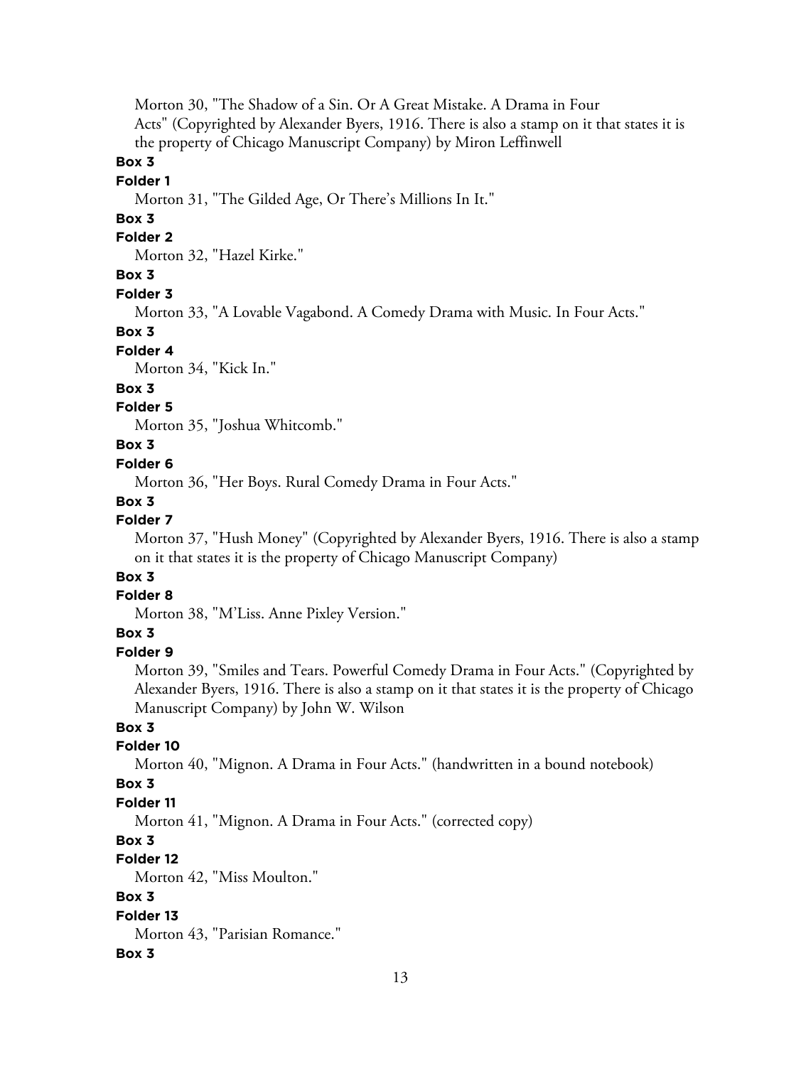Morton 30, "The Shadow of a Sin. Or A Great Mistake. A Drama in Four Acts" (Copyrighted by Alexander Byers, 1916. There is also a stamp on it that states it is the property of Chicago Manuscript Company) by Miron Leffinwell

**Box 3**

**Folder 1**

Morton 31, "The Gilded Age, Or There's Millions In It."

**Box 3**

**Folder 2**

Morton 32, "Hazel Kirke."

**Box 3**

**Folder 3**

Morton 33, "A Lovable Vagabond. A Comedy Drama with Music. In Four Acts."

**Box 3**

**Folder 4**

Morton 34, "Kick In."

**Box 3**

**Folder 5**

Morton 35, "Joshua Whitcomb."

**Box 3**

**Folder 6**

Morton 36, "Her Boys. Rural Comedy Drama in Four Acts."

**Box 3**

**Folder 7**

Morton 37, "Hush Money" (Copyrighted by Alexander Byers, 1916. There is also a stamp on it that states it is the property of Chicago Manuscript Company)

**Box 3**

**Folder 8**

Morton 38, "M'Liss. Anne Pixley Version."

**Box 3**

**Folder 9**

Morton 39, "Smiles and Tears. Powerful Comedy Drama in Four Acts." (Copyrighted by Alexander Byers, 1916. There is also a stamp on it that states it is the property of Chicago Manuscript Company) by John W. Wilson

**Box 3**

**Folder 10**

Morton 40, "Mignon. A Drama in Four Acts." (handwritten in a bound notebook)

**Box 3**

**Folder 11**

Morton 41, "Mignon. A Drama in Four Acts." (corrected copy)

**Box 3**

**Folder 12**

Morton 42, "Miss Moulton."

**Box 3**

**Folder 13**

Morton 43, "Parisian Romance."

**Box 3**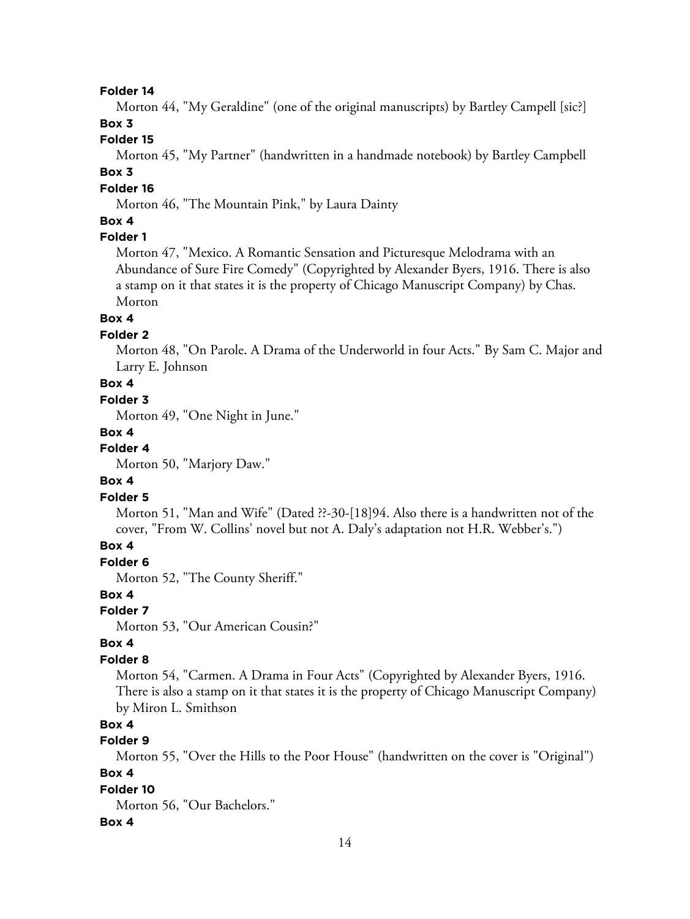**Folder 14**

Morton 44, "My Geraldine" (one of the original manuscripts) by Bartley Campell [sic?]

**Box 3**

**Folder 15**

Morton 45, "My Partner" (handwritten in a handmade notebook) by Bartley Campbell

**Box 3**

**Folder 16**

Morton 46, "The Mountain Pink," by Laura Dainty

**Box 4**

**Folder 1**

Morton 47, "Mexico. A Romantic Sensation and Picturesque Melodrama with an Abundance of Sure Fire Comedy" (Copyrighted by Alexander Byers, 1916. There is also a stamp on it that states it is the property of Chicago Manuscript Company) by Chas. Morton

**Box 4**

**Folder 2**

Morton 48, "On Parole. A Drama of the Underworld in four Acts." By Sam C. Major and Larry E. Johnson

**Box 4**

**Folder 3**

Morton 49, "One Night in June."

**Box 4**

**Folder 4**

Morton 50, "Marjory Daw."

**Box 4**

**Folder 5**

Morton 51, "Man and Wife" (Dated ??-30-[18]94. Also there is a handwritten not of the cover, "From W. Collins' novel but not A. Daly's adaptation not H.R. Webber's.")

**Box 4**

**Folder 6**

Morton 52, "The County Sheriff."

**Box 4**

**Folder 7**

Morton 53, "Our American Cousin?"

**Box 4**

**Folder 8**

Morton 54, "Carmen. A Drama in Four Acts" (Copyrighted by Alexander Byers, 1916. There is also a stamp on it that states it is the property of Chicago Manuscript Company) by Miron L. Smithson

**Box 4**

**Folder 9**

Morton 55, "Over the Hills to the Poor House" (handwritten on the cover is "Original")

**Box 4**

**Folder 10**

Morton 56, "Our Bachelors."

**Box 4**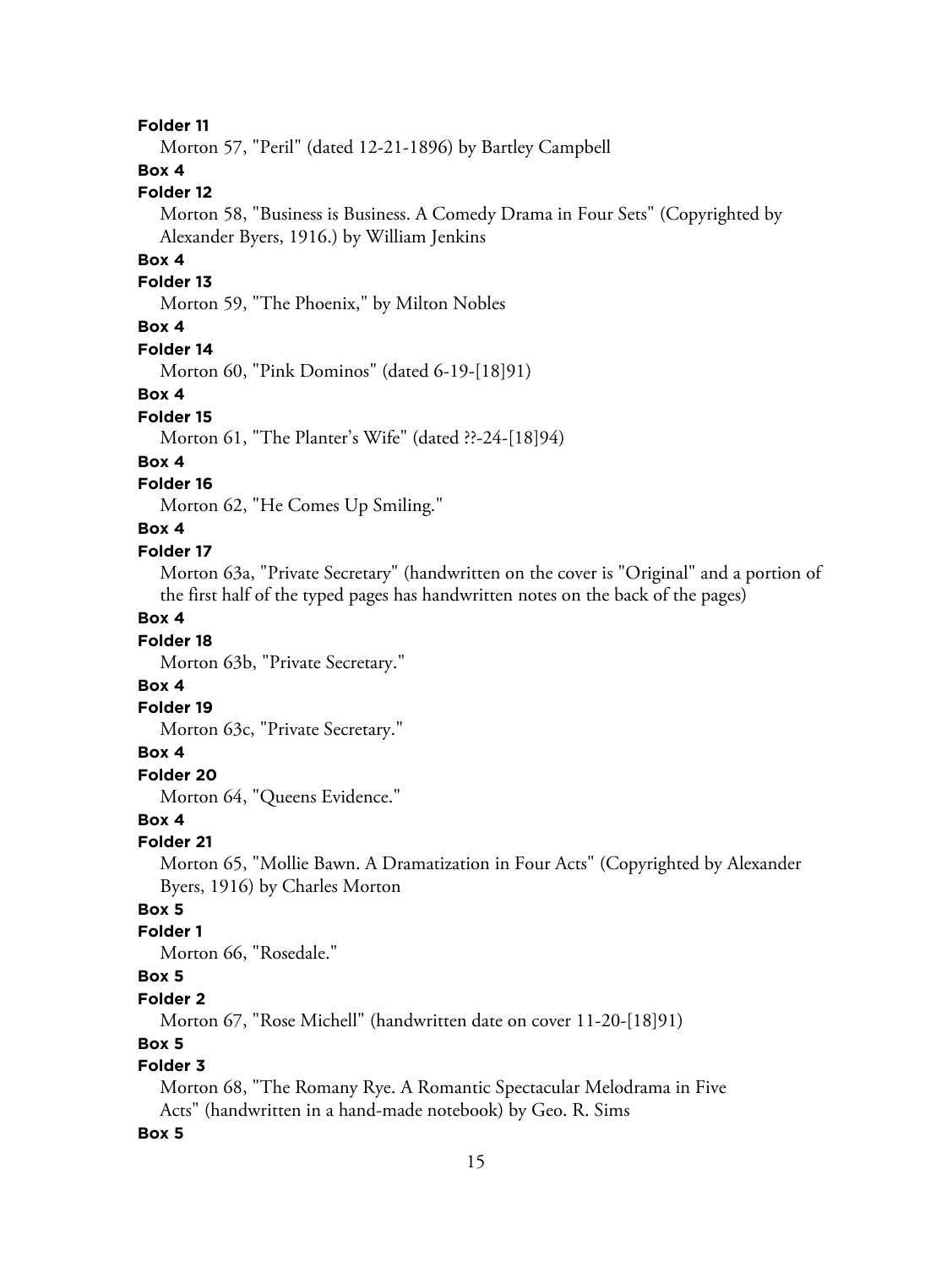**Folder 11**

Morton 57, "Peril" (dated 12-21-1896) by Bartley Campbell

**Box 4**

**Folder 12**

Morton 58, "Business is Business. A Comedy Drama in Four Sets" (Copyrighted by Alexander Byers, 1916.) by William Jenkins

**Box 4**

**Folder 13**

Morton 59, "The Phoenix," by Milton Nobles

**Box 4**

**Folder 14**

Morton 60, "Pink Dominos" (dated 6-19-[18]91)

**Box 4**

**Folder 15**

Morton 61, "The Planter's Wife" (dated ??-24-[18]94)

**Box 4**

**Folder 16**

Morton 62, "He Comes Up Smiling."

**Box 4**

**Folder 17**

Morton 63a, "Private Secretary" (handwritten on the cover is "Original" and a portion of the first half of the typed pages has handwritten notes on the back of the pages)

**Box 4**

**Folder 18**

Morton 63b, "Private Secretary."

**Box 4**

**Folder 19**

Morton 63c, "Private Secretary."

**Box 4**

**Folder 20**

Morton 64, "Queens Evidence."

**Box 4**

**Folder 21**

Morton 65, "Mollie Bawn. A Dramatization in Four Acts" (Copyrighted by Alexander Byers, 1916) by Charles Morton

**Box 5**

**Folder 1**

Morton 66, "Rosedale."

**Box 5**

**Folder 2**

Morton 67, "Rose Michell" (handwritten date on cover 11-20-[18]91)

**Box 5**

**Folder 3**

Morton 68, "The Romany Rye. A Romantic Spectacular Melodrama in Five Acts" (handwritten in a hand-made notebook) by Geo. R. Sims

**Box 5**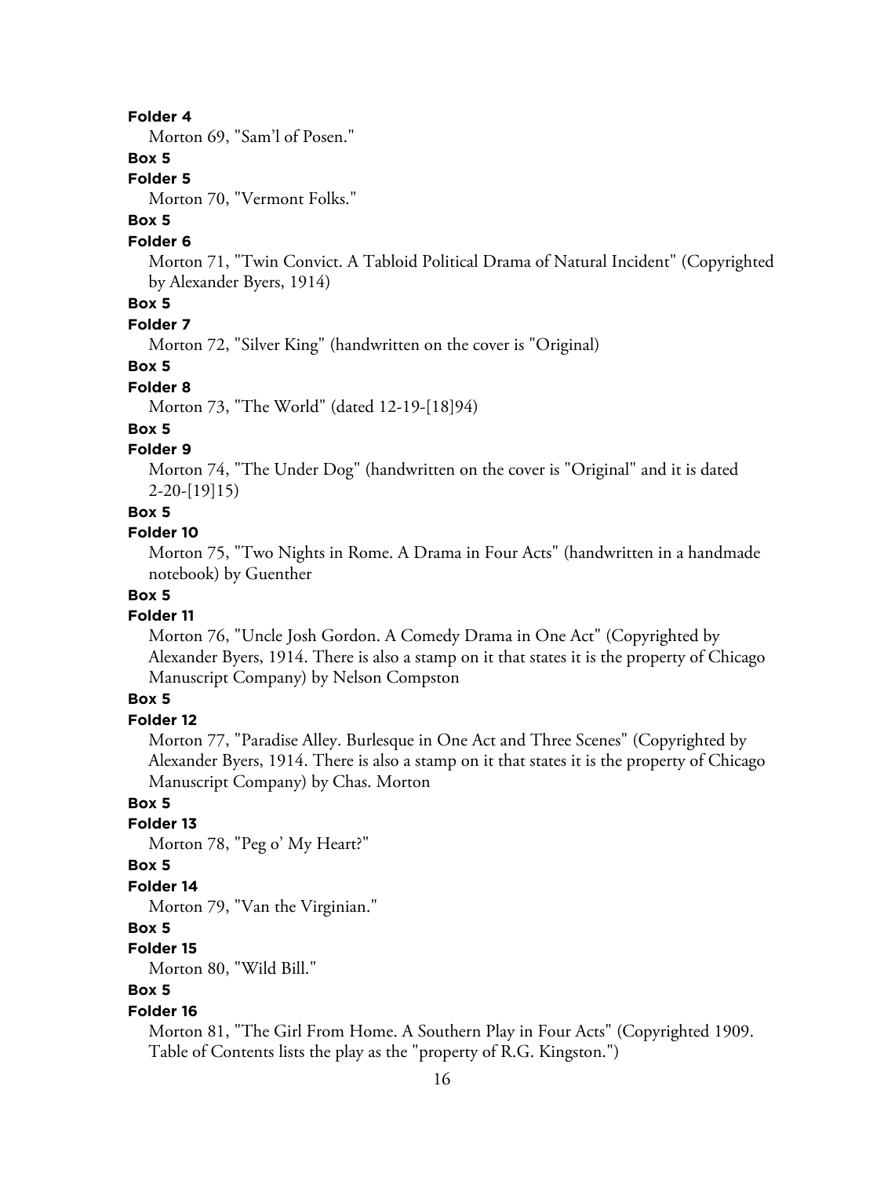**Folder 4**

Morton 69, "Sam'l of Posen."

**Box 5**

**Folder 5**

Morton 70, "Vermont Folks."

**Box 5**

**Folder 6**

Morton 71, "Twin Convict. A Tabloid Political Drama of Natural Incident" (Copyrighted by Alexander Byers, 1914)

**Box 5**

**Folder 7**

Morton 72, "Silver King" (handwritten on the cover is "Original)

**Box 5**

**Folder 8**

Morton 73, "The World" (dated 12-19-[18]94)

**Box 5**

**Folder 9**

Morton 74, "The Under Dog" (handwritten on the cover is "Original" and it is dated 2-20-[19]15)

**Box 5**

**Folder 10**

Morton 75, "Two Nights in Rome. A Drama in Four Acts" (handwritten in a handmade notebook) by Guenther

**Box 5**

**Folder 11**

Morton 76, "Uncle Josh Gordon. A Comedy Drama in One Act" (Copyrighted by Alexander Byers, 1914. There is also a stamp on it that states it is the property of Chicago Manuscript Company) by Nelson Compston

**Box 5**

**Folder 12**

Morton 77, "Paradise Alley. Burlesque in One Act and Three Scenes" (Copyrighted by Alexander Byers, 1914. There is also a stamp on it that states it is the property of Chicago Manuscript Company) by Chas. Morton

**Box 5**

**Folder 13**

Morton 78, "Peg o' My Heart?"

**Box 5**

**Folder 14**

Morton 79, "Van the Virginian."

**Box 5**

**Folder 15**

Morton 80, "Wild Bill."

**Box 5**

**Folder 16**

Morton 81, "The Girl From Home. A Southern Play in Four Acts" (Copyrighted 1909. Table of Contents lists the play as the "property of R.G. Kingston.")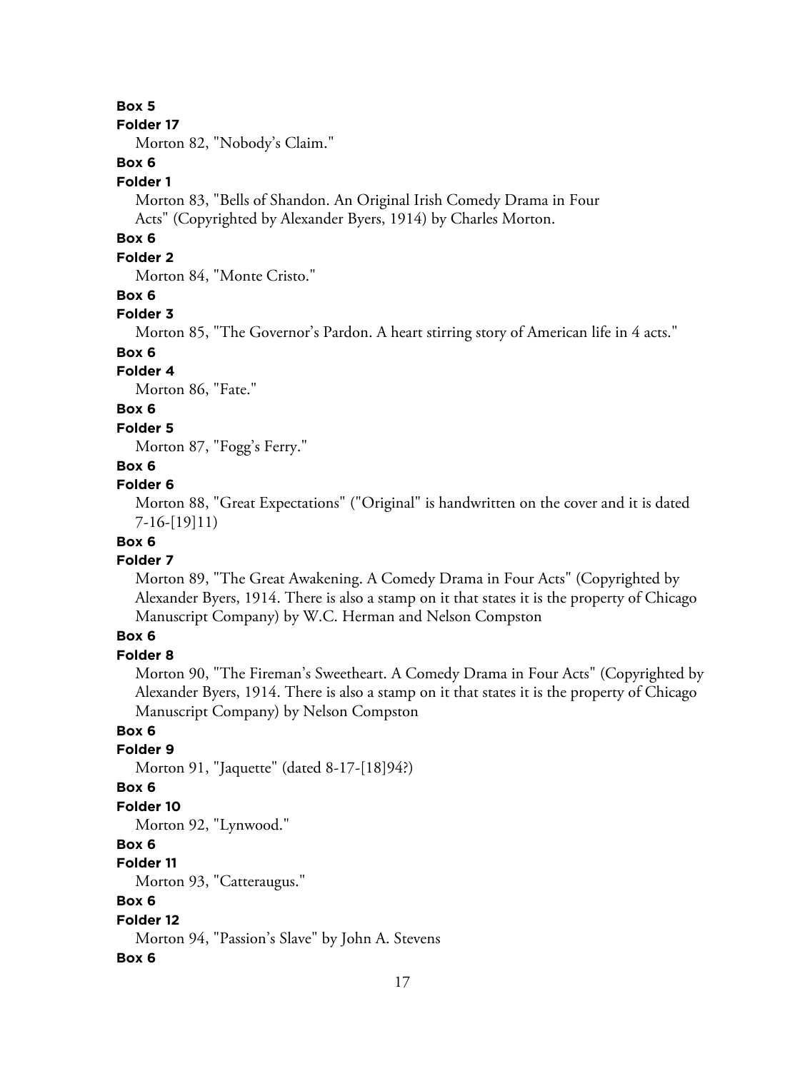**Box 5**

**Folder 17**

Morton 82, "Nobody's Claim."

**Box 6**

**Folder 1**

Morton 83, "Bells of Shandon. An Original Irish Comedy Drama in Four Acts" (Copyrighted by Alexander Byers, 1914) by Charles Morton.

**Box 6**

**Folder 2**

Morton 84, "Monte Cristo."

**Box 6**

**Folder 3**

Morton 85, "The Governor's Pardon. A heart stirring story of American life in 4 acts."

**Box 6**

**Folder 4**

Morton 86, "Fate."

**Box 6**

**Folder 5**

Morton 87, "Fogg's Ferry."

**Box 6**

**Folder 6**

Morton 88, "Great Expectations" ("Original" is handwritten on the cover and it is dated 7-16-[19]11)

**Box 6**

**Folder 7**

Morton 89, "The Great Awakening. A Comedy Drama in Four Acts" (Copyrighted by Alexander Byers, 1914. There is also a stamp on it that states it is the property of Chicago Manuscript Company) by W.C. Herman and Nelson Compston

**Box 6**

**Folder 8**

Morton 90, "The Fireman's Sweetheart. A Comedy Drama in Four Acts" (Copyrighted by Alexander Byers, 1914. There is also a stamp on it that states it is the property of Chicago Manuscript Company) by Nelson Compston

**Box 6**

**Folder 9**

Morton 91, "Jaquette" (dated 8-17-[18]94?)

**Box 6**

**Folder 10**

Morton 92, "Lynwood."

**Box 6**

**Folder 11**

Morton 93, "Catteraugus."

**Box 6**

**Folder 12**

Morton 94, "Passion's Slave" by John A. Stevens

**Box 6**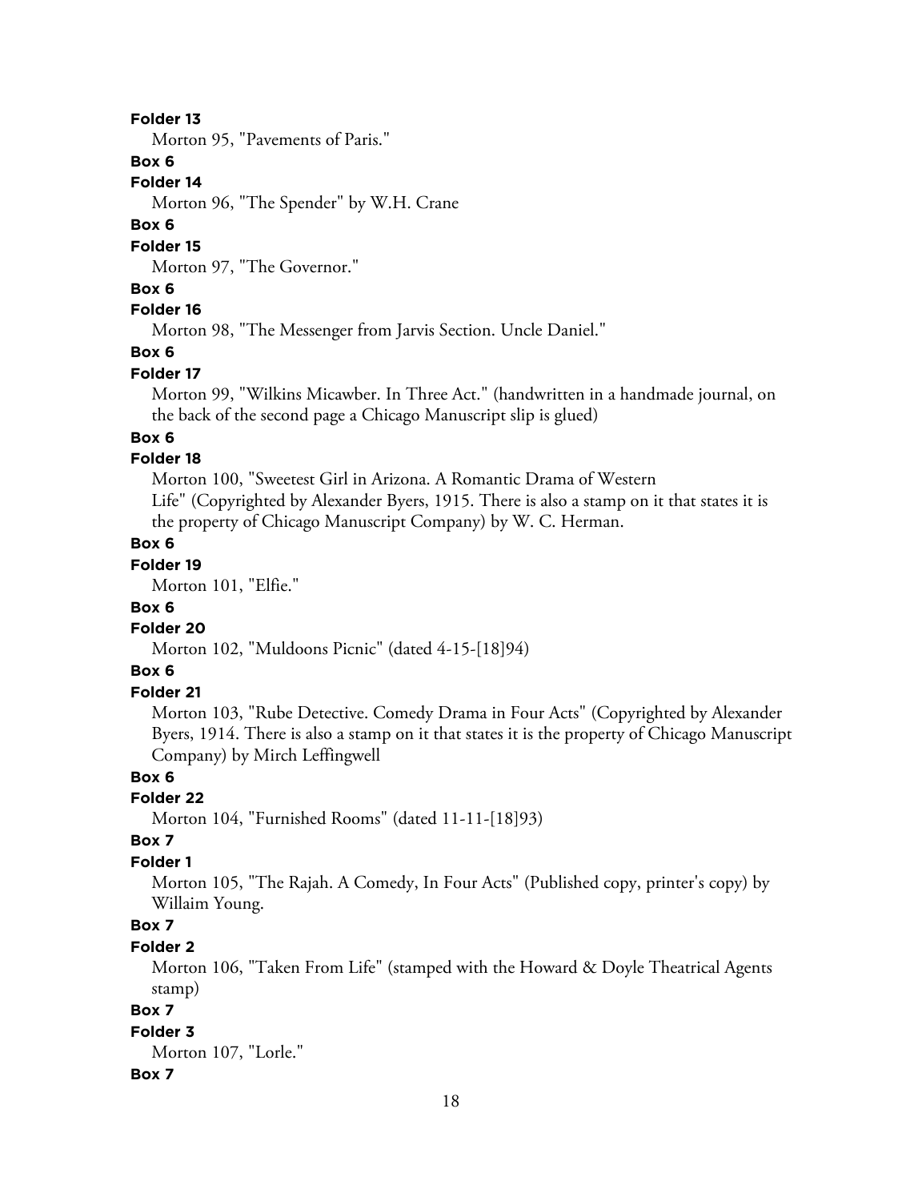**Folder 13**

Morton 95, "Pavements of Paris."

**Box 6**

**Folder 14**

Morton 96, "The Spender" by W.H. Crane

**Box 6**

**Folder 15**

Morton 97, "The Governor."

**Box 6**

**Folder 16**

Morton 98, "The Messenger from Jarvis Section. Uncle Daniel."

**Box 6**

**Folder 17**

Morton 99, "Wilkins Micawber. In Three Act." (handwritten in a handmade journal, on the back of the second page a Chicago Manuscript slip is glued)

**Box 6**

**Folder 18**

Morton 100, "Sweetest Girl in Arizona. A Romantic Drama of Western Life" (Copyrighted by Alexander Byers, 1915. There is also a stamp on it that states it is the property of Chicago Manuscript Company) by W. C. Herman.

**Box 6**

**Folder 19**

Morton 101, "Elfie."

**Box 6**

**Folder 20**

Morton 102, "Muldoons Picnic" (dated 4-15-[18]94)

**Box 6**

**Folder 21**

Morton 103, "Rube Detective. Comedy Drama in Four Acts" (Copyrighted by Alexander Byers, 1914. There is also a stamp on it that states it is the property of Chicago Manuscript Company) by Mirch Leffingwell

**Box 6**

**Folder 22**

Morton 104, "Furnished Rooms" (dated 11-11-[18]93)

**Box 7**

**Folder 1**

Morton 105, "The Rajah. A Comedy, In Four Acts" (Published copy, printer's copy) by Willaim Young.

**Box 7**

**Folder 2**

Morton 106, "Taken From Life" (stamped with the Howard & Doyle Theatrical Agents stamp)

**Box 7**

**Folder 3**

Morton 107, "Lorle."

**Box 7**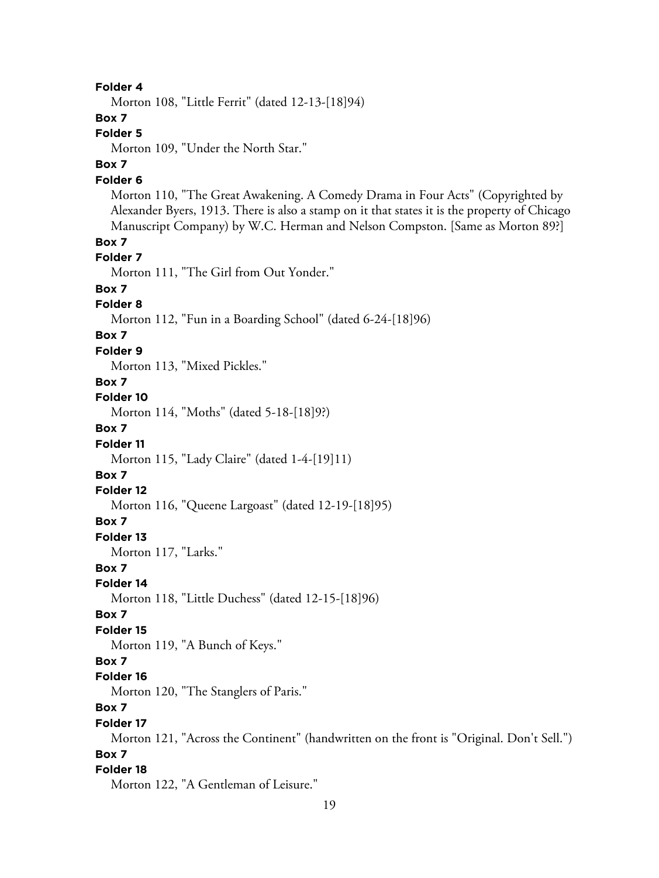**Folder 4**

Morton 108, "Little Ferrit" (dated 12-13-[18]94)

**Box 7**

**Folder 5**

Morton 109, "Under the North Star."

**Box 7**

**Folder 6**

Morton 110, "The Great Awakening. A Comedy Drama in Four Acts" (Copyrighted by Alexander Byers, 1913. There is also a stamp on it that states it is the property of Chicago Manuscript Company) by W.C. Herman and Nelson Compston. [Same as Morton 89?]

**Box 7**

**Folder 7**

Morton 111, "The Girl from Out Yonder."

**Box 7**

**Folder 8**

Morton 112, "Fun in a Boarding School" (dated 6-24-[18]96)

**Box 7**

**Folder 9**

Morton 113, "Mixed Pickles."

**Box 7**

**Folder 10**

Morton 114, "Moths" (dated 5-18-[18]9?)

**Box 7**

**Folder 11**

Morton 115, "Lady Claire" (dated 1-4-[19]11)

**Box 7**

**Folder 12**

Morton 116, "Queene Largoast" (dated 12-19-[18]95)

**Box 7**

**Folder 13**

Morton 117, "Larks."

**Box 7**

**Folder 14**

Morton 118, "Little Duchess" (dated 12-15-[18]96)

**Box 7**

**Folder 15**

Morton 119, "A Bunch of Keys."

**Box 7**

**Folder 16**

Morton 120, "The Stanglers of Paris."

**Box 7**

**Folder 17**

Morton 121, "Across the Continent" (handwritten on the front is "Original. Don't Sell.")

**Box 7**

**Folder 18**

Morton 122, "A Gentleman of Leisure."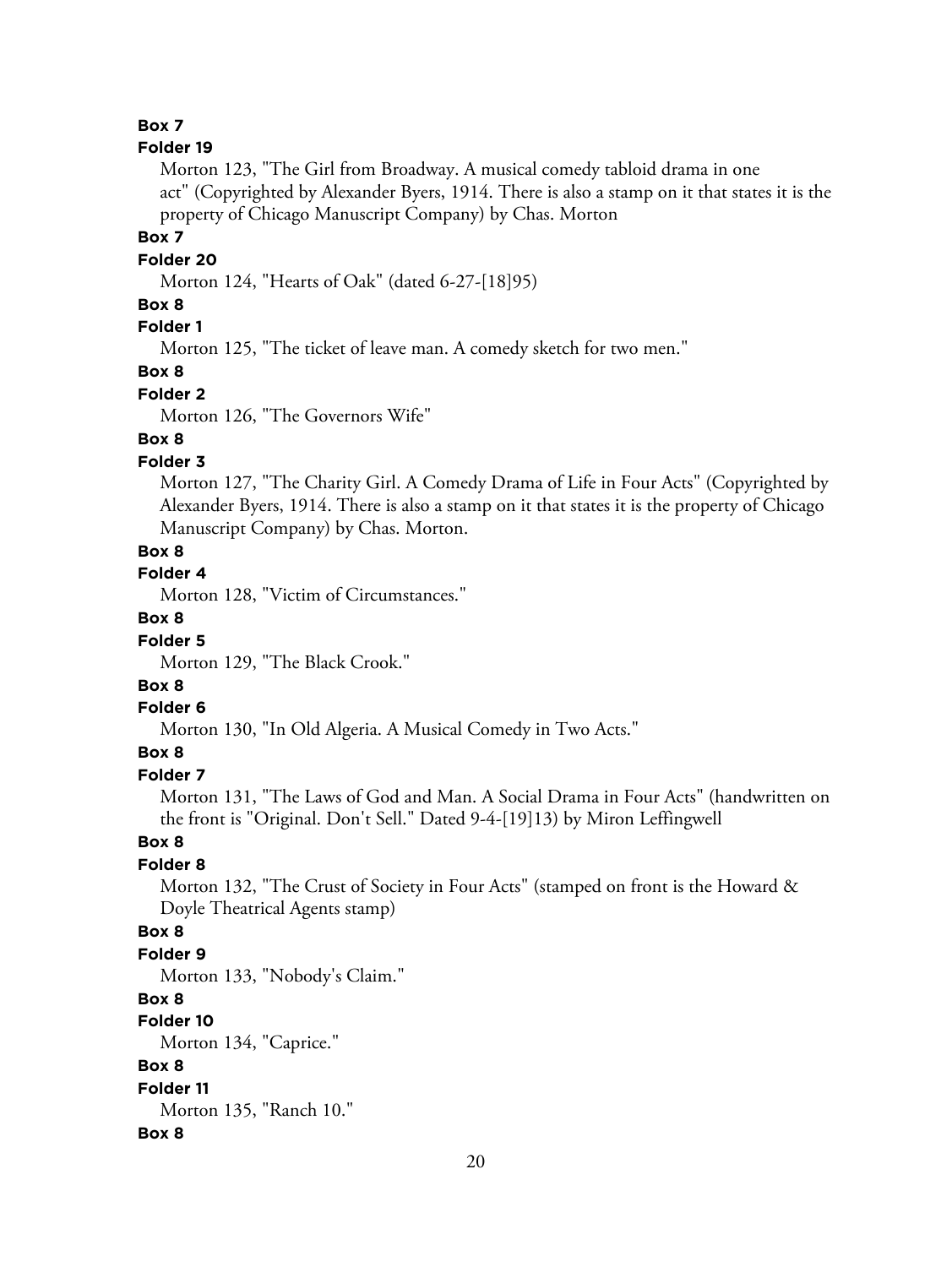**Box 7**

**Folder 19**

Morton 123, "The Girl from Broadway. A musical comedy tabloid drama in one act" (Copyrighted by Alexander Byers, 1914. There is also a stamp on it that states it is the property of Chicago Manuscript Company) by Chas. Morton

**Box 7**

**Folder 20**

Morton 124, "Hearts of Oak" (dated 6-27-[18]95)

**Box 8**

**Folder 1**

Morton 125, "The ticket of leave man. A comedy sketch for two men."

**Box 8**

**Folder 2**

Morton 126, "The Governors Wife"

**Box 8**

**Folder 3**

Morton 127, "The Charity Girl. A Comedy Drama of Life in Four Acts" (Copyrighted by Alexander Byers, 1914. There is also a stamp on it that states it is the property of Chicago Manuscript Company) by Chas. Morton.

**Box 8**

**Folder 4**

Morton 128, "Victim of Circumstances."

**Box 8**

**Folder 5**

Morton 129, "The Black Crook."

**Box 8**

**Folder 6**

Morton 130, "In Old Algeria. A Musical Comedy in Two Acts."

**Box 8**

**Folder 7**

Morton 131, "The Laws of God and Man. A Social Drama in Four Acts" (handwritten on the front is "Original. Don't Sell." Dated 9-4-[19]13) by Miron Leffingwell

**Box 8**

**Folder 8**

Morton 132, "The Crust of Society in Four Acts" (stamped on front is the Howard & Doyle Theatrical Agents stamp)

**Box 8**

**Folder 9**

Morton 133, "Nobody's Claim."

**Box 8**

**Folder 10**

Morton 134, "Caprice."

**Box 8**

**Folder 11**

Morton 135, "Ranch 10."

**Box 8**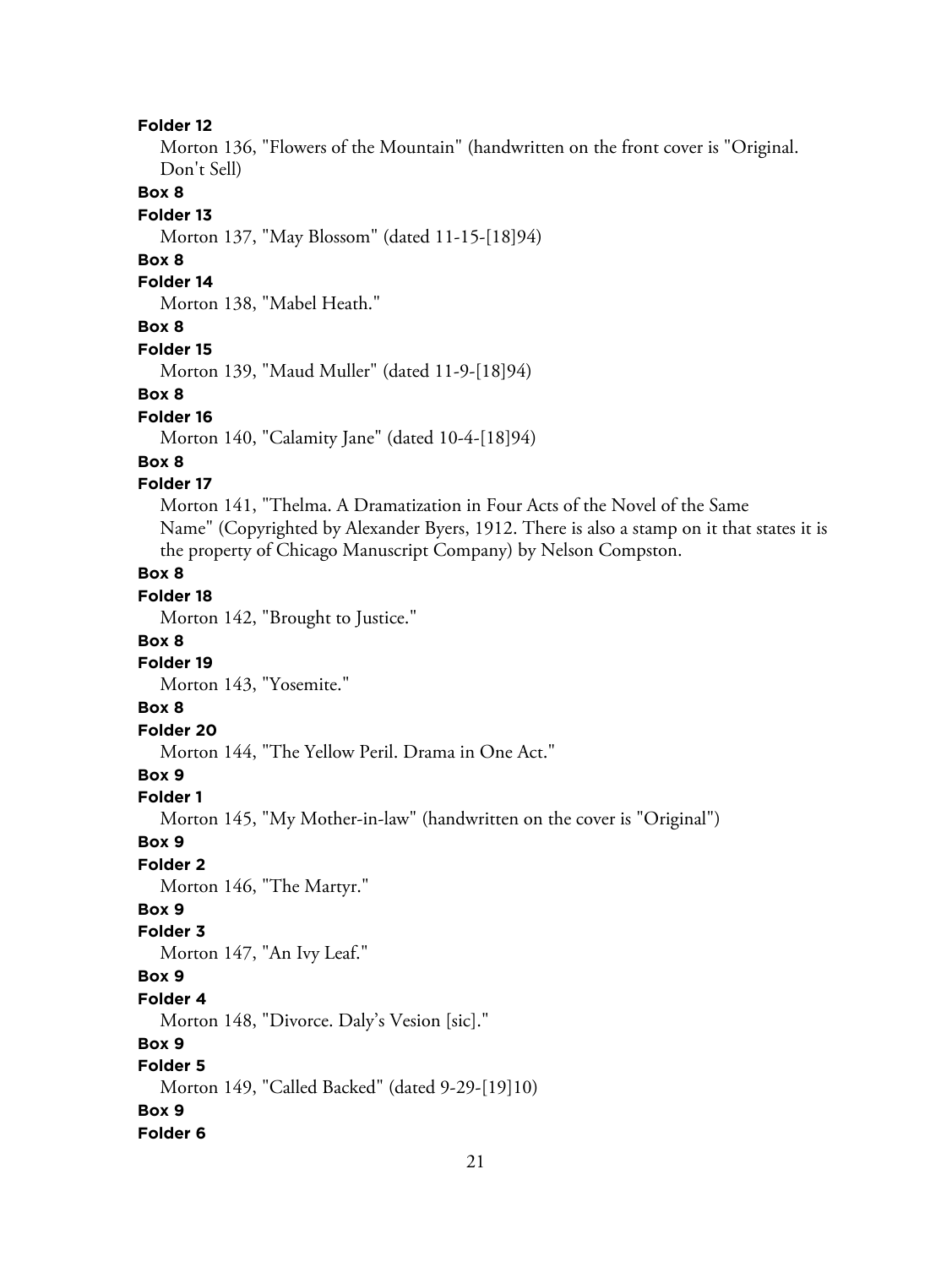**Folder 12**

Morton 136, "Flowers of the Mountain" (handwritten on the front cover is "Original. Don't Sell)

**Box 8**

**Folder 13**

Morton 137, "May Blossom" (dated 11-15-[18]94)

**Box 8**

**Folder 14**

Morton 138, "Mabel Heath."

**Box 8**

**Folder 15**

Morton 139, "Maud Muller" (dated 11-9-[18]94)

**Box 8**

**Folder 16**

Morton 140, "Calamity Jane" (dated 10-4-[18]94)

**Box 8**

**Folder 17**

Morton 141, "Thelma. A Dramatization in Four Acts of the Novel of the Same Name" (Copyrighted by Alexander Byers, 1912. There is also a stamp on it that states it is the property of Chicago Manuscript Company) by Nelson Compston.

**Box 8**

**Folder 18**

Morton 142, "Brought to Justice."

**Box 8**

**Folder 19**

Morton 143, "Yosemite."

**Box 8**

**Folder 20**

Morton 144, "The Yellow Peril. Drama in One Act."

**Box 9**

**Folder 1**

Morton 145, "My Mother-in-law" (handwritten on the cover is "Original")

**Box 9**

**Folder 2**

Morton 146, "The Martyr."

**Box 9**

**Folder 3**

Morton 147, "An Ivy Leaf."

**Box 9**

**Folder 4**

Morton 148, "Divorce. Daly's Vesion [sic]."

**Box 9**

**Folder 5**

Morton 149, "Called Backed" (dated 9-29-[19]10)

**Box 9**

**Folder 6**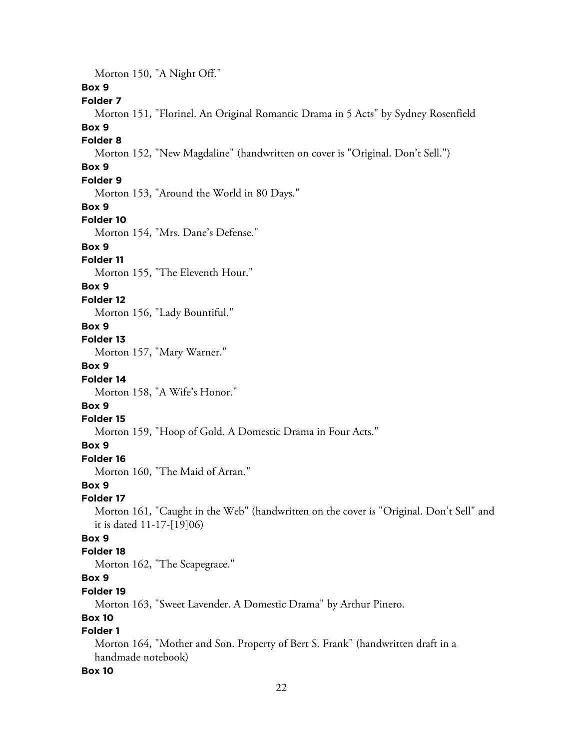Morton 150, "A Night Off."

**Box 9**

**Folder 7**

Morton 151, "Florinel. An Original Romantic Drama in 5 Acts" by Sydney Rosenfield

**Box 9**

**Folder 8**

Morton 152, "New Magdaline" (handwritten on cover is "Original. Don't Sell.")

**Box 9**

**Folder 9**

Morton 153, "Around the World in 80 Days."

**Box 9**

**Folder 10**

Morton 154, "Mrs. Dane's Defense."

**Box 9**

**Folder 11**

Morton 155, "The Eleventh Hour."

**Box 9**

**Folder 12**

Morton 156, "Lady Bountiful."

**Box 9**

**Folder 13**

Morton 157, "Mary Warner."

**Box 9**

**Folder 14**

Morton 158, "A Wife's Honor."

**Box 9**

**Folder 15**

Morton 159, "Hoop of Gold. A Domestic Drama in Four Acts."

**Box 9**

**Folder 16**

Morton 160, "The Maid of Arran."

**Box 9**

**Folder 17**

Morton 161, "Caught in the Web" (handwritten on the cover is "Original. Don't Sell" and it is dated 11-17-[19]06)

**Box 9**

**Folder 18**

Morton 162, "The Scapegrace."

**Box 9**

**Folder 19**

Morton 163, "Sweet Lavender. A Domestic Drama" by Arthur Pinero.

**Box 10**

**Folder 1**

Morton 164, "Mother and Son. Property of Bert S. Frank" (handwritten draft in a handmade notebook)

**Box 10**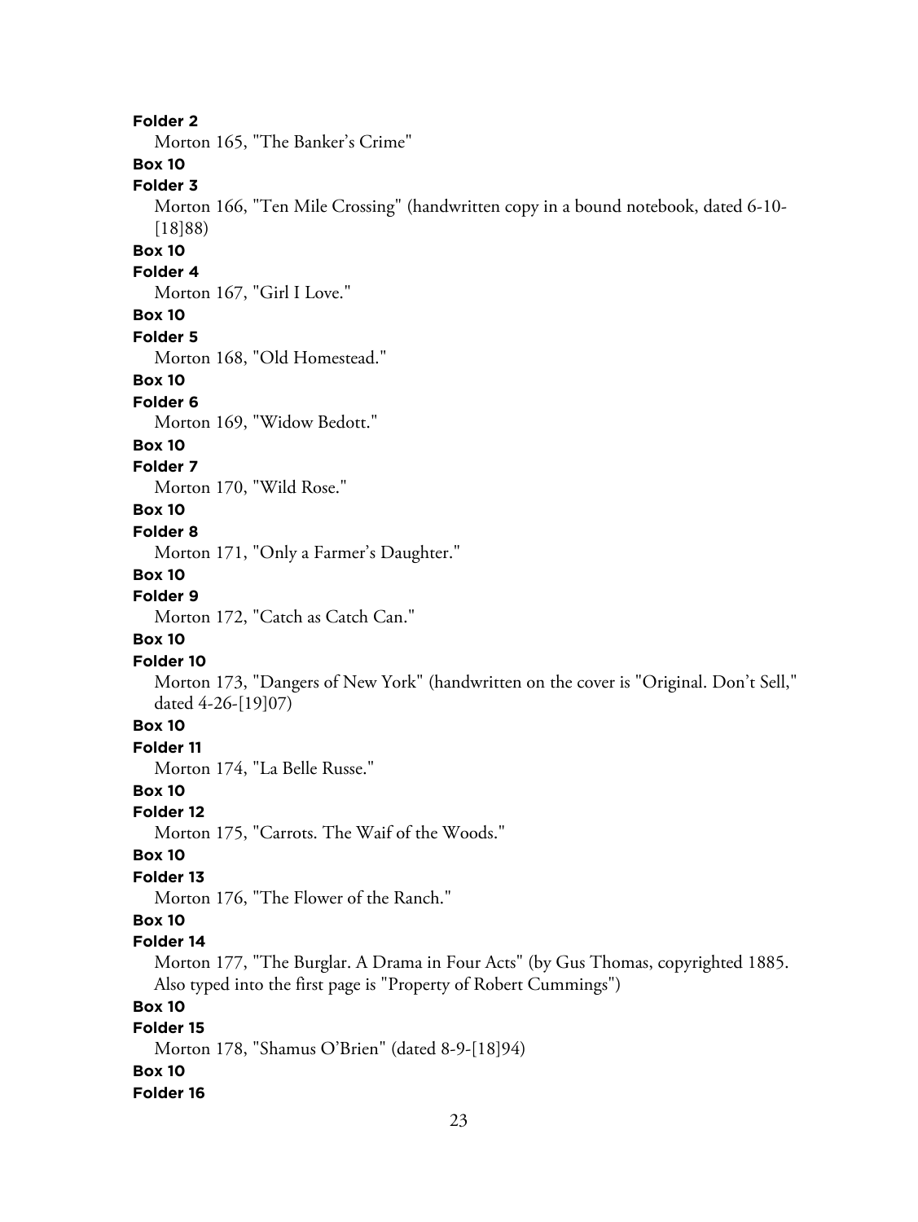**Folder 2**

Morton 165, "The Banker's Crime"

**Box 10**

**Folder 3**

Morton 166, "Ten Mile Crossing" (handwritten copy in a bound notebook, dated 6-10-[18]88)

**Box 10**

**Folder 4**

Morton 167, "Girl I Love."

**Box 10**

**Folder 5**

Morton 168, "Old Homestead."

**Box 10**

**Folder 6**

Morton 169, "Widow Bedott."

**Box 10**

**Folder 7**

Morton 170, "Wild Rose."

**Box 10**

**Folder 8**

Morton 171, "Only a Farmer's Daughter."

**Box 10**

**Folder 9**

Morton 172, "Catch as Catch Can."

**Box 10**

**Folder 10**

Morton 173, "Dangers of New York" (handwritten on the cover is "Original. Don't Sell," dated 4-26-[19]07)

**Box 10**

**Folder 11**

Morton 174, "La Belle Russe."

**Box 10**

**Folder 12**

Morton 175, "Carrots. The Waif of the Woods."

**Box 10**

**Folder 13**

Morton 176, "The Flower of the Ranch."

**Box 10**

**Folder 14**

Morton 177, "The Burglar. A Drama in Four Acts" (by Gus Thomas, copyrighted 1885. Also typed into the first page is "Property of Robert Cummings")

**Box 10**

**Folder 15**

Morton 178, "Shamus O'Brien" (dated 8-9-[18]94)

**Box 10**

**Folder 16**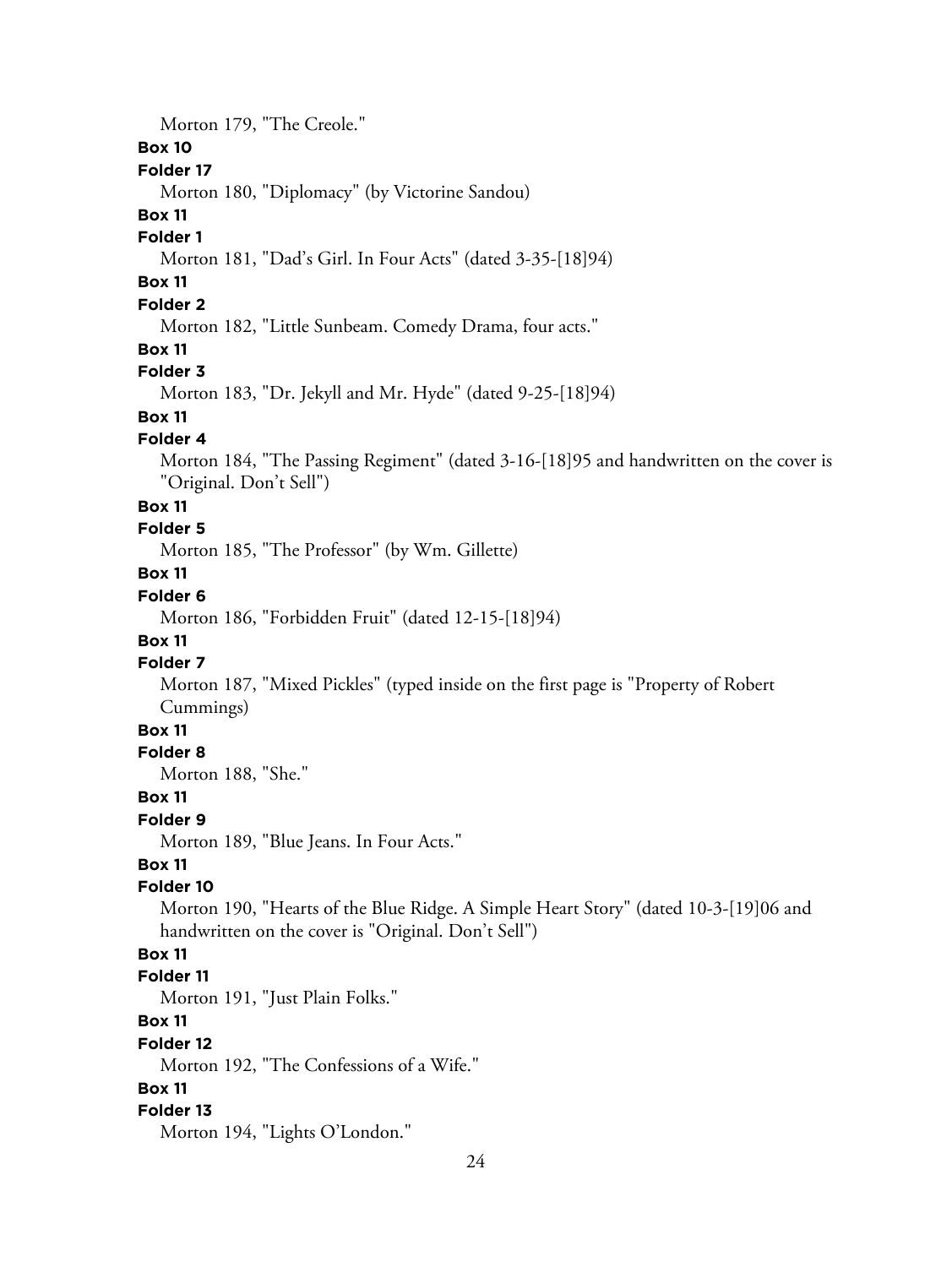Morton 179, "The Creole."

**Box 10**

**Folder 17**

Morton 180, "Diplomacy" (by Victorine Sandou)

**Box 11**

**Folder 1**

Morton 181, "Dad's Girl. In Four Acts" (dated 3-35-[18]94)

**Box 11**

**Folder 2**

Morton 182, "Little Sunbeam. Comedy Drama, four acts."

**Box 11**

**Folder 3**

Morton 183, "Dr. Jekyll and Mr. Hyde" (dated 9-25-[18]94)

**Box 11**

**Folder 4**

Morton 184, "The Passing Regiment" (dated 3-16-[18]95 and handwritten on the cover is "Original. Don't Sell")

**Box 11**

**Folder 5**

Morton 185, "The Professor" (by Wm. Gillette)

**Box 11**

**Folder 6**

Morton 186, "Forbidden Fruit" (dated 12-15-[18]94)

**Box 11**

**Folder 7**

Morton 187, "Mixed Pickles" (typed inside on the first page is "Property of Robert Cummings)

**Box 11**

**Folder 8**

Morton 188, "She."

**Box 11**

**Folder 9**

Morton 189, "Blue Jeans. In Four Acts."

**Box 11**

**Folder 10**

Morton 190, "Hearts of the Blue Ridge. A Simple Heart Story" (dated 10-3-[19]06 and handwritten on the cover is "Original. Don't Sell")

**Box 11**

**Folder 11**

Morton 191, "Just Plain Folks."

**Box 11**

**Folder 12**

Morton 192, "The Confessions of a Wife."

**Box 11**

**Folder 13**

Morton 194, "Lights O'London."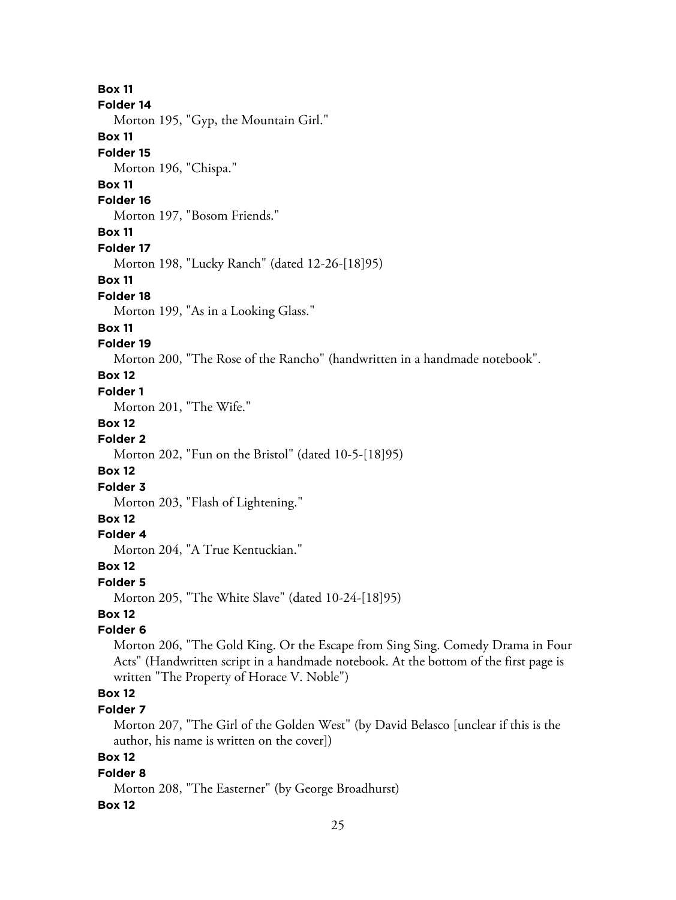**Box 11**

**Folder 14**

Morton 195, "Gyp, the Mountain Girl."

**Box 11**

**Folder 15**

Morton 196, "Chispa."

**Box 11**

**Folder 16**

Morton 197, "Bosom Friends."

**Box 11**

**Folder 17**

Morton 198, "Lucky Ranch" (dated 12-26-[18]95)

**Box 11**

**Folder 18**

Morton 199, "As in a Looking Glass."

**Box 11**

**Folder 19**

Morton 200, "The Rose of the Rancho" (handwritten in a handmade notebook".

**Box 12**

**Folder 1**

Morton 201, "The Wife."

**Box 12**

**Folder 2**

Morton 202, "Fun on the Bristol" (dated 10-5-[18]95)

**Box 12**

**Folder 3**

Morton 203, "Flash of Lightening."

**Box 12**

**Folder 4**

Morton 204, "A True Kentuckian."

**Box 12**

**Folder 5**

Morton 205, "The White Slave" (dated 10-24-[18]95)

**Box 12**

**Folder 6**

Morton 206, "The Gold King. Or the Escape from Sing Sing. Comedy Drama in Four Acts" (Handwritten script in a handmade notebook. At the bottom of the first page is written "The Property of Horace V. Noble")

**Box 12**

**Folder 7**

Morton 207, "The Girl of the Golden West" (by David Belasco [unclear if this is the author, his name is written on the cover])

**Box 12**

**Folder 8**

Morton 208, "The Easterner" (by George Broadhurst)

**Box 12**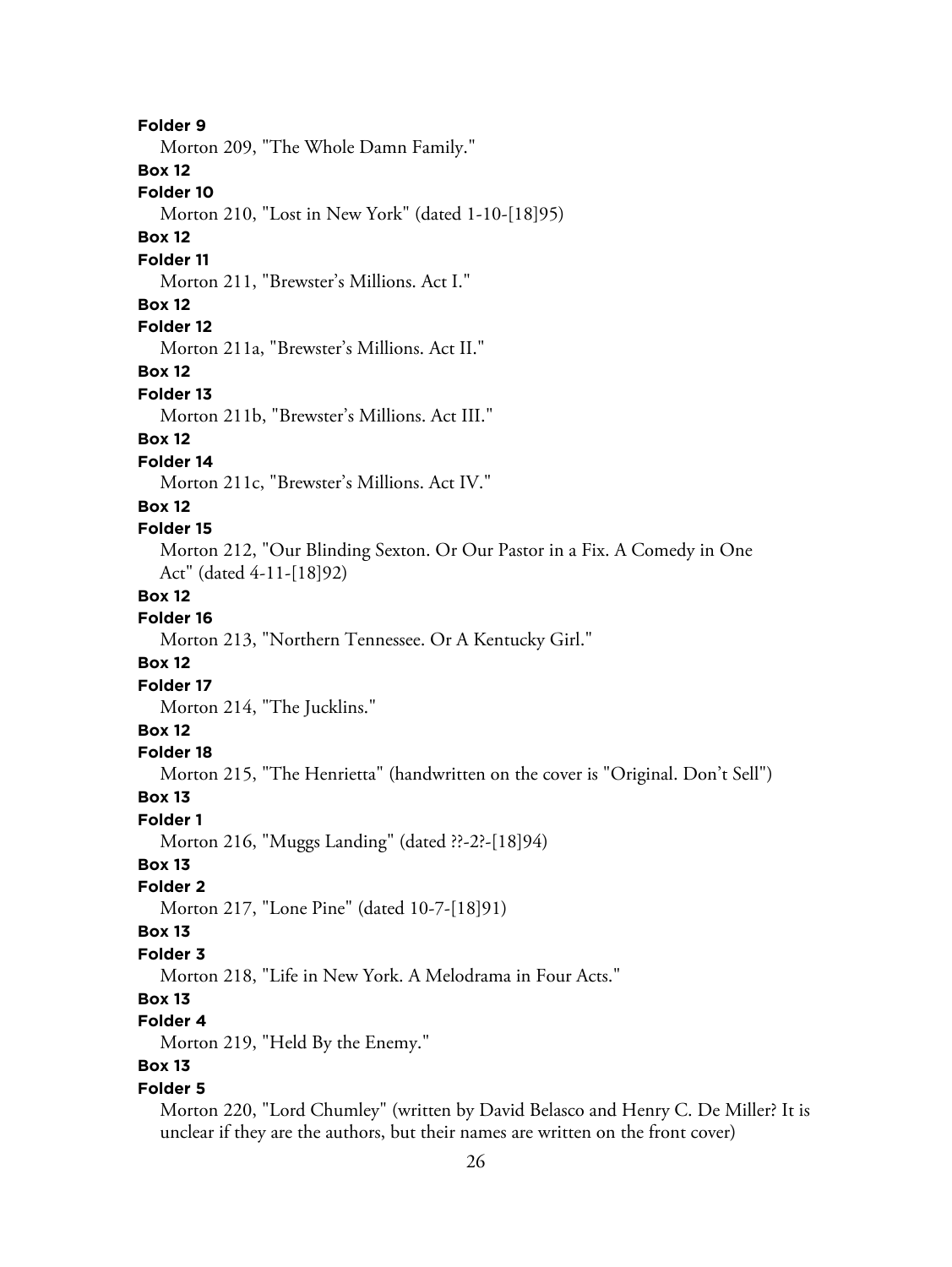**Folder 9**

Morton 209, "The Whole Damn Family."

**Box 12**

**Folder 10**

Morton 210, "Lost in New York" (dated 1-10-[18]95)

**Box 12**

**Folder 11**

Morton 211, "Brewster's Millions. Act I."

**Box 12**

**Folder 12**

Morton 211a, "Brewster's Millions. Act II."

**Box 12**

**Folder 13**

Morton 211b, "Brewster's Millions. Act III."

**Box 12**

**Folder 14**

Morton 211c, "Brewster's Millions. Act IV."

**Box 12**

**Folder 15**

Morton 212, "Our Blinding Sexton. Or Our Pastor in a Fix. A Comedy in One Act" (dated 4-11-[18]92)

**Box 12**

**Folder 16**

Morton 213, "Northern Tennessee. Or A Kentucky Girl."

**Box 12**

**Folder 17**

Morton 214, "The Jucklins."

**Box 12**

**Folder 18**

Morton 215, "The Henrietta" (handwritten on the cover is "Original. Don't Sell")

**Box 13**

**Folder 1**

Morton 216, "Muggs Landing" (dated ??-2?-[18]94)

**Box 13**

**Folder 2**

Morton 217, "Lone Pine" (dated 10-7-[18]91)

**Box 13**

**Folder 3**

Morton 218, "Life in New York. A Melodrama in Four Acts."

**Box 13**

**Folder 4**

Morton 219, "Held By the Enemy."

**Box 13**

**Folder 5**

Morton 220, "Lord Chumley" (written by David Belasco and Henry C. De Miller? It is unclear if they are the authors, but their names are written on the front cover)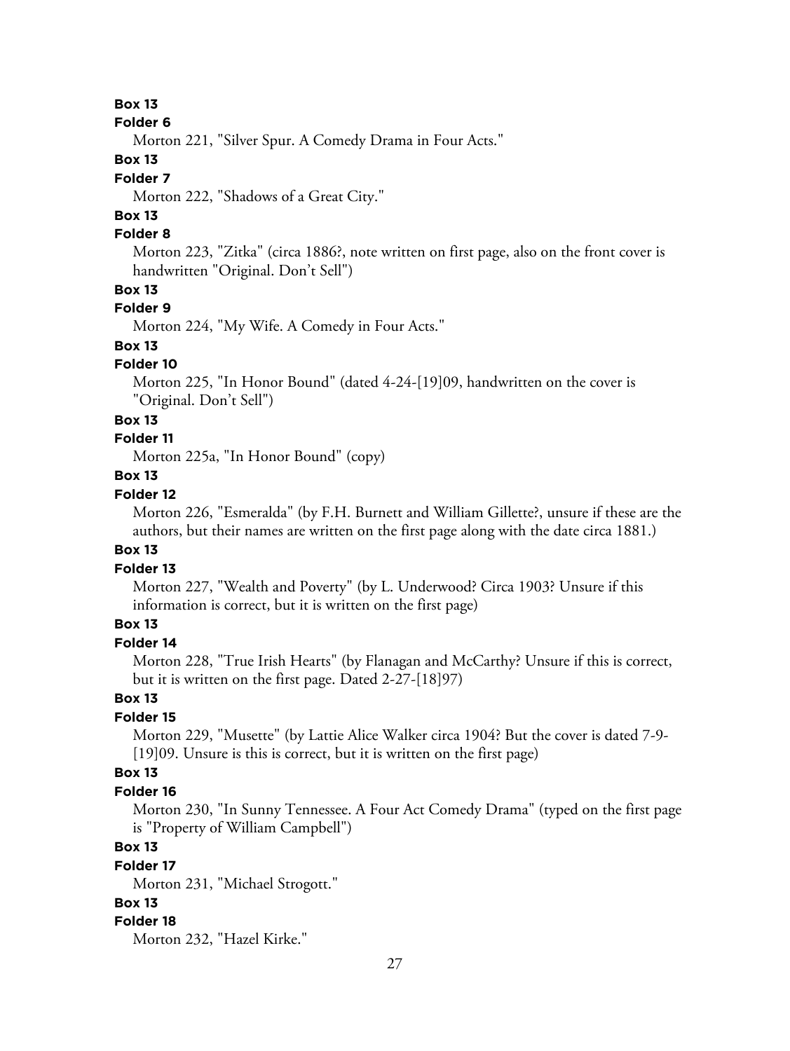**Box 13**

**Folder 6**

Morton 221, "Silver Spur. A Comedy Drama in Four Acts."

**Box 13**

**Folder 7**

Morton 222, "Shadows of a Great City."

**Box 13**

**Folder 8**

Morton 223, "Zitka" (circa 1886?, note written on first page, also on the front cover is handwritten "Original. Don't Sell")

**Box 13**

**Folder 9**

Morton 224, "My Wife. A Comedy in Four Acts."

**Box 13**

**Folder 10**

Morton 225, "In Honor Bound" (dated 4-24-[19]09, handwritten on the cover is "Original. Don't Sell")

**Box 13**

**Folder 11**

Morton 225a, "In Honor Bound" (copy)

**Box 13**

**Folder 12**

Morton 226, "Esmeralda" (by F.H. Burnett and William Gillette?, unsure if these are the authors, but their names are written on the first page along with the date circa 1881.)

**Box 13**

**Folder 13**

Morton 227, "Wealth and Poverty" (by L. Underwood? Circa 1903? Unsure if this information is correct, but it is written on the first page)

**Box 13**

**Folder 14**

Morton 228, "True Irish Hearts" (by Flanagan and McCarthy? Unsure if this is correct, but it is written on the first page. Dated 2-27-[18]97)

**Box 13**

**Folder 15**

Morton 229, "Musette" (by Lattie Alice Walker circa 1904? But the cover is dated 7-9-[19]09. Unsure is this is correct, but it is written on the first page)

**Box 13**

**Folder 16**

Morton 230, "In Sunny Tennessee. A Four Act Comedy Drama" (typed on the first page is "Property of William Campbell")

**Box 13**

**Folder 17**

Morton 231, "Michael Strogott."

**Box 13**

**Folder 18**

Morton 232, "Hazel Kirke."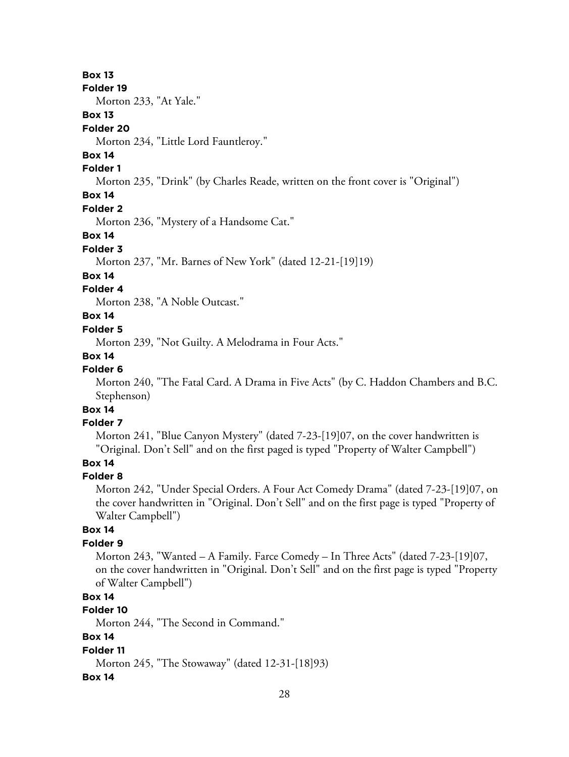**Box 13**

**Folder 19**

Morton 233, "At Yale."

**Box 13**

**Folder 20**

Morton 234, "Little Lord Fauntleroy."

**Box 14**

**Folder 1**

Morton 235, "Drink" (by Charles Reade, written on the front cover is "Original")

**Box 14**

**Folder 2**

Morton 236, "Mystery of a Handsome Cat."

**Box 14**

**Folder 3**

Morton 237, "Mr. Barnes of New York" (dated 12-21-[19]19)

**Box 14**

**Folder 4**

Morton 238, "A Noble Outcast."

**Box 14**

**Folder 5**

Morton 239, "Not Guilty. A Melodrama in Four Acts."

**Box 14**

**Folder 6**

Morton 240, "The Fatal Card. A Drama in Five Acts" (by C. Haddon Chambers and B.C. Stephenson)

**Box 14**

**Folder 7**

Morton 241, "Blue Canyon Mystery" (dated 7-23-[19]07, on the cover handwritten is "Original. Don't Sell" and on the first paged is typed "Property of Walter Campbell")

**Box 14**

**Folder 8**

Morton 242, "Under Special Orders. A Four Act Comedy Drama" (dated 7-23-[19]07, on the cover handwritten in "Original. Don't Sell" and on the first page is typed "Property of Walter Campbell")

**Box 14**

**Folder 9**

Morton 243, "Wanted – A Family. Farce Comedy – In Three Acts" (dated 7-23-[19]07, on the cover handwritten in "Original. Don't Sell" and on the first page is typed "Property of Walter Campbell")

**Box 14**

**Folder 10**

Morton 244, "The Second in Command."

**Box 14**

**Folder 11**

Morton 245, "The Stowaway" (dated 12-31-[18]93)

**Box 14**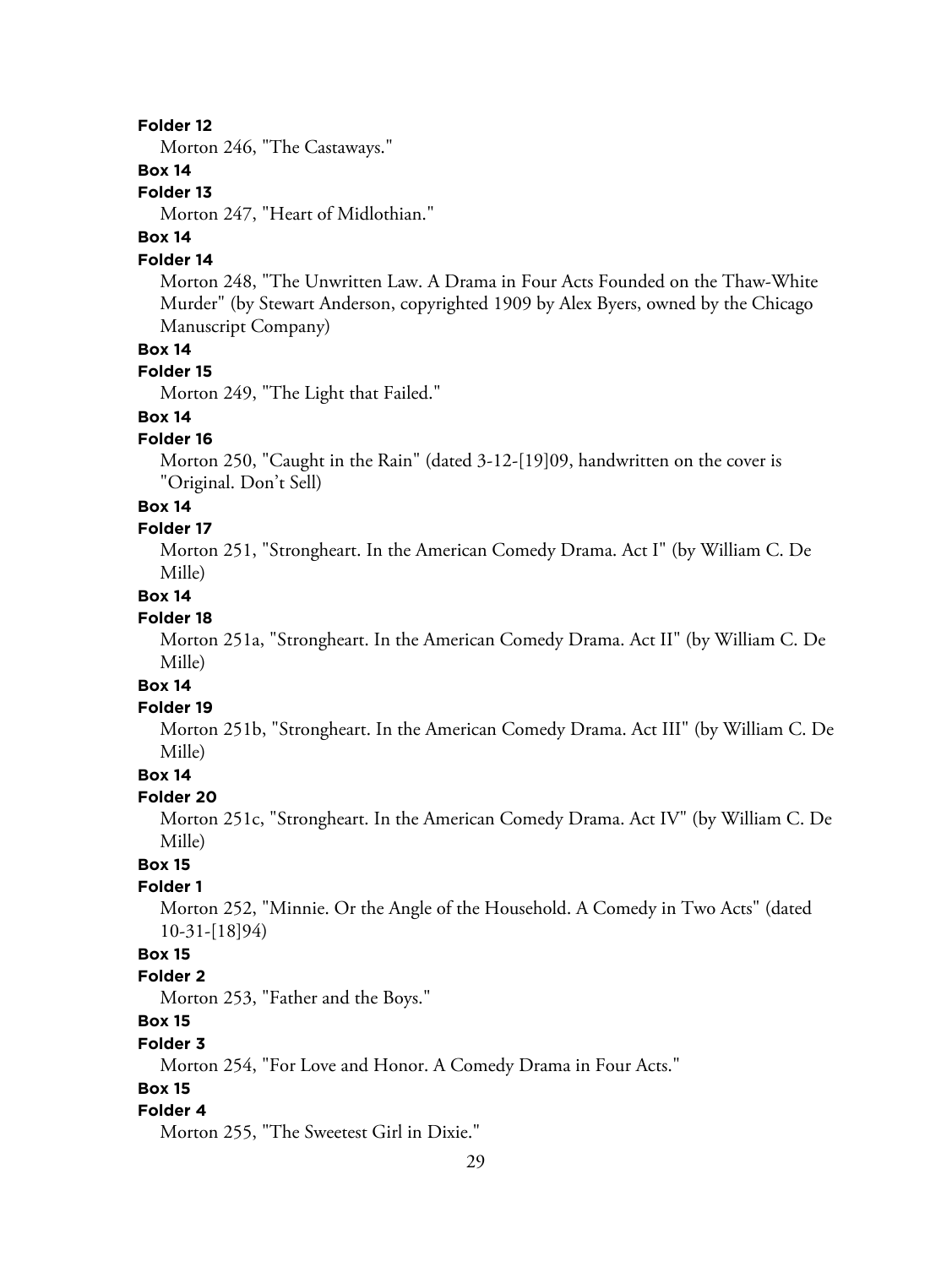**Folder 12**

Morton 246, "The Castaways."

**Box 14**

**Folder 13**

Morton 247, "Heart of Midlothian."

**Box 14**

**Folder 14**

Morton 248, "The Unwritten Law. A Drama in Four Acts Founded on the Thaw-White Murder" (by Stewart Anderson, copyrighted 1909 by Alex Byers, owned by the Chicago Manuscript Company)

**Box 14**

**Folder 15**

Morton 249, "The Light that Failed."

**Box 14**

**Folder 16**

Morton 250, "Caught in the Rain" (dated 3-12-[19]09, handwritten on the cover is "Original. Don't Sell)

**Box 14**

**Folder 17**

Morton 251, "Strongheart. In the American Comedy Drama. Act I" (by William C. De Mille)

**Box 14**

**Folder 18**

Morton 251a, "Strongheart. In the American Comedy Drama. Act II" (by William C. De Mille)

**Box 14**

**Folder 19**

Morton 251b, "Strongheart. In the American Comedy Drama. Act III" (by William C. De Mille)

**Box 14**

**Folder 20**

Morton 251c, "Strongheart. In the American Comedy Drama. Act IV" (by William C. De Mille)

**Box 15**

**Folder 1**

Morton 252, "Minnie. Or the Angle of the Household. A Comedy in Two Acts" (dated 10-31-[18]94)

**Box 15**

**Folder 2**

Morton 253, "Father and the Boys."

**Box 15**

**Folder 3**

Morton 254, "For Love and Honor. A Comedy Drama in Four Acts."

**Box 15**

**Folder 4**

Morton 255, "The Sweetest Girl in Dixie."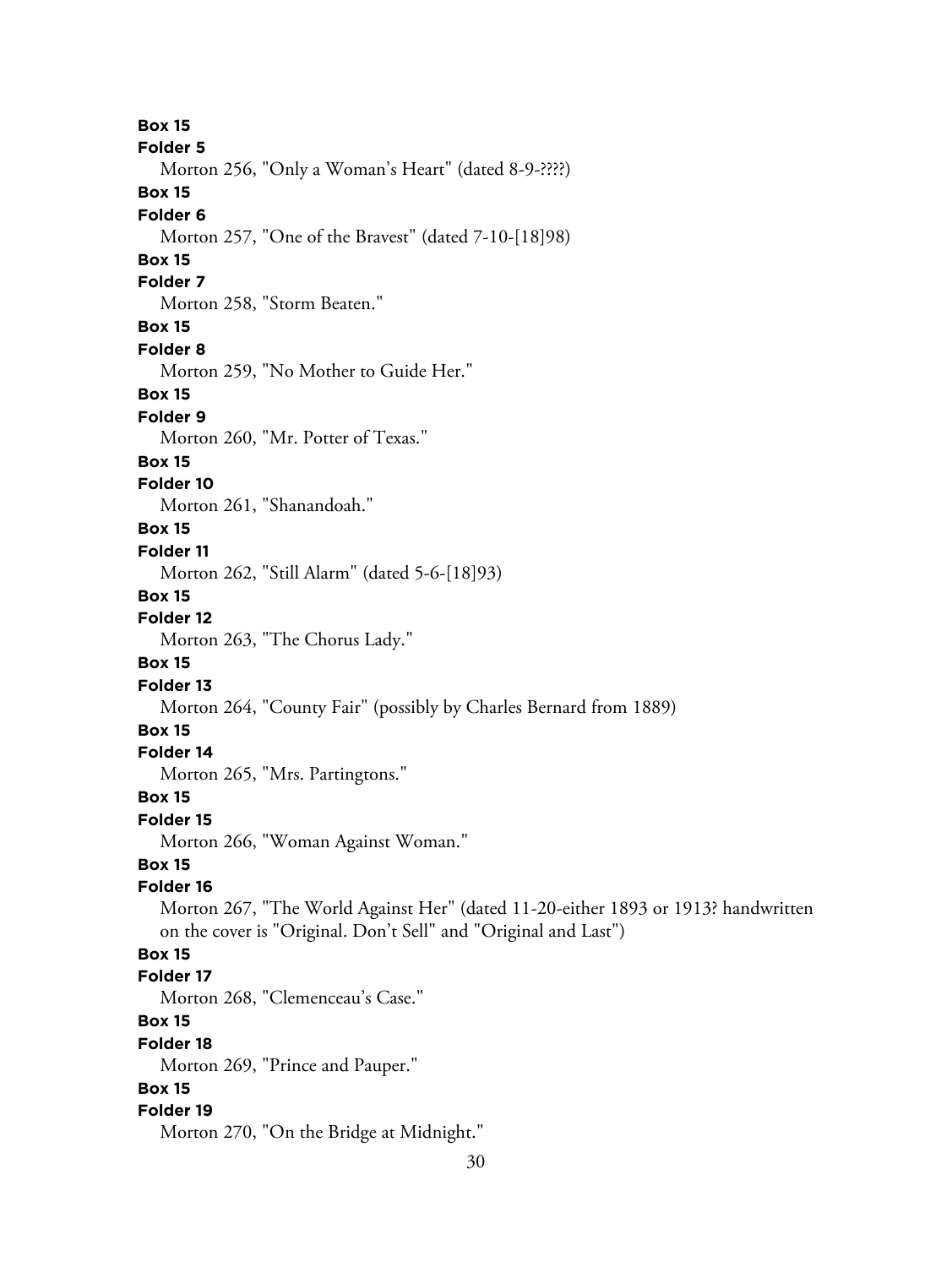**Box 15**
**Folder 5**
Morton 256, "Only a Woman's Heart" (dated 8-9-????)

**Box 15**
**Folder 6**
Morton 257, "One of the Bravest" (dated 7-10-[18]98)

**Box 15**
**Folder 7**
Morton 258, "Storm Beaten."

**Box 15**
**Folder 8**
Morton 259, "No Mother to Guide Her."

**Box 15**
**Folder 9**
Morton 260, "Mr. Potter of Texas."

**Box 15**
**Folder 10**
Morton 261, "Shanandoah."

**Box 15**
**Folder 11**
Morton 262, "Still Alarm" (dated 5-6-[18]93)

**Box 15**
**Folder 12**
Morton 263, "The Chorus Lady."

**Box 15**
**Folder 13**
Morton 264, "County Fair" (possibly by Charles Bernard from 1889)

**Box 15**
**Folder 14**
Morton 265, "Mrs. Partingtons."

**Box 15**
**Folder 15**
Morton 266, "Woman Against Woman."

**Box 15**
**Folder 16**
Morton 267, "The World Against Her" (dated 11-20-either 1893 or 1913? handwritten on the cover is "Original. Don't Sell" and "Original and Last")

**Box 15**
**Folder 17**
Morton 268, "Clemenceau's Case."

**Box 15**
**Folder 18**
Morton 269, "Prince and Pauper."

**Box 15**
**Folder 19**
Morton 270, "On the Bridge at Midnight."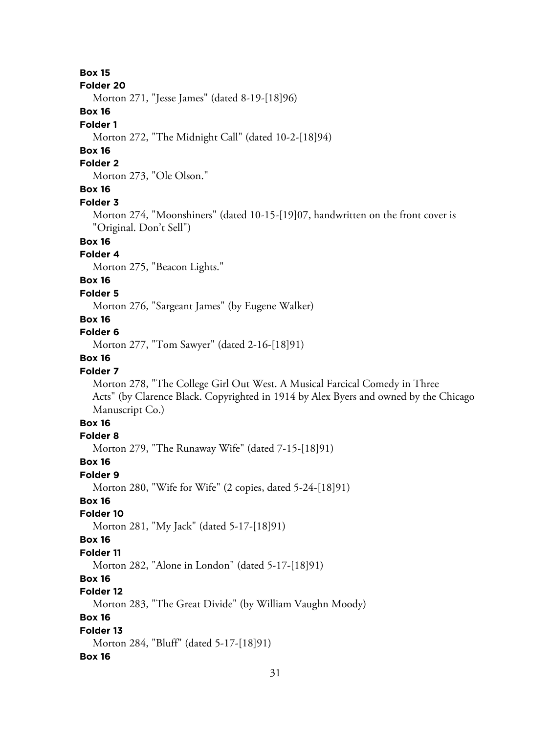**Box 15**
**Folder 20**
Morton 271, "Jesse James" (dated 8-19-[18]96)
**Box 16**
**Folder 1**
Morton 272, "The Midnight Call" (dated 10-2-[18]94)
**Box 16**
**Folder 2**
Morton 273, "Ole Olson."
**Box 16**
**Folder 3**
Morton 274, "Moonshiners" (dated 10-15-[19]07, handwritten on the front cover is "Original. Don't Sell")
**Box 16**
**Folder 4**
Morton 275, "Beacon Lights."
**Box 16**
**Folder 5**
Morton 276, "Sargeant James" (by Eugene Walker)
**Box 16**
**Folder 6**
Morton 277, "Tom Sawyer" (dated 2-16-[18]91)
**Box 16**
**Folder 7**
Morton 278, "The College Girl Out West. A Musical Farcical Comedy in Three Acts" (by Clarence Black. Copyrighted in 1914 by Alex Byers and owned by the Chicago Manuscript Co.)
**Box 16**
**Folder 8**
Morton 279, "The Runaway Wife" (dated 7-15-[18]91)
**Box 16**
**Folder 9**
Morton 280, "Wife for Wife" (2 copies, dated 5-24-[18]91)
**Box 16**
**Folder 10**
Morton 281, "My Jack" (dated 5-17-[18]91)
**Box 16**
**Folder 11**
Morton 282, "Alone in London" (dated 5-17-[18]91)
**Box 16**
**Folder 12**
Morton 283, "The Great Divide" (by William Vaughn Moody)
**Box 16**
**Folder 13**
Morton 284, "Bluff" (dated 5-17-[18]91)
**Box 16**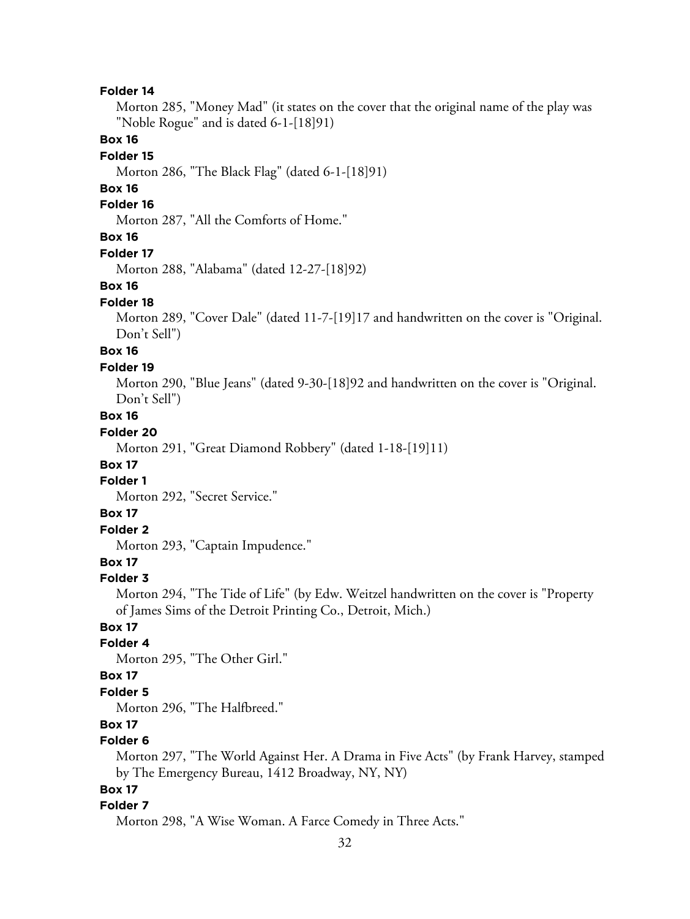**Folder 14**

Morton 285, "Money Mad" (it states on the cover that the original name of the play was "Noble Rogue" and is dated 6-1-[18]91)

**Box 16**

**Folder 15**

Morton 286, "The Black Flag" (dated 6-1-[18]91)

**Box 16**

**Folder 16**

Morton 287, "All the Comforts of Home."

**Box 16**

**Folder 17**

Morton 288, "Alabama" (dated 12-27-[18]92)

**Box 16**

**Folder 18**

Morton 289, "Cover Dale" (dated 11-7-[19]17 and handwritten on the cover is "Original. Don't Sell")

**Box 16**

**Folder 19**

Morton 290, "Blue Jeans" (dated 9-30-[18]92 and handwritten on the cover is "Original. Don't Sell")

**Box 16**

**Folder 20**

Morton 291, "Great Diamond Robbery" (dated 1-18-[19]11)

**Box 17**

**Folder 1**

Morton 292, "Secret Service."

**Box 17**

**Folder 2**

Morton 293, "Captain Impudence."

**Box 17**

**Folder 3**

Morton 294, "The Tide of Life" (by Edw. Weitzel handwritten on the cover is "Property of James Sims of the Detroit Printing Co., Detroit, Mich.)

**Box 17**

**Folder 4**

Morton 295, "The Other Girl."

**Box 17**

**Folder 5**

Morton 296, "The Halfbreed."

**Box 17**

**Folder 6**

Morton 297, "The World Against Her. A Drama in Five Acts" (by Frank Harvey, stamped by The Emergency Bureau, 1412 Broadway, NY, NY)

**Box 17**

**Folder 7**

Morton 298, "A Wise Woman. A Farce Comedy in Three Acts."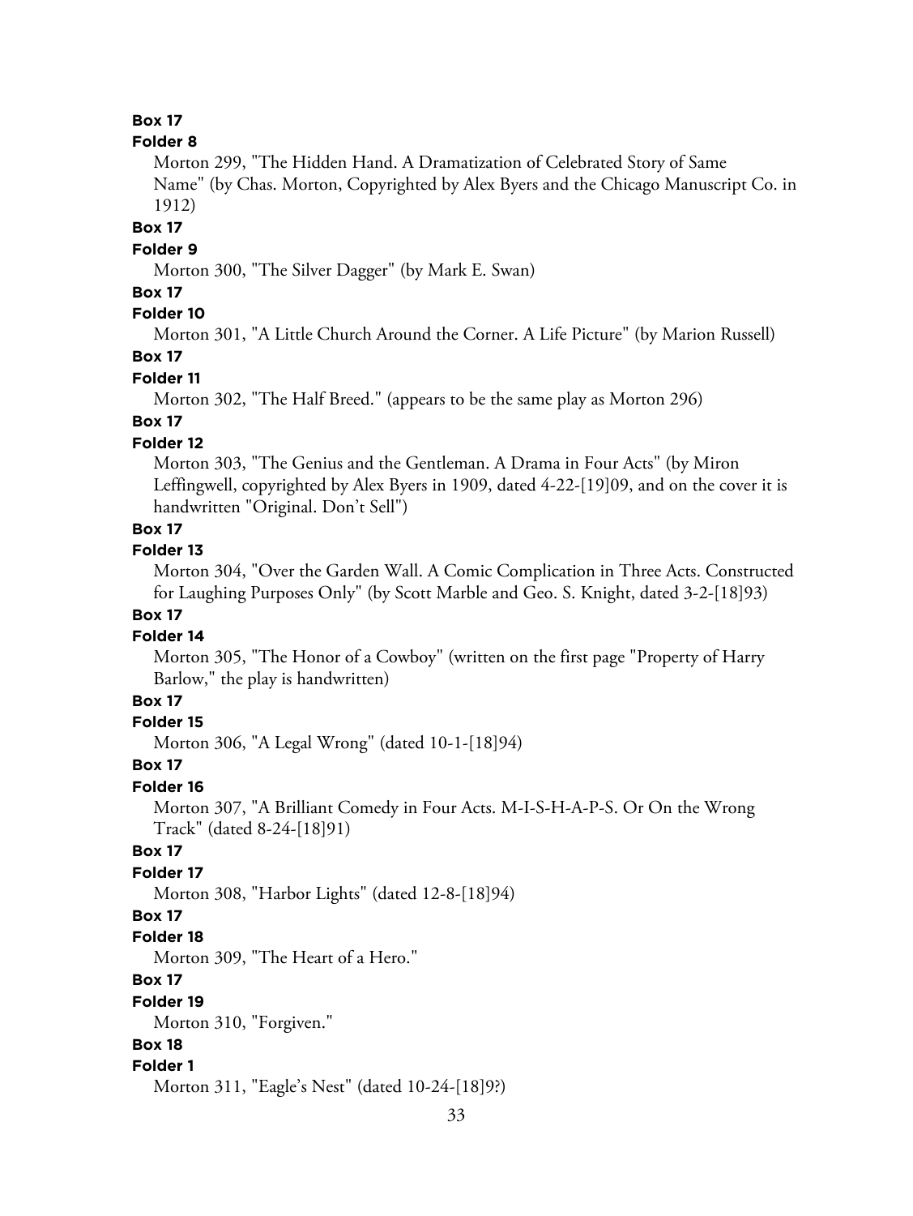**Box 17**

**Folder 8**

Morton 299, "The Hidden Hand. A Dramatization of Celebrated Story of Same Name" (by Chas. Morton, Copyrighted by Alex Byers and the Chicago Manuscript Co. in 1912)

**Box 17**

**Folder 9**

Morton 300, "The Silver Dagger" (by Mark E. Swan)

**Box 17**

**Folder 10**

Morton 301, "A Little Church Around the Corner. A Life Picture" (by Marion Russell)

**Box 17**

**Folder 11**

Morton 302, "The Half Breed." (appears to be the same play as Morton 296)

**Box 17**

**Folder 12**

Morton 303, "The Genius and the Gentleman. A Drama in Four Acts" (by Miron Leffingwell, copyrighted by Alex Byers in 1909, dated 4-22-[19]09, and on the cover it is handwritten "Original. Don't Sell")

**Box 17**

**Folder 13**

Morton 304, "Over the Garden Wall. A Comic Complication in Three Acts. Constructed for Laughing Purposes Only" (by Scott Marble and Geo. S. Knight, dated 3-2-[18]93)

**Box 17**

**Folder 14**

Morton 305, "The Honor of a Cowboy" (written on the first page "Property of Harry Barlow," the play is handwritten)

**Box 17**

**Folder 15**

Morton 306, "A Legal Wrong" (dated 10-1-[18]94)

**Box 17**

**Folder 16**

Morton 307, "A Brilliant Comedy in Four Acts. M-I-S-H-A-P-S. Or On the Wrong Track" (dated 8-24-[18]91)

**Box 17**

**Folder 17**

Morton 308, "Harbor Lights" (dated 12-8-[18]94)

**Box 17**

**Folder 18**

Morton 309, "The Heart of a Hero."

**Box 17**

**Folder 19**

Morton 310, "Forgiven."

**Box 18**

**Folder 1**

Morton 311, "Eagle's Nest" (dated 10-24-[18]9?)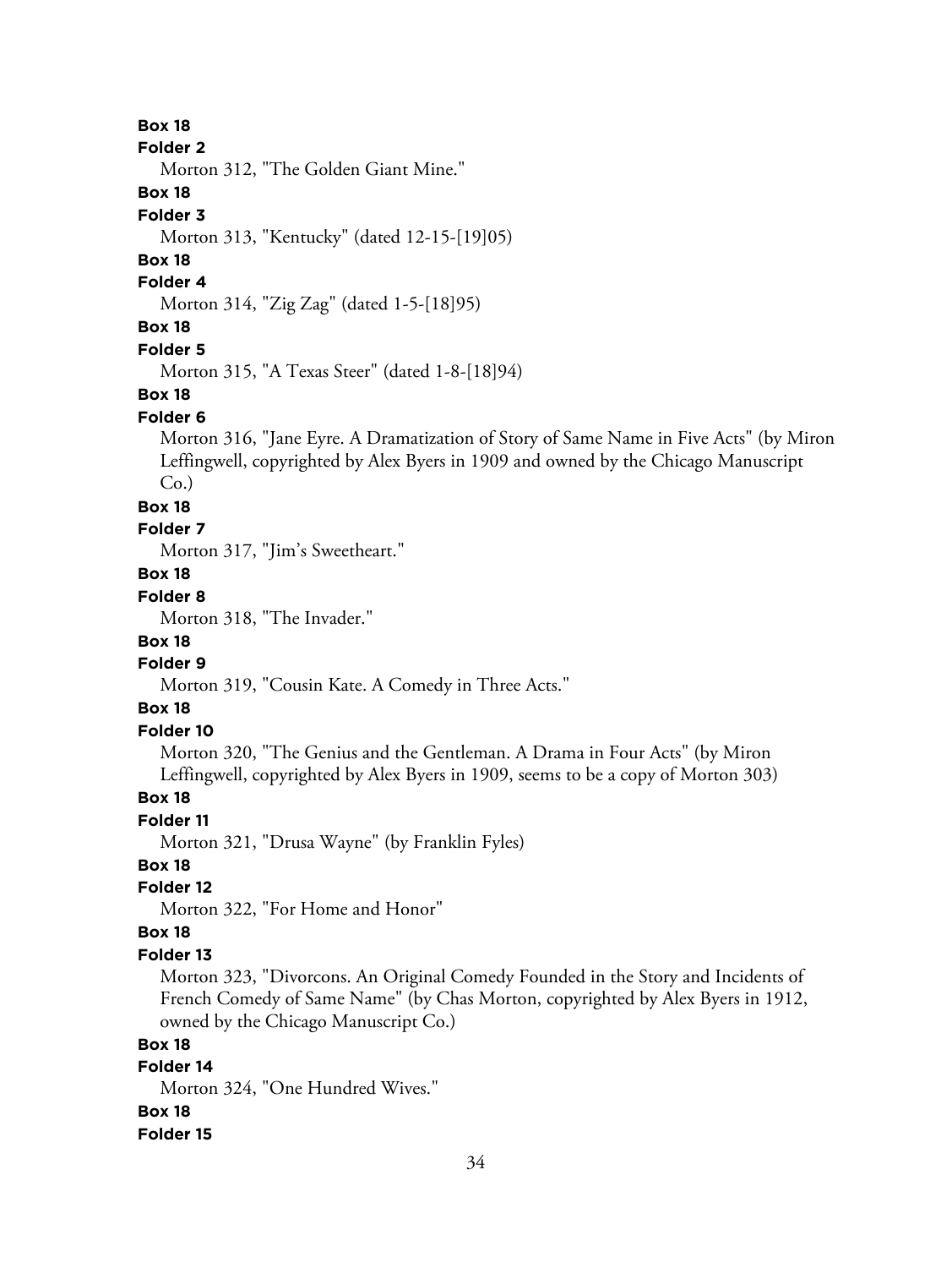**Box 18**

**Folder 2**

Morton 312, "The Golden Giant Mine."

**Box 18**

**Folder 3**

Morton 313, "Kentucky" (dated 12-15-[19]05)

**Box 18**

**Folder 4**

Morton 314, "Zig Zag" (dated 1-5-[18]95)

**Box 18**

**Folder 5**

Morton 315, "A Texas Steer" (dated 1-8-[18]94)

**Box 18**

**Folder 6**

Morton 316, "Jane Eyre. A Dramatization of Story of Same Name in Five Acts" (by Miron Leffingwell, copyrighted by Alex Byers in 1909 and owned by the Chicago Manuscript Co.)

**Box 18**

**Folder 7**

Morton 317, "Jim's Sweetheart."

**Box 18**

**Folder 8**

Morton 318, "The Invader."

**Box 18**

**Folder 9**

Morton 319, "Cousin Kate. A Comedy in Three Acts."

**Box 18**

**Folder 10**

Morton 320, "The Genius and the Gentleman. A Drama in Four Acts" (by Miron Leffingwell, copyrighted by Alex Byers in 1909, seems to be a copy of Morton 303)

**Box 18**

**Folder 11**

Morton 321, "Drusa Wayne" (by Franklin Fyles)

**Box 18**

**Folder 12**

Morton 322, "For Home and Honor"

**Box 18**

**Folder 13**

Morton 323, "Divorcons. An Original Comedy Founded in the Story and Incidents of French Comedy of Same Name" (by Chas Morton, copyrighted by Alex Byers in 1912, owned by the Chicago Manuscript Co.)

**Box 18**

**Folder 14**

Morton 324, "One Hundred Wives."

**Box 18**

**Folder 15**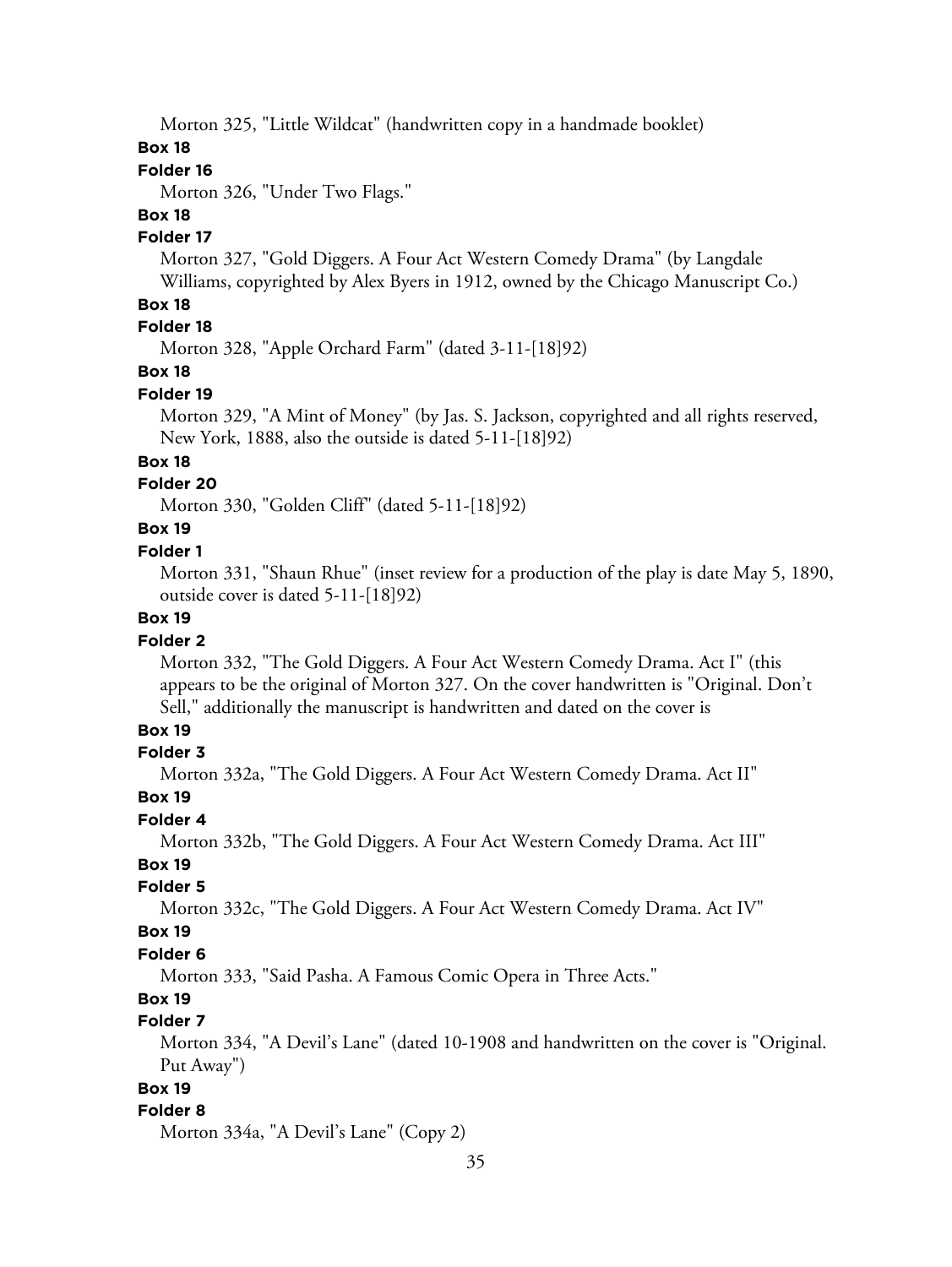Morton 325, "Little Wildcat" (handwritten copy in a handmade booklet)

**Box 18**

**Folder 16**

Morton 326, "Under Two Flags."

**Box 18**

**Folder 17**

Morton 327, "Gold Diggers. A Four Act Western Comedy Drama" (by Langdale Williams, copyrighted by Alex Byers in 1912, owned by the Chicago Manuscript Co.)

**Box 18**

**Folder 18**

Morton 328, "Apple Orchard Farm" (dated 3-11-[18]92)

**Box 18**

**Folder 19**

Morton 329, "A Mint of Money" (by Jas. S. Jackson, copyrighted and all rights reserved, New York, 1888, also the outside is dated 5-11-[18]92)

**Box 18**

**Folder 20**

Morton 330, "Golden Cliff" (dated 5-11-[18]92)

**Box 19**

**Folder 1**

Morton 331, "Shaun Rhue" (inset review for a production of the play is date May 5, 1890, outside cover is dated 5-11-[18]92)

**Box 19**

**Folder 2**

Morton 332, "The Gold Diggers. A Four Act Western Comedy Drama. Act I" (this appears to be the original of Morton 327. On the cover handwritten is "Original. Don't Sell," additionally the manuscript is handwritten and dated on the cover is

**Box 19**

**Folder 3**

Morton 332a, "The Gold Diggers. A Four Act Western Comedy Drama. Act II"

**Box 19**

**Folder 4**

Morton 332b, "The Gold Diggers. A Four Act Western Comedy Drama. Act III"

**Box 19**

**Folder 5**

Morton 332c, "The Gold Diggers. A Four Act Western Comedy Drama. Act IV"

**Box 19**

**Folder 6**

Morton 333, "Said Pasha. A Famous Comic Opera in Three Acts."

**Box 19**

**Folder 7**

Morton 334, "A Devil's Lane" (dated 10-1908 and handwritten on the cover is "Original. Put Away")

**Box 19**

**Folder 8**

Morton 334a, "A Devil's Lane" (Copy 2)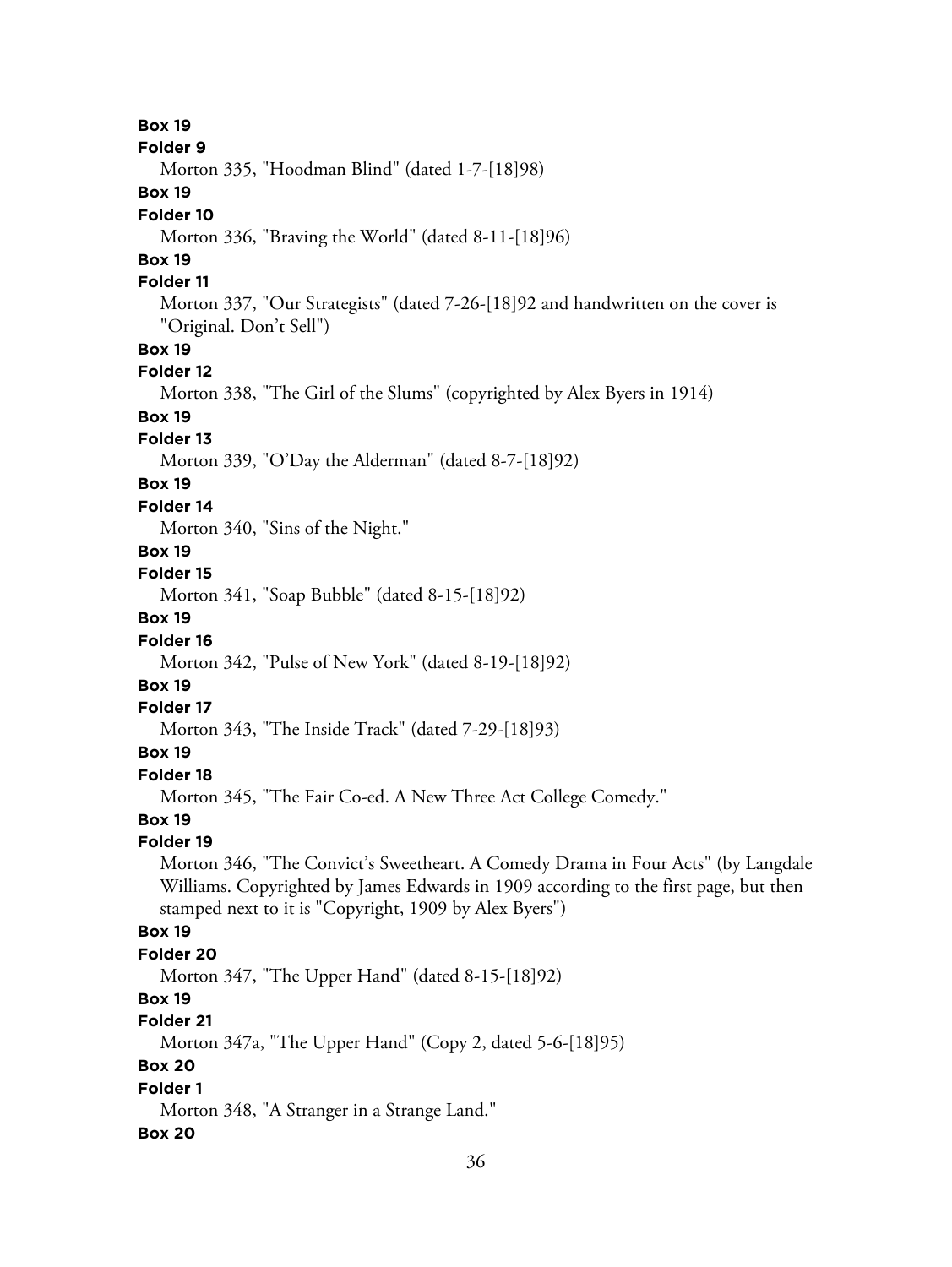**Box 19**

**Folder 9**

Morton 335, "Hoodman Blind" (dated 1-7-[18]98)

**Box 19**

**Folder 10**

Morton 336, "Braving the World" (dated 8-11-[18]96)

**Box 19**

**Folder 11**

Morton 337, "Our Strategists" (dated 7-26-[18]92 and handwritten on the cover is "Original. Don't Sell")

**Box 19**

**Folder 12**

Morton 338, "The Girl of the Slums" (copyrighted by Alex Byers in 1914)

**Box 19**

**Folder 13**

Morton 339, "O'Day the Alderman" (dated 8-7-[18]92)

**Box 19**

**Folder 14**

Morton 340, "Sins of the Night."

**Box 19**

**Folder 15**

Morton 341, "Soap Bubble" (dated 8-15-[18]92)

**Box 19**

**Folder 16**

Morton 342, "Pulse of New York" (dated 8-19-[18]92)

**Box 19**

**Folder 17**

Morton 343, "The Inside Track" (dated 7-29-[18]93)

**Box 19**

**Folder 18**

Morton 345, "The Fair Co-ed. A New Three Act College Comedy."

**Box 19**

**Folder 19**

Morton 346, "The Convict's Sweetheart. A Comedy Drama in Four Acts" (by Langdale Williams. Copyrighted by James Edwards in 1909 according to the first page, but then stamped next to it is "Copyright, 1909 by Alex Byers")

**Box 19**

**Folder 20**

Morton 347, "The Upper Hand" (dated 8-15-[18]92)

**Box 19**

**Folder 21**

Morton 347a, "The Upper Hand" (Copy 2, dated 5-6-[18]95)

**Box 20**

**Folder 1**

Morton 348, "A Stranger in a Strange Land."

**Box 20**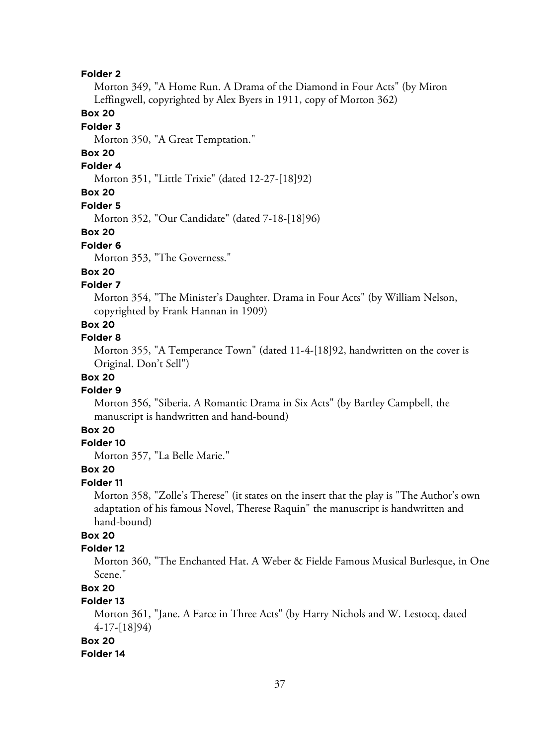**Folder 2**

Morton 349, "A Home Run. A Drama of the Diamond in Four Acts" (by Miron Leffingwell, copyrighted by Alex Byers in 1911, copy of Morton 362)

**Box 20**

**Folder 3**

Morton 350, "A Great Temptation."

**Box 20**

**Folder 4**

Morton 351, "Little Trixie" (dated 12-27-[18]92)

**Box 20**

**Folder 5**

Morton 352, "Our Candidate" (dated 7-18-[18]96)

**Box 20**

**Folder 6**

Morton 353, "The Governess."

**Box 20**

**Folder 7**

Morton 354, "The Minister's Daughter. Drama in Four Acts" (by William Nelson, copyrighted by Frank Hannan in 1909)

**Box 20**

**Folder 8**

Morton 355, "A Temperance Town" (dated 11-4-[18]92, handwritten on the cover is Original. Don't Sell")

**Box 20**

**Folder 9**

Morton 356, "Siberia. A Romantic Drama in Six Acts" (by Bartley Campbell, the manuscript is handwritten and hand-bound)

**Box 20**

**Folder 10**

Morton 357, "La Belle Marie."

**Box 20**

**Folder 11**

Morton 358, "Zolle's Therese" (it states on the insert that the play is "The Author's own adaptation of his famous Novel, Therese Raquin" the manuscript is handwritten and hand-bound)

**Box 20**

**Folder 12**

Morton 360, "The Enchanted Hat. A Weber & Fielde Famous Musical Burlesque, in One Scene."

**Box 20**

**Folder 13**

Morton 361, "Jane. A Farce in Three Acts" (by Harry Nichols and W. Lestocq, dated 4-17-[18]94)

**Box 20**

**Folder 14**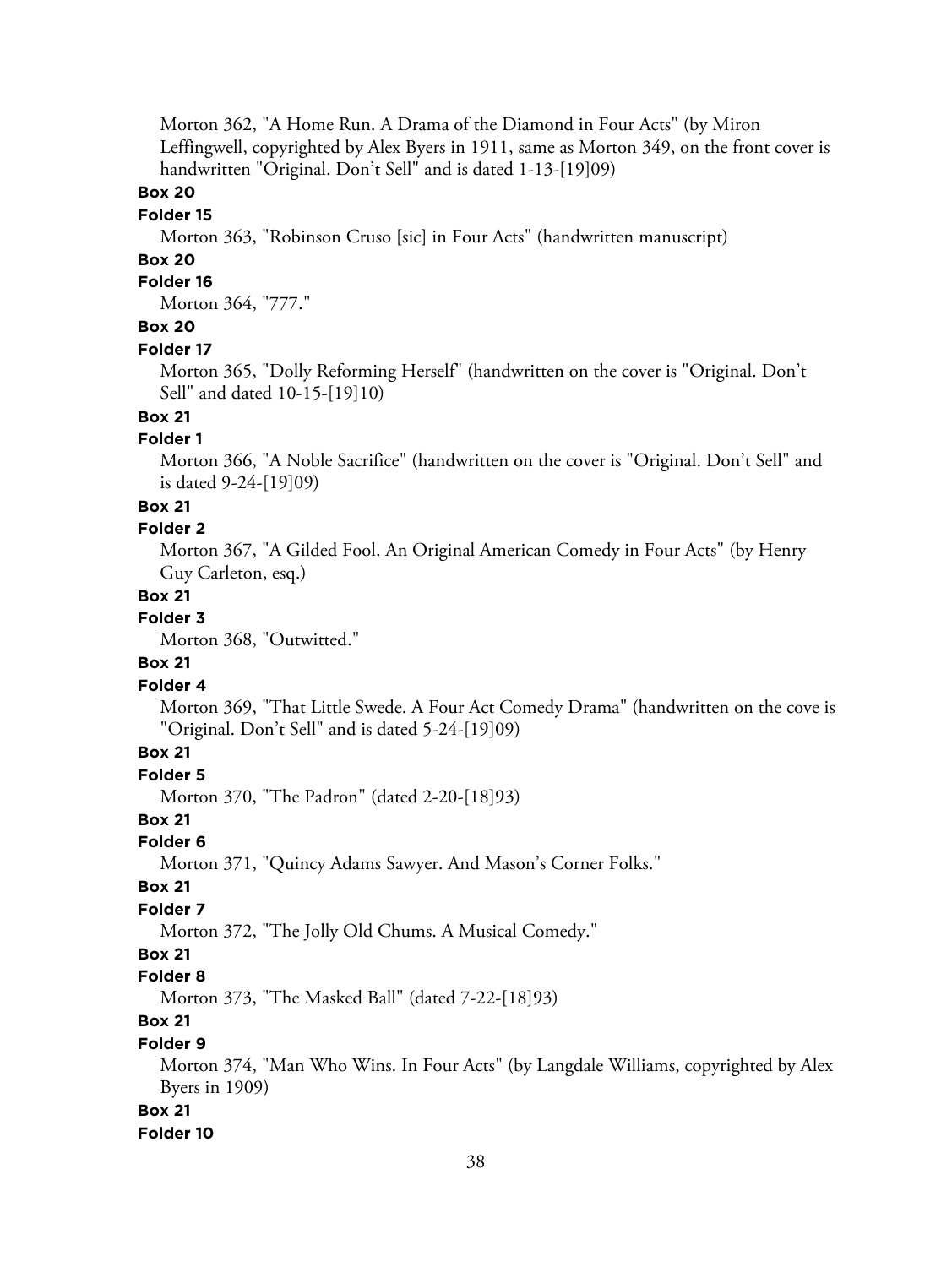Morton 362, "A Home Run. A Drama of the Diamond in Four Acts" (by Miron Leffingwell, copyrighted by Alex Byers in 1911, same as Morton 349, on the front cover is handwritten "Original. Don't Sell" and is dated 1-13-[19]09)

**Box 20**

**Folder 15**

Morton 363, "Robinson Cruso [sic] in Four Acts" (handwritten manuscript)

**Box 20**

**Folder 16**

Morton 364, "777."

**Box 20**

**Folder 17**

Morton 365, "Dolly Reforming Herself" (handwritten on the cover is "Original. Don't Sell" and dated 10-15-[19]10)

**Box 21**

**Folder 1**

Morton 366, "A Noble Sacrifice" (handwritten on the cover is "Original. Don't Sell" and is dated 9-24-[19]09)

**Box 21**

**Folder 2**

Morton 367, "A Gilded Fool. An Original American Comedy in Four Acts" (by Henry Guy Carleton, esq.)

**Box 21**

**Folder 3**

Morton 368, "Outwitted."

**Box 21**

**Folder 4**

Morton 369, "That Little Swede. A Four Act Comedy Drama" (handwritten on the cove is "Original. Don't Sell" and is dated 5-24-[19]09)

**Box 21**

**Folder 5**

Morton 370, "The Padron" (dated 2-20-[18]93)

**Box 21**

**Folder 6**

Morton 371, "Quincy Adams Sawyer. And Mason's Corner Folks."

**Box 21**

**Folder 7**

Morton 372, "The Jolly Old Chums. A Musical Comedy."

**Box 21**

**Folder 8**

Morton 373, "The Masked Ball" (dated 7-22-[18]93)

**Box 21**

**Folder 9**

Morton 374, "Man Who Wins. In Four Acts" (by Langdale Williams, copyrighted by Alex Byers in 1909)

**Box 21**

**Folder 10**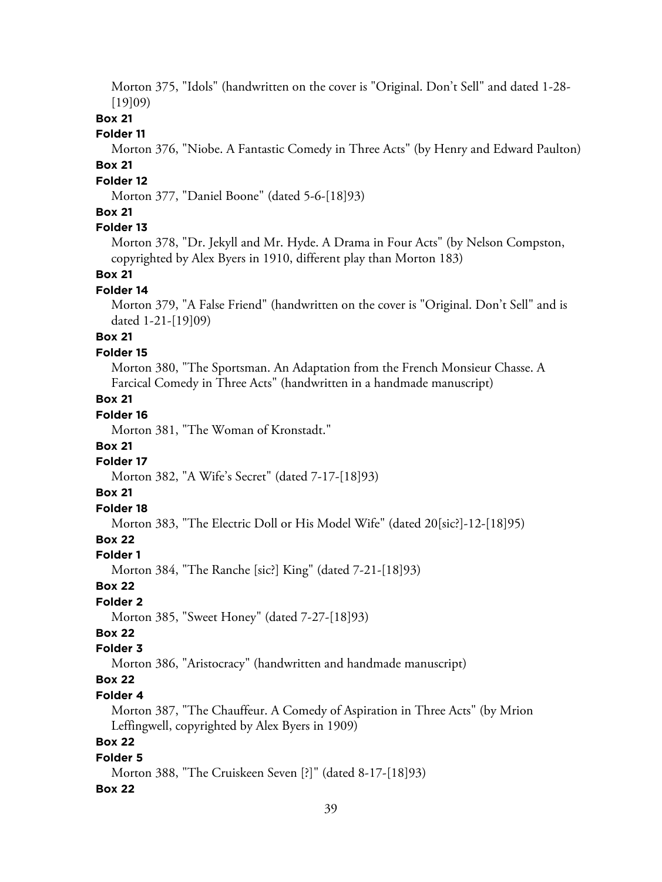Morton 375, "Idols" (handwritten on the cover is "Original. Don't Sell" and dated 1-28-[19]09)

**Box 21**

**Folder 11**

Morton 376, "Niobe. A Fantastic Comedy in Three Acts" (by Henry and Edward Paulton)

**Box 21**

**Folder 12**

Morton 377, "Daniel Boone" (dated 5-6-[18]93)

**Box 21**

**Folder 13**

Morton 378, "Dr. Jekyll and Mr. Hyde. A Drama in Four Acts" (by Nelson Compston, copyrighted by Alex Byers in 1910, different play than Morton 183)

**Box 21**

**Folder 14**

Morton 379, "A False Friend" (handwritten on the cover is "Original. Don't Sell" and is dated 1-21-[19]09)

**Box 21**

**Folder 15**

Morton 380, "The Sportsman. An Adaptation from the French Monsieur Chasse. A Farcical Comedy in Three Acts" (handwritten in a handmade manuscript)

**Box 21**

**Folder 16**

Morton 381, "The Woman of Kronstadt."

**Box 21**

**Folder 17**

Morton 382, "A Wife's Secret" (dated 7-17-[18]93)

**Box 21**

**Folder 18**

Morton 383, "The Electric Doll or His Model Wife" (dated 20[sic?]-12-[18]95)

**Box 22**

**Folder 1**

Morton 384, "The Ranche [sic?] King" (dated 7-21-[18]93)

**Box 22**

**Folder 2**

Morton 385, "Sweet Honey" (dated 7-27-[18]93)

**Box 22**

**Folder 3**

Morton 386, "Aristocracy" (handwritten and handmade manuscript)

**Box 22**

**Folder 4**

Morton 387, "The Chauffeur. A Comedy of Aspiration in Three Acts" (by Mrion Leffingwell, copyrighted by Alex Byers in 1909)

**Box 22**

**Folder 5**

Morton 388, "The Cruiskeen Seven [?]" (dated 8-17-[18]93)

**Box 22**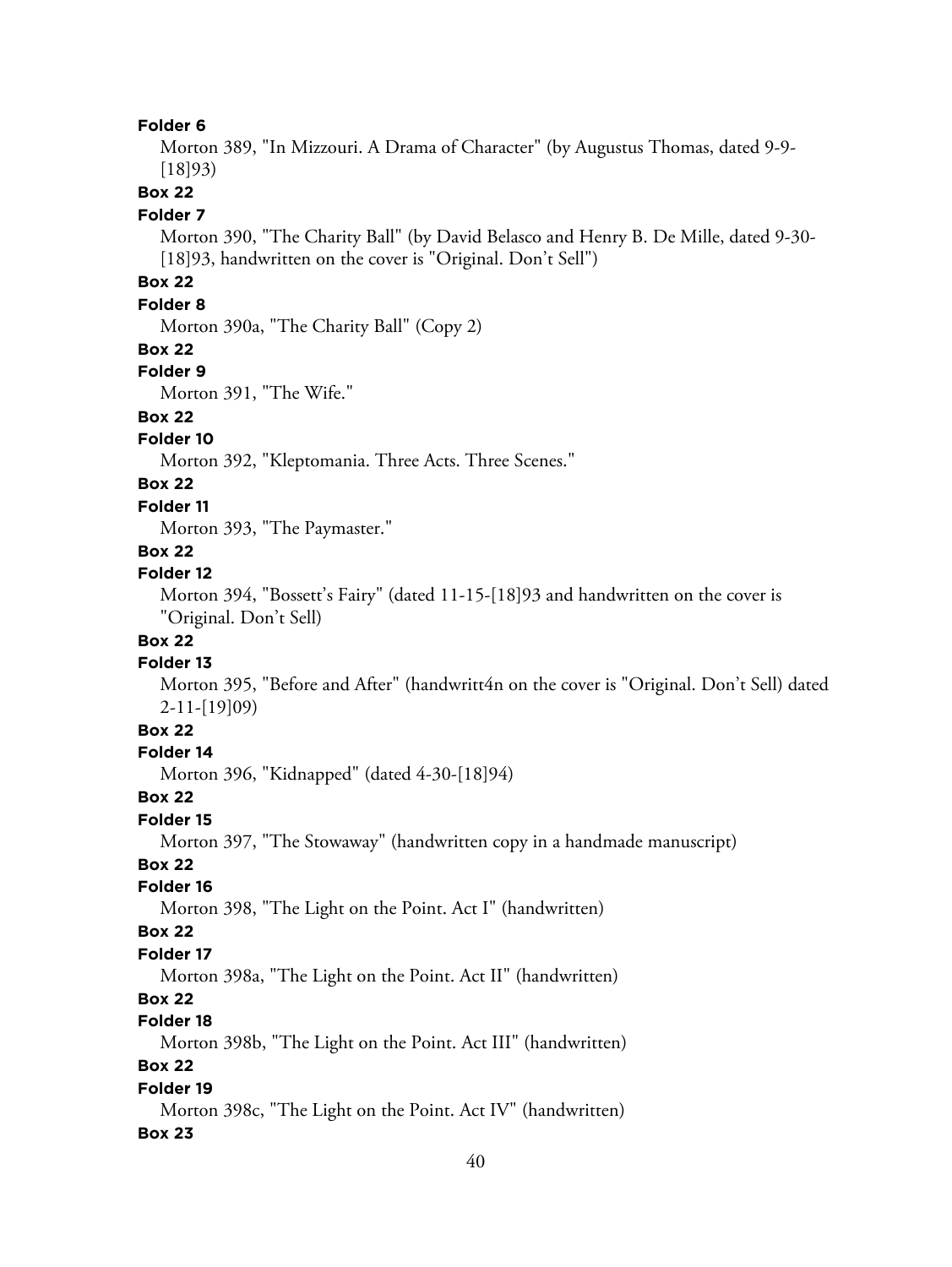**Folder 6**

Morton 389, "In Mizzouri. A Drama of Character" (by Augustus Thomas, dated 9-9-[18]93)

**Box 22**

**Folder 7**

Morton 390, "The Charity Ball" (by David Belasco and Henry B. De Mille, dated 9-30-[18]93, handwritten on the cover is "Original. Don't Sell")

**Box 22**

**Folder 8**

Morton 390a, "The Charity Ball" (Copy 2)

**Box 22**

**Folder 9**

Morton 391, "The Wife."

**Box 22**

**Folder 10**

Morton 392, "Kleptomania. Three Acts. Three Scenes."

**Box 22**

**Folder 11**

Morton 393, "The Paymaster."

**Box 22**

**Folder 12**

Morton 394, "Bossett's Fairy" (dated 11-15-[18]93 and handwritten on the cover is "Original. Don't Sell)

**Box 22**

**Folder 13**

Morton 395, "Before and After" (handwritt4n on the cover is "Original. Don't Sell) dated 2-11-[19]09)

**Box 22**

**Folder 14**

Morton 396, "Kidnapped" (dated 4-30-[18]94)

**Box 22**

**Folder 15**

Morton 397, "The Stowaway" (handwritten copy in a handmade manuscript)

**Box 22**

**Folder 16**

Morton 398, "The Light on the Point. Act I" (handwritten)

**Box 22**

**Folder 17**

Morton 398a, "The Light on the Point. Act II" (handwritten)

**Box 22**

**Folder 18**

Morton 398b, "The Light on the Point. Act III" (handwritten)

**Box 22**

**Folder 19**

Morton 398c, "The Light on the Point. Act IV" (handwritten)

**Box 23**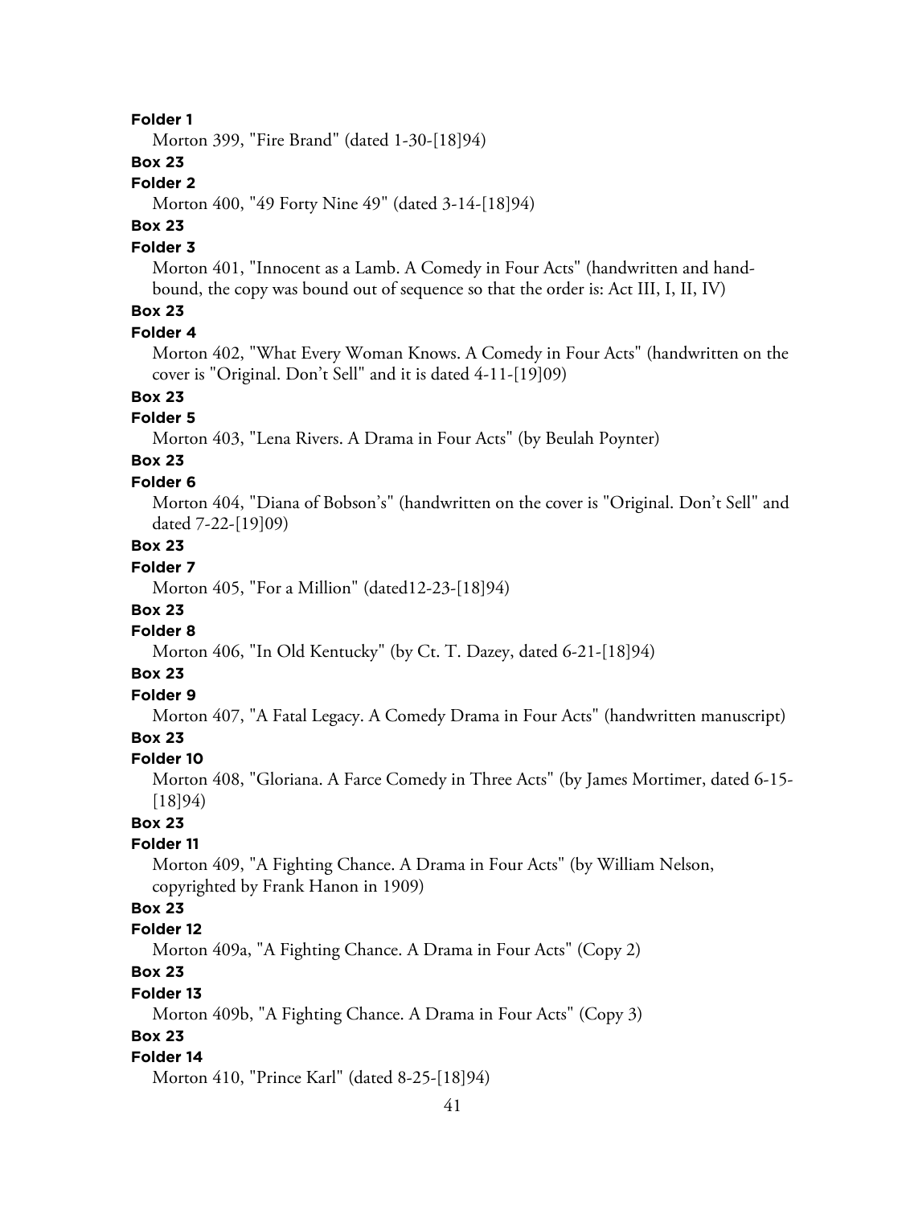**Folder 1**

Morton 399, "Fire Brand" (dated 1-30-[18]94)

**Box 23**

**Folder 2**

Morton 400, "49 Forty Nine 49" (dated 3-14-[18]94)

**Box 23**

**Folder 3**

Morton 401, "Innocent as a Lamb. A Comedy in Four Acts" (handwritten and hand-bound, the copy was bound out of sequence so that the order is: Act III, I, II, IV)

**Box 23**

**Folder 4**

Morton 402, "What Every Woman Knows. A Comedy in Four Acts" (handwritten on the cover is "Original. Don't Sell" and it is dated 4-11-[19]09)

**Box 23**

**Folder 5**

Morton 403, "Lena Rivers. A Drama in Four Acts" (by Beulah Poynter)

**Box 23**

**Folder 6**

Morton 404, "Diana of Bobson's" (handwritten on the cover is "Original. Don't Sell" and dated 7-22-[19]09)

**Box 23**

**Folder 7**

Morton 405, "For a Million" (dated12-23-[18]94)

**Box 23**

**Folder 8**

Morton 406, "In Old Kentucky" (by Ct. T. Dazey, dated 6-21-[18]94)

**Box 23**

**Folder 9**

Morton 407, "A Fatal Legacy. A Comedy Drama in Four Acts" (handwritten manuscript)

**Box 23**

**Folder 10**

Morton 408, "Gloriana. A Farce Comedy in Three Acts" (by James Mortimer, dated 6-15-[18]94)

**Box 23**

**Folder 11**

Morton 409, "A Fighting Chance. A Drama in Four Acts" (by William Nelson, copyrighted by Frank Hanon in 1909)

**Box 23**

**Folder 12**

Morton 409a, "A Fighting Chance. A Drama in Four Acts" (Copy 2)

**Box 23**

**Folder 13**

Morton 409b, "A Fighting Chance. A Drama in Four Acts" (Copy 3)

**Box 23**

**Folder 14**

Morton 410, "Prince Karl" (dated 8-25-[18]94)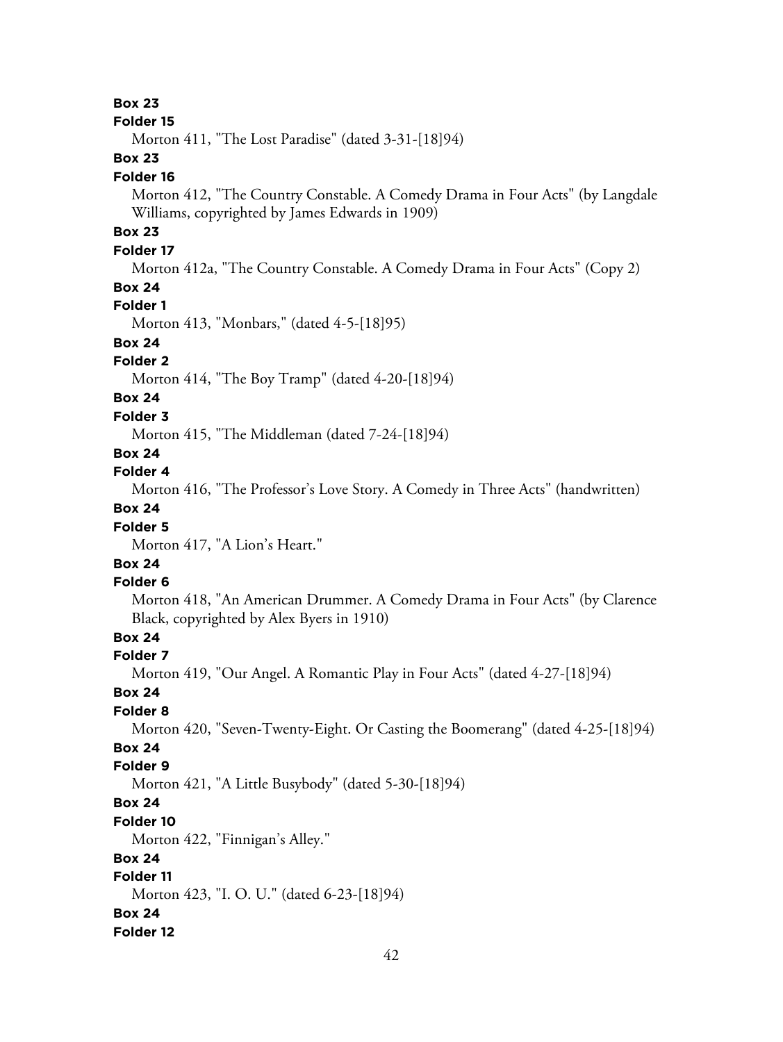**Box 23**

**Folder 15**

Morton 411, "The Lost Paradise" (dated 3-31-[18]94)

**Box 23**

**Folder 16**

Morton 412, "The Country Constable. A Comedy Drama in Four Acts" (by Langdale Williams, copyrighted by James Edwards in 1909)

**Box 23**

**Folder 17**

Morton 412a, "The Country Constable. A Comedy Drama in Four Acts" (Copy 2)

**Box 24**

**Folder 1**

Morton 413, "Monbars," (dated 4-5-[18]95)

**Box 24**

**Folder 2**

Morton 414, "The Boy Tramp" (dated 4-20-[18]94)

**Box 24**

**Folder 3**

Morton 415, "The Middleman (dated 7-24-[18]94)

**Box 24**

**Folder 4**

Morton 416, "The Professor's Love Story. A Comedy in Three Acts" (handwritten)

**Box 24**

**Folder 5**

Morton 417, "A Lion's Heart."

**Box 24**

**Folder 6**

Morton 418, "An American Drummer. A Comedy Drama in Four Acts" (by Clarence Black, copyrighted by Alex Byers in 1910)

**Box 24**

**Folder 7**

Morton 419, "Our Angel. A Romantic Play in Four Acts" (dated 4-27-[18]94)

**Box 24**

**Folder 8**

Morton 420, "Seven-Twenty-Eight. Or Casting the Boomerang" (dated 4-25-[18]94)

**Box 24**

**Folder 9**

Morton 421, "A Little Busybody" (dated 5-30-[18]94)

**Box 24**

**Folder 10**

Morton 422, "Finnigan's Alley."

**Box 24**

**Folder 11**

Morton 423, "I. O. U." (dated 6-23-[18]94)

**Box 24**

**Folder 12**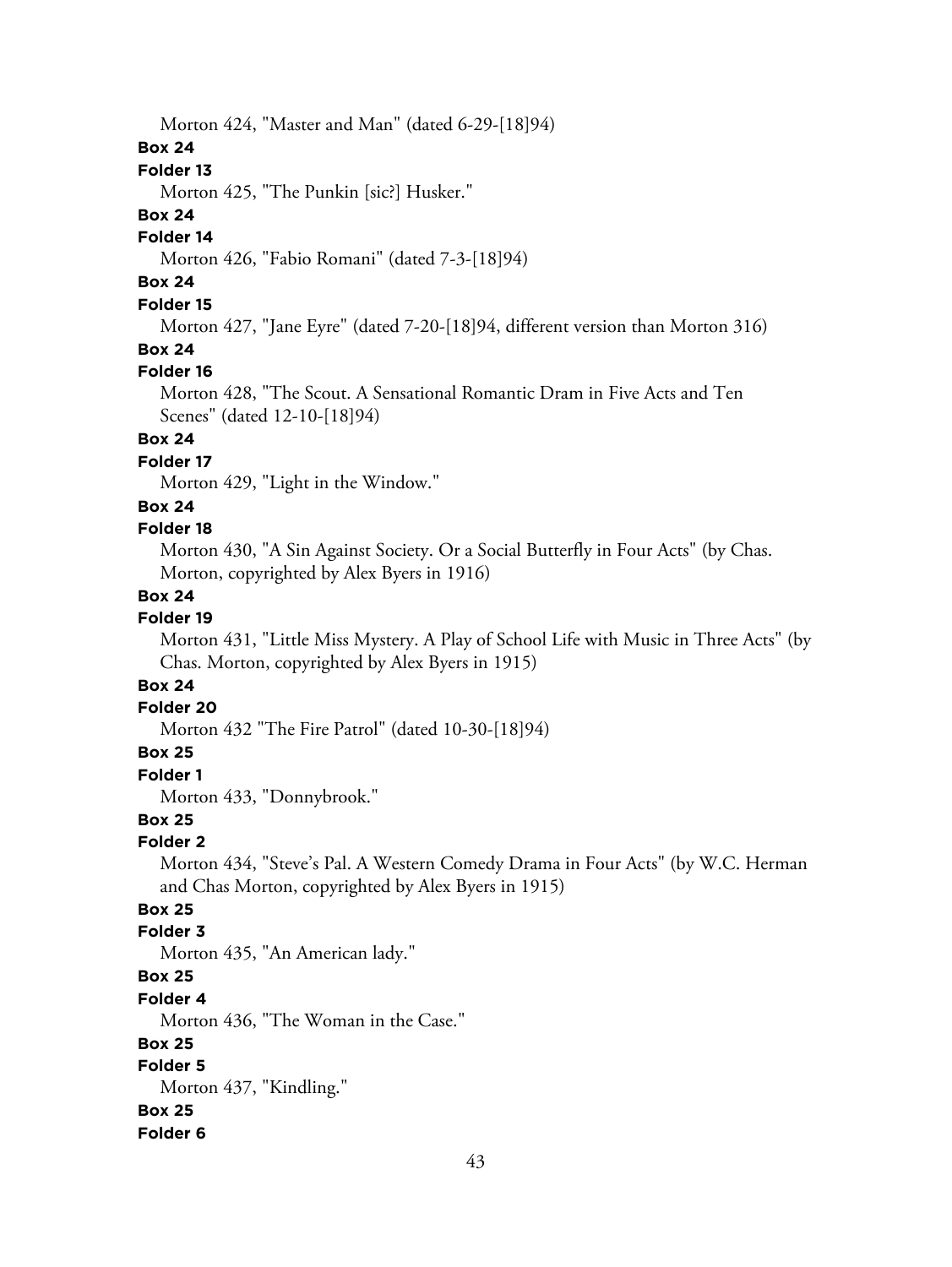Morton 424, "Master and Man" (dated 6-29-[18]94)

**Box 24**

**Folder 13**

Morton 425, "The Punkin [sic?] Husker."

**Box 24**

**Folder 14**

Morton 426, "Fabio Romani" (dated 7-3-[18]94)

**Box 24**

**Folder 15**

Morton 427, "Jane Eyre" (dated 7-20-[18]94, different version than Morton 316)

**Box 24**

**Folder 16**

Morton 428, "The Scout. A Sensational Romantic Dram in Five Acts and Ten Scenes" (dated 12-10-[18]94)

**Box 24**

**Folder 17**

Morton 429, "Light in the Window."

**Box 24**

**Folder 18**

Morton 430, "A Sin Against Society. Or a Social Butterfly in Four Acts" (by Chas. Morton, copyrighted by Alex Byers in 1916)

**Box 24**

**Folder 19**

Morton 431, "Little Miss Mystery. A Play of School Life with Music in Three Acts" (by Chas. Morton, copyrighted by Alex Byers in 1915)

**Box 24**

**Folder 20**

Morton 432 "The Fire Patrol" (dated 10-30-[18]94)

**Box 25**

**Folder 1**

Morton 433, "Donnybrook."

**Box 25**

**Folder 2**

Morton 434, "Steve's Pal. A Western Comedy Drama in Four Acts" (by W.C. Herman and Chas Morton, copyrighted by Alex Byers in 1915)

**Box 25**

**Folder 3**

Morton 435, "An American lady."

**Box 25**

**Folder 4**

Morton 436, "The Woman in the Case."

**Box 25**

**Folder 5**

Morton 437, "Kindling."

**Box 25**

**Folder 6**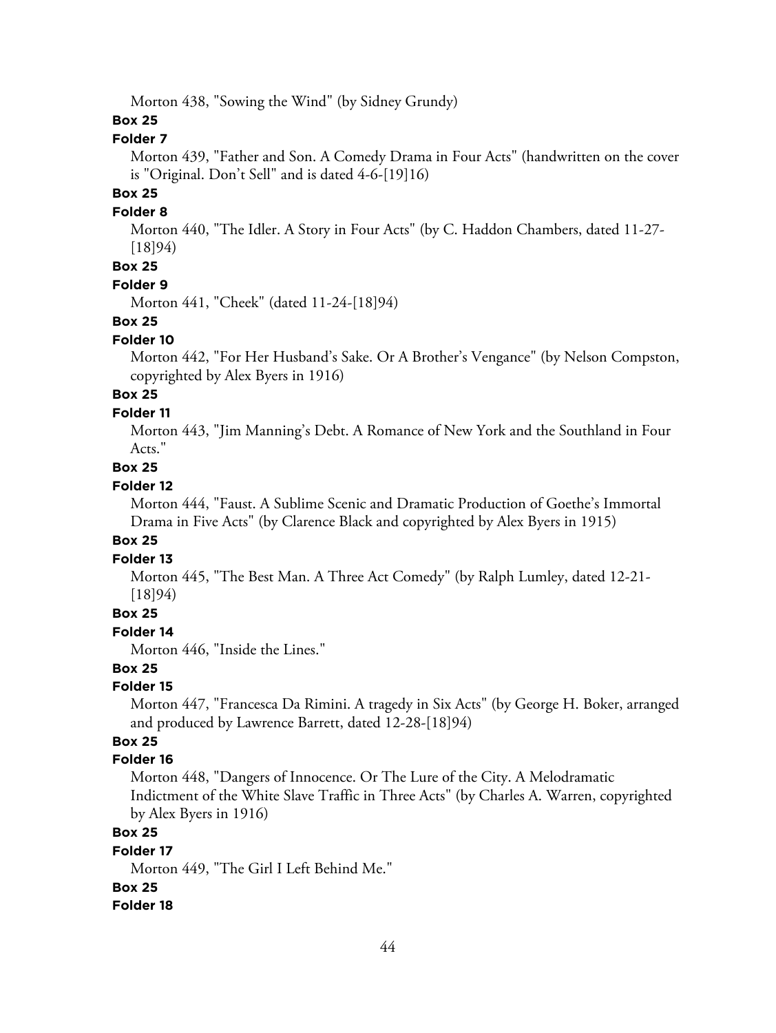Morton 438, "Sowing the Wind" (by Sidney Grundy)

**Box 25**

**Folder 7**

Morton 439, "Father and Son. A Comedy Drama in Four Acts" (handwritten on the cover is "Original. Don't Sell" and is dated 4-6-[19]16)

**Box 25**

**Folder 8**

Morton 440, "The Idler. A Story in Four Acts" (by C. Haddon Chambers, dated 11-27-[18]94)

**Box 25**

**Folder 9**

Morton 441, "Cheek" (dated 11-24-[18]94)

**Box 25**

**Folder 10**

Morton 442, "For Her Husband's Sake. Or A Brother's Vengance" (by Nelson Compston, copyrighted by Alex Byers in 1916)

**Box 25**

**Folder 11**

Morton 443, "Jim Manning's Debt. A Romance of New York and the Southland in Four Acts."

**Box 25**

**Folder 12**

Morton 444, "Faust. A Sublime Scenic and Dramatic Production of Goethe's Immortal Drama in Five Acts" (by Clarence Black and copyrighted by Alex Byers in 1915)

**Box 25**

**Folder 13**

Morton 445, "The Best Man. A Three Act Comedy" (by Ralph Lumley, dated 12-21-[18]94)

**Box 25**

**Folder 14**

Morton 446, "Inside the Lines."

**Box 25**

**Folder 15**

Morton 447, "Francesca Da Rimini. A tragedy in Six Acts" (by George H. Boker, arranged and produced by Lawrence Barrett, dated 12-28-[18]94)

**Box 25**

**Folder 16**

Morton 448, "Dangers of Innocence. Or The Lure of the City. A Melodramatic Indictment of the White Slave Traffic in Three Acts" (by Charles A. Warren, copyrighted by Alex Byers in 1916)

**Box 25**

**Folder 17**

Morton 449, "The Girl I Left Behind Me."

**Box 25**

**Folder 18**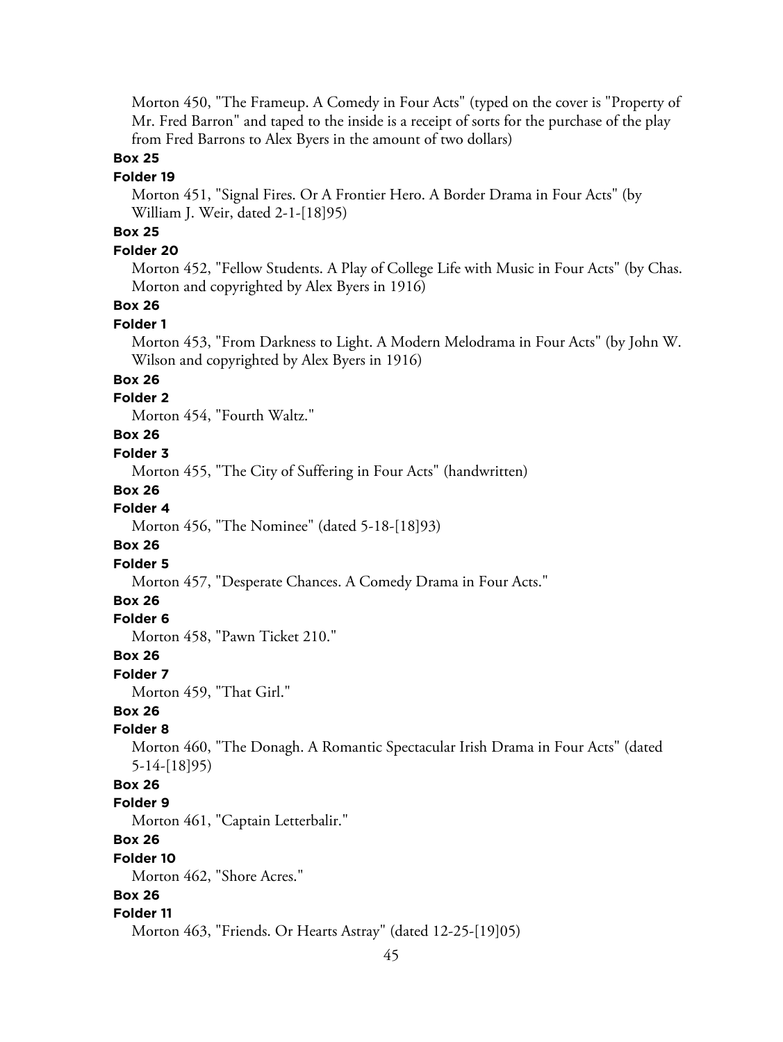Morton 450, "The Frameup. A Comedy in Four Acts" (typed on the cover is "Property of Mr. Fred Barron" and taped to the inside is a receipt of sorts for the purchase of the play from Fred Barrons to Alex Byers in the amount of two dollars)

**Box 25**

**Folder 19**

Morton 451, "Signal Fires. Or A Frontier Hero. A Border Drama in Four Acts" (by William J. Weir, dated 2-1-[18]95)

**Box 25**

**Folder 20**

Morton 452, "Fellow Students. A Play of College Life with Music in Four Acts" (by Chas. Morton and copyrighted by Alex Byers in 1916)

**Box 26**

**Folder 1**

Morton 453, "From Darkness to Light. A Modern Melodrama in Four Acts" (by John W. Wilson and copyrighted by Alex Byers in 1916)

**Box 26**

**Folder 2**

Morton 454, "Fourth Waltz."

**Box 26**

**Folder 3**

Morton 455, "The City of Suffering in Four Acts" (handwritten)

**Box 26**

**Folder 4**

Morton 456, "The Nominee" (dated 5-18-[18]93)

**Box 26**

**Folder 5**

Morton 457, "Desperate Chances. A Comedy Drama in Four Acts."

**Box 26**

**Folder 6**

Morton 458, "Pawn Ticket 210."

**Box 26**

**Folder 7**

Morton 459, "That Girl."

**Box 26**

**Folder 8**

Morton 460, "The Donagh. A Romantic Spectacular Irish Drama in Four Acts" (dated 5-14-[18]95)

**Box 26**

**Folder 9**

Morton 461, "Captain Letterbalir."

**Box 26**

**Folder 10**

Morton 462, "Shore Acres."

**Box 26**

**Folder 11**

Morton 463, "Friends. Or Hearts Astray" (dated 12-25-[19]05)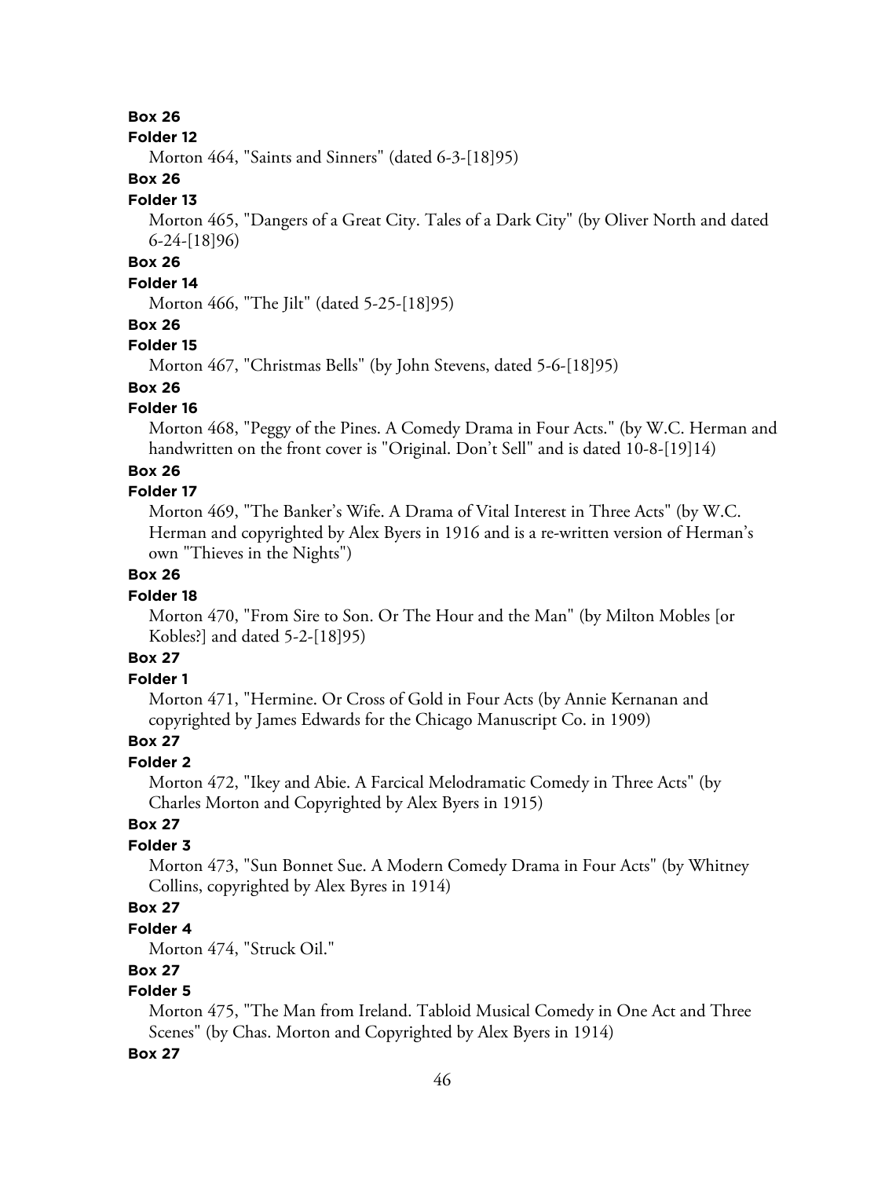**Box 26**

**Folder 12**

Morton 464, "Saints and Sinners" (dated 6-3-[18]95)

**Box 26**

**Folder 13**

Morton 465, "Dangers of a Great City. Tales of a Dark City" (by Oliver North and dated 6-24-[18]96)

**Box 26**

**Folder 14**

Morton 466, "The Jilt" (dated 5-25-[18]95)

**Box 26**

**Folder 15**

Morton 467, "Christmas Bells" (by John Stevens, dated 5-6-[18]95)

**Box 26**

**Folder 16**

Morton 468, "Peggy of the Pines. A Comedy Drama in Four Acts." (by W.C. Herman and handwritten on the front cover is "Original. Don't Sell" and is dated 10-8-[19]14)

**Box 26**

**Folder 17**

Morton 469, "The Banker's Wife. A Drama of Vital Interest in Three Acts" (by W.C. Herman and copyrighted by Alex Byers in 1916 and is a re-written version of Herman's own "Thieves in the Nights")

**Box 26**

**Folder 18**

Morton 470, "From Sire to Son. Or The Hour and the Man" (by Milton Mobles [or Kobles?] and dated 5-2-[18]95)

**Box 27**

**Folder 1**

Morton 471, "Hermine. Or Cross of Gold in Four Acts (by Annie Kernanan and copyrighted by James Edwards for the Chicago Manuscript Co. in 1909)

**Box 27**

**Folder 2**

Morton 472, "Ikey and Abie. A Farcical Melodramatic Comedy in Three Acts" (by Charles Morton and Copyrighted by Alex Byers in 1915)

**Box 27**

**Folder 3**

Morton 473, "Sun Bonnet Sue. A Modern Comedy Drama in Four Acts" (by Whitney Collins, copyrighted by Alex Byres in 1914)

**Box 27**

**Folder 4**

Morton 474, "Struck Oil."

**Box 27**

**Folder 5**

Morton 475, "The Man from Ireland. Tabloid Musical Comedy in One Act and Three Scenes" (by Chas. Morton and Copyrighted by Alex Byers in 1914)

**Box 27**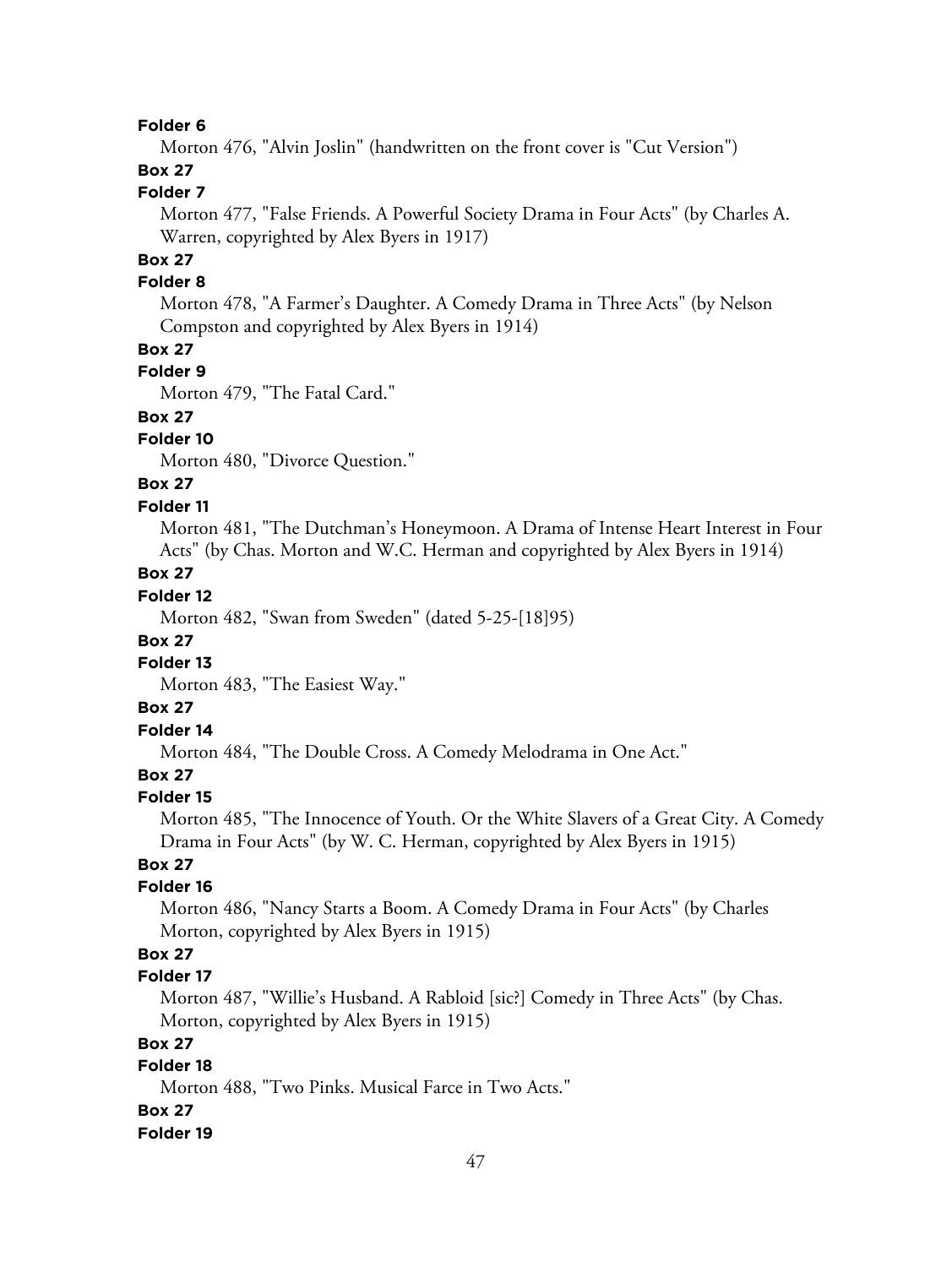**Folder 6**

Morton 476, "Alvin Joslin" (handwritten on the front cover is "Cut Version")

**Box 27**

**Folder 7**

Morton 477, "False Friends. A Powerful Society Drama in Four Acts" (by Charles A. Warren, copyrighted by Alex Byers in 1917)

**Box 27**

**Folder 8**

Morton 478, "A Farmer's Daughter. A Comedy Drama in Three Acts" (by Nelson Compston and copyrighted by Alex Byers in 1914)

**Box 27**

**Folder 9**

Morton 479, "The Fatal Card."

**Box 27**

**Folder 10**

Morton 480, "Divorce Question."

**Box 27**

**Folder 11**

Morton 481, "The Dutchman's Honeymoon. A Drama of Intense Heart Interest in Four Acts" (by Chas. Morton and W.C. Herman and copyrighted by Alex Byers in 1914)

**Box 27**

**Folder 12**

Morton 482, "Swan from Sweden" (dated 5-25-[18]95)

**Box 27**

**Folder 13**

Morton 483, "The Easiest Way."

**Box 27**

**Folder 14**

Morton 484, "The Double Cross. A Comedy Melodrama in One Act."

**Box 27**

**Folder 15**

Morton 485, "The Innocence of Youth. Or the White Slavers of a Great City. A Comedy Drama in Four Acts" (by W. C. Herman, copyrighted by Alex Byers in 1915)

**Box 27**

**Folder 16**

Morton 486, "Nancy Starts a Boom. A Comedy Drama in Four Acts" (by Charles Morton, copyrighted by Alex Byers in 1915)

**Box 27**

**Folder 17**

Morton 487, "Willie's Husband. A Rabloid [sic?] Comedy in Three Acts" (by Chas. Morton, copyrighted by Alex Byers in 1915)

**Box 27**

**Folder 18**

Morton 488, "Two Pinks. Musical Farce in Two Acts."

**Box 27**

**Folder 19**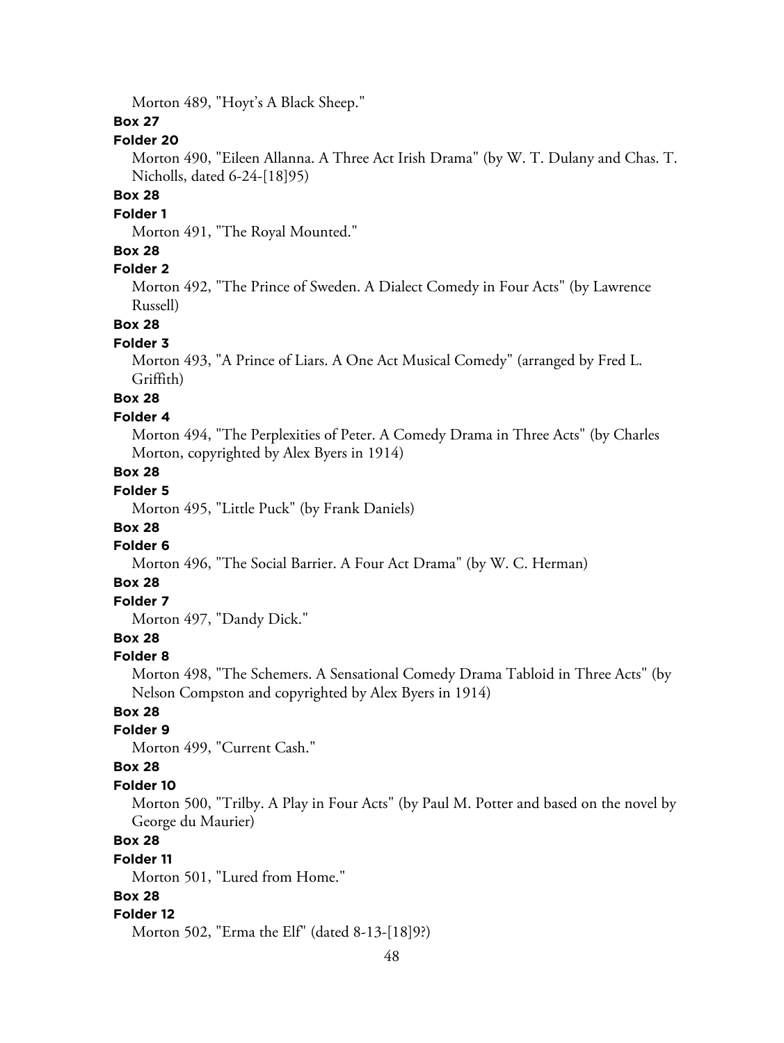Morton 489, "Hoyt's A Black Sheep."

**Box 27**

**Folder 20**

Morton 490, "Eileen Allanna. A Three Act Irish Drama" (by W. T. Dulany and Chas. T. Nicholls, dated 6-24-[18]95)

**Box 28**

**Folder 1**

Morton 491, "The Royal Mounted."

**Box 28**

**Folder 2**

Morton 492, "The Prince of Sweden. A Dialect Comedy in Four Acts" (by Lawrence Russell)

**Box 28**

**Folder 3**

Morton 493, "A Prince of Liars. A One Act Musical Comedy" (arranged by Fred L. Griffith)

**Box 28**

**Folder 4**

Morton 494, "The Perplexities of Peter. A Comedy Drama in Three Acts" (by Charles Morton, copyrighted by Alex Byers in 1914)

**Box 28**

**Folder 5**

Morton 495, "Little Puck" (by Frank Daniels)

**Box 28**

**Folder 6**

Morton 496, "The Social Barrier. A Four Act Drama" (by W. C. Herman)

**Box 28**

**Folder 7**

Morton 497, "Dandy Dick."

**Box 28**

**Folder 8**

Morton 498, "The Schemers. A Sensational Comedy Drama Tabloid in Three Acts" (by Nelson Compston and copyrighted by Alex Byers in 1914)

**Box 28**

**Folder 9**

Morton 499, "Current Cash."

**Box 28**

**Folder 10**

Morton 500, "Trilby. A Play in Four Acts" (by Paul M. Potter and based on the novel by George du Maurier)

**Box 28**

**Folder 11**

Morton 501, "Lured from Home."

**Box 28**

**Folder 12**

Morton 502, "Erma the Elf" (dated 8-13-[18]9?)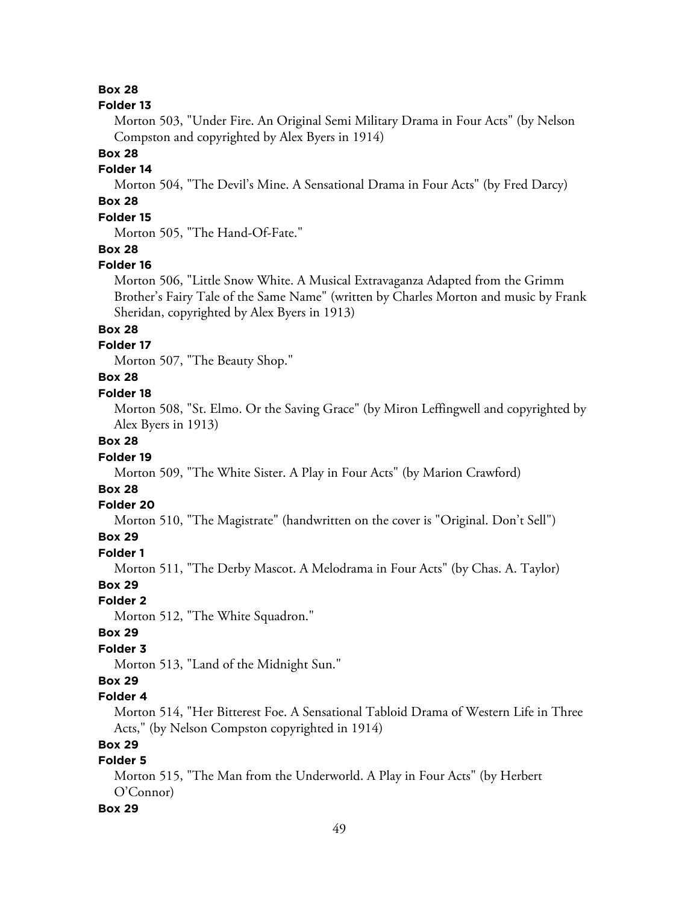**Box 28**

**Folder 13**

Morton 503, "Under Fire. An Original Semi Military Drama in Four Acts" (by Nelson Compston and copyrighted by Alex Byers in 1914)

**Box 28**

**Folder 14**

Morton 504, "The Devil's Mine. A Sensational Drama in Four Acts" (by Fred Darcy)

**Box 28**

**Folder 15**

Morton 505, "The Hand-Of-Fate."

**Box 28**

**Folder 16**

Morton 506, "Little Snow White. A Musical Extravaganza Adapted from the Grimm Brother's Fairy Tale of the Same Name" (written by Charles Morton and music by Frank Sheridan, copyrighted by Alex Byers in 1913)

**Box 28**

**Folder 17**

Morton 507, "The Beauty Shop."

**Box 28**

**Folder 18**

Morton 508, "St. Elmo. Or the Saving Grace" (by Miron Leffingwell and copyrighted by Alex Byers in 1913)

**Box 28**

**Folder 19**

Morton 509, "The White Sister. A Play in Four Acts" (by Marion Crawford)

**Box 28**

**Folder 20**

Morton 510, "The Magistrate" (handwritten on the cover is "Original. Don't Sell")

**Box 29**

**Folder 1**

Morton 511, "The Derby Mascot. A Melodrama in Four Acts" (by Chas. A. Taylor)

**Box 29**

**Folder 2**

Morton 512, "The White Squadron."

**Box 29**

**Folder 3**

Morton 513, "Land of the Midnight Sun."

**Box 29**

**Folder 4**

Morton 514, "Her Bitterest Foe. A Sensational Tabloid Drama of Western Life in Three Acts," (by Nelson Compston copyrighted in 1914)

**Box 29**

**Folder 5**

Morton 515, "The Man from the Underworld. A Play in Four Acts" (by Herbert O'Connor)

**Box 29**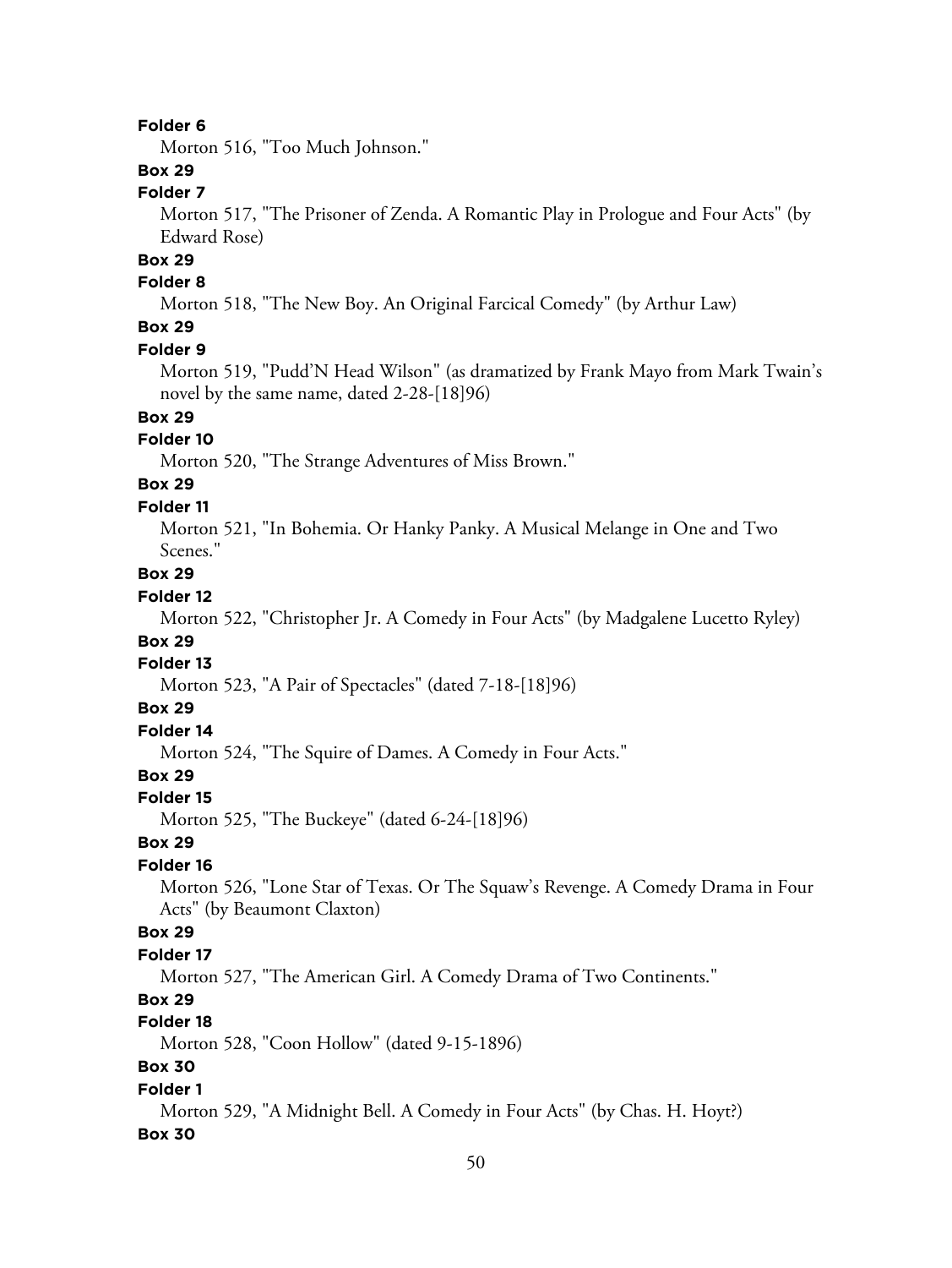**Folder 6**

Morton 516, "Too Much Johnson."

**Box 29**

**Folder 7**

Morton 517, "The Prisoner of Zenda. A Romantic Play in Prologue and Four Acts" (by Edward Rose)

**Box 29**

**Folder 8**

Morton 518, "The New Boy. An Original Farcical Comedy" (by Arthur Law)

**Box 29**

**Folder 9**

Morton 519, "Pudd'N Head Wilson" (as dramatized by Frank Mayo from Mark Twain's novel by the same name, dated 2-28-[18]96)

**Box 29**

**Folder 10**

Morton 520, "The Strange Adventures of Miss Brown."

**Box 29**

**Folder 11**

Morton 521, "In Bohemia. Or Hanky Panky. A Musical Melange in One and Two Scenes."

**Box 29**

**Folder 12**

Morton 522, "Christopher Jr. A Comedy in Four Acts" (by Madgalene Lucetto Ryley)

**Box 29**

**Folder 13**

Morton 523, "A Pair of Spectacles" (dated 7-18-[18]96)

**Box 29**

**Folder 14**

Morton 524, "The Squire of Dames. A Comedy in Four Acts."

**Box 29**

**Folder 15**

Morton 525, "The Buckeye" (dated 6-24-[18]96)

**Box 29**

**Folder 16**

Morton 526, "Lone Star of Texas. Or The Squaw's Revenge. A Comedy Drama in Four Acts" (by Beaumont Claxton)

**Box 29**

**Folder 17**

Morton 527, "The American Girl. A Comedy Drama of Two Continents."

**Box 29**

**Folder 18**

Morton 528, "Coon Hollow" (dated 9-15-1896)

**Box 30**

**Folder 1**

Morton 529, "A Midnight Bell. A Comedy in Four Acts" (by Chas. H. Hoyt?)

**Box 30**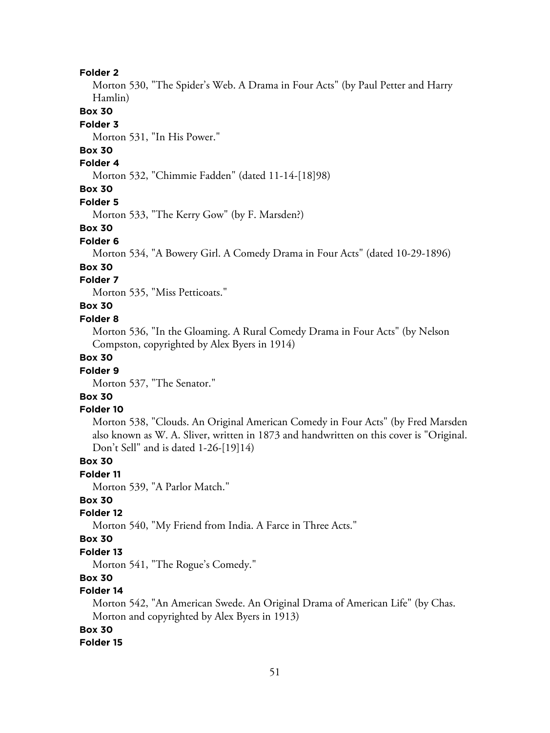**Folder 2**

Morton 530, "The Spider's Web. A Drama in Four Acts" (by Paul Petter and Harry Hamlin)

**Box 30**

**Folder 3**

Morton 531, "In His Power."

**Box 30**

**Folder 4**

Morton 532, "Chimmie Fadden" (dated 11-14-[18]98)

**Box 30**

**Folder 5**

Morton 533, "The Kerry Gow" (by F. Marsden?)

**Box 30**

**Folder 6**

Morton 534, "A Bowery Girl. A Comedy Drama in Four Acts" (dated 10-29-1896)

**Box 30**

**Folder 7**

Morton 535, "Miss Petticoats."

**Box 30**

**Folder 8**

Morton 536, "In the Gloaming. A Rural Comedy Drama in Four Acts" (by Nelson Compston, copyrighted by Alex Byers in 1914)

**Box 30**

**Folder 9**

Morton 537, "The Senator."

**Box 30**

**Folder 10**

Morton 538, "Clouds. An Original American Comedy in Four Acts" (by Fred Marsden also known as W. A. Sliver, written in 1873 and handwritten on this cover is "Original. Don't Sell" and is dated 1-26-[19]14)

**Box 30**

**Folder 11**

Morton 539, "A Parlor Match."

**Box 30**

**Folder 12**

Morton 540, "My Friend from India. A Farce in Three Acts."

**Box 30**

**Folder 13**

Morton 541, "The Rogue's Comedy."

**Box 30**

**Folder 14**

Morton 542, "An American Swede. An Original Drama of American Life" (by Chas. Morton and copyrighted by Alex Byers in 1913)

**Box 30**

**Folder 15**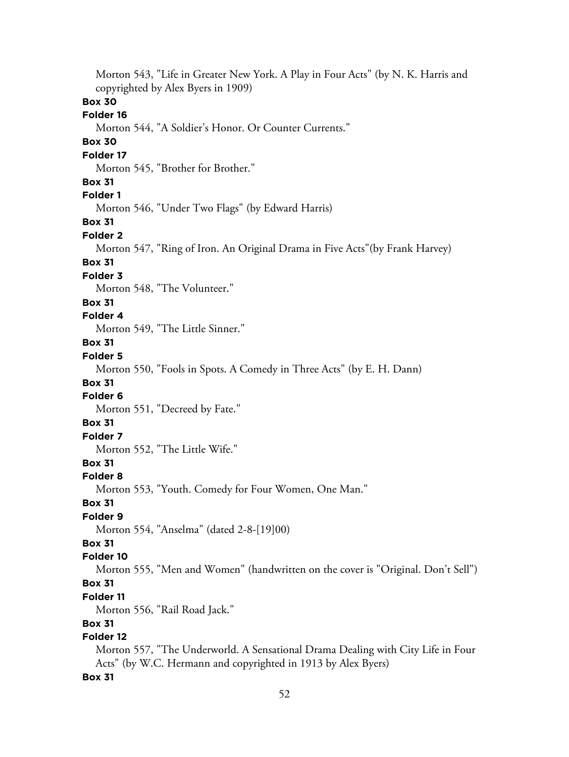Morton 543, "Life in Greater New York. A Play in Four Acts" (by N. K. Harris and copyrighted by Alex Byers in 1909)

**Box 30**

**Folder 16**

Morton 544, "A Soldier's Honor. Or Counter Currents."

**Box 30**

**Folder 17**

Morton 545, "Brother for Brother."

**Box 31**

**Folder 1**

Morton 546, "Under Two Flags" (by Edward Harris)

**Box 31**

**Folder 2**

Morton 547, "Ring of Iron. An Original Drama in Five Acts"(by Frank Harvey)

**Box 31**

**Folder 3**

Morton 548, "The Volunteer."

**Box 31**

**Folder 4**

Morton 549, "The Little Sinner."

**Box 31**

**Folder 5**

Morton 550, "Fools in Spots. A Comedy in Three Acts" (by E. H. Dann)

**Box 31**

**Folder 6**

Morton 551, "Decreed by Fate."

**Box 31**

**Folder 7**

Morton 552, "The Little Wife."

**Box 31**

**Folder 8**

Morton 553, "Youth. Comedy for Four Women, One Man."

**Box 31**

**Folder 9**

Morton 554, "Anselma" (dated 2-8-[19]00)

**Box 31**

**Folder 10**

Morton 555, "Men and Women" (handwritten on the cover is "Original. Don't Sell")

**Box 31**

**Folder 11**

Morton 556, "Rail Road Jack."

**Box 31**

**Folder 12**

Morton 557, "The Underworld. A Sensational Drama Dealing with City Life in Four Acts" (by W.C. Hermann and copyrighted in 1913 by Alex Byers)

**Box 31**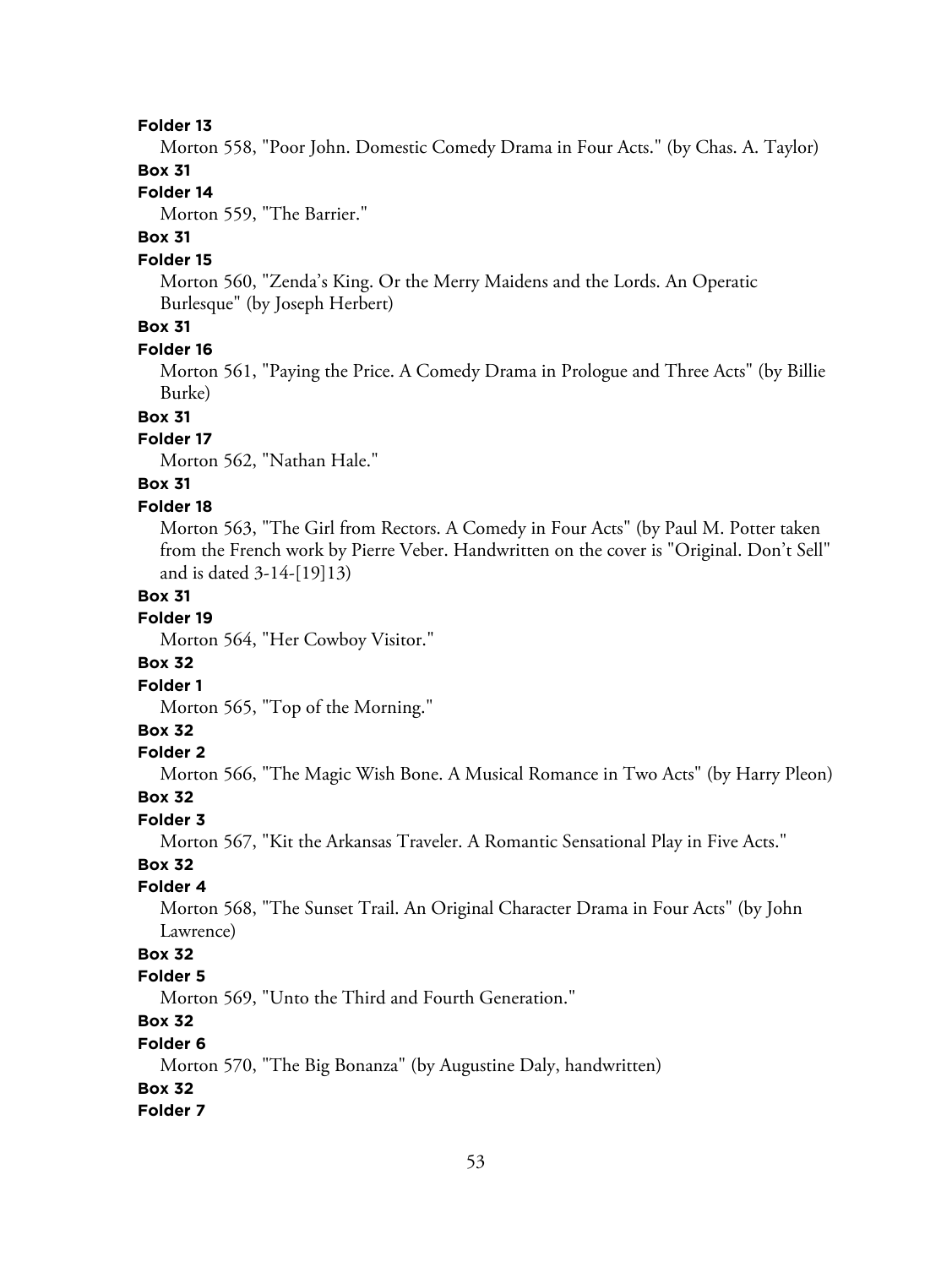**Folder 13**

Morton 558, "Poor John. Domestic Comedy Drama in Four Acts." (by Chas. A. Taylor)

**Box 31**

**Folder 14**

Morton 559, "The Barrier."

**Box 31**

**Folder 15**

Morton 560, "Zenda's King. Or the Merry Maidens and the Lords. An Operatic Burlesque" (by Joseph Herbert)

**Box 31**

**Folder 16**

Morton 561, "Paying the Price. A Comedy Drama in Prologue and Three Acts" (by Billie Burke)

**Box 31**

**Folder 17**

Morton 562, "Nathan Hale."

**Box 31**

**Folder 18**

Morton 563, "The Girl from Rectors. A Comedy in Four Acts" (by Paul M. Potter taken from the French work by Pierre Veber. Handwritten on the cover is "Original. Don't Sell" and is dated 3-14-[19]13)

**Box 31**

**Folder 19**

Morton 564, "Her Cowboy Visitor."

**Box 32**

**Folder 1**

Morton 565, "Top of the Morning."

**Box 32**

**Folder 2**

Morton 566, "The Magic Wish Bone. A Musical Romance in Two Acts" (by Harry Pleon)

**Box 32**

**Folder 3**

Morton 567, "Kit the Arkansas Traveler. A Romantic Sensational Play in Five Acts."

**Box 32**

**Folder 4**

Morton 568, "The Sunset Trail. An Original Character Drama in Four Acts" (by John Lawrence)

**Box 32**

**Folder 5**

Morton 569, "Unto the Third and Fourth Generation."

**Box 32**

**Folder 6**

Morton 570, "The Big Bonanza" (by Augustine Daly, handwritten)

**Box 32**

**Folder 7**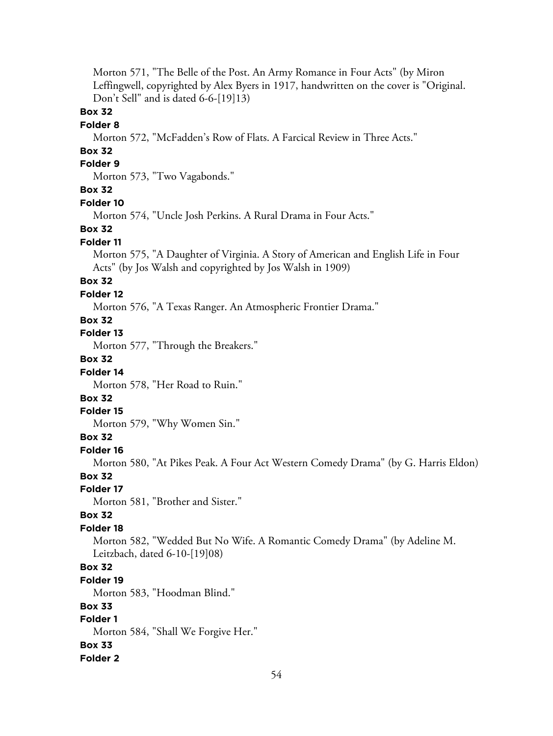Morton 571, "The Belle of the Post. An Army Romance in Four Acts" (by Miron Leffingwell, copyrighted by Alex Byers in 1917, handwritten on the cover is "Original. Don't Sell" and is dated 6-6-[19]13)

**Box 32**

**Folder 8**

Morton 572, "McFadden's Row of Flats. A Farcical Review in Three Acts."

**Box 32**

**Folder 9**

Morton 573, "Two Vagabonds."

**Box 32**

**Folder 10**

Morton 574, "Uncle Josh Perkins. A Rural Drama in Four Acts."

**Box 32**

**Folder 11**

Morton 575, "A Daughter of Virginia. A Story of American and English Life in Four Acts" (by Jos Walsh and copyrighted by Jos Walsh in 1909)

**Box 32**

**Folder 12**

Morton 576, "A Texas Ranger. An Atmospheric Frontier Drama."

**Box 32**

**Folder 13**

Morton 577, "Through the Breakers."

**Box 32**

**Folder 14**

Morton 578, "Her Road to Ruin."

**Box 32**

**Folder 15**

Morton 579, "Why Women Sin."

**Box 32**

**Folder 16**

Morton 580, "At Pikes Peak. A Four Act Western Comedy Drama" (by G. Harris Eldon)

**Box 32**

**Folder 17**

Morton 581, "Brother and Sister."

**Box 32**

**Folder 18**

Morton 582, "Wedded But No Wife. A Romantic Comedy Drama" (by Adeline M. Leitzbach, dated 6-10-[19]08)

**Box 32**

**Folder 19**

Morton 583, "Hoodman Blind."

**Box 33**

**Folder 1**

Morton 584, "Shall We Forgive Her."

**Box 33**

**Folder 2**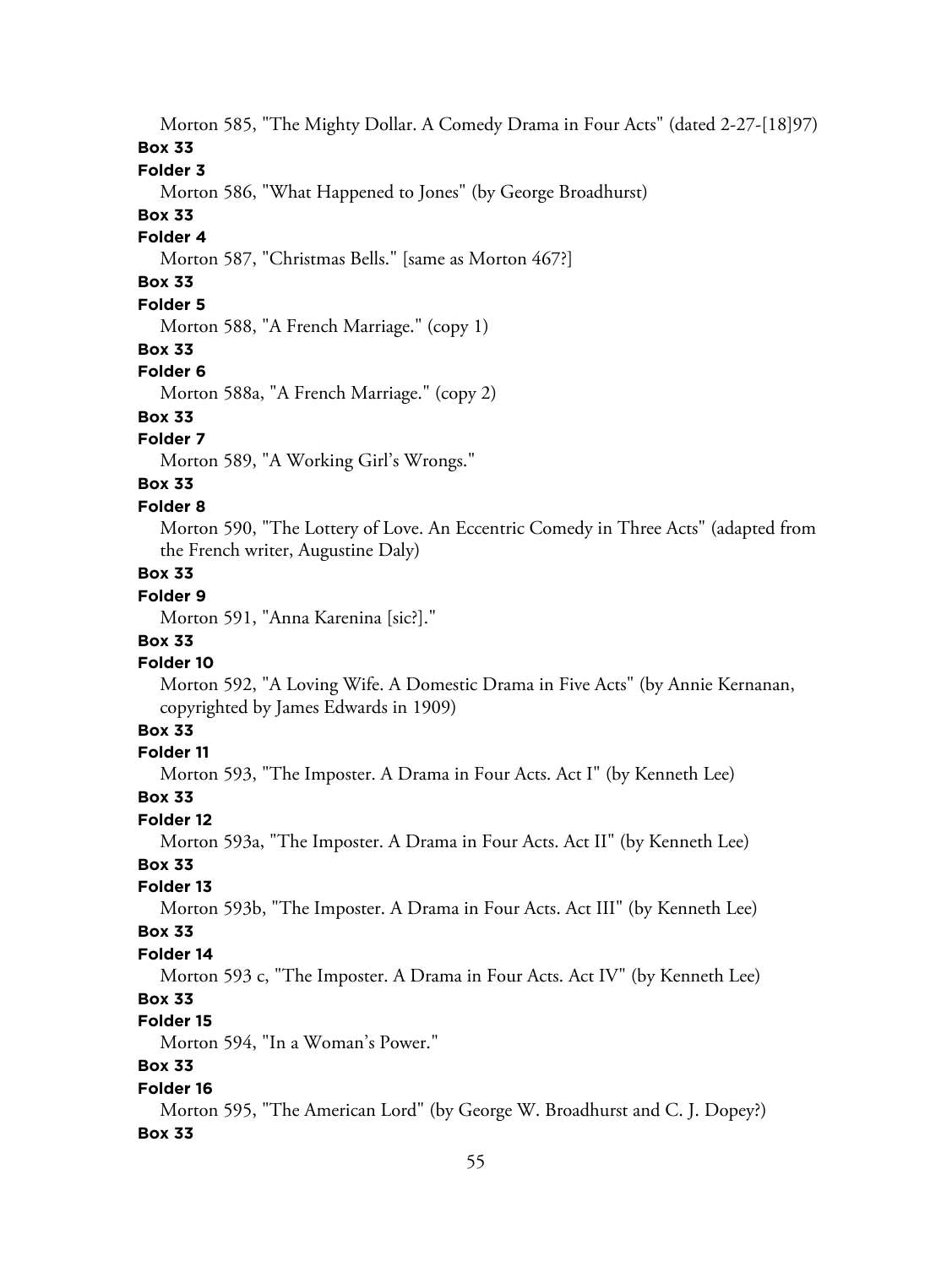Morton 585, "The Mighty Dollar. A Comedy Drama in Four Acts" (dated 2-27-[18]97)

**Box 33**

**Folder 3**

Morton 586, "What Happened to Jones" (by George Broadhurst)

**Box 33**

**Folder 4**

Morton 587, "Christmas Bells." [same as Morton 467?]

**Box 33**

**Folder 5**

Morton 588, "A French Marriage." (copy 1)

**Box 33**

**Folder 6**

Morton 588a, "A French Marriage." (copy 2)

**Box 33**

**Folder 7**

Morton 589, "A Working Girl's Wrongs."

**Box 33**

**Folder 8**

Morton 590, "The Lottery of Love. An Eccentric Comedy in Three Acts" (adapted from the French writer, Augustine Daly)

**Box 33**

**Folder 9**

Morton 591, "Anna Karenina [sic?]."

**Box 33**

**Folder 10**

Morton 592, "A Loving Wife. A Domestic Drama in Five Acts" (by Annie Kernanan, copyrighted by James Edwards in 1909)

**Box 33**

**Folder 11**

Morton 593, "The Imposter. A Drama in Four Acts. Act I" (by Kenneth Lee)

**Box 33**

**Folder 12**

Morton 593a, "The Imposter. A Drama in Four Acts. Act II" (by Kenneth Lee)

**Box 33**

**Folder 13**

Morton 593b, "The Imposter. A Drama in Four Acts. Act III" (by Kenneth Lee)

**Box 33**

**Folder 14**

Morton 593 c, "The Imposter. A Drama in Four Acts. Act IV" (by Kenneth Lee)

**Box 33**

**Folder 15**

Morton 594, "In a Woman's Power."

**Box 33**

**Folder 16**

Morton 595, "The American Lord" (by George W. Broadhurst and C. J. Dopey?)

**Box 33**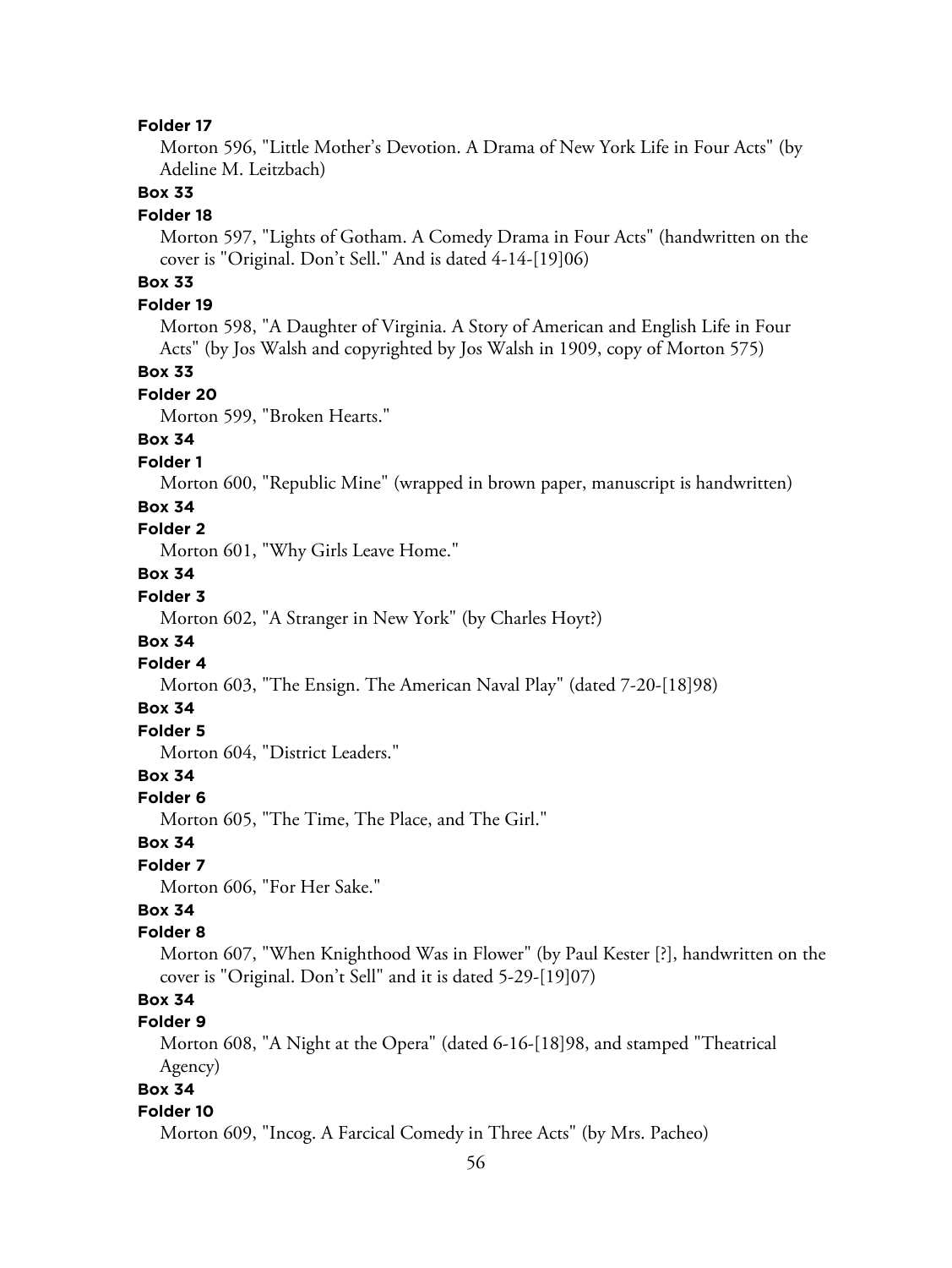**Folder 17**

Morton 596, "Little Mother's Devotion. A Drama of New York Life in Four Acts" (by Adeline M. Leitzbach)

**Box 33**

**Folder 18**

Morton 597, "Lights of Gotham. A Comedy Drama in Four Acts" (handwritten on the cover is "Original. Don't Sell." And is dated 4-14-[19]06)

**Box 33**

**Folder 19**

Morton 598, "A Daughter of Virginia. A Story of American and English Life in Four Acts" (by Jos Walsh and copyrighted by Jos Walsh in 1909, copy of Morton 575)

**Box 33**

**Folder 20**

Morton 599, "Broken Hearts."

**Box 34**

**Folder 1**

Morton 600, "Republic Mine" (wrapped in brown paper, manuscript is handwritten)

**Box 34**

**Folder 2**

Morton 601, "Why Girls Leave Home."

**Box 34**

**Folder 3**

Morton 602, "A Stranger in New York" (by Charles Hoyt?)

**Box 34**

**Folder 4**

Morton 603, "The Ensign. The American Naval Play" (dated 7-20-[18]98)

**Box 34**

**Folder 5**

Morton 604, "District Leaders."

**Box 34**

**Folder 6**

Morton 605, "The Time, The Place, and The Girl."

**Box 34**

**Folder 7**

Morton 606, "For Her Sake."

**Box 34**

**Folder 8**

Morton 607, "When Knighthood Was in Flower" (by Paul Kester [?], handwritten on the cover is "Original. Don't Sell" and it is dated 5-29-[19]07)

**Box 34**

**Folder 9**

Morton 608, "A Night at the Opera" (dated 6-16-[18]98, and stamped "Theatrical Agency)

**Box 34**

**Folder 10**

Morton 609, "Incog. A Farcical Comedy in Three Acts" (by Mrs. Pacheo)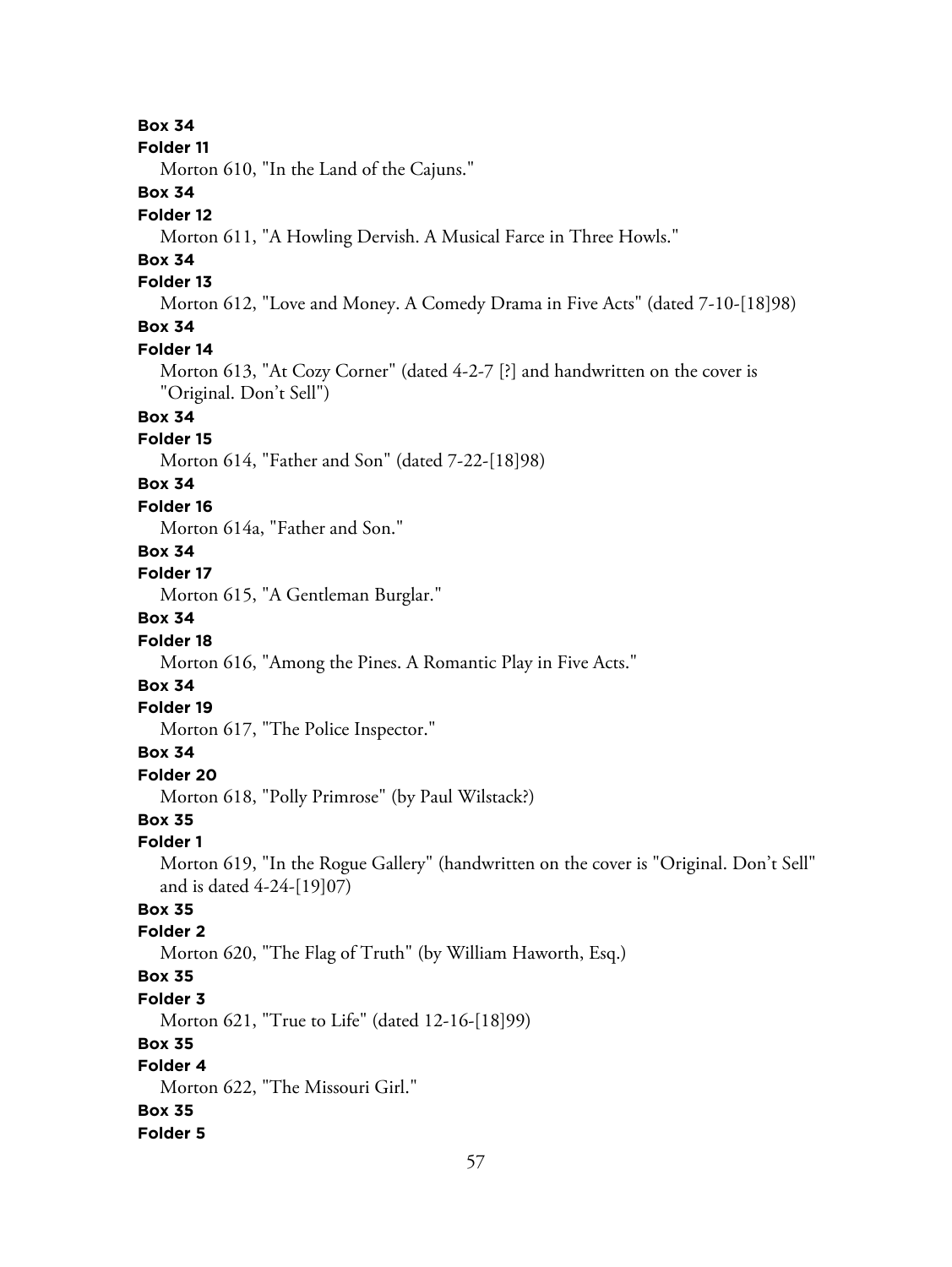**Box 34**

**Folder 11**

Morton 610, "In the Land of the Cajuns."

**Box 34**

**Folder 12**

Morton 611, "A Howling Dervish. A Musical Farce in Three Howls."

**Box 34**

**Folder 13**

Morton 612, "Love and Money. A Comedy Drama in Five Acts" (dated 7-10-[18]98)

**Box 34**

**Folder 14**

Morton 613, "At Cozy Corner" (dated 4-2-7 [?] and handwritten on the cover is "Original. Don't Sell")

**Box 34**

**Folder 15**

Morton 614, "Father and Son" (dated 7-22-[18]98)

**Box 34**

**Folder 16**

Morton 614a, "Father and Son."

**Box 34**

**Folder 17**

Morton 615, "A Gentleman Burglar."

**Box 34**

**Folder 18**

Morton 616, "Among the Pines. A Romantic Play in Five Acts."

**Box 34**

**Folder 19**

Morton 617, "The Police Inspector."

**Box 34**

**Folder 20**

Morton 618, "Polly Primrose" (by Paul Wilstack?)

**Box 35**

**Folder 1**

Morton 619, "In the Rogue Gallery" (handwritten on the cover is "Original. Don't Sell" and is dated 4-24-[19]07)

**Box 35**

**Folder 2**

Morton 620, "The Flag of Truth" (by William Haworth, Esq.)

**Box 35**

**Folder 3**

Morton 621, "True to Life" (dated 12-16-[18]99)

**Box 35**

**Folder 4**

Morton 622, "The Missouri Girl."

**Box 35**

**Folder 5**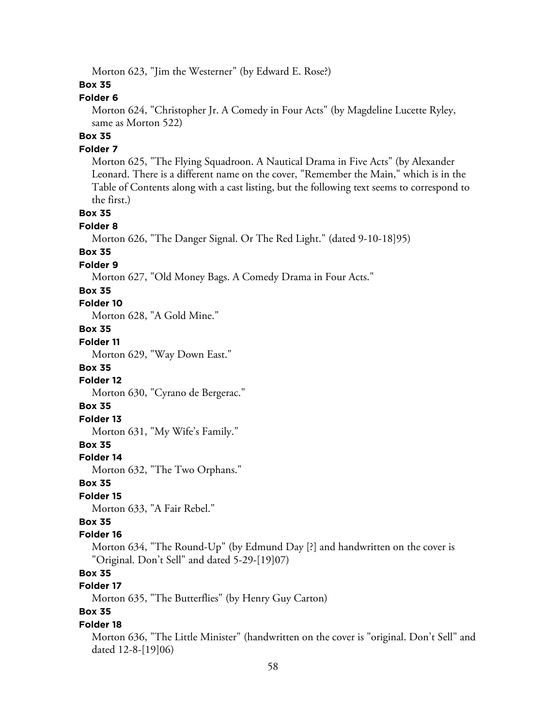Morton 623, "Jim the Westerner" (by Edward E. Rose?)

**Box 35**

**Folder 6**

Morton 624, "Christopher Jr. A Comedy in Four Acts" (by Magdeline Lucette Ryley, same as Morton 522)

**Box 35**

**Folder 7**

Morton 625, "The Flying Squadroon. A Nautical Drama in Five Acts" (by Alexander Leonard. There is a different name on the cover, "Remember the Main," which is in the Table of Contents along with a cast listing, but the following text seems to correspond to the first.)

**Box 35**

**Folder 8**

Morton 626, "The Danger Signal. Or The Red Light." (dated 9-10-18]95)

**Box 35**

**Folder 9**

Morton 627, "Old Money Bags. A Comedy Drama in Four Acts."

**Box 35**

**Folder 10**

Morton 628, "A Gold Mine."

**Box 35**

**Folder 11**

Morton 629, "Way Down East."

**Box 35**

**Folder 12**

Morton 630, "Cyrano de Bergerac."

**Box 35**

**Folder 13**

Morton 631, "My Wife's Family."

**Box 35**

**Folder 14**

Morton 632, "The Two Orphans."

**Box 35**

**Folder 15**

Morton 633, "A Fair Rebel."

**Box 35**

**Folder 16**

Morton 634, "The Round-Up" (by Edmund Day [?] and handwritten on the cover is "Original. Don't Sell" and dated 5-29-[19]07)

**Box 35**

**Folder 17**

Morton 635, "The Butterflies" (by Henry Guy Carton)

**Box 35**

**Folder 18**

Morton 636, "The Little Minister" (handwritten on the cover is "original. Don't Sell" and dated 12-8-[19]06)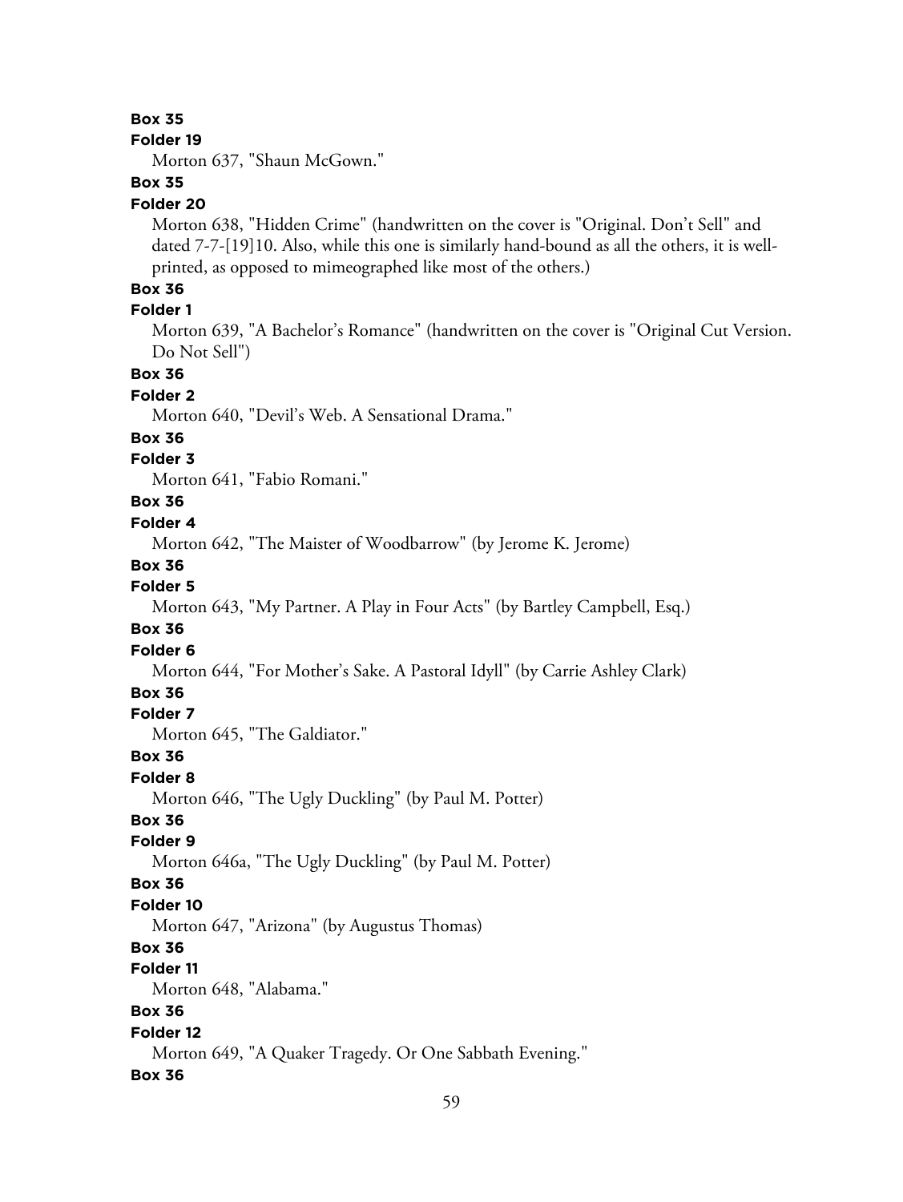**Box 35**

**Folder 19**

Morton 637, "Shaun McGown."

**Box 35**

**Folder 20**

Morton 638, "Hidden Crime" (handwritten on the cover is "Original. Don't Sell" and dated 7-7-[19]10. Also, while this one is similarly hand-bound as all the others, it is well-printed, as opposed to mimeographed like most of the others.)

**Box 36**

**Folder 1**

Morton 639, "A Bachelor's Romance" (handwritten on the cover is "Original Cut Version. Do Not Sell")

**Box 36**

**Folder 2**

Morton 640, "Devil's Web. A Sensational Drama."

**Box 36**

**Folder 3**

Morton 641, "Fabio Romani."

**Box 36**

**Folder 4**

Morton 642, "The Maister of Woodbarrow" (by Jerome K. Jerome)

**Box 36**

**Folder 5**

Morton 643, "My Partner. A Play in Four Acts" (by Bartley Campbell, Esq.)

**Box 36**

**Folder 6**

Morton 644, "For Mother's Sake. A Pastoral Idyll" (by Carrie Ashley Clark)

**Box 36**

**Folder 7**

Morton 645, "The Galdiator."

**Box 36**

**Folder 8**

Morton 646, "The Ugly Duckling" (by Paul M. Potter)

**Box 36**

**Folder 9**

Morton 646a, "The Ugly Duckling" (by Paul M. Potter)

**Box 36**

**Folder 10**

Morton 647, "Arizona" (by Augustus Thomas)

**Box 36**

**Folder 11**

Morton 648, "Alabama."

**Box 36**

**Folder 12**

Morton 649, "A Quaker Tragedy. Or One Sabbath Evening."

**Box 36**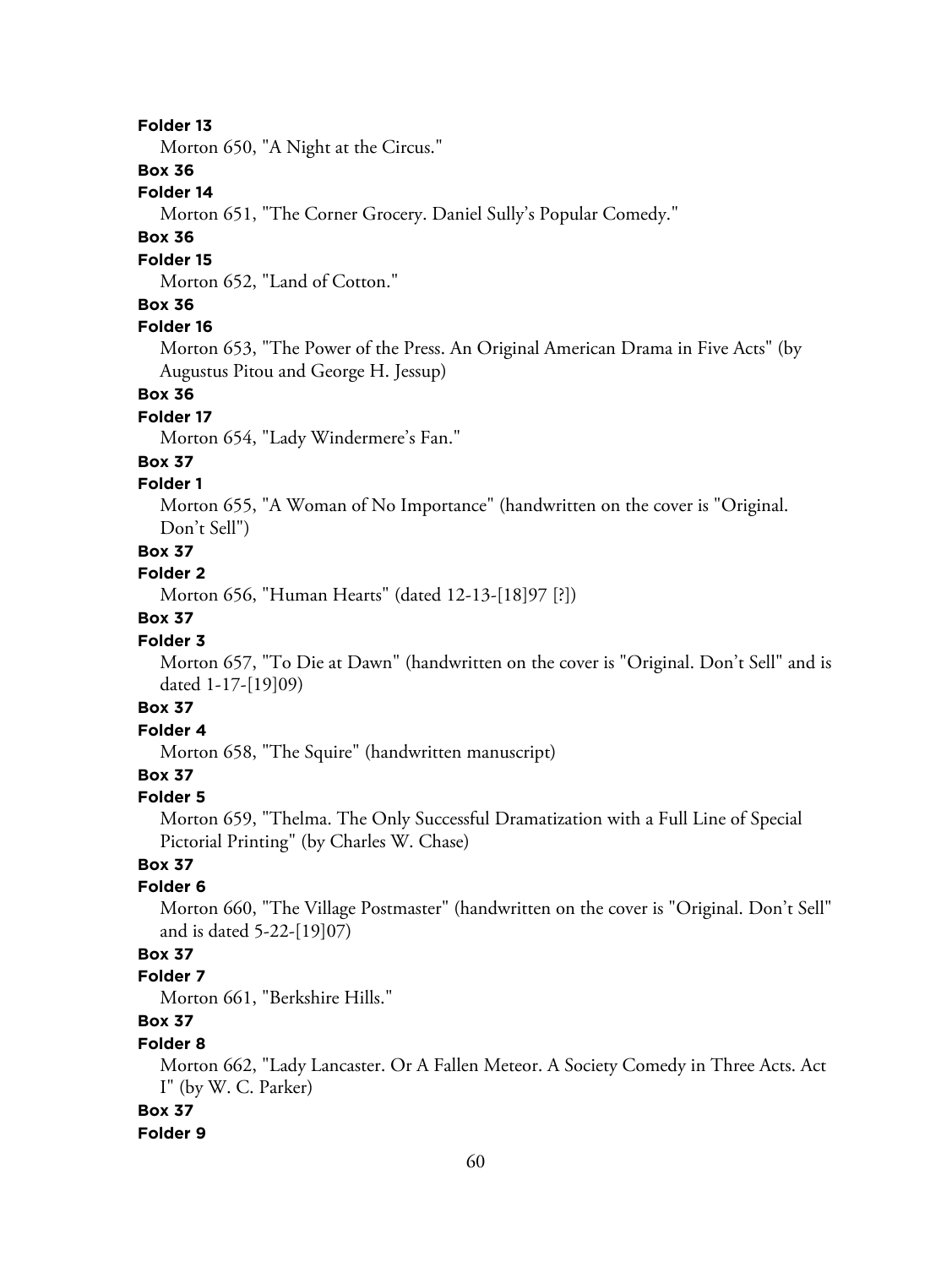**Folder 13**

Morton 650, "A Night at the Circus."

**Box 36**

**Folder 14**

Morton 651, "The Corner Grocery. Daniel Sully's Popular Comedy."

**Box 36**

**Folder 15**

Morton 652, "Land of Cotton."

**Box 36**

**Folder 16**

Morton 653, "The Power of the Press. An Original American Drama in Five Acts" (by Augustus Pitou and George H. Jessup)

**Box 36**

**Folder 17**

Morton 654, "Lady Windermere's Fan."

**Box 37**

**Folder 1**

Morton 655, "A Woman of No Importance" (handwritten on the cover is "Original. Don't Sell")

**Box 37**

**Folder 2**

Morton 656, "Human Hearts" (dated 12-13-[18]97 [?])

**Box 37**

**Folder 3**

Morton 657, "To Die at Dawn" (handwritten on the cover is "Original. Don't Sell" and is dated 1-17-[19]09)

**Box 37**

**Folder 4**

Morton 658, "The Squire" (handwritten manuscript)

**Box 37**

**Folder 5**

Morton 659, "Thelma. The Only Successful Dramatization with a Full Line of Special Pictorial Printing" (by Charles W. Chase)

**Box 37**

**Folder 6**

Morton 660, "The Village Postmaster" (handwritten on the cover is "Original. Don't Sell" and is dated 5-22-[19]07)

**Box 37**

**Folder 7**

Morton 661, "Berkshire Hills."

**Box 37**

**Folder 8**

Morton 662, "Lady Lancaster. Or A Fallen Meteor. A Society Comedy in Three Acts. Act I" (by W. C. Parker)

**Box 37**

**Folder 9**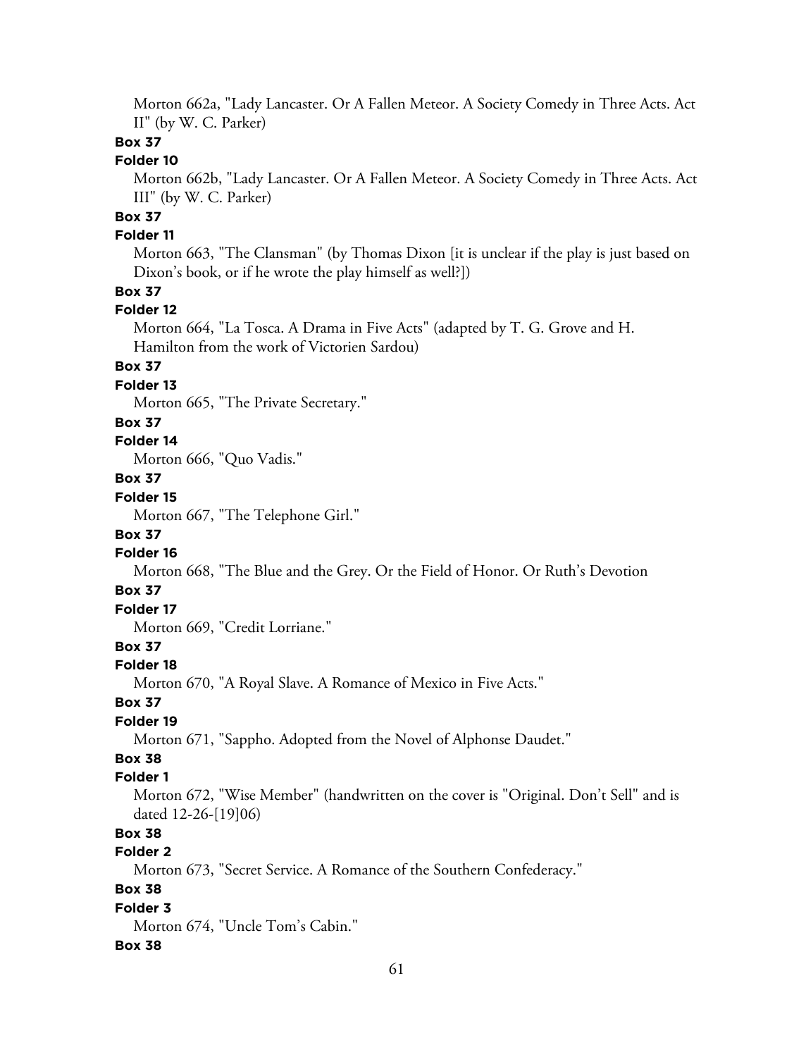Morton 662a, "Lady Lancaster. Or A Fallen Meteor. A Society Comedy in Three Acts. Act II" (by W. C. Parker)

**Box 37**

**Folder 10**

Morton 662b, "Lady Lancaster. Or A Fallen Meteor. A Society Comedy in Three Acts. Act III" (by W. C. Parker)

**Box 37**

**Folder 11**

Morton 663, "The Clansman" (by Thomas Dixon [it is unclear if the play is just based on Dixon's book, or if he wrote the play himself as well?])

**Box 37**

**Folder 12**

Morton 664, "La Tosca. A Drama in Five Acts" (adapted by T. G. Grove and H. Hamilton from the work of Victorien Sardou)

**Box 37**

**Folder 13**

Morton 665, "The Private Secretary."

**Box 37**

**Folder 14**

Morton 666, "Quo Vadis."

**Box 37**

**Folder 15**

Morton 667, "The Telephone Girl."

**Box 37**

**Folder 16**

Morton 668, "The Blue and the Grey. Or the Field of Honor. Or Ruth's Devotion

**Box 37**

**Folder 17**

Morton 669, "Credit Lorriane."

**Box 37**

**Folder 18**

Morton 670, "A Royal Slave. A Romance of Mexico in Five Acts."

**Box 37**

**Folder 19**

Morton 671, "Sappho. Adopted from the Novel of Alphonse Daudet."

**Box 38**

**Folder 1**

Morton 672, "Wise Member" (handwritten on the cover is "Original. Don't Sell" and is dated 12-26-[19]06)

**Box 38**

**Folder 2**

Morton 673, "Secret Service. A Romance of the Southern Confederacy."

**Box 38**

**Folder 3**

Morton 674, "Uncle Tom's Cabin."

**Box 38**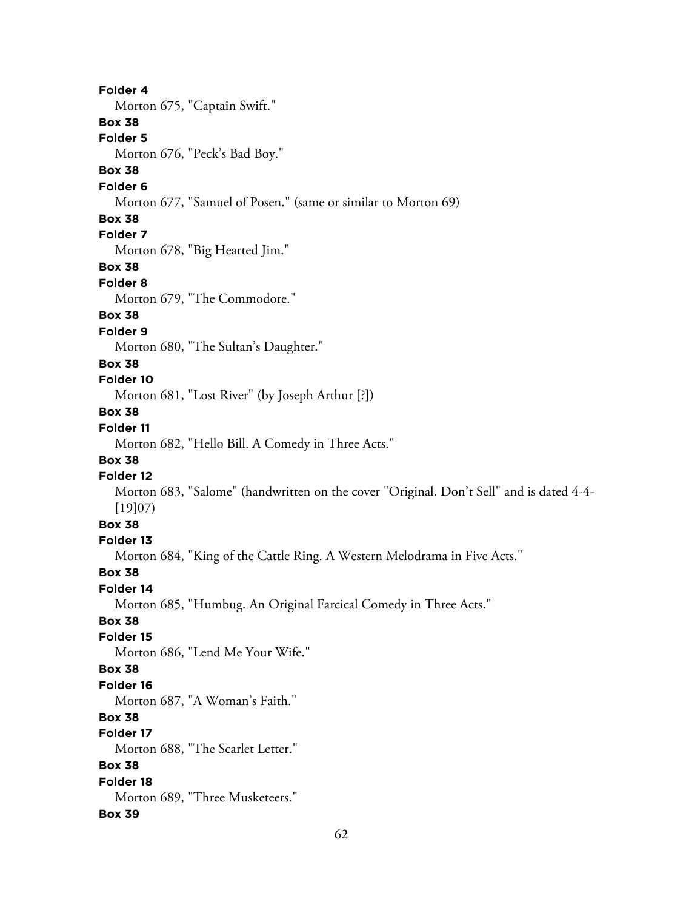**Folder 4**

Morton 675, "Captain Swift."

**Box 38**

**Folder 5**

Morton 676, "Peck's Bad Boy."

**Box 38**

**Folder 6**

Morton 677, "Samuel of Posen." (same or similar to Morton 69)

**Box 38**

**Folder 7**

Morton 678, "Big Hearted Jim."

**Box 38**

**Folder 8**

Morton 679, "The Commodore."

**Box 38**

**Folder 9**

Morton 680, "The Sultan's Daughter."

**Box 38**

**Folder 10**

Morton 681, "Lost River" (by Joseph Arthur [?])

**Box 38**

**Folder 11**

Morton 682, "Hello Bill. A Comedy in Three Acts."

**Box 38**

**Folder 12**

Morton 683, "Salome" (handwritten on the cover "Original. Don't Sell" and is dated 4-4-[19]07)

**Box 38**

**Folder 13**

Morton 684, "King of the Cattle Ring. A Western Melodrama in Five Acts."

**Box 38**

**Folder 14**

Morton 685, "Humbug. An Original Farcical Comedy in Three Acts."

**Box 38**

**Folder 15**

Morton 686, "Lend Me Your Wife."

**Box 38**

**Folder 16**

Morton 687, "A Woman's Faith."

**Box 38**

**Folder 17**

Morton 688, "The Scarlet Letter."

**Box 38**

**Folder 18**

Morton 689, "Three Musketeers."

**Box 39**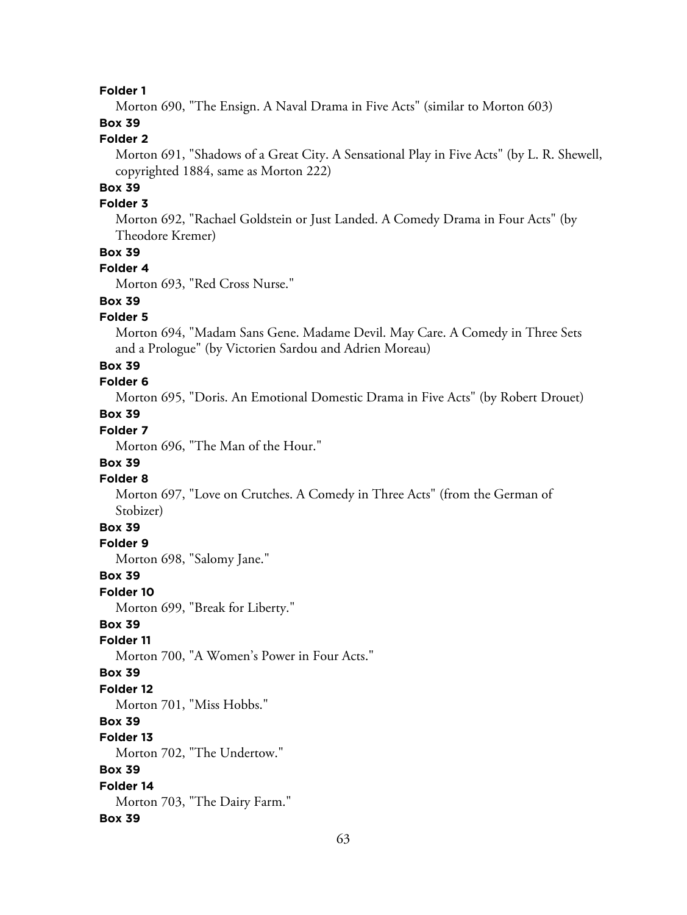**Folder 1**

Morton 690, "The Ensign. A Naval Drama in Five Acts" (similar to Morton 603)

**Box 39**

**Folder 2**

Morton 691, "Shadows of a Great City. A Sensational Play in Five Acts" (by L. R. Shewell, copyrighted 1884, same as Morton 222)

**Box 39**

**Folder 3**

Morton 692, "Rachael Goldstein or Just Landed. A Comedy Drama in Four Acts" (by Theodore Kremer)

**Box 39**

**Folder 4**

Morton 693, "Red Cross Nurse."

**Box 39**

**Folder 5**

Morton 694, "Madam Sans Gene. Madame Devil. May Care. A Comedy in Three Sets and a Prologue" (by Victorien Sardou and Adrien Moreau)

**Box 39**

**Folder 6**

Morton 695, "Doris. An Emotional Domestic Drama in Five Acts" (by Robert Drouet)

**Box 39**

**Folder 7**

Morton 696, "The Man of the Hour."

**Box 39**

**Folder 8**

Morton 697, "Love on Crutches. A Comedy in Three Acts" (from the German of Stobizer)

**Box 39**

**Folder 9**

Morton 698, "Salomy Jane."

**Box 39**

**Folder 10**

Morton 699, "Break for Liberty."

**Box 39**

**Folder 11**

Morton 700, "A Women's Power in Four Acts."

**Box 39**

**Folder 12**

Morton 701, "Miss Hobbs."

**Box 39**

**Folder 13**

Morton 702, "The Undertow."

**Box 39**

**Folder 14**

Morton 703, "The Dairy Farm."

**Box 39**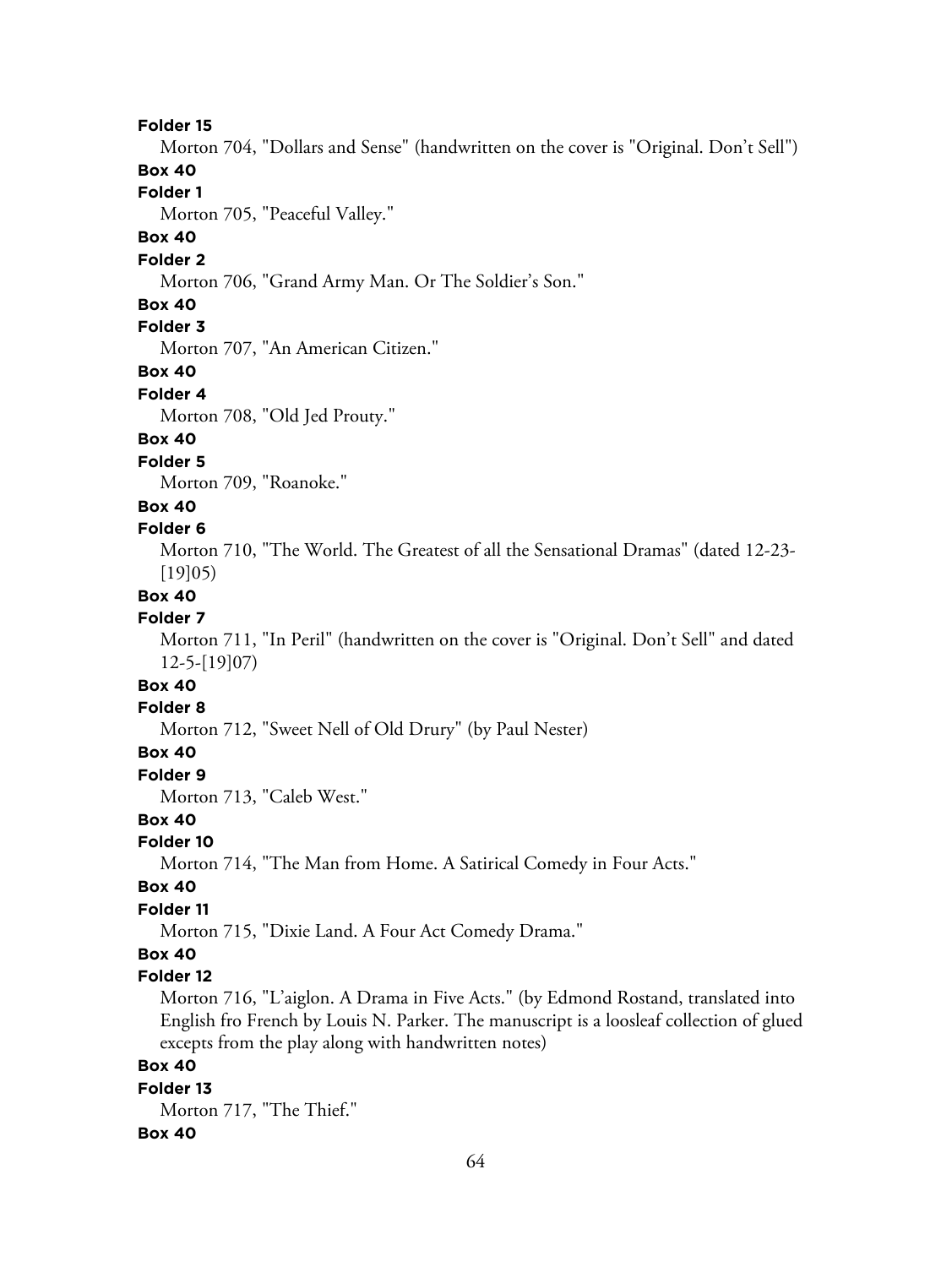**Folder 15**

Morton 704, "Dollars and Sense" (handwritten on the cover is "Original. Don't Sell")

**Box 40**

**Folder 1**

Morton 705, "Peaceful Valley."

**Box 40**

**Folder 2**

Morton 706, "Grand Army Man. Or The Soldier's Son."

**Box 40**

**Folder 3**

Morton 707, "An American Citizen."

**Box 40**

**Folder 4**

Morton 708, "Old Jed Prouty."

**Box 40**

**Folder 5**

Morton 709, "Roanoke."

**Box 40**

**Folder 6**

Morton 710, "The World. The Greatest of all the Sensational Dramas" (dated 12-23-[19]05)

**Box 40**

**Folder 7**

Morton 711, "In Peril" (handwritten on the cover is "Original. Don't Sell" and dated 12-5-[19]07)

**Box 40**

**Folder 8**

Morton 712, "Sweet Nell of Old Drury" (by Paul Nester)

**Box 40**

**Folder 9**

Morton 713, "Caleb West."

**Box 40**

**Folder 10**

Morton 714, "The Man from Home. A Satirical Comedy in Four Acts."

**Box 40**

**Folder 11**

Morton 715, "Dixie Land. A Four Act Comedy Drama."

**Box 40**

**Folder 12**

Morton 716, "L'aiglon. A Drama in Five Acts." (by Edmond Rostand, translated into English fro French by Louis N. Parker. The manuscript is a loosleaf collection of glued excepts from the play along with handwritten notes)

**Box 40**

**Folder 13**

Morton 717, "The Thief."

**Box 40**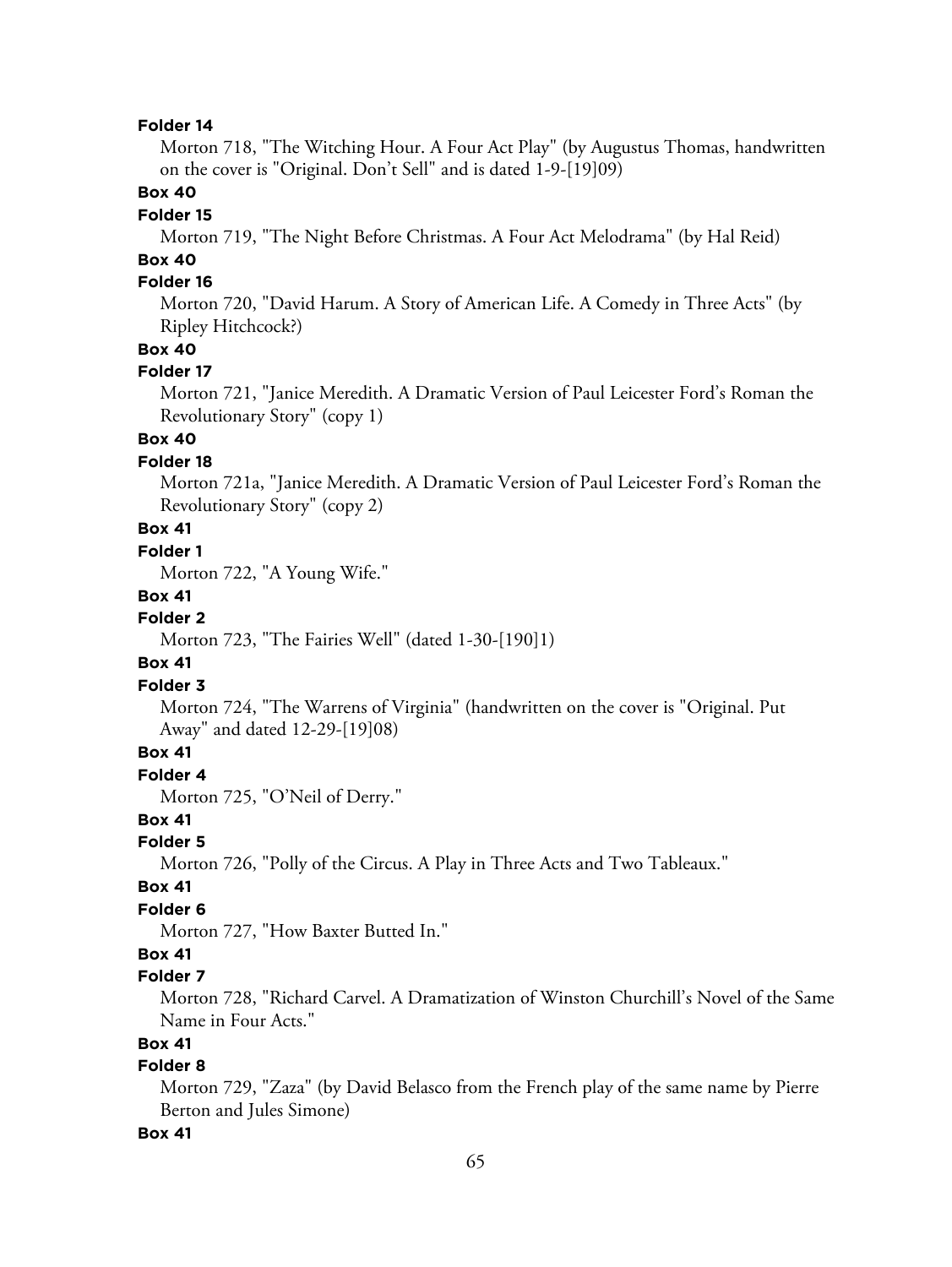**Folder 14**

Morton 718, "The Witching Hour. A Four Act Play" (by Augustus Thomas, handwritten on the cover is "Original. Don't Sell" and is dated 1-9-[19]09)

**Box 40**

**Folder 15**

Morton 719, "The Night Before Christmas. A Four Act Melodrama" (by Hal Reid)

**Box 40**

**Folder 16**

Morton 720, "David Harum. A Story of American Life. A Comedy in Three Acts" (by Ripley Hitchcock?)

**Box 40**

**Folder 17**

Morton 721, "Janice Meredith. A Dramatic Version of Paul Leicester Ford's Roman the Revolutionary Story" (copy 1)

**Box 40**

**Folder 18**

Morton 721a, "Janice Meredith. A Dramatic Version of Paul Leicester Ford's Roman the Revolutionary Story" (copy 2)

**Box 41**

**Folder 1**

Morton 722, "A Young Wife."

**Box 41**

**Folder 2**

Morton 723, "The Fairies Well" (dated 1-30-[190]1)

**Box 41**

**Folder 3**

Morton 724, "The Warrens of Virginia" (handwritten on the cover is "Original. Put Away" and dated 12-29-[19]08)

**Box 41**

**Folder 4**

Morton 725, "O'Neil of Derry."

**Box 41**

**Folder 5**

Morton 726, "Polly of the Circus. A Play in Three Acts and Two Tableaux."

**Box 41**

**Folder 6**

Morton 727, "How Baxter Butted In."

**Box 41**

**Folder 7**

Morton 728, "Richard Carvel. A Dramatization of Winston Churchill's Novel of the Same Name in Four Acts."

**Box 41**

**Folder 8**

Morton 729, "Zaza" (by David Belasco from the French play of the same name by Pierre Berton and Jules Simone)

**Box 41**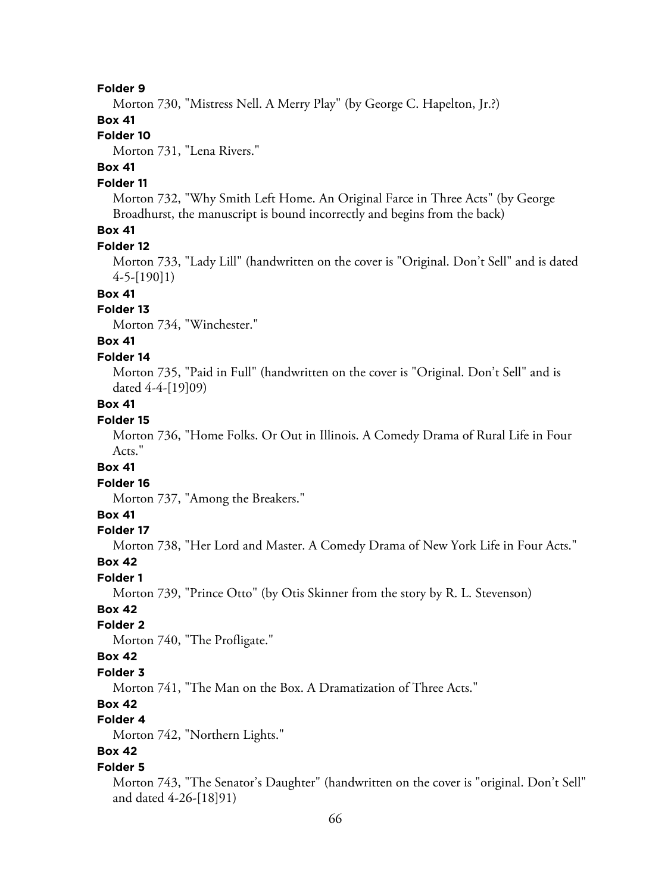**Folder 9**

Morton 730, "Mistress Nell. A Merry Play" (by George C. Hapelton, Jr.?)

**Box 41**

**Folder 10**

Morton 731, "Lena Rivers."

**Box 41**

**Folder 11**

Morton 732, "Why Smith Left Home. An Original Farce in Three Acts" (by George Broadhurst, the manuscript is bound incorrectly and begins from the back)

**Box 41**

**Folder 12**

Morton 733, "Lady Lill" (handwritten on the cover is "Original. Don't Sell" and is dated 4-5-[190]1)

**Box 41**

**Folder 13**

Morton 734, "Winchester."

**Box 41**

**Folder 14**

Morton 735, "Paid in Full" (handwritten on the cover is "Original. Don't Sell" and is dated 4-4-[19]09)

**Box 41**

**Folder 15**

Morton 736, "Home Folks. Or Out in Illinois. A Comedy Drama of Rural Life in Four Acts."

**Box 41**

**Folder 16**

Morton 737, "Among the Breakers."

**Box 41**

**Folder 17**

Morton 738, "Her Lord and Master. A Comedy Drama of New York Life in Four Acts."

**Box 42**

**Folder 1**

Morton 739, "Prince Otto" (by Otis Skinner from the story by R. L. Stevenson)

**Box 42**

**Folder 2**

Morton 740, "The Profligate."

**Box 42**

**Folder 3**

Morton 741, "The Man on the Box. A Dramatization of Three Acts."

**Box 42**

**Folder 4**

Morton 742, "Northern Lights."

**Box 42**

**Folder 5**

Morton 743, "The Senator's Daughter" (handwritten on the cover is "original. Don't Sell" and dated 4-26-[18]91)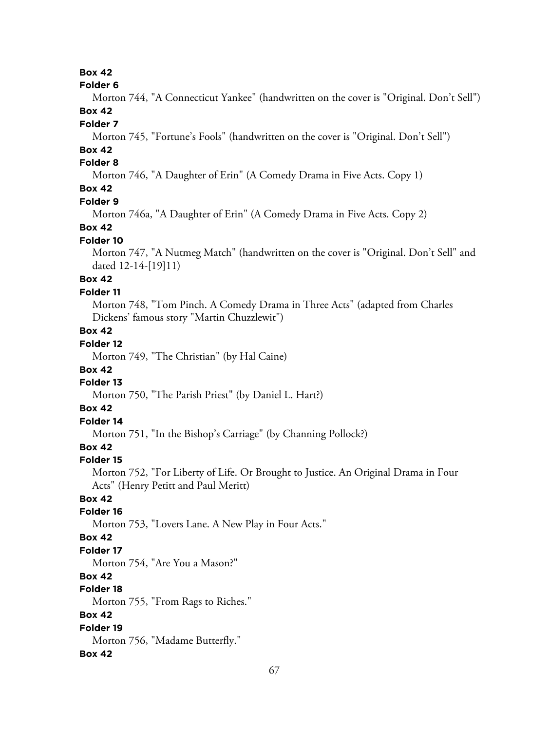**Box 42**

**Folder 6**

Morton 744, "A Connecticut Yankee" (handwritten on the cover is "Original. Don't Sell")

**Box 42**

**Folder 7**

Morton 745, "Fortune's Fools" (handwritten on the cover is "Original. Don't Sell")

**Box 42**

**Folder 8**

Morton 746, "A Daughter of Erin" (A Comedy Drama in Five Acts. Copy 1)

**Box 42**

**Folder 9**

Morton 746a, "A Daughter of Erin" (A Comedy Drama in Five Acts. Copy 2)

**Box 42**

**Folder 10**

Morton 747, "A Nutmeg Match" (handwritten on the cover is "Original. Don't Sell" and dated 12-14-[19]11)

**Box 42**

**Folder 11**

Morton 748, "Tom Pinch. A Comedy Drama in Three Acts" (adapted from Charles Dickens' famous story "Martin Chuzzlewit")

**Box 42**

**Folder 12**

Morton 749, "The Christian" (by Hal Caine)

**Box 42**

**Folder 13**

Morton 750, "The Parish Priest" (by Daniel L. Hart?)

**Box 42**

**Folder 14**

Morton 751, "In the Bishop's Carriage" (by Channing Pollock?)

**Box 42**

**Folder 15**

Morton 752, "For Liberty of Life. Or Brought to Justice. An Original Drama in Four Acts" (Henry Petitt and Paul Meritt)

**Box 42**

**Folder 16**

Morton 753, "Lovers Lane. A New Play in Four Acts."

**Box 42**

**Folder 17**

Morton 754, "Are You a Mason?"

**Box 42**

**Folder 18**

Morton 755, "From Rags to Riches."

**Box 42**

**Folder 19**

Morton 756, "Madame Butterfly."

**Box 42**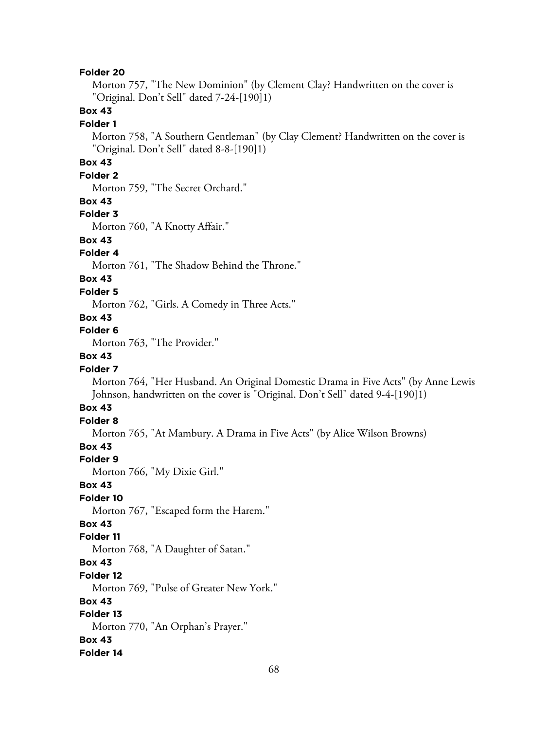**Folder 20**

Morton 757, "The New Dominion" (by Clement Clay? Handwritten on the cover is "Original. Don't Sell" dated 7-24-[190]1)

**Box 43**

**Folder 1**

Morton 758, "A Southern Gentleman" (by Clay Clement? Handwritten on the cover is "Original. Don't Sell" dated 8-8-[190]1)

**Box 43**

**Folder 2**

Morton 759, "The Secret Orchard."

**Box 43**

**Folder 3**

Morton 760, "A Knotty Affair."

**Box 43**

**Folder 4**

Morton 761, "The Shadow Behind the Throne."

**Box 43**

**Folder 5**

Morton 762, "Girls. A Comedy in Three Acts."

**Box 43**

**Folder 6**

Morton 763, "The Provider."

**Box 43**

**Folder 7**

Morton 764, "Her Husband. An Original Domestic Drama in Five Acts" (by Anne Lewis Johnson, handwritten on the cover is "Original. Don't Sell" dated 9-4-[190]1)

**Box 43**

**Folder 8**

Morton 765, "At Mambury. A Drama in Five Acts" (by Alice Wilson Browns)

**Box 43**

**Folder 9**

Morton 766, "My Dixie Girl."

**Box 43**

**Folder 10**

Morton 767, "Escaped form the Harem."

**Box 43**

**Folder 11**

Morton 768, "A Daughter of Satan."

**Box 43**

**Folder 12**

Morton 769, "Pulse of Greater New York."

**Box 43**

**Folder 13**

Morton 770, "An Orphan's Prayer."

**Box 43**

**Folder 14**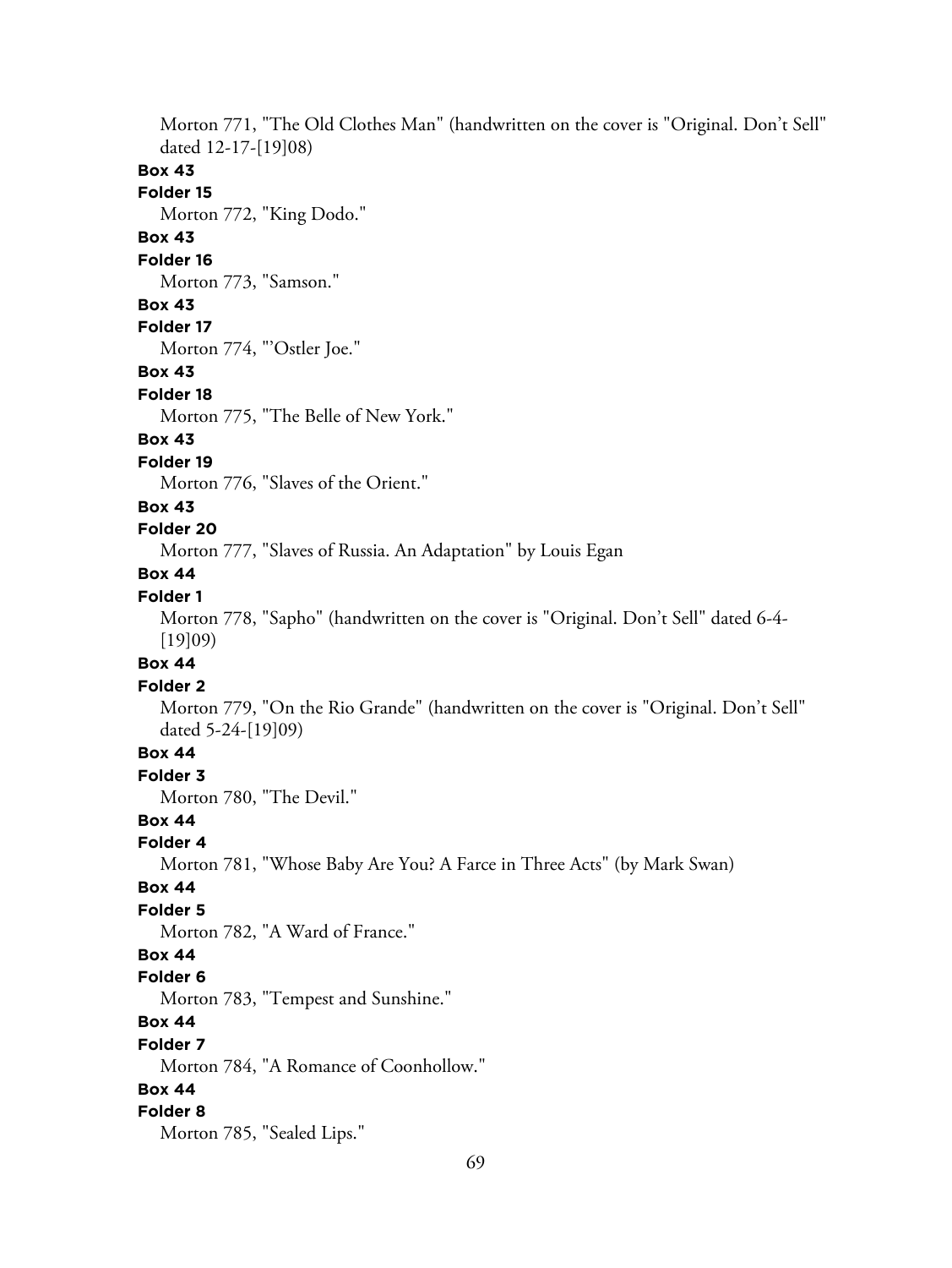Morton 771, "The Old Clothes Man" (handwritten on the cover is "Original. Don't Sell" dated 12-17-[19]08)

**Box 43**

**Folder 15**

Morton 772, "King Dodo."

**Box 43**

**Folder 16**

Morton 773, "Samson."

**Box 43**

**Folder 17**

Morton 774, "'Ostler Joe."

**Box 43**

**Folder 18**

Morton 775, "The Belle of New York."

**Box 43**

**Folder 19**

Morton 776, "Slaves of the Orient."

**Box 43**

**Folder 20**

Morton 777, "Slaves of Russia. An Adaptation" by Louis Egan

**Box 44**

**Folder 1**

Morton 778, "Sapho" (handwritten on the cover is "Original. Don't Sell" dated 6-4-[19]09)

**Box 44**

**Folder 2**

Morton 779, "On the Rio Grande" (handwritten on the cover is "Original. Don't Sell" dated 5-24-[19]09)

**Box 44**

**Folder 3**

Morton 780, "The Devil."

**Box 44**

**Folder 4**

Morton 781, "Whose Baby Are You? A Farce in Three Acts" (by Mark Swan)

**Box 44**

**Folder 5**

Morton 782, "A Ward of France."

**Box 44**

**Folder 6**

Morton 783, "Tempest and Sunshine."

**Box 44**

**Folder 7**

Morton 784, "A Romance of Coonhollow."

**Box 44**

**Folder 8**

Morton 785, "Sealed Lips."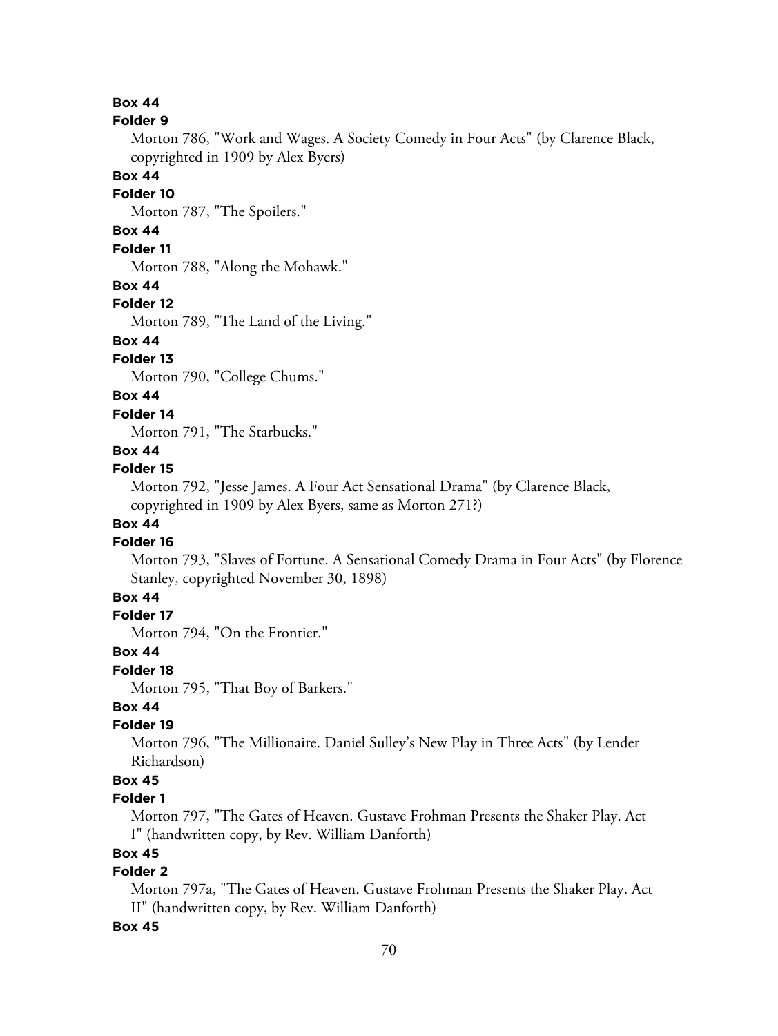**Box 44**
**Folder 9**
Morton 786, "Work and Wages. A Society Comedy in Four Acts" (by Clarence Black, copyrighted in 1909 by Alex Byers)
**Box 44**
**Folder 10**
Morton 787, "The Spoilers."
**Box 44**
**Folder 11**
Morton 788, "Along the Mohawk."
**Box 44**
**Folder 12**
Morton 789, "The Land of the Living."
**Box 44**
**Folder 13**
Morton 790, "College Chums."
**Box 44**
**Folder 14**
Morton 791, "The Starbucks."
**Box 44**
**Folder 15**
Morton 792, "Jesse James. A Four Act Sensational Drama" (by Clarence Black, copyrighted in 1909 by Alex Byers, same as Morton 271?)
**Box 44**
**Folder 16**
Morton 793, "Slaves of Fortune. A Sensational Comedy Drama in Four Acts" (by Florence Stanley, copyrighted November 30, 1898)
**Box 44**
**Folder 17**
Morton 794, "On the Frontier."
**Box 44**
**Folder 18**
Morton 795, "That Boy of Barkers."
**Box 44**
**Folder 19**
Morton 796, "The Millionaire. Daniel Sulley's New Play in Three Acts" (by Lender Richardson)
**Box 45**
**Folder 1**
Morton 797, "The Gates of Heaven. Gustave Frohman Presents the Shaker Play. Act I" (handwritten copy, by Rev. William Danforth)
**Box 45**
**Folder 2**
Morton 797a, "The Gates of Heaven. Gustave Frohman Presents the Shaker Play. Act II" (handwritten copy, by Rev. William Danforth)
**Box 45**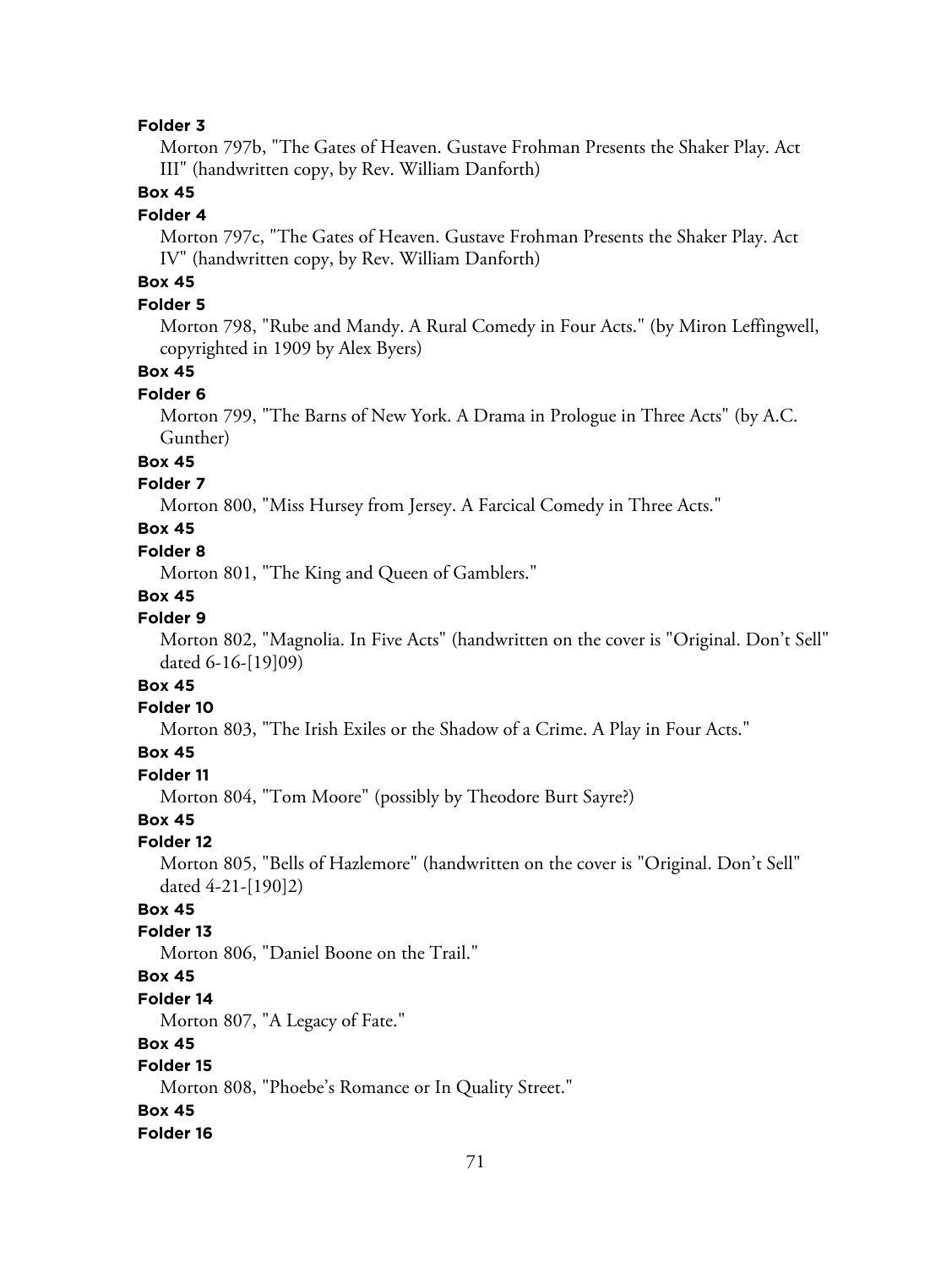**Folder 3**

Morton 797b, "The Gates of Heaven. Gustave Frohman Presents the Shaker Play. Act III" (handwritten copy, by Rev. William Danforth)

**Box 45**

**Folder 4**

Morton 797c, "The Gates of Heaven. Gustave Frohman Presents the Shaker Play. Act IV" (handwritten copy, by Rev. William Danforth)

**Box 45**

**Folder 5**

Morton 798, "Rube and Mandy. A Rural Comedy in Four Acts." (by Miron Leffingwell, copyrighted in 1909 by Alex Byers)

**Box 45**

**Folder 6**

Morton 799, "The Barns of New York. A Drama in Prologue in Three Acts" (by A.C. Gunther)

**Box 45**

**Folder 7**

Morton 800, "Miss Hursey from Jersey. A Farcical Comedy in Three Acts."

**Box 45**

**Folder 8**

Morton 801, "The King and Queen of Gamblers."

**Box 45**

**Folder 9**

Morton 802, "Magnolia. In Five Acts" (handwritten on the cover is "Original. Don't Sell" dated 6-16-[19]09)

**Box 45**

**Folder 10**

Morton 803, "The Irish Exiles or the Shadow of a Crime. A Play in Four Acts."

**Box 45**

**Folder 11**

Morton 804, "Tom Moore" (possibly by Theodore Burt Sayre?)

**Box 45**

**Folder 12**

Morton 805, "Bells of Hazlemore" (handwritten on the cover is "Original. Don't Sell" dated 4-21-[190]2)

**Box 45**

**Folder 13**

Morton 806, "Daniel Boone on the Trail."

**Box 45**

**Folder 14**

Morton 807, "A Legacy of Fate."

**Box 45**

**Folder 15**

Morton 808, "Phoebe's Romance or In Quality Street."

**Box 45**

**Folder 16**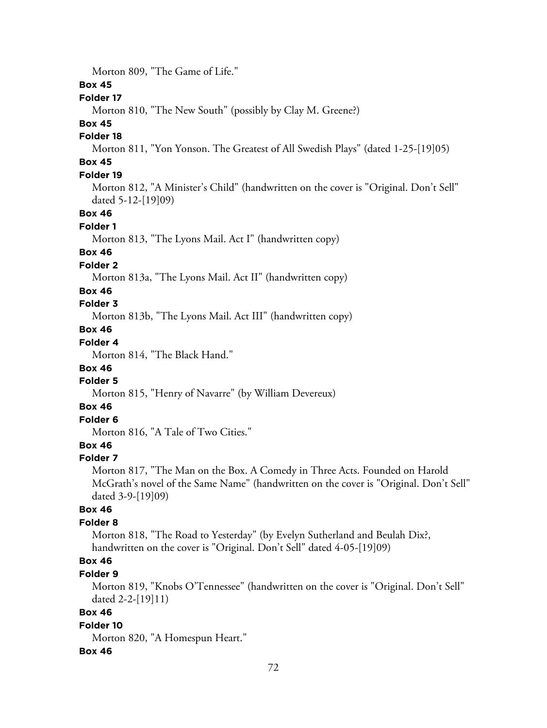Morton 809, "The Game of Life."

**Box 45**

**Folder 17**

Morton 810, "The New South" (possibly by Clay M. Greene?)

**Box 45**

**Folder 18**

Morton 811, "Yon Yonson. The Greatest of All Swedish Plays" (dated 1-25-[19]05)

**Box 45**

**Folder 19**

Morton 812, "A Minister's Child" (handwritten on the cover is "Original. Don't Sell" dated 5-12-[19]09)

**Box 46**

**Folder 1**

Morton 813, "The Lyons Mail. Act I" (handwritten copy)

**Box 46**

**Folder 2**

Morton 813a, "The Lyons Mail. Act II" (handwritten copy)

**Box 46**

**Folder 3**

Morton 813b, "The Lyons Mail. Act III" (handwritten copy)

**Box 46**

**Folder 4**

Morton 814, "The Black Hand."

**Box 46**

**Folder 5**

Morton 815, "Henry of Navarre" (by William Devereux)

**Box 46**

**Folder 6**

Morton 816, "A Tale of Two Cities."

**Box 46**

**Folder 7**

Morton 817, "The Man on the Box. A Comedy in Three Acts. Founded on Harold McGrath's novel of the Same Name" (handwritten on the cover is "Original. Don't Sell" dated 3-9-[19]09)

**Box 46**

**Folder 8**

Morton 818, "The Road to Yesterday" (by Evelyn Sutherland and Beulah Dix?, handwritten on the cover is "Original. Don't Sell" dated 4-05-[19]09)

**Box 46**

**Folder 9**

Morton 819, "Knobs O'Tennessee" (handwritten on the cover is "Original. Don't Sell" dated 2-2-[19]11)

**Box 46**

**Folder 10**

Morton 820, "A Homespun Heart."

**Box 46**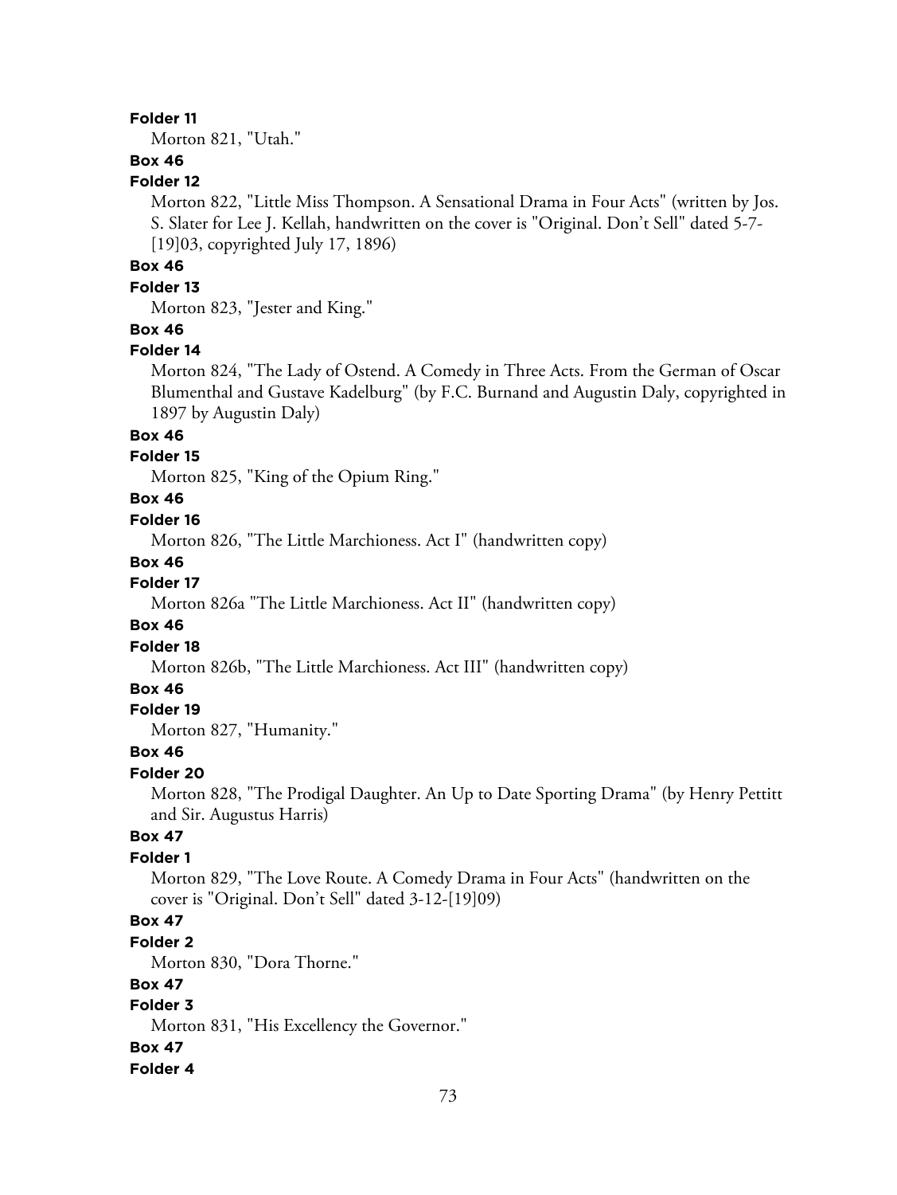**Folder 11**

Morton 821, "Utah."

**Box 46**

**Folder 12**

Morton 822, "Little Miss Thompson. A Sensational Drama in Four Acts" (written by Jos. S. Slater for Lee J. Kellah, handwritten on the cover is "Original. Don't Sell" dated 5-7-[19]03, copyrighted July 17, 1896)

**Box 46**

**Folder 13**

Morton 823, "Jester and King."

**Box 46**

**Folder 14**

Morton 824, "The Lady of Ostend. A Comedy in Three Acts. From the German of Oscar Blumenthal and Gustave Kadelburg" (by F.C. Burnand and Augustin Daly, copyrighted in 1897 by Augustin Daly)

**Box 46**

**Folder 15**

Morton 825, "King of the Opium Ring."

**Box 46**

**Folder 16**

Morton 826, "The Little Marchioness. Act I" (handwritten copy)

**Box 46**

**Folder 17**

Morton 826a "The Little Marchioness. Act II" (handwritten copy)

**Box 46**

**Folder 18**

Morton 826b, "The Little Marchioness. Act III" (handwritten copy)

**Box 46**

**Folder 19**

Morton 827, "Humanity."

**Box 46**

**Folder 20**

Morton 828, "The Prodigal Daughter. An Up to Date Sporting Drama" (by Henry Pettitt and Sir. Augustus Harris)

**Box 47**

**Folder 1**

Morton 829, "The Love Route. A Comedy Drama in Four Acts" (handwritten on the cover is "Original. Don't Sell" dated 3-12-[19]09)

**Box 47**

**Folder 2**

Morton 830, "Dora Thorne."

**Box 47**

**Folder 3**

Morton 831, "His Excellency the Governor."

**Box 47**

**Folder 4**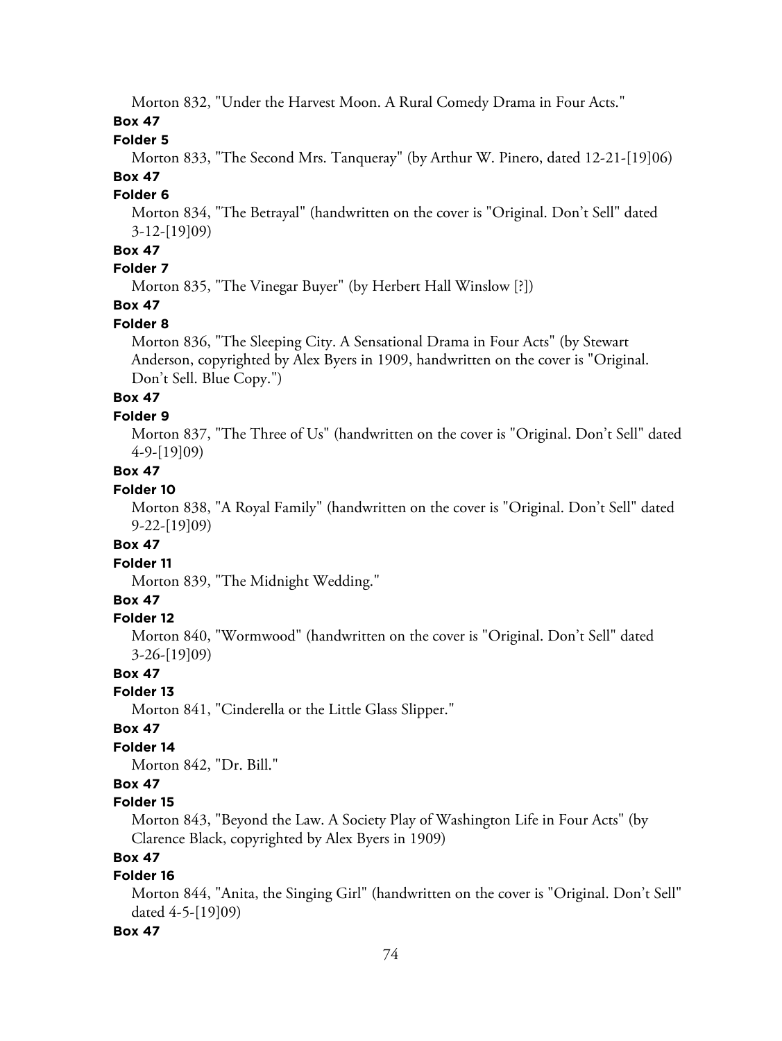Morton 832, "Under the Harvest Moon. A Rural Comedy Drama in Four Acts."

**Box 47**

**Folder 5**

Morton 833, "The Second Mrs. Tanqueray" (by Arthur W. Pinero, dated 12-21-[19]06)

**Box 47**

**Folder 6**

Morton 834, "The Betrayal" (handwritten on the cover is "Original. Don't Sell" dated 3-12-[19]09)

**Box 47**

**Folder 7**

Morton 835, "The Vinegar Buyer" (by Herbert Hall Winslow [?])

**Box 47**

**Folder 8**

Morton 836, "The Sleeping City. A Sensational Drama in Four Acts" (by Stewart Anderson, copyrighted by Alex Byers in 1909, handwritten on the cover is "Original. Don't Sell. Blue Copy.")

**Box 47**

**Folder 9**

Morton 837, "The Three of Us" (handwritten on the cover is "Original. Don't Sell" dated 4-9-[19]09)

**Box 47**

**Folder 10**

Morton 838, "A Royal Family" (handwritten on the cover is "Original. Don't Sell" dated 9-22-[19]09)

**Box 47**

**Folder 11**

Morton 839, "The Midnight Wedding."

**Box 47**

**Folder 12**

Morton 840, "Wormwood" (handwritten on the cover is "Original. Don't Sell" dated 3-26-[19]09)

**Box 47**

**Folder 13**

Morton 841, "Cinderella or the Little Glass Slipper."

**Box 47**

**Folder 14**

Morton 842, "Dr. Bill."

**Box 47**

**Folder 15**

Morton 843, "Beyond the Law. A Society Play of Washington Life in Four Acts" (by Clarence Black, copyrighted by Alex Byers in 1909)

**Box 47**

**Folder 16**

Morton 844, "Anita, the Singing Girl" (handwritten on the cover is "Original. Don't Sell" dated 4-5-[19]09)

**Box 47**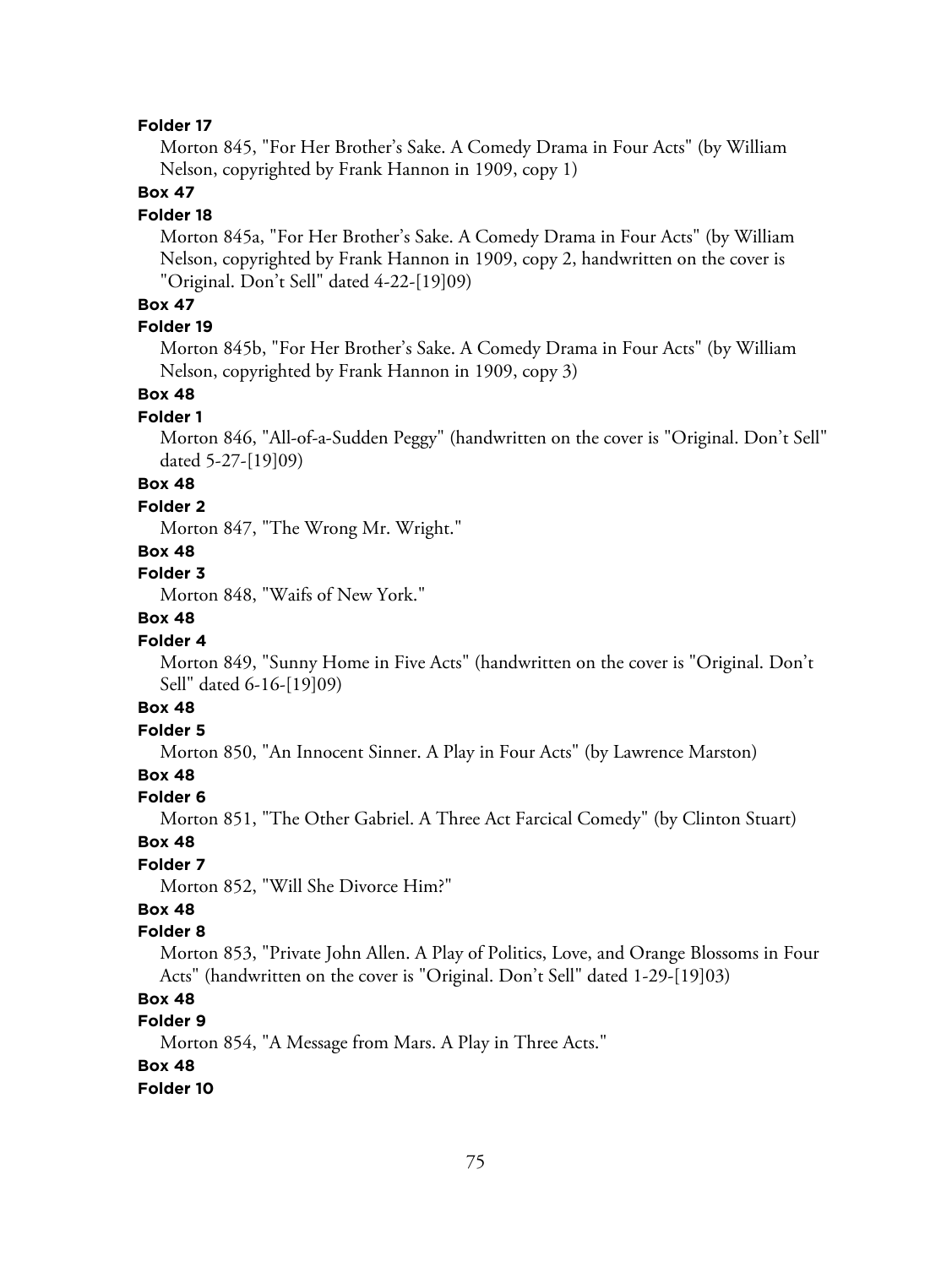**Folder 17**

Morton 845, "For Her Brother's Sake. A Comedy Drama in Four Acts" (by William Nelson, copyrighted by Frank Hannon in 1909, copy 1)

**Box 47**

**Folder 18**

Morton 845a, "For Her Brother's Sake. A Comedy Drama in Four Acts" (by William Nelson, copyrighted by Frank Hannon in 1909, copy 2, handwritten on the cover is "Original. Don't Sell" dated 4-22-[19]09)

**Box 47**

**Folder 19**

Morton 845b, "For Her Brother's Sake. A Comedy Drama in Four Acts" (by William Nelson, copyrighted by Frank Hannon in 1909, copy 3)

**Box 48**

**Folder 1**

Morton 846, "All-of-a-Sudden Peggy" (handwritten on the cover is "Original. Don't Sell" dated 5-27-[19]09)

**Box 48**

**Folder 2**

Morton 847, "The Wrong Mr. Wright."

**Box 48**

**Folder 3**

Morton 848, "Waifs of New York."

**Box 48**

**Folder 4**

Morton 849, "Sunny Home in Five Acts" (handwritten on the cover is "Original. Don't Sell" dated 6-16-[19]09)

**Box 48**

**Folder 5**

Morton 850, "An Innocent Sinner. A Play in Four Acts" (by Lawrence Marston)

**Box 48**

**Folder 6**

Morton 851, "The Other Gabriel. A Three Act Farcical Comedy" (by Clinton Stuart)

**Box 48**

**Folder 7**

Morton 852, "Will She Divorce Him?"

**Box 48**

**Folder 8**

Morton 853, "Private John Allen. A Play of Politics, Love, and Orange Blossoms in Four Acts" (handwritten on the cover is "Original. Don't Sell" dated 1-29-[19]03)

**Box 48**

**Folder 9**

Morton 854, "A Message from Mars. A Play in Three Acts."

**Box 48**

**Folder 10**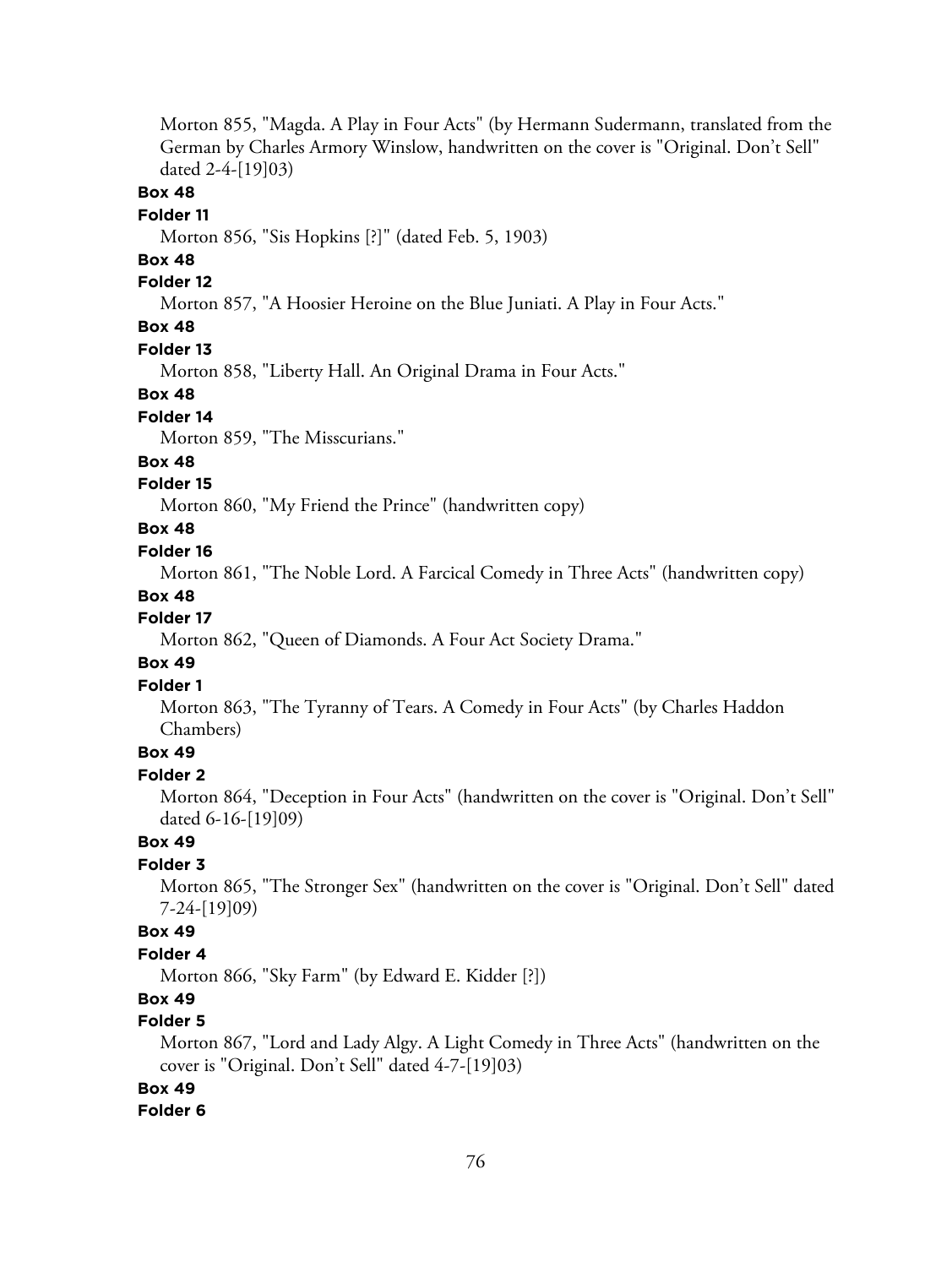Morton 855, "Magda. A Play in Four Acts" (by Hermann Sudermann, translated from the German by Charles Armory Winslow, handwritten on the cover is "Original. Don't Sell" dated 2-4-[19]03)

**Box 48**

**Folder 11**

Morton 856, "Sis Hopkins [?]" (dated Feb. 5, 1903)

**Box 48**

**Folder 12**

Morton 857, "A Hoosier Heroine on the Blue Juniati. A Play in Four Acts."

**Box 48**

**Folder 13**

Morton 858, "Liberty Hall. An Original Drama in Four Acts."

**Box 48**

**Folder 14**

Morton 859, "The Misscurians."

**Box 48**

**Folder 15**

Morton 860, "My Friend the Prince" (handwritten copy)

**Box 48**

**Folder 16**

Morton 861, "The Noble Lord. A Farcical Comedy in Three Acts" (handwritten copy)

**Box 48**

**Folder 17**

Morton 862, "Queen of Diamonds. A Four Act Society Drama."

**Box 49**

**Folder 1**

Morton 863, "The Tyranny of Tears. A Comedy in Four Acts" (by Charles Haddon Chambers)

**Box 49**

**Folder 2**

Morton 864, "Deception in Four Acts" (handwritten on the cover is "Original. Don't Sell" dated 6-16-[19]09)

**Box 49**

**Folder 3**

Morton 865, "The Stronger Sex" (handwritten on the cover is "Original. Don't Sell" dated 7-24-[19]09)

**Box 49**

**Folder 4**

Morton 866, "Sky Farm" (by Edward E. Kidder [?])

**Box 49**

**Folder 5**

Morton 867, "Lord and Lady Algy. A Light Comedy in Three Acts" (handwritten on the cover is "Original. Don't Sell" dated 4-7-[19]03)

**Box 49**

**Folder 6**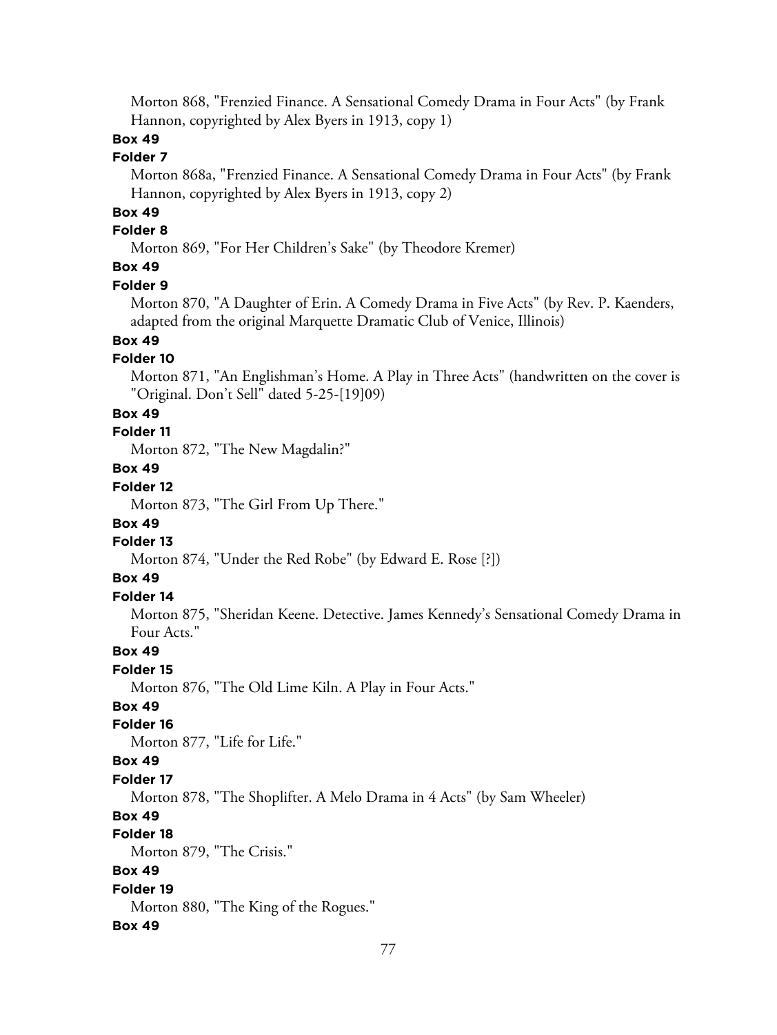Morton 868, "Frenzied Finance. A Sensational Comedy Drama in Four Acts" (by Frank Hannon, copyrighted by Alex Byers in 1913, copy 1)

**Box 49**

**Folder 7**

Morton 868a, "Frenzied Finance. A Sensational Comedy Drama in Four Acts" (by Frank Hannon, copyrighted by Alex Byers in 1913, copy 2)

**Box 49**

**Folder 8**

Morton 869, "For Her Children's Sake" (by Theodore Kremer)

**Box 49**

**Folder 9**

Morton 870, "A Daughter of Erin. A Comedy Drama in Five Acts" (by Rev. P. Kaenders, adapted from the original Marquette Dramatic Club of Venice, Illinois)

**Box 49**

**Folder 10**

Morton 871, "An Englishman's Home. A Play in Three Acts" (handwritten on the cover is "Original. Don't Sell" dated 5-25-[19]09)

**Box 49**

**Folder 11**

Morton 872, "The New Magdalin?"

**Box 49**

**Folder 12**

Morton 873, "The Girl From Up There."

**Box 49**

**Folder 13**

Morton 874, "Under the Red Robe" (by Edward E. Rose [?])

**Box 49**

**Folder 14**

Morton 875, "Sheridan Keene. Detective. James Kennedy's Sensational Comedy Drama in Four Acts."

**Box 49**

**Folder 15**

Morton 876, "The Old Lime Kiln. A Play in Four Acts."

**Box 49**

**Folder 16**

Morton 877, "Life for Life."

**Box 49**

**Folder 17**

Morton 878, "The Shoplifter. A Melo Drama in 4 Acts" (by Sam Wheeler)

**Box 49**

**Folder 18**

Morton 879, "The Crisis."

**Box 49**

**Folder 19**

Morton 880, "The King of the Rogues."

**Box 49**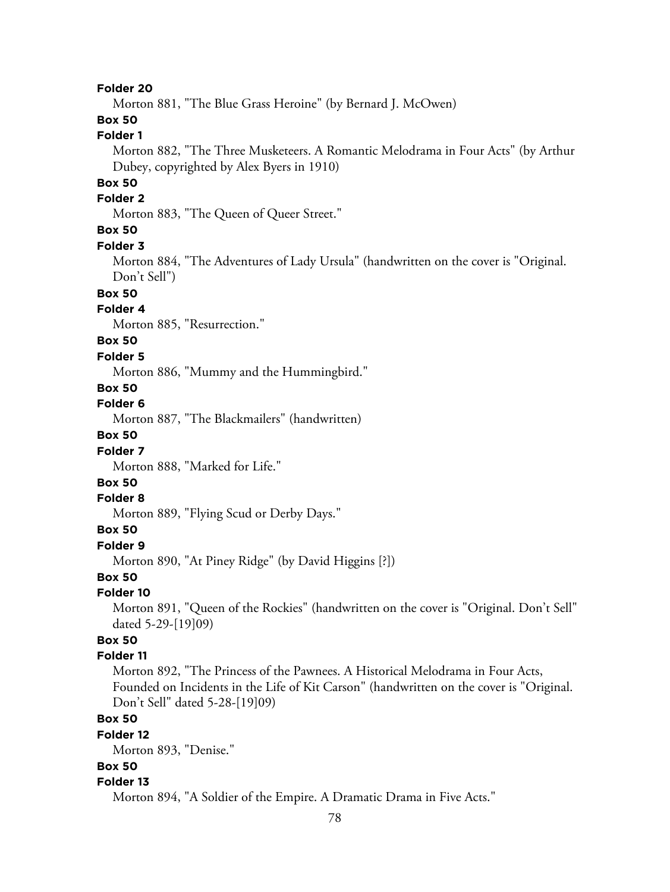**Folder 20**

Morton 881, "The Blue Grass Heroine" (by Bernard J. McOwen)

**Box 50**

**Folder 1**

Morton 882, "The Three Musketeers. A Romantic Melodrama in Four Acts" (by Arthur Dubey, copyrighted by Alex Byers in 1910)

**Box 50**

**Folder 2**

Morton 883, "The Queen of Queer Street."

**Box 50**

**Folder 3**

Morton 884, "The Adventures of Lady Ursula" (handwritten on the cover is "Original. Don't Sell")

**Box 50**

**Folder 4**

Morton 885, "Resurrection."

**Box 50**

**Folder 5**

Morton 886, "Mummy and the Hummingbird."

**Box 50**

**Folder 6**

Morton 887, "The Blackmailers" (handwritten)

**Box 50**

**Folder 7**

Morton 888, "Marked for Life."

**Box 50**

**Folder 8**

Morton 889, "Flying Scud or Derby Days."

**Box 50**

**Folder 9**

Morton 890, "At Piney Ridge" (by David Higgins [?])

**Box 50**

**Folder 10**

Morton 891, "Queen of the Rockies" (handwritten on the cover is "Original. Don't Sell" dated 5-29-[19]09)

**Box 50**

**Folder 11**

Morton 892, "The Princess of the Pawnees. A Historical Melodrama in Four Acts, Founded on Incidents in the Life of Kit Carson" (handwritten on the cover is "Original. Don't Sell" dated 5-28-[19]09)

**Box 50**

**Folder 12**

Morton 893, "Denise."

**Box 50**

**Folder 13**

Morton 894, "A Soldier of the Empire. A Dramatic Drama in Five Acts."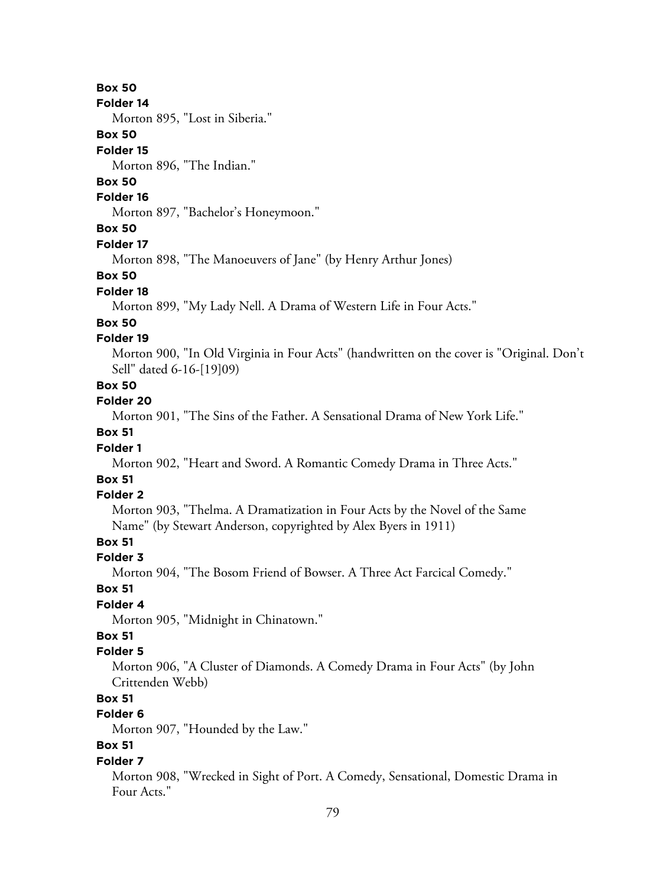**Box 50**

**Folder 14**

Morton 895, "Lost in Siberia."

**Box 50**

**Folder 15**

Morton 896, "The Indian."

**Box 50**

**Folder 16**

Morton 897, "Bachelor's Honeymoon."

**Box 50**

**Folder 17**

Morton 898, "The Manoeuvers of Jane" (by Henry Arthur Jones)

**Box 50**

**Folder 18**

Morton 899, "My Lady Nell. A Drama of Western Life in Four Acts."

**Box 50**

**Folder 19**

Morton 900, "In Old Virginia in Four Acts" (handwritten on the cover is "Original. Don't Sell" dated 6-16-[19]09)

**Box 50**

**Folder 20**

Morton 901, "The Sins of the Father. A Sensational Drama of New York Life."

**Box 51**

**Folder 1**

Morton 902, "Heart and Sword. A Romantic Comedy Drama in Three Acts."

**Box 51**

**Folder 2**

Morton 903, "Thelma. A Dramatization in Four Acts by the Novel of the Same Name" (by Stewart Anderson, copyrighted by Alex Byers in 1911)

**Box 51**

**Folder 3**

Morton 904, "The Bosom Friend of Bowser. A Three Act Farcical Comedy."

**Box 51**

**Folder 4**

Morton 905, "Midnight in Chinatown."

**Box 51**

**Folder 5**

Morton 906, "A Cluster of Diamonds. A Comedy Drama in Four Acts" (by John Crittenden Webb)

**Box 51**

**Folder 6**

Morton 907, "Hounded by the Law."

**Box 51**

**Folder 7**

Morton 908, "Wrecked in Sight of Port. A Comedy, Sensational, Domestic Drama in Four Acts."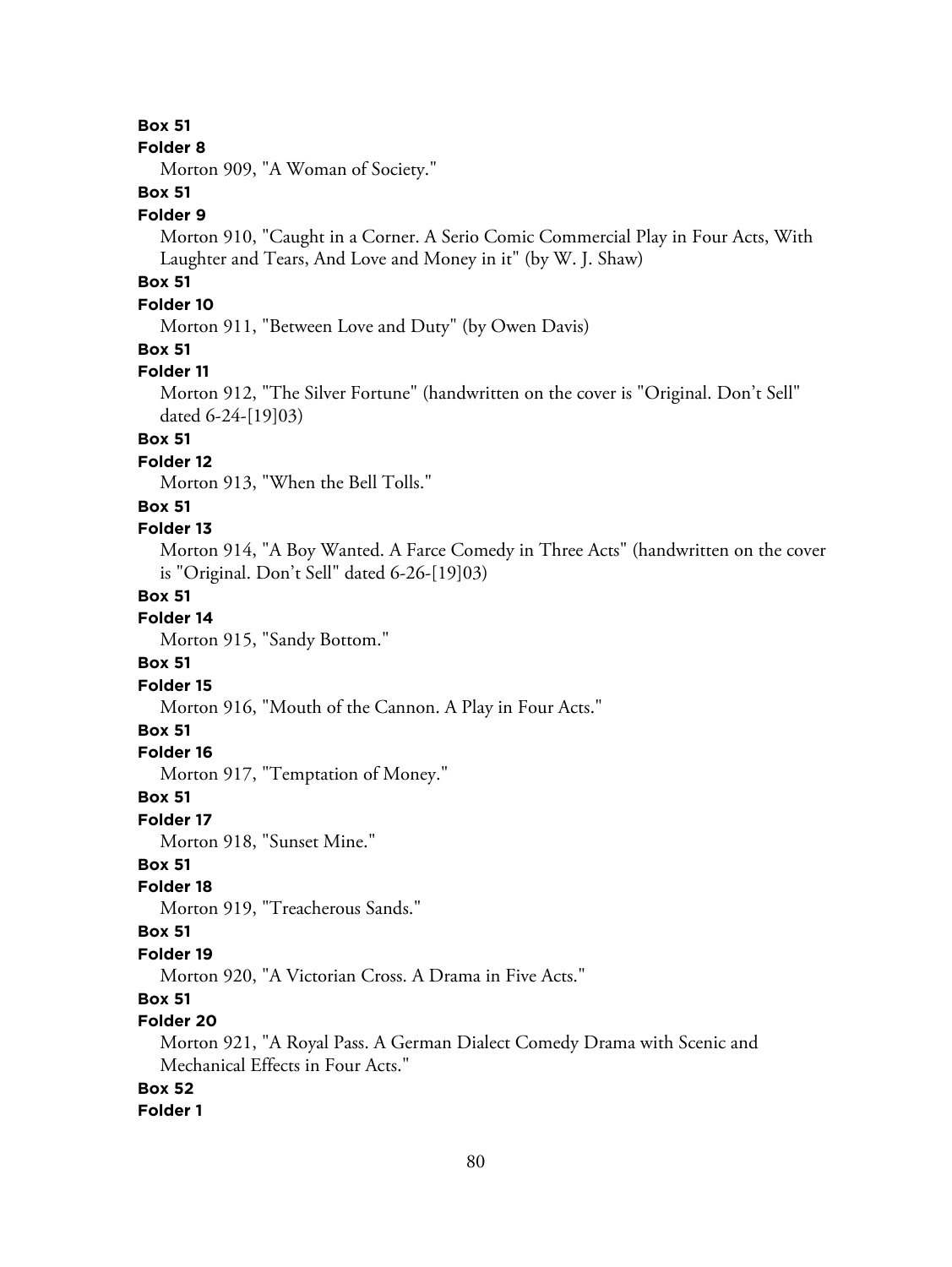**Box 51**

**Folder 8**

Morton 909, "A Woman of Society."

**Box 51**

**Folder 9**

Morton 910, "Caught in a Corner. A Serio Comic Commercial Play in Four Acts, With Laughter and Tears, And Love and Money in it" (by W. J. Shaw)

**Box 51**

**Folder 10**

Morton 911, "Between Love and Duty" (by Owen Davis)

**Box 51**

**Folder 11**

Morton 912, "The Silver Fortune" (handwritten on the cover is "Original. Don't Sell" dated 6-24-[19]03)

**Box 51**

**Folder 12**

Morton 913, "When the Bell Tolls."

**Box 51**

**Folder 13**

Morton 914, "A Boy Wanted. A Farce Comedy in Three Acts" (handwritten on the cover is "Original. Don't Sell" dated 6-26-[19]03)

**Box 51**

**Folder 14**

Morton 915, "Sandy Bottom."

**Box 51**

**Folder 15**

Morton 916, "Mouth of the Cannon. A Play in Four Acts."

**Box 51**

**Folder 16**

Morton 917, "Temptation of Money."

**Box 51**

**Folder 17**

Morton 918, "Sunset Mine."

**Box 51**

**Folder 18**

Morton 919, "Treacherous Sands."

**Box 51**

**Folder 19**

Morton 920, "A Victorian Cross. A Drama in Five Acts."

**Box 51**

**Folder 20**

Morton 921, "A Royal Pass. A German Dialect Comedy Drama with Scenic and Mechanical Effects in Four Acts."

**Box 52**

**Folder 1**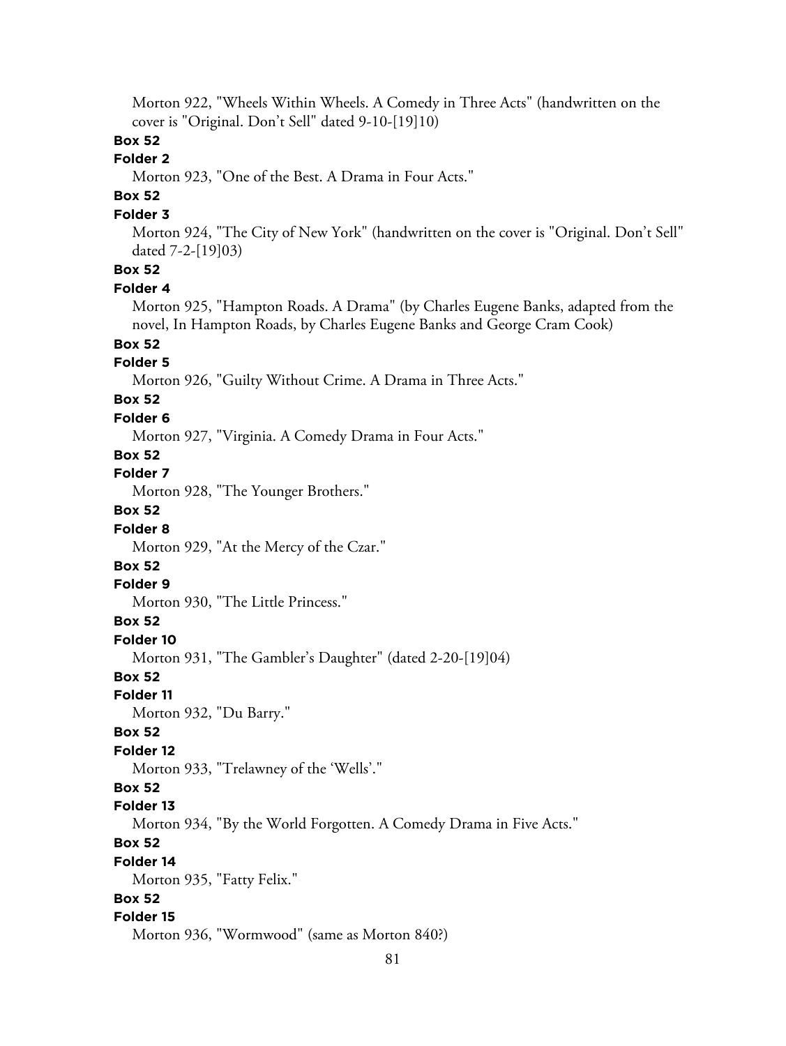Morton 922, "Wheels Within Wheels. A Comedy in Three Acts" (handwritten on the cover is "Original. Don't Sell" dated 9-10-[19]10)

**Box 52**

**Folder 2**

Morton 923, "One of the Best. A Drama in Four Acts."

**Box 52**

**Folder 3**

Morton 924, "The City of New York" (handwritten on the cover is "Original. Don't Sell" dated 7-2-[19]03)

**Box 52**

**Folder 4**

Morton 925, "Hampton Roads. A Drama" (by Charles Eugene Banks, adapted from the novel, In Hampton Roads, by Charles Eugene Banks and George Cram Cook)

**Box 52**

**Folder 5**

Morton 926, "Guilty Without Crime. A Drama in Three Acts."

**Box 52**

**Folder 6**

Morton 927, "Virginia. A Comedy Drama in Four Acts."

**Box 52**

**Folder 7**

Morton 928, "The Younger Brothers."

**Box 52**

**Folder 8**

Morton 929, "At the Mercy of the Czar."

**Box 52**

**Folder 9**

Morton 930, "The Little Princess."

**Box 52**

**Folder 10**

Morton 931, "The Gambler's Daughter" (dated 2-20-[19]04)

**Box 52**

**Folder 11**

Morton 932, "Du Barry."

**Box 52**

**Folder 12**

Morton 933, "Trelawney of the 'Wells'."

**Box 52**

**Folder 13**

Morton 934, "By the World Forgotten. A Comedy Drama in Five Acts."

**Box 52**

**Folder 14**

Morton 935, "Fatty Felix."

**Box 52**

**Folder 15**

Morton 936, "Wormwood" (same as Morton 840?)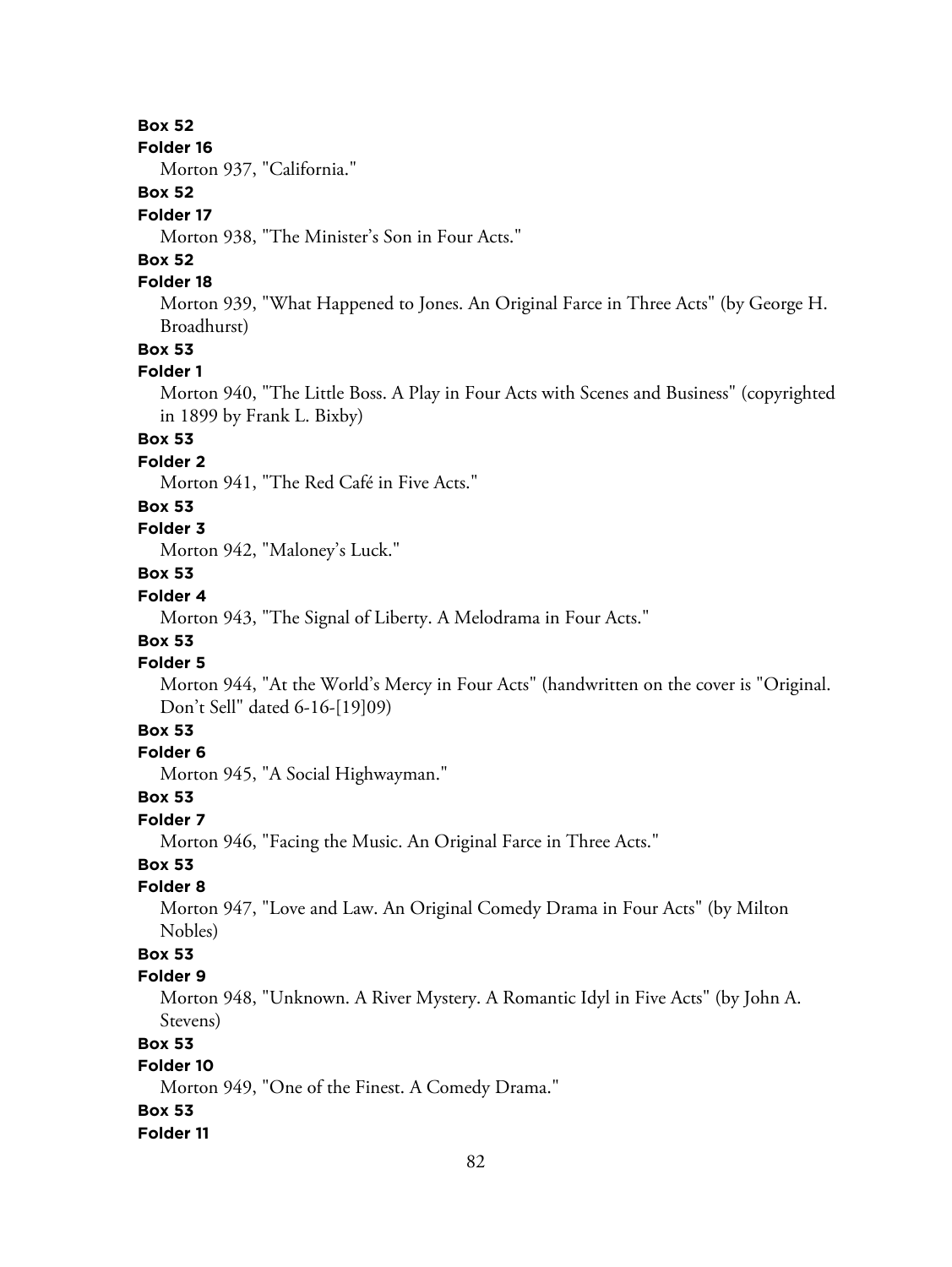**Box 52**

**Folder 16**

Morton 937, "California."

**Box 52**

**Folder 17**

Morton 938, "The Minister's Son in Four Acts."

**Box 52**

**Folder 18**

Morton 939, "What Happened to Jones. An Original Farce in Three Acts" (by George H. Broadhurst)

**Box 53**

**Folder 1**

Morton 940, "The Little Boss. A Play in Four Acts with Scenes and Business" (copyrighted in 1899 by Frank L. Bixby)

**Box 53**

**Folder 2**

Morton 941, "The Red Café in Five Acts."

**Box 53**

**Folder 3**

Morton 942, "Maloney's Luck."

**Box 53**

**Folder 4**

Morton 943, "The Signal of Liberty. A Melodrama in Four Acts."

**Box 53**

**Folder 5**

Morton 944, "At the World's Mercy in Four Acts" (handwritten on the cover is "Original. Don't Sell" dated 6-16-[19]09)

**Box 53**

**Folder 6**

Morton 945, "A Social Highwayman."

**Box 53**

**Folder 7**

Morton 946, "Facing the Music. An Original Farce in Three Acts."

**Box 53**

**Folder 8**

Morton 947, "Love and Law. An Original Comedy Drama in Four Acts" (by Milton Nobles)

**Box 53**

**Folder 9**

Morton 948, "Unknown. A River Mystery. A Romantic Idyl in Five Acts" (by John A. Stevens)

**Box 53**

**Folder 10**

Morton 949, "One of the Finest. A Comedy Drama."

**Box 53**

**Folder 11**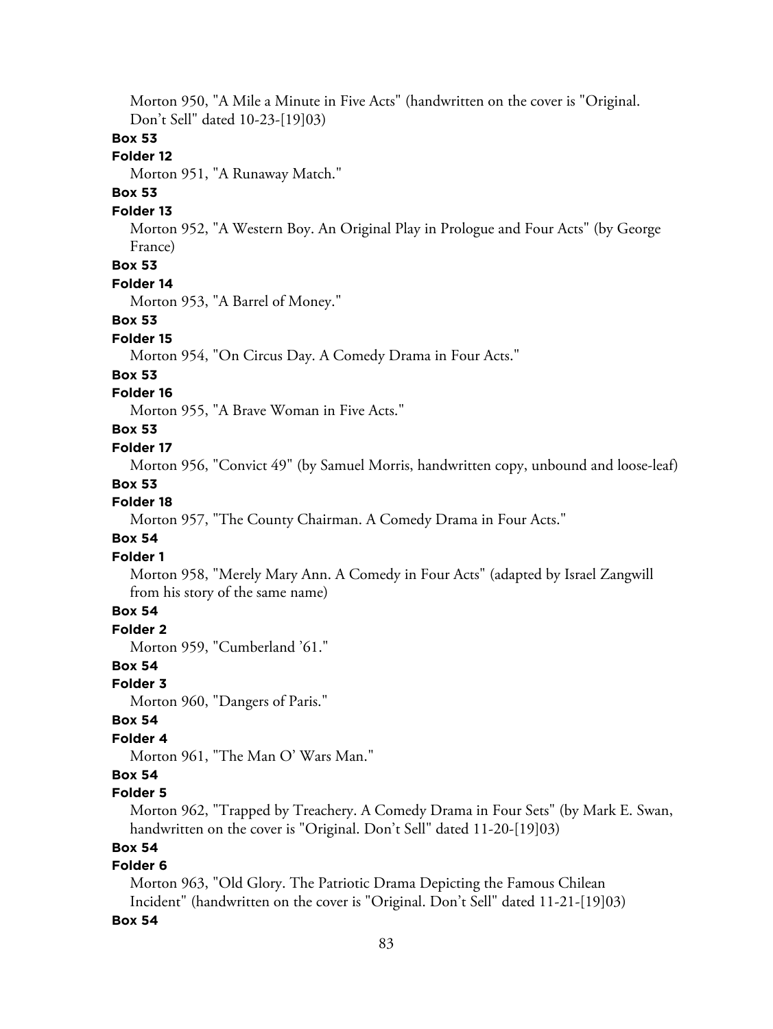Morton 950, "A Mile a Minute in Five Acts" (handwritten on the cover is "Original. Don't Sell" dated 10-23-[19]03)

**Box 53**

**Folder 12**

Morton 951, "A Runaway Match."

**Box 53**

**Folder 13**

Morton 952, "A Western Boy. An Original Play in Prologue and Four Acts" (by George France)

**Box 53**

**Folder 14**

Morton 953, "A Barrel of Money."

**Box 53**

**Folder 15**

Morton 954, "On Circus Day. A Comedy Drama in Four Acts."

**Box 53**

**Folder 16**

Morton 955, "A Brave Woman in Five Acts."

**Box 53**

**Folder 17**

Morton 956, "Convict 49" (by Samuel Morris, handwritten copy, unbound and loose-leaf)

**Box 53**

**Folder 18**

Morton 957, "The County Chairman. A Comedy Drama in Four Acts."

**Box 54**

**Folder 1**

Morton 958, "Merely Mary Ann. A Comedy in Four Acts" (adapted by Israel Zangwill from his story of the same name)

**Box 54**

**Folder 2**

Morton 959, "Cumberland '61."

**Box 54**

**Folder 3**

Morton 960, "Dangers of Paris."

**Box 54**

**Folder 4**

Morton 961, "The Man O' Wars Man."

**Box 54**

**Folder 5**

Morton 962, "Trapped by Treachery. A Comedy Drama in Four Sets" (by Mark E. Swan, handwritten on the cover is "Original. Don't Sell" dated 11-20-[19]03)

**Box 54**

**Folder 6**

Morton 963, "Old Glory. The Patriotic Drama Depicting the Famous Chilean Incident" (handwritten on the cover is "Original. Don't Sell" dated 11-21-[19]03)

**Box 54**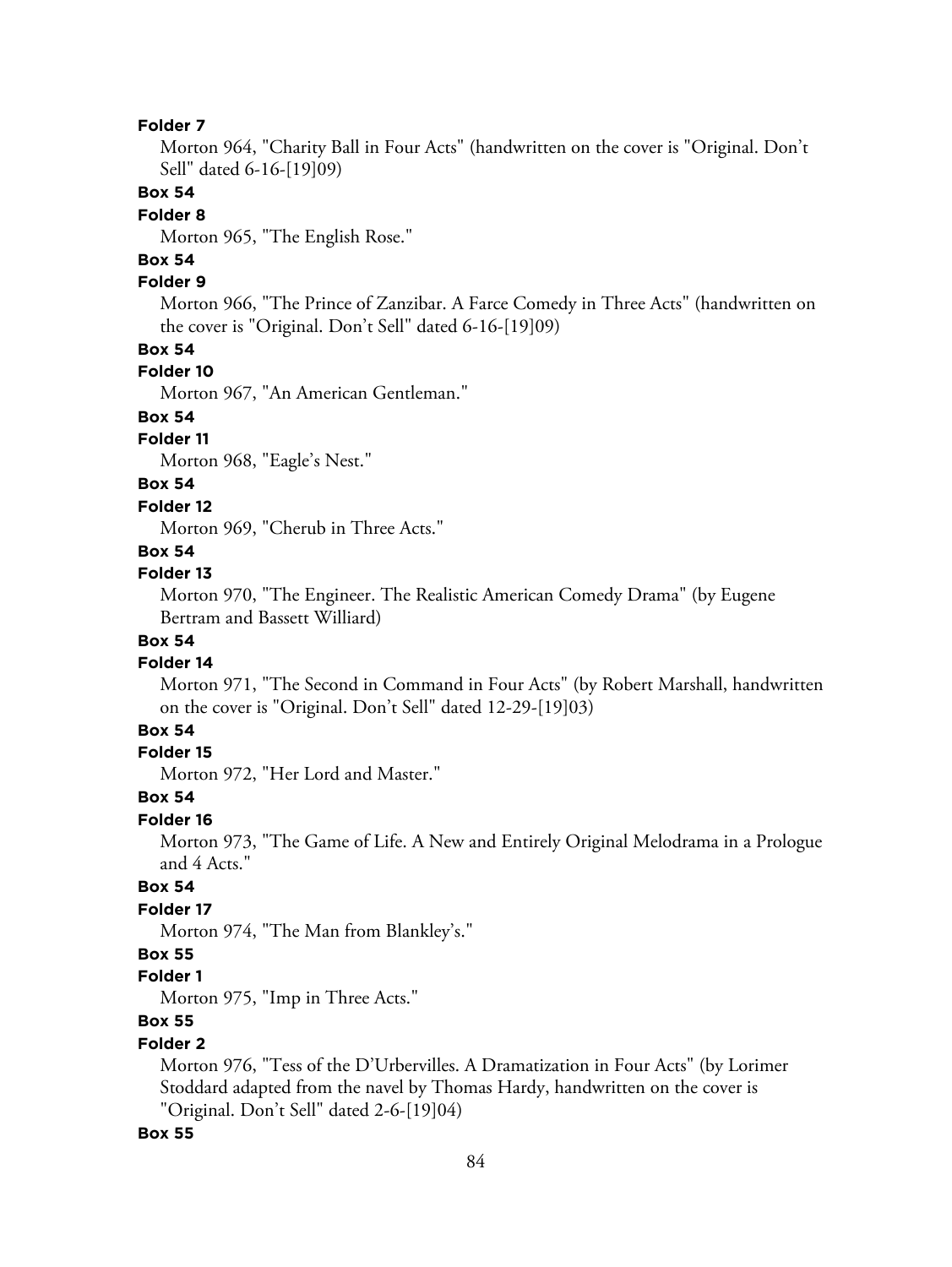**Folder 7**

Morton 964, "Charity Ball in Four Acts" (handwritten on the cover is "Original. Don't Sell" dated 6-16-[19]09)

**Box 54**

**Folder 8**

Morton 965, "The English Rose."

**Box 54**

**Folder 9**

Morton 966, "The Prince of Zanzibar. A Farce Comedy in Three Acts" (handwritten on the cover is "Original. Don't Sell" dated 6-16-[19]09)

**Box 54**

**Folder 10**

Morton 967, "An American Gentleman."

**Box 54**

**Folder 11**

Morton 968, "Eagle's Nest."

**Box 54**

**Folder 12**

Morton 969, "Cherub in Three Acts."

**Box 54**

**Folder 13**

Morton 970, "The Engineer. The Realistic American Comedy Drama" (by Eugene Bertram and Bassett Williard)

**Box 54**

**Folder 14**

Morton 971, "The Second in Command in Four Acts" (by Robert Marshall, handwritten on the cover is "Original. Don't Sell" dated 12-29-[19]03)

**Box 54**

**Folder 15**

Morton 972, "Her Lord and Master."

**Box 54**

**Folder 16**

Morton 973, "The Game of Life. A New and Entirely Original Melodrama in a Prologue and 4 Acts."

**Box 54**

**Folder 17**

Morton 974, "The Man from Blankley's."

**Box 55**

**Folder 1**

Morton 975, "Imp in Three Acts."

**Box 55**

**Folder 2**

Morton 976, "Tess of the D'Urbervilles. A Dramatization in Four Acts" (by Lorimer Stoddard adapted from the navel by Thomas Hardy, handwritten on the cover is "Original. Don't Sell" dated 2-6-[19]04)

**Box 55**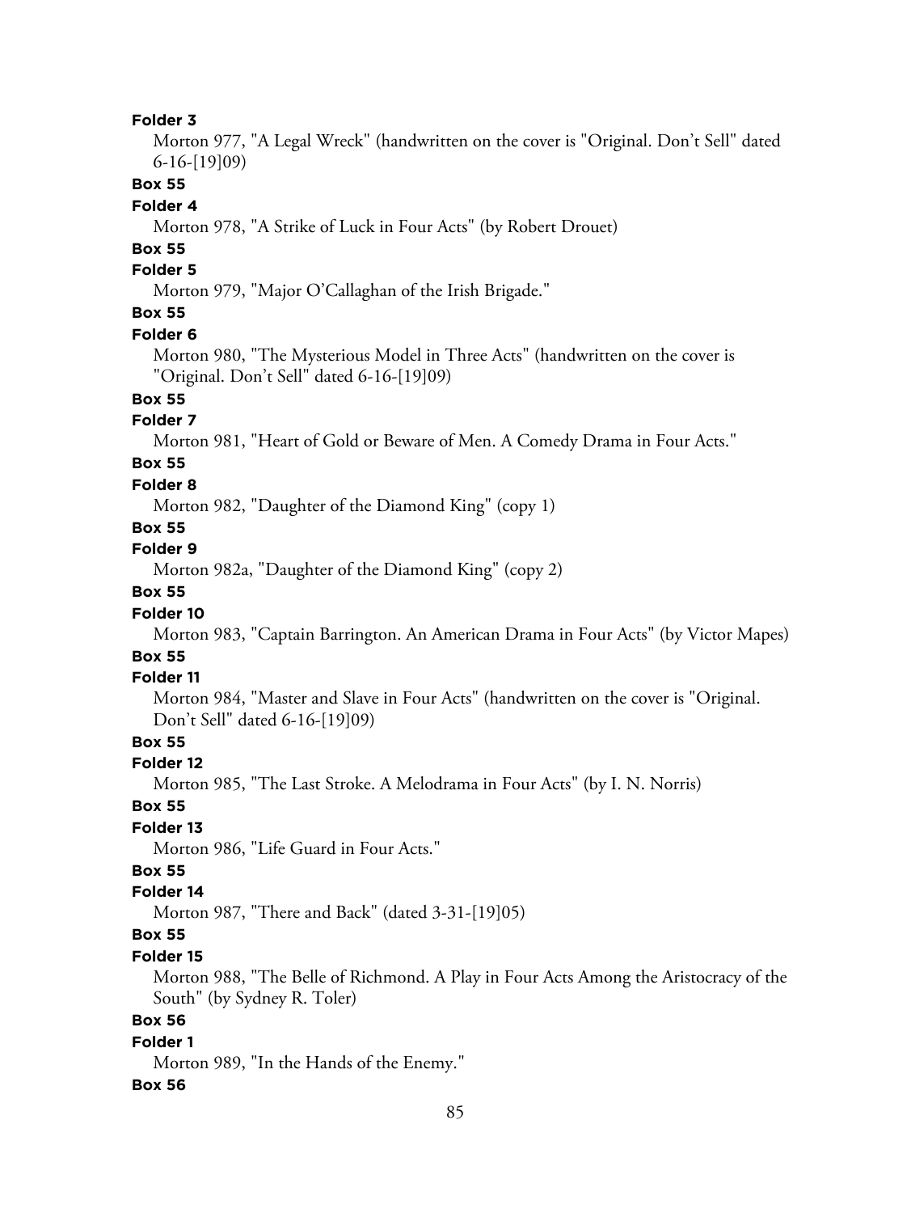**Folder 3**

Morton 977, "A Legal Wreck" (handwritten on the cover is "Original. Don't Sell" dated 6-16-[19]09)

**Box 55**

**Folder 4**

Morton 978, "A Strike of Luck in Four Acts" (by Robert Drouet)

**Box 55**

**Folder 5**

Morton 979, "Major O'Callaghan of the Irish Brigade."

**Box 55**

**Folder 6**

Morton 980, "The Mysterious Model in Three Acts" (handwritten on the cover is "Original. Don't Sell" dated 6-16-[19]09)

**Box 55**

**Folder 7**

Morton 981, "Heart of Gold or Beware of Men. A Comedy Drama in Four Acts."

**Box 55**

**Folder 8**

Morton 982, "Daughter of the Diamond King" (copy 1)

**Box 55**

**Folder 9**

Morton 982a, "Daughter of the Diamond King" (copy 2)

**Box 55**

**Folder 10**

Morton 983, "Captain Barrington. An American Drama in Four Acts" (by Victor Mapes)

**Box 55**

**Folder 11**

Morton 984, "Master and Slave in Four Acts" (handwritten on the cover is "Original. Don't Sell" dated 6-16-[19]09)

**Box 55**

**Folder 12**

Morton 985, "The Last Stroke. A Melodrama in Four Acts" (by I. N. Norris)

**Box 55**

**Folder 13**

Morton 986, "Life Guard in Four Acts."

**Box 55**

**Folder 14**

Morton 987, "There and Back" (dated 3-31-[19]05)

**Box 55**

**Folder 15**

Morton 988, "The Belle of Richmond. A Play in Four Acts Among the Aristocracy of the South" (by Sydney R. Toler)

**Box 56**

**Folder 1**

Morton 989, "In the Hands of the Enemy."

**Box 56**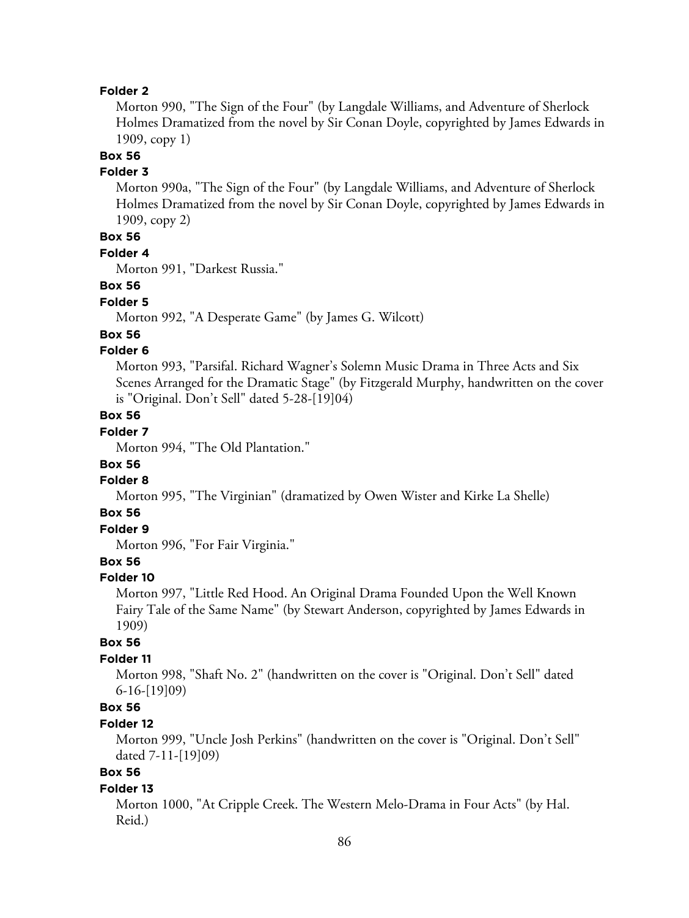**Folder 2**

Morton 990, "The Sign of the Four" (by Langdale Williams, and Adventure of Sherlock Holmes Dramatized from the novel by Sir Conan Doyle, copyrighted by James Edwards in 1909, copy 1)

**Box 56**

**Folder 3**

Morton 990a, "The Sign of the Four" (by Langdale Williams, and Adventure of Sherlock Holmes Dramatized from the novel by Sir Conan Doyle, copyrighted by James Edwards in 1909, copy 2)

**Box 56**

**Folder 4**

Morton 991, "Darkest Russia."

**Box 56**

**Folder 5**

Morton 992, "A Desperate Game" (by James G. Wilcott)

**Box 56**

**Folder 6**

Morton 993, "Parsifal. Richard Wagner's Solemn Music Drama in Three Acts and Six Scenes Arranged for the Dramatic Stage" (by Fitzgerald Murphy, handwritten on the cover is "Original. Don't Sell" dated 5-28-[19]04)

**Box 56**

**Folder 7**

Morton 994, "The Old Plantation."

**Box 56**

**Folder 8**

Morton 995, "The Virginian" (dramatized by Owen Wister and Kirke La Shelle)

**Box 56**

**Folder 9**

Morton 996, "For Fair Virginia."

**Box 56**

**Folder 10**

Morton 997, "Little Red Hood. An Original Drama Founded Upon the Well Known Fairy Tale of the Same Name" (by Stewart Anderson, copyrighted by James Edwards in 1909)

**Box 56**

**Folder 11**

Morton 998, "Shaft No. 2" (handwritten on the cover is "Original. Don't Sell" dated 6-16-[19]09)

**Box 56**

**Folder 12**

Morton 999, "Uncle Josh Perkins" (handwritten on the cover is "Original. Don't Sell" dated 7-11-[19]09)

**Box 56**

**Folder 13**

Morton 1000, "At Cripple Creek. The Western Melo-Drama in Four Acts" (by Hal. Reid.)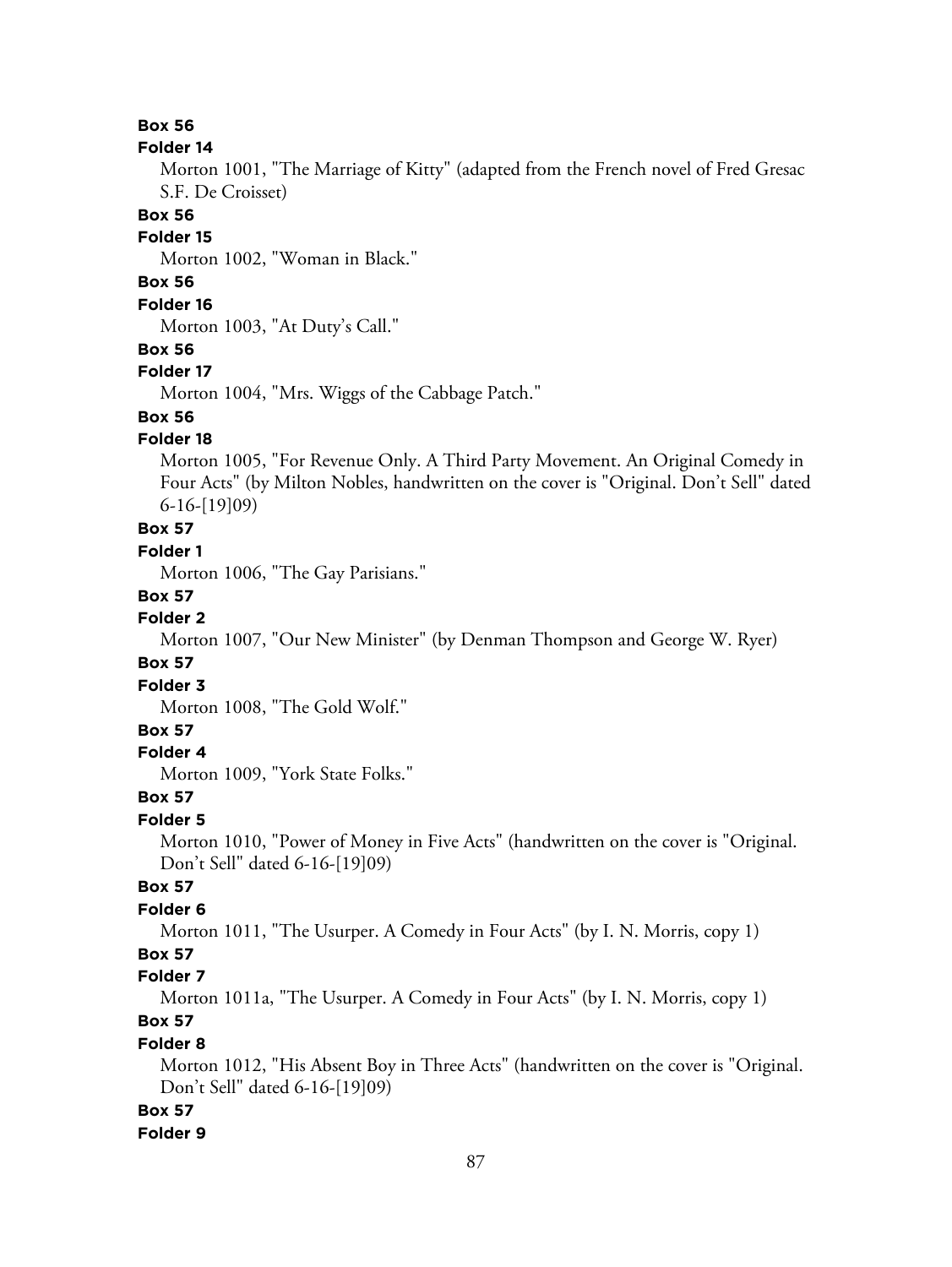**Box 56**

**Folder 14**

Morton 1001, "The Marriage of Kitty" (adapted from the French novel of Fred Gresac S.F. De Croisset)

**Box 56**

**Folder 15**

Morton 1002, "Woman in Black."

**Box 56**

**Folder 16**

Morton 1003, "At Duty's Call."

**Box 56**

**Folder 17**

Morton 1004, "Mrs. Wiggs of the Cabbage Patch."

**Box 56**

**Folder 18**

Morton 1005, "For Revenue Only. A Third Party Movement. An Original Comedy in Four Acts" (by Milton Nobles, handwritten on the cover is "Original. Don't Sell" dated 6-16-[19]09)

**Box 57**

**Folder 1**

Morton 1006, "The Gay Parisians."

**Box 57**

**Folder 2**

Morton 1007, "Our New Minister" (by Denman Thompson and George W. Ryer)

**Box 57**

**Folder 3**

Morton 1008, "The Gold Wolf."

**Box 57**

**Folder 4**

Morton 1009, "York State Folks."

**Box 57**

**Folder 5**

Morton 1010, "Power of Money in Five Acts" (handwritten on the cover is "Original. Don't Sell" dated 6-16-[19]09)

**Box 57**

**Folder 6**

Morton 1011, "The Usurper. A Comedy in Four Acts" (by I. N. Morris, copy 1)

**Box 57**

**Folder 7**

Morton 1011a, "The Usurper. A Comedy in Four Acts" (by I. N. Morris, copy 1)

**Box 57**

**Folder 8**

Morton 1012, "His Absent Boy in Three Acts" (handwritten on the cover is "Original. Don't Sell" dated 6-16-[19]09)

**Box 57**

**Folder 9**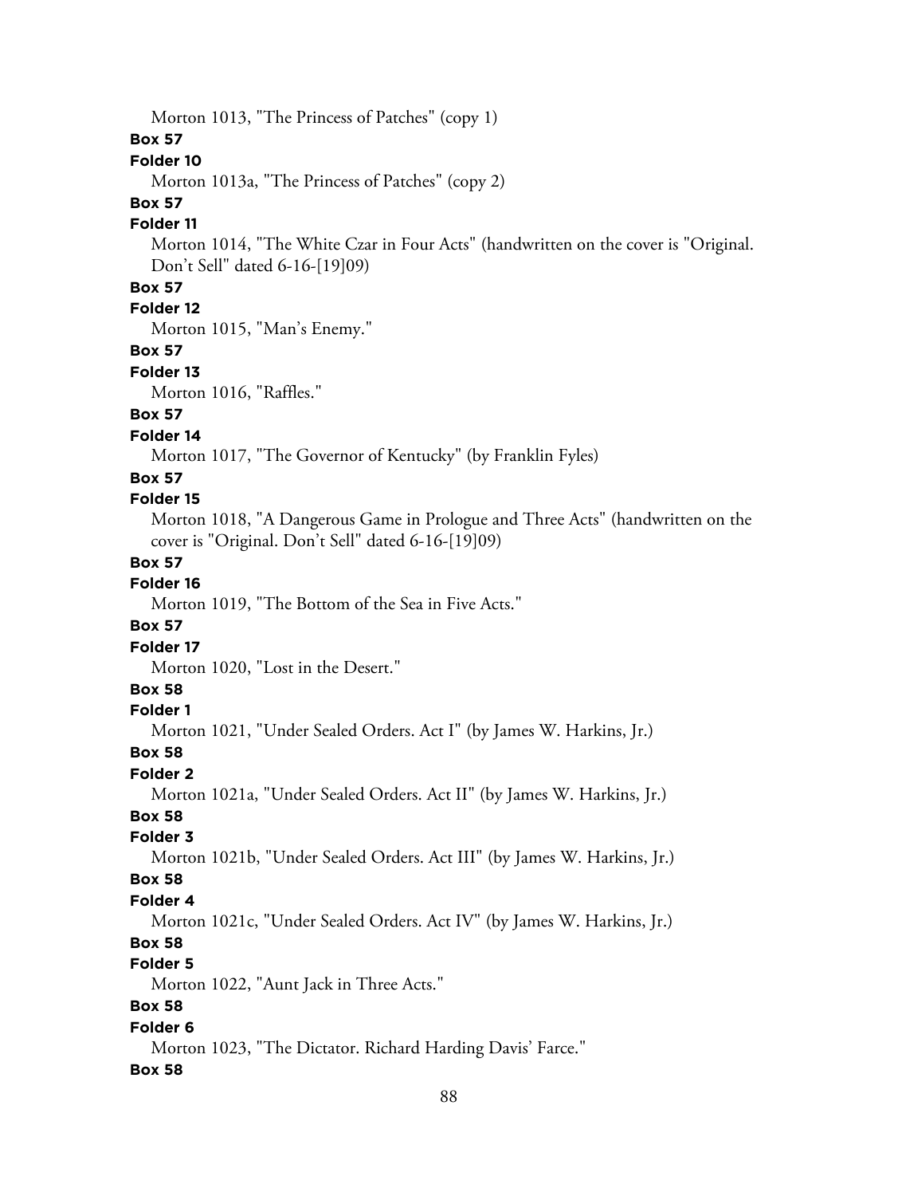Morton 1013, "The Princess of Patches" (copy 1)

**Box 57**

**Folder 10**

Morton 1013a, "The Princess of Patches" (copy 2)

**Box 57**

**Folder 11**

Morton 1014, "The White Czar in Four Acts" (handwritten on the cover is "Original. Don't Sell" dated 6-16-[19]09)

**Box 57**

**Folder 12**

Morton 1015, "Man's Enemy."

**Box 57**

**Folder 13**

Morton 1016, "Raffles."

**Box 57**

**Folder 14**

Morton 1017, "The Governor of Kentucky" (by Franklin Fyles)

**Box 57**

**Folder 15**

Morton 1018, "A Dangerous Game in Prologue and Three Acts" (handwritten on the cover is "Original. Don't Sell" dated 6-16-[19]09)

**Box 57**

**Folder 16**

Morton 1019, "The Bottom of the Sea in Five Acts."

**Box 57**

**Folder 17**

Morton 1020, "Lost in the Desert."

**Box 58**

**Folder 1**

Morton 1021, "Under Sealed Orders. Act I" (by James W. Harkins, Jr.)

**Box 58**

**Folder 2**

Morton 1021a, "Under Sealed Orders. Act II" (by James W. Harkins, Jr.)

**Box 58**

**Folder 3**

Morton 1021b, "Under Sealed Orders. Act III" (by James W. Harkins, Jr.)

**Box 58**

**Folder 4**

Morton 1021c, "Under Sealed Orders. Act IV" (by James W. Harkins, Jr.)

**Box 58**

**Folder 5**

Morton 1022, "Aunt Jack in Three Acts."

**Box 58**

**Folder 6**

Morton 1023, "The Dictator. Richard Harding Davis' Farce."

**Box 58**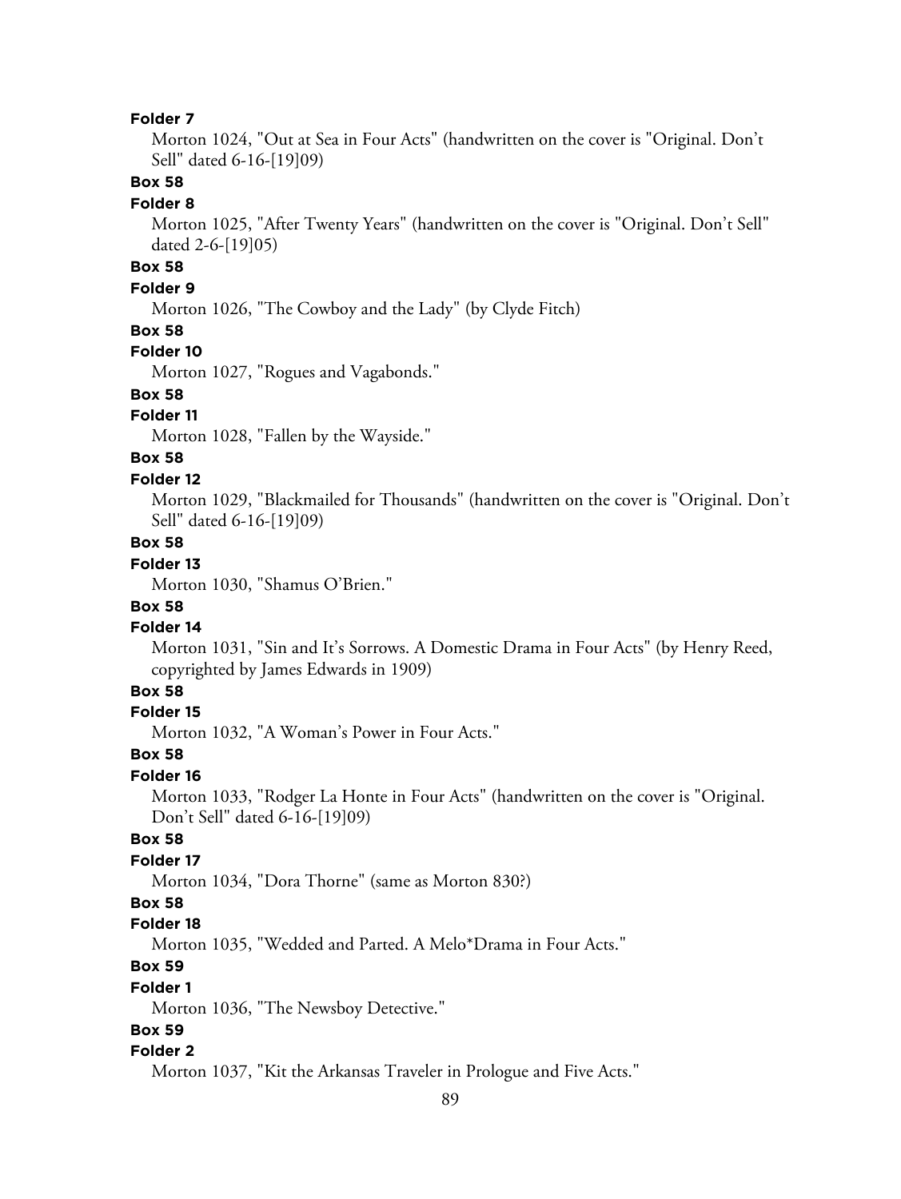**Folder 7**

Morton 1024, "Out at Sea in Four Acts" (handwritten on the cover is "Original. Don't Sell" dated 6-16-[19]09)

**Box 58**

**Folder 8**

Morton 1025, "After Twenty Years" (handwritten on the cover is "Original. Don't Sell" dated 2-6-[19]05)

**Box 58**

**Folder 9**

Morton 1026, "The Cowboy and the Lady" (by Clyde Fitch)

**Box 58**

**Folder 10**

Morton 1027, "Rogues and Vagabonds."

**Box 58**

**Folder 11**

Morton 1028, "Fallen by the Wayside."

**Box 58**

**Folder 12**

Morton 1029, "Blackmailed for Thousands" (handwritten on the cover is "Original. Don't Sell" dated 6-16-[19]09)

**Box 58**

**Folder 13**

Morton 1030, "Shamus O'Brien."

**Box 58**

**Folder 14**

Morton 1031, "Sin and It's Sorrows. A Domestic Drama in Four Acts" (by Henry Reed, copyrighted by James Edwards in 1909)

**Box 58**

**Folder 15**

Morton 1032, "A Woman's Power in Four Acts."

**Box 58**

**Folder 16**

Morton 1033, "Rodger La Honte in Four Acts" (handwritten on the cover is "Original. Don't Sell" dated 6-16-[19]09)

**Box 58**

**Folder 17**

Morton 1034, "Dora Thorne" (same as Morton 830?)

**Box 58**

**Folder 18**

Morton 1035, "Wedded and Parted. A Melo*Drama in Four Acts."

**Box 59**

**Folder 1**

Morton 1036, "The Newsboy Detective."

**Box 59**

**Folder 2**

Morton 1037, "Kit the Arkansas Traveler in Prologue and Five Acts."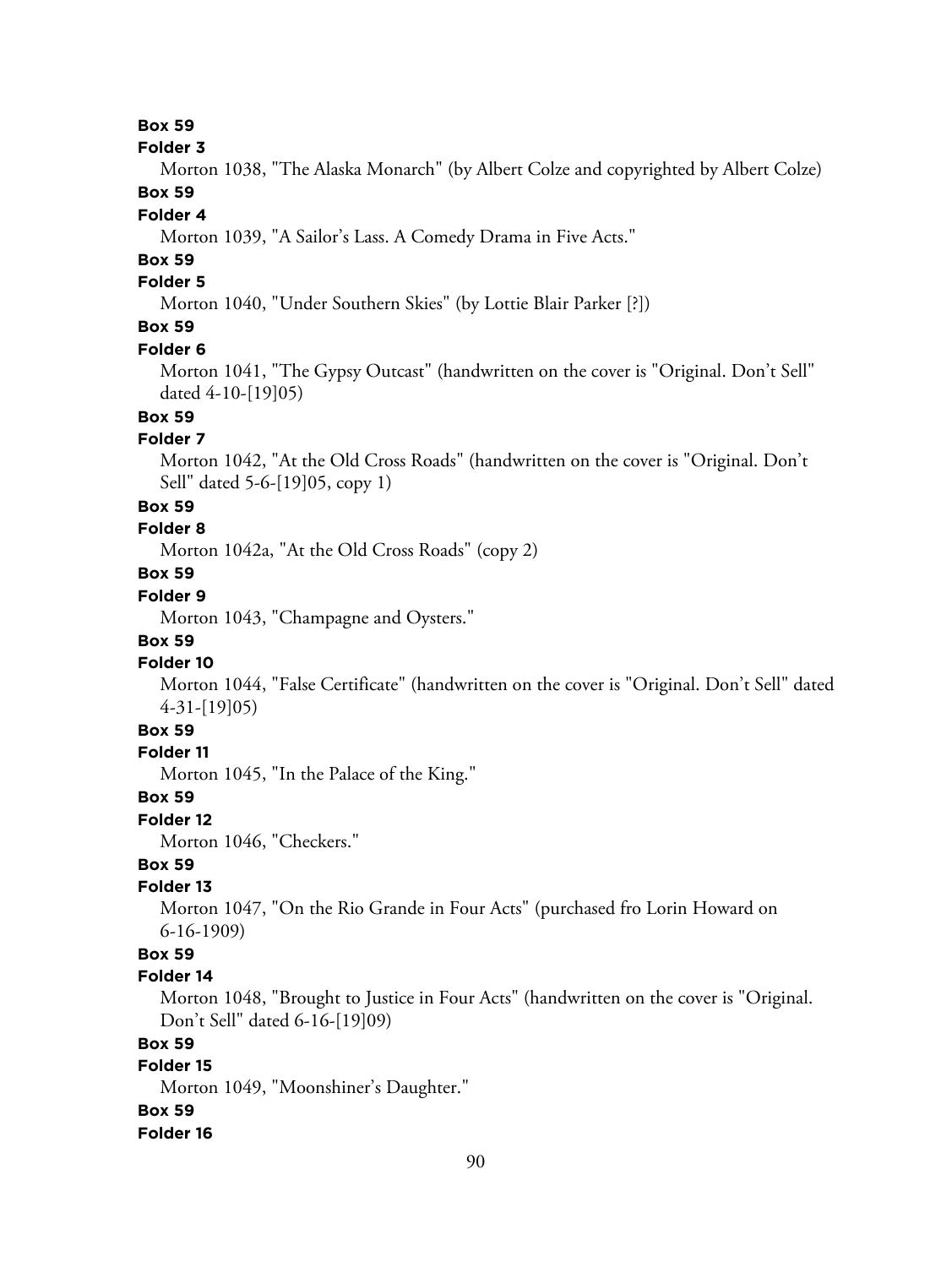**Box 59**

**Folder 3**

Morton 1038, "The Alaska Monarch" (by Albert Colze and copyrighted by Albert Colze)

**Box 59**

**Folder 4**

Morton 1039, "A Sailor's Lass. A Comedy Drama in Five Acts."

**Box 59**

**Folder 5**

Morton 1040, "Under Southern Skies" (by Lottie Blair Parker [?])

**Box 59**

**Folder 6**

Morton 1041, "The Gypsy Outcast" (handwritten on the cover is "Original. Don't Sell" dated 4-10-[19]05)

**Box 59**

**Folder 7**

Morton 1042, "At the Old Cross Roads" (handwritten on the cover is "Original. Don't Sell" dated 5-6-[19]05, copy 1)

**Box 59**

**Folder 8**

Morton 1042a, "At the Old Cross Roads" (copy 2)

**Box 59**

**Folder 9**

Morton 1043, "Champagne and Oysters."

**Box 59**

**Folder 10**

Morton 1044, "False Certificate" (handwritten on the cover is "Original. Don't Sell" dated 4-31-[19]05)

**Box 59**

**Folder 11**

Morton 1045, "In the Palace of the King."

**Box 59**

**Folder 12**

Morton 1046, "Checkers."

**Box 59**

**Folder 13**

Morton 1047, "On the Rio Grande in Four Acts" (purchased fro Lorin Howard on 6-16-1909)

**Box 59**

**Folder 14**

Morton 1048, "Brought to Justice in Four Acts" (handwritten on the cover is "Original. Don't Sell" dated 6-16-[19]09)

**Box 59**

**Folder 15**

Morton 1049, "Moonshiner's Daughter."

**Box 59**

**Folder 16**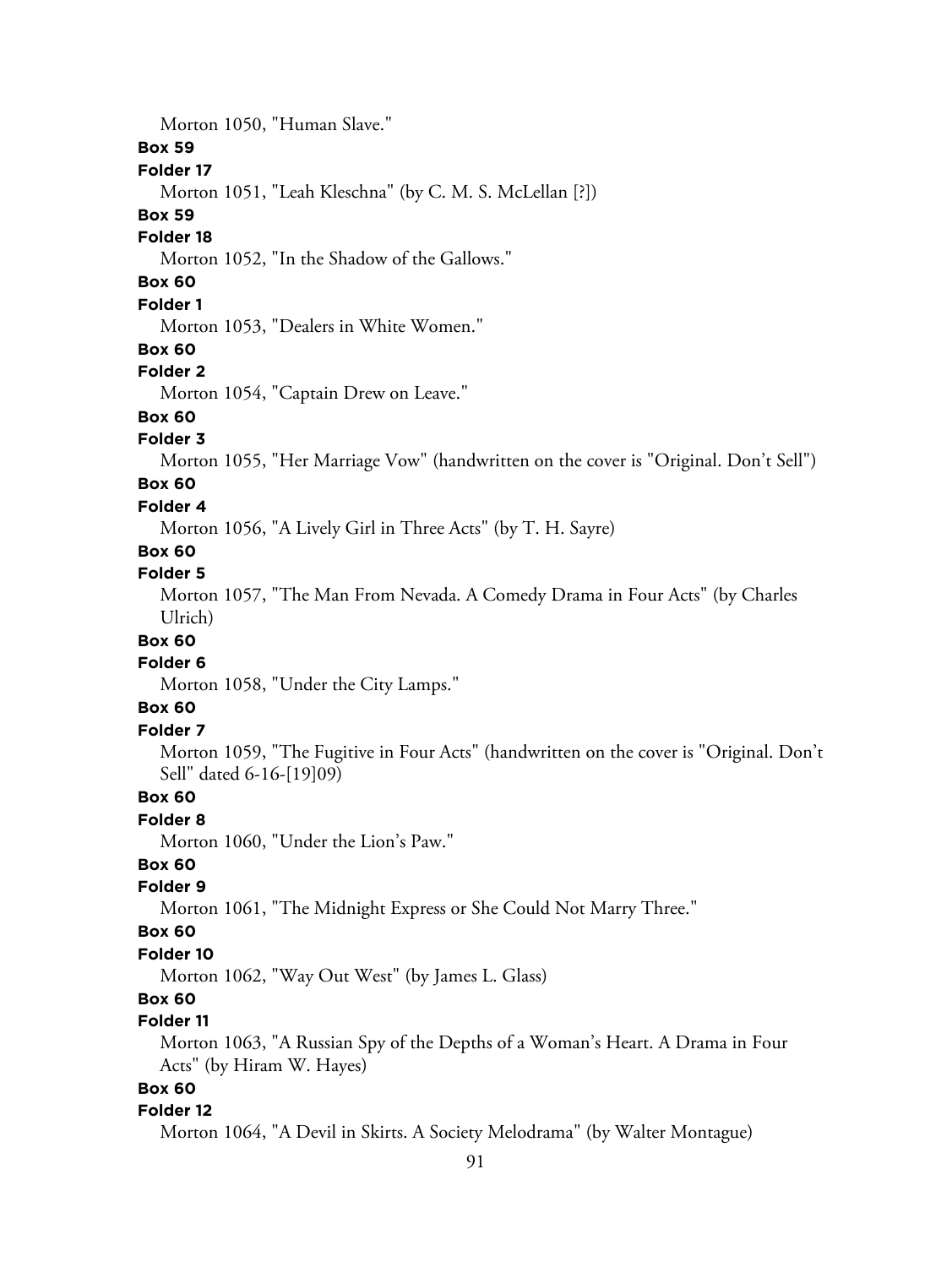Morton 1050, "Human Slave."

**Box 59**

**Folder 17**

Morton 1051, "Leah Kleschna" (by C. M. S. McLellan [?])

**Box 59**

**Folder 18**

Morton 1052, "In the Shadow of the Gallows."

**Box 60**

**Folder 1**

Morton 1053, "Dealers in White Women."

**Box 60**

**Folder 2**

Morton 1054, "Captain Drew on Leave."

**Box 60**

**Folder 3**

Morton 1055, "Her Marriage Vow" (handwritten on the cover is "Original. Don't Sell")

**Box 60**

**Folder 4**

Morton 1056, "A Lively Girl in Three Acts" (by T. H. Sayre)

**Box 60**

**Folder 5**

Morton 1057, "The Man From Nevada. A Comedy Drama in Four Acts" (by Charles Ulrich)

**Box 60**

**Folder 6**

Morton 1058, "Under the City Lamps."

**Box 60**

**Folder 7**

Morton 1059, "The Fugitive in Four Acts" (handwritten on the cover is "Original. Don't Sell" dated 6-16-[19]09)

**Box 60**

**Folder 8**

Morton 1060, "Under the Lion's Paw."

**Box 60**

**Folder 9**

Morton 1061, "The Midnight Express or She Could Not Marry Three."

**Box 60**

**Folder 10**

Morton 1062, "Way Out West" (by James L. Glass)

**Box 60**

**Folder 11**

Morton 1063, "A Russian Spy of the Depths of a Woman's Heart. A Drama in Four Acts" (by Hiram W. Hayes)

**Box 60**

**Folder 12**

Morton 1064, "A Devil in Skirts. A Society Melodrama" (by Walter Montague)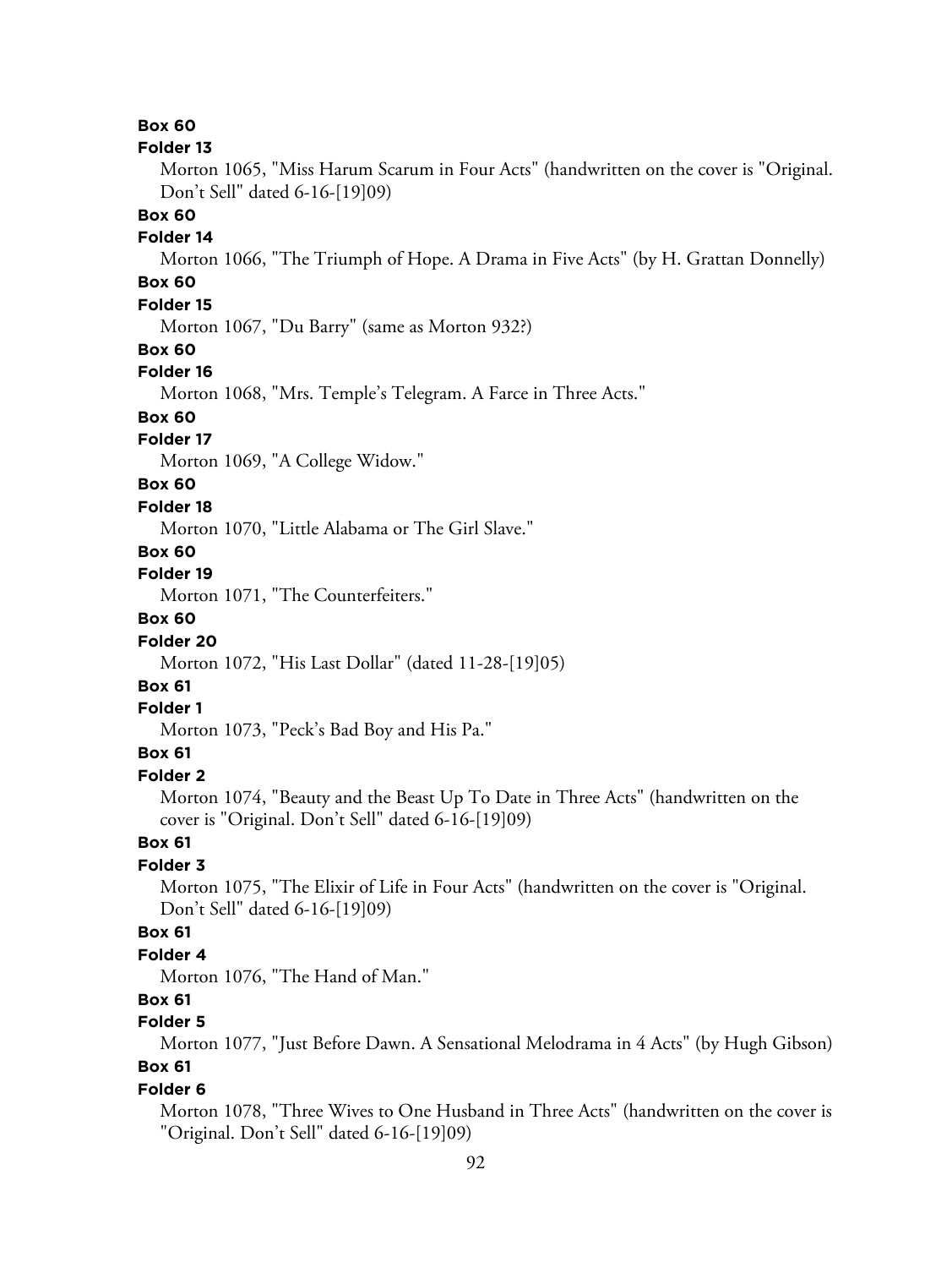**Box 60**

**Folder 13**

Morton 1065, "Miss Harum Scarum in Four Acts" (handwritten on the cover is "Original. Don't Sell" dated 6-16-[19]09)

**Box 60**

**Folder 14**

Morton 1066, "The Triumph of Hope. A Drama in Five Acts" (by H. Grattan Donnelly)

**Box 60**

**Folder 15**

Morton 1067, "Du Barry" (same as Morton 932?)

**Box 60**

**Folder 16**

Morton 1068, "Mrs. Temple's Telegram. A Farce in Three Acts."

**Box 60**

**Folder 17**

Morton 1069, "A College Widow."

**Box 60**

**Folder 18**

Morton 1070, "Little Alabama or The Girl Slave."

**Box 60**

**Folder 19**

Morton 1071, "The Counterfeiters."

**Box 60**

**Folder 20**

Morton 1072, "His Last Dollar" (dated 11-28-[19]05)

**Box 61**

**Folder 1**

Morton 1073, "Peck's Bad Boy and His Pa."

**Box 61**

**Folder 2**

Morton 1074, "Beauty and the Beast Up To Date in Three Acts" (handwritten on the cover is "Original. Don't Sell" dated 6-16-[19]09)

**Box 61**

**Folder 3**

Morton 1075, "The Elixir of Life in Four Acts" (handwritten on the cover is "Original. Don't Sell" dated 6-16-[19]09)

**Box 61**

**Folder 4**

Morton 1076, "The Hand of Man."

**Box 61**

**Folder 5**

Morton 1077, "Just Before Dawn. A Sensational Melodrama in 4 Acts" (by Hugh Gibson)

**Box 61**

**Folder 6**

Morton 1078, "Three Wives to One Husband in Three Acts" (handwritten on the cover is "Original. Don't Sell" dated 6-16-[19]09)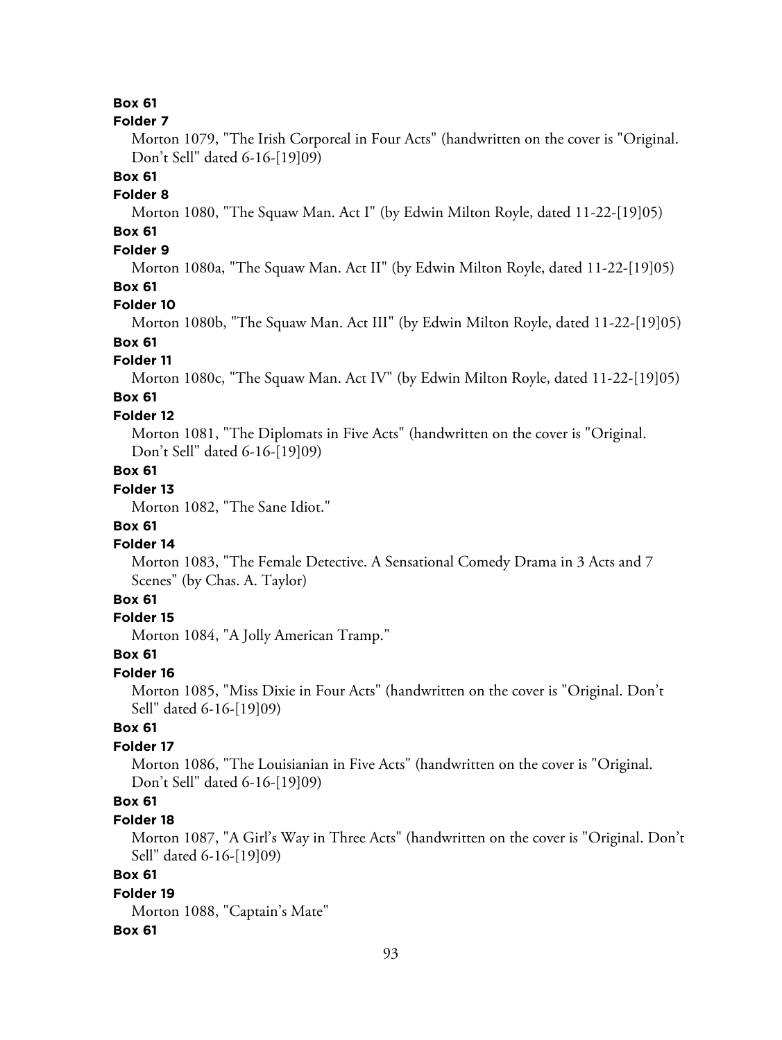**Box 61**

**Folder 7**

Morton 1079, "The Irish Corporeal in Four Acts" (handwritten on the cover is "Original. Don't Sell" dated 6-16-[19]09)

**Box 61**

**Folder 8**

Morton 1080, "The Squaw Man. Act I" (by Edwin Milton Royle, dated 11-22-[19]05)

**Box 61**

**Folder 9**

Morton 1080a, "The Squaw Man. Act II" (by Edwin Milton Royle, dated 11-22-[19]05)

**Box 61**

**Folder 10**

Morton 1080b, "The Squaw Man. Act III" (by Edwin Milton Royle, dated 11-22-[19]05)

**Box 61**

**Folder 11**

Morton 1080c, "The Squaw Man. Act IV" (by Edwin Milton Royle, dated 11-22-[19]05)

**Box 61**

**Folder 12**

Morton 1081, "The Diplomats in Five Acts" (handwritten on the cover is "Original. Don't Sell" dated 6-16-[19]09)

**Box 61**

**Folder 13**

Morton 1082, "The Sane Idiot."

**Box 61**

**Folder 14**

Morton 1083, "The Female Detective. A Sensational Comedy Drama in 3 Acts and 7 Scenes" (by Chas. A. Taylor)

**Box 61**

**Folder 15**

Morton 1084, "A Jolly American Tramp."

**Box 61**

**Folder 16**

Morton 1085, "Miss Dixie in Four Acts" (handwritten on the cover is "Original. Don't Sell" dated 6-16-[19]09)

**Box 61**

**Folder 17**

Morton 1086, "The Louisianian in Five Acts" (handwritten on the cover is "Original. Don't Sell" dated 6-16-[19]09)

**Box 61**

**Folder 18**

Morton 1087, "A Girl's Way in Three Acts" (handwritten on the cover is "Original. Don't Sell" dated 6-16-[19]09)

**Box 61**

**Folder 19**

Morton 1088, "Captain's Mate"

**Box 61**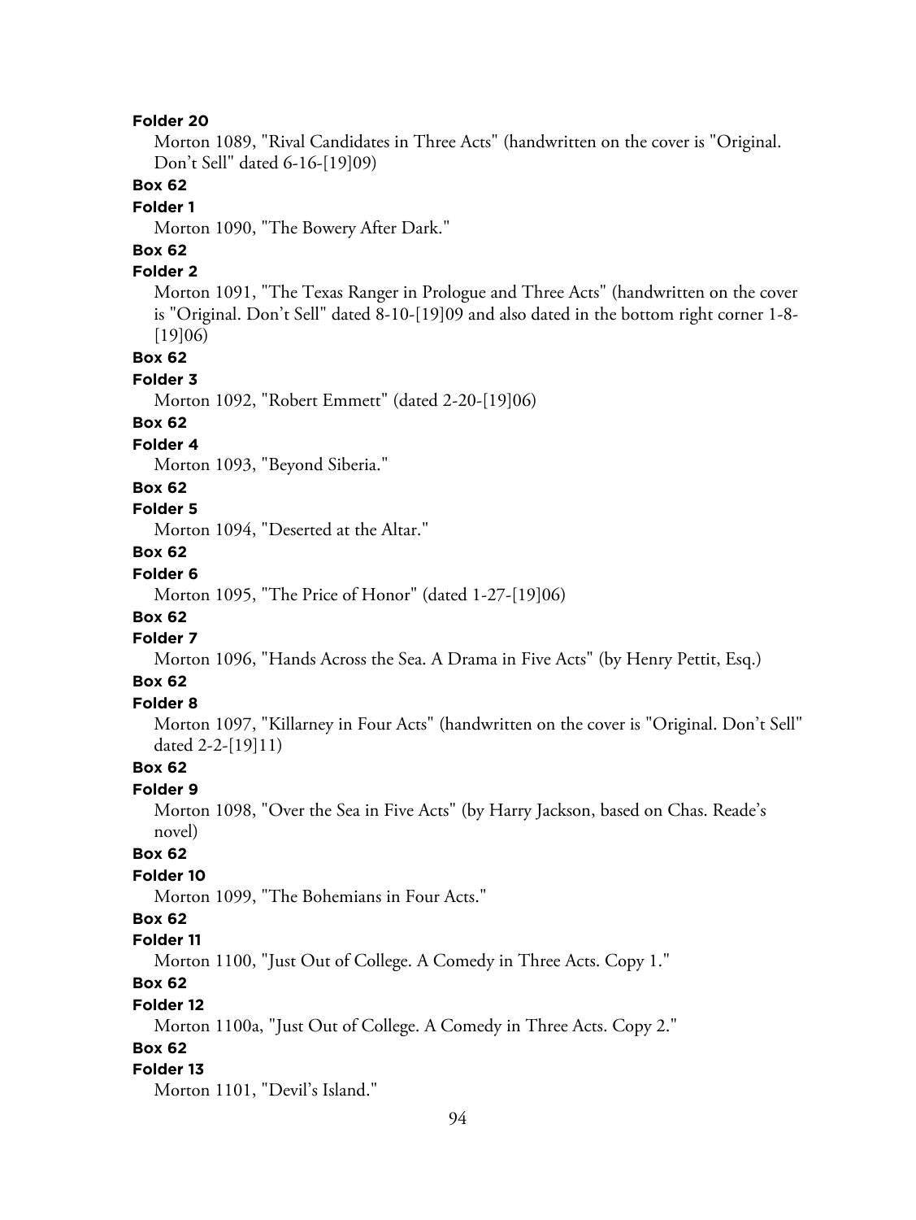**Folder 20**

Morton 1089, "Rival Candidates in Three Acts" (handwritten on the cover is "Original. Don't Sell" dated 6-16-[19]09)

**Box 62**

**Folder 1**

Morton 1090, "The Bowery After Dark."

**Box 62**

**Folder 2**

Morton 1091, "The Texas Ranger in Prologue and Three Acts" (handwritten on the cover is "Original. Don't Sell" dated 8-10-[19]09 and also dated in the bottom right corner 1-8-[19]06)

**Box 62**

**Folder 3**

Morton 1092, "Robert Emmett" (dated 2-20-[19]06)

**Box 62**

**Folder 4**

Morton 1093, "Beyond Siberia."

**Box 62**

**Folder 5**

Morton 1094, "Deserted at the Altar."

**Box 62**

**Folder 6**

Morton 1095, "The Price of Honor" (dated 1-27-[19]06)

**Box 62**

**Folder 7**

Morton 1096, "Hands Across the Sea. A Drama in Five Acts" (by Henry Pettit, Esq.)

**Box 62**

**Folder 8**

Morton 1097, "Killarney in Four Acts" (handwritten on the cover is "Original. Don't Sell" dated 2-2-[19]11)

**Box 62**

**Folder 9**

Morton 1098, "Over the Sea in Five Acts" (by Harry Jackson, based on Chas. Reade's novel)

**Box 62**

**Folder 10**

Morton 1099, "The Bohemians in Four Acts."

**Box 62**

**Folder 11**

Morton 1100, "Just Out of College. A Comedy in Three Acts. Copy 1."

**Box 62**

**Folder 12**

Morton 1100a, "Just Out of College. A Comedy in Three Acts. Copy 2."

**Box 62**

**Folder 13**

Morton 1101, "Devil's Island."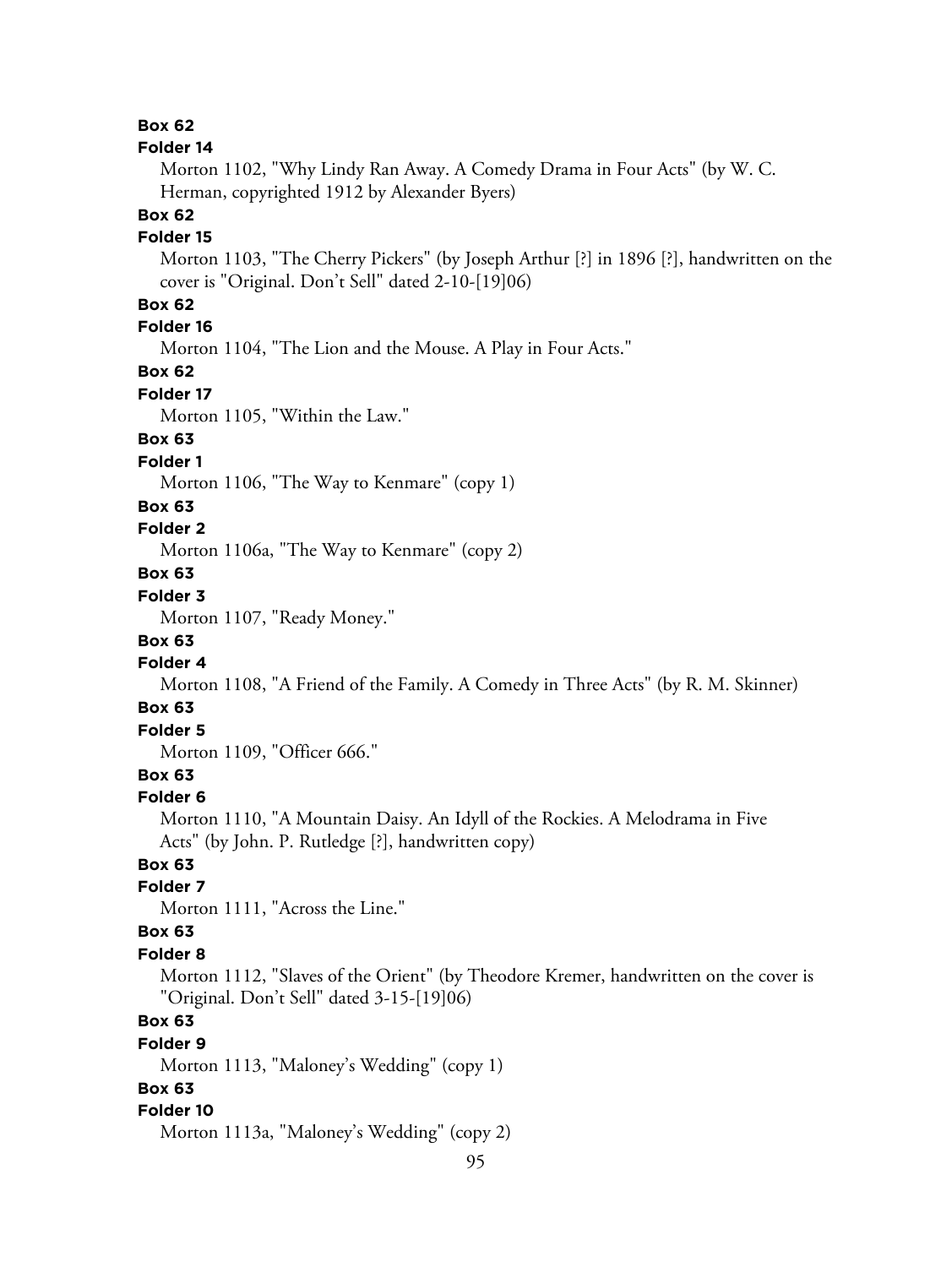**Box 62**
**Folder 14**
Morton 1102, "Why Lindy Ran Away. A Comedy Drama in Four Acts" (by W. C. Herman, copyrighted 1912 by Alexander Byers)

**Box 62**
**Folder 15**
Morton 1103, "The Cherry Pickers" (by Joseph Arthur [?] in 1896 [?], handwritten on the cover is "Original. Don't Sell" dated 2-10-[19]06)

**Box 62**
**Folder 16**
Morton 1104, "The Lion and the Mouse. A Play in Four Acts."

**Box 62**
**Folder 17**
Morton 1105, "Within the Law."

**Box 63**
**Folder 1**
Morton 1106, "The Way to Kenmare" (copy 1)

**Box 63**
**Folder 2**
Morton 1106a, "The Way to Kenmare" (copy 2)

**Box 63**
**Folder 3**
Morton 1107, "Ready Money."

**Box 63**
**Folder 4**
Morton 1108, "A Friend of the Family. A Comedy in Three Acts" (by R. M. Skinner)

**Box 63**
**Folder 5**
Morton 1109, "Officer 666."

**Box 63**
**Folder 6**
Morton 1110, "A Mountain Daisy. An Idyll of the Rockies. A Melodrama in Five Acts" (by John. P. Rutledge [?], handwritten copy)

**Box 63**
**Folder 7**
Morton 1111, "Across the Line."

**Box 63**
**Folder 8**
Morton 1112, "Slaves of the Orient" (by Theodore Kremer, handwritten on the cover is "Original. Don't Sell" dated 3-15-[19]06)

**Box 63**
**Folder 9**
Morton 1113, "Maloney's Wedding" (copy 1)

**Box 63**
**Folder 10**
Morton 1113a, "Maloney's Wedding" (copy 2)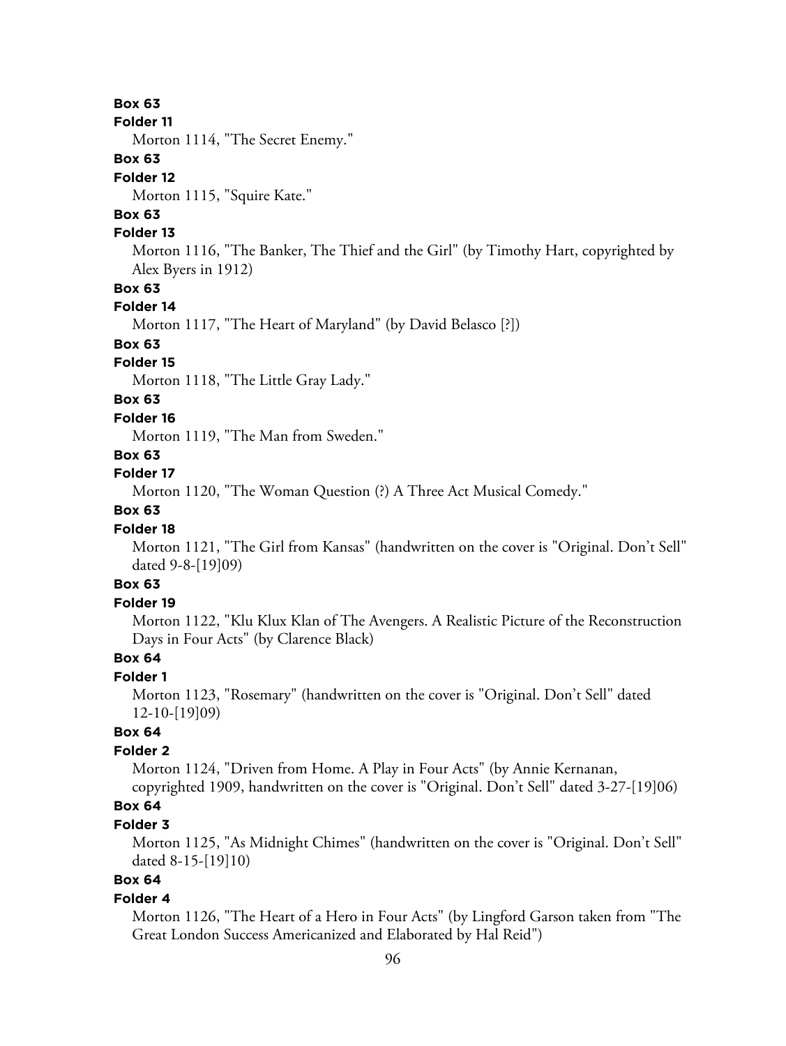**Box 63**

**Folder 11**

Morton 1114, "The Secret Enemy."

**Box 63**

**Folder 12**

Morton 1115, "Squire Kate."

**Box 63**

**Folder 13**

Morton 1116, "The Banker, The Thief and the Girl" (by Timothy Hart, copyrighted by Alex Byers in 1912)

**Box 63**

**Folder 14**

Morton 1117, "The Heart of Maryland" (by David Belasco [?])

**Box 63**

**Folder 15**

Morton 1118, "The Little Gray Lady."

**Box 63**

**Folder 16**

Morton 1119, "The Man from Sweden."

**Box 63**

**Folder 17**

Morton 1120, "The Woman Question (?) A Three Act Musical Comedy."

**Box 63**

**Folder 18**

Morton 1121, "The Girl from Kansas" (handwritten on the cover is "Original. Don't Sell" dated 9-8-[19]09)

**Box 63**

**Folder 19**

Morton 1122, "Klu Klux Klan of The Avengers. A Realistic Picture of the Reconstruction Days in Four Acts" (by Clarence Black)

**Box 64**

**Folder 1**

Morton 1123, "Rosemary" (handwritten on the cover is "Original. Don't Sell" dated 12-10-[19]09)

**Box 64**

**Folder 2**

Morton 1124, "Driven from Home. A Play in Four Acts" (by Annie Kernanan, copyrighted 1909, handwritten on the cover is "Original. Don't Sell" dated 3-27-[19]06)

**Box 64**

**Folder 3**

Morton 1125, "As Midnight Chimes" (handwritten on the cover is "Original. Don't Sell" dated 8-15-[19]10)

**Box 64**

**Folder 4**

Morton 1126, "The Heart of a Hero in Four Acts" (by Lingford Garson taken from "The Great London Success Americanized and Elaborated by Hal Reid")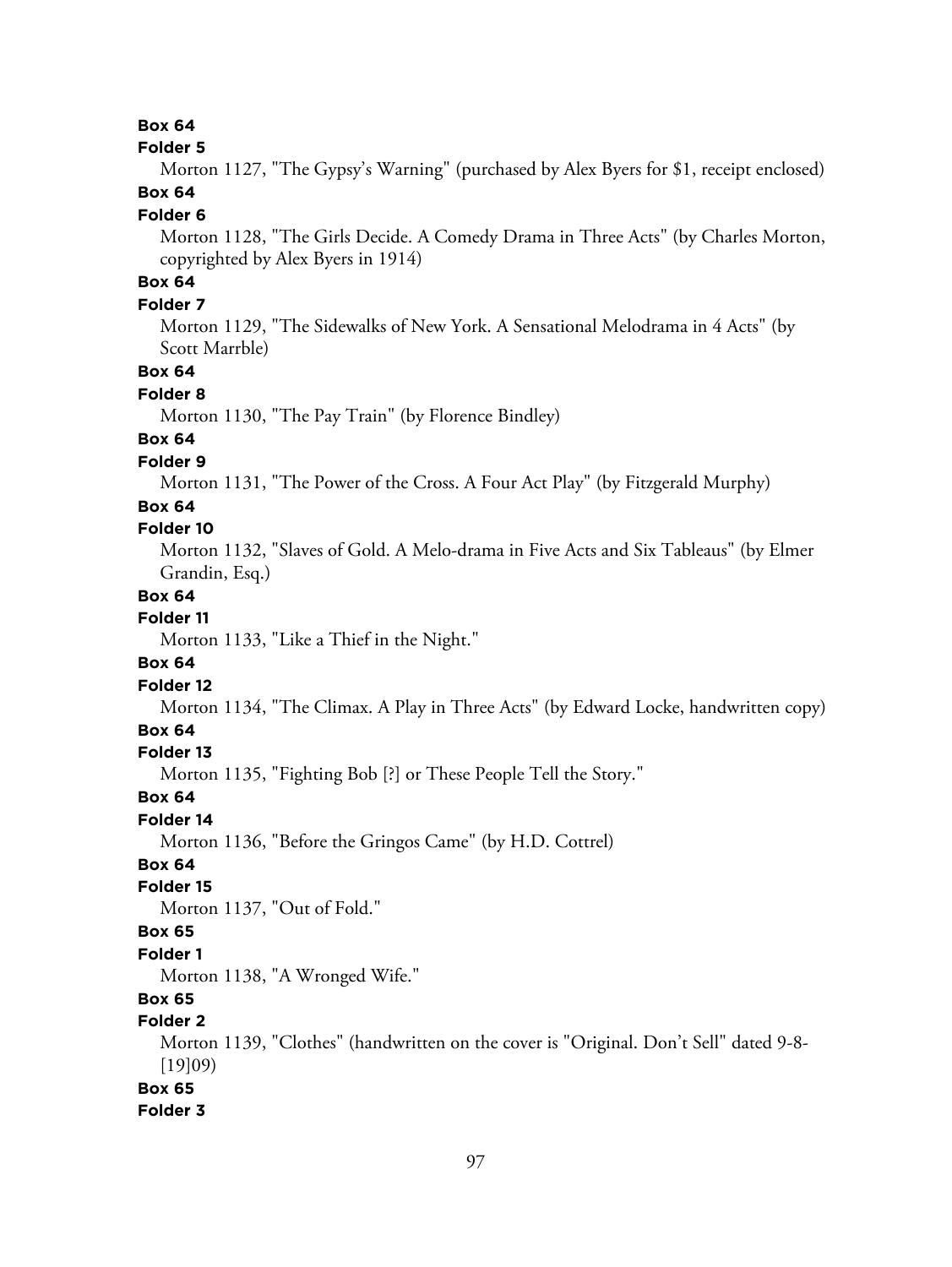**Box 64**
**Folder 5**
Morton 1127, "The Gypsy's Warning" (purchased by Alex Byers for $1, receipt enclosed)
**Box 64**
**Folder 6**
Morton 1128, "The Girls Decide. A Comedy Drama in Three Acts" (by Charles Morton, copyrighted by Alex Byers in 1914)
**Box 64**
**Folder 7**
Morton 1129, "The Sidewalks of New York. A Sensational Melodrama in 4 Acts" (by Scott Marrble)
**Box 64**
**Folder 8**
Morton 1130, "The Pay Train" (by Florence Bindley)
**Box 64**
**Folder 9**
Morton 1131, "The Power of the Cross. A Four Act Play" (by Fitzgerald Murphy)
**Box 64**
**Folder 10**
Morton 1132, "Slaves of Gold. A Melo-drama in Five Acts and Six Tableaus" (by Elmer Grandin, Esq.)
**Box 64**
**Folder 11**
Morton 1133, "Like a Thief in the Night."
**Box 64**
**Folder 12**
Morton 1134, "The Climax. A Play in Three Acts" (by Edward Locke, handwritten copy)
**Box 64**
**Folder 13**
Morton 1135, "Fighting Bob [?] or These People Tell the Story."
**Box 64**
**Folder 14**
Morton 1136, "Before the Gringos Came" (by H.D. Cottrel)
**Box 64**
**Folder 15**
Morton 1137, "Out of Fold."
**Box 65**
**Folder 1**
Morton 1138, "A Wronged Wife."
**Box 65**
**Folder 2**
Morton 1139, "Clothes" (handwritten on the cover is "Original. Don't Sell" dated 9-8-[19]09)
**Box 65**
**Folder 3**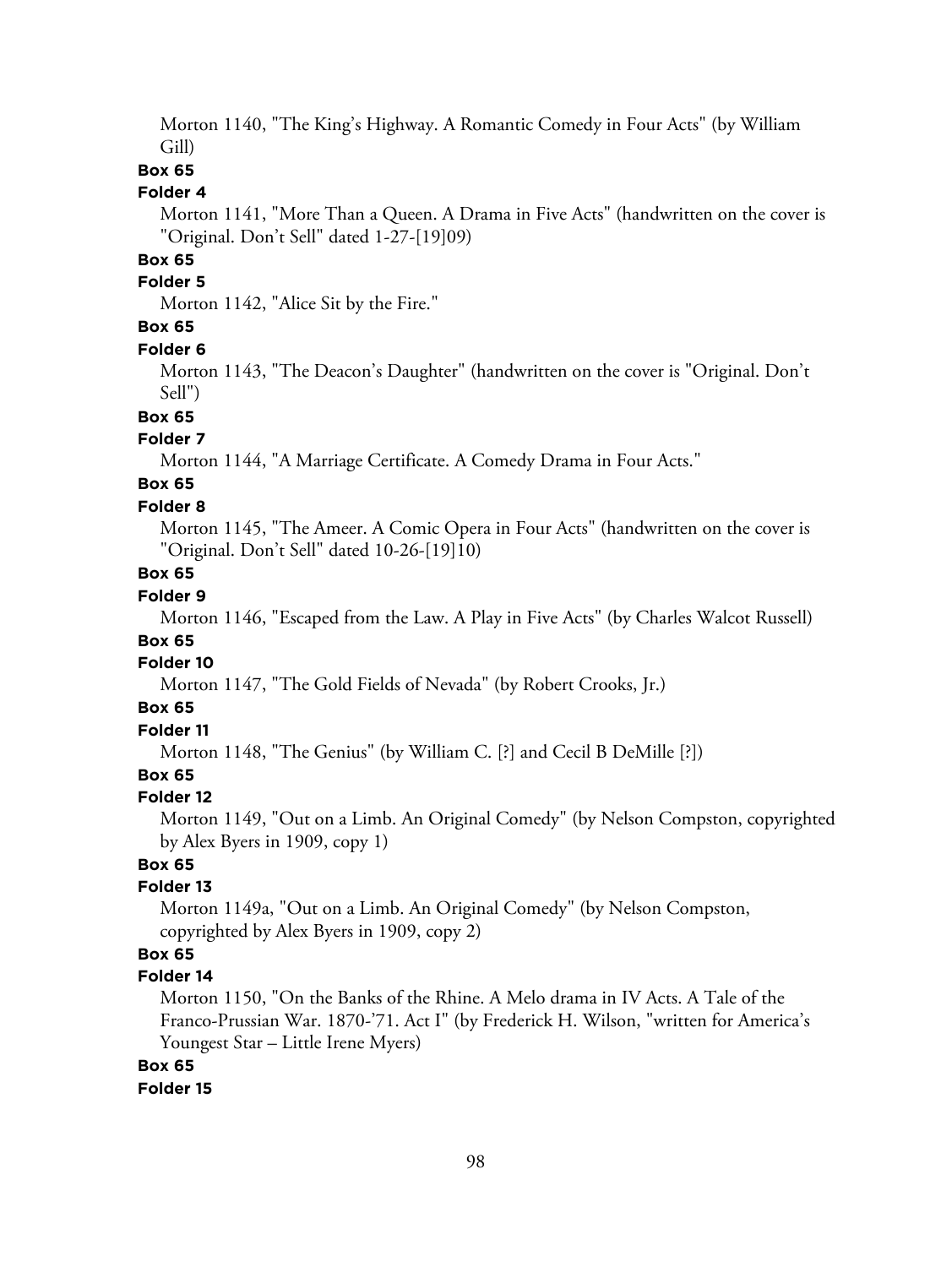Morton 1140, "The King's Highway. A Romantic Comedy in Four Acts" (by William Gill)

**Box 65**

**Folder 4**

Morton 1141, "More Than a Queen. A Drama in Five Acts" (handwritten on the cover is "Original. Don't Sell" dated 1-27-[19]09)

**Box 65**

**Folder 5**

Morton 1142, "Alice Sit by the Fire."

**Box 65**

**Folder 6**

Morton 1143, "The Deacon's Daughter" (handwritten on the cover is "Original. Don't Sell")

**Box 65**

**Folder 7**

Morton 1144, "A Marriage Certificate. A Comedy Drama in Four Acts."

**Box 65**

**Folder 8**

Morton 1145, "The Ameer. A Comic Opera in Four Acts" (handwritten on the cover is "Original. Don't Sell" dated 10-26-[19]10)

**Box 65**

**Folder 9**

Morton 1146, "Escaped from the Law. A Play in Five Acts" (by Charles Walcot Russell)

**Box 65**

**Folder 10**

Morton 1147, "The Gold Fields of Nevada" (by Robert Crooks, Jr.)

**Box 65**

**Folder 11**

Morton 1148, "The Genius" (by William C. [?] and Cecil B DeMille [?])

**Box 65**

**Folder 12**

Morton 1149, "Out on a Limb. An Original Comedy" (by Nelson Compston, copyrighted by Alex Byers in 1909, copy 1)

**Box 65**

**Folder 13**

Morton 1149a, "Out on a Limb. An Original Comedy" (by Nelson Compston, copyrighted by Alex Byers in 1909, copy 2)

**Box 65**

**Folder 14**

Morton 1150, "On the Banks of the Rhine. A Melo drama in IV Acts. A Tale of the Franco-Prussian War. 1870-'71. Act I" (by Frederick H. Wilson, "written for America's Youngest Star – Little Irene Myers)

**Box 65**

**Folder 15**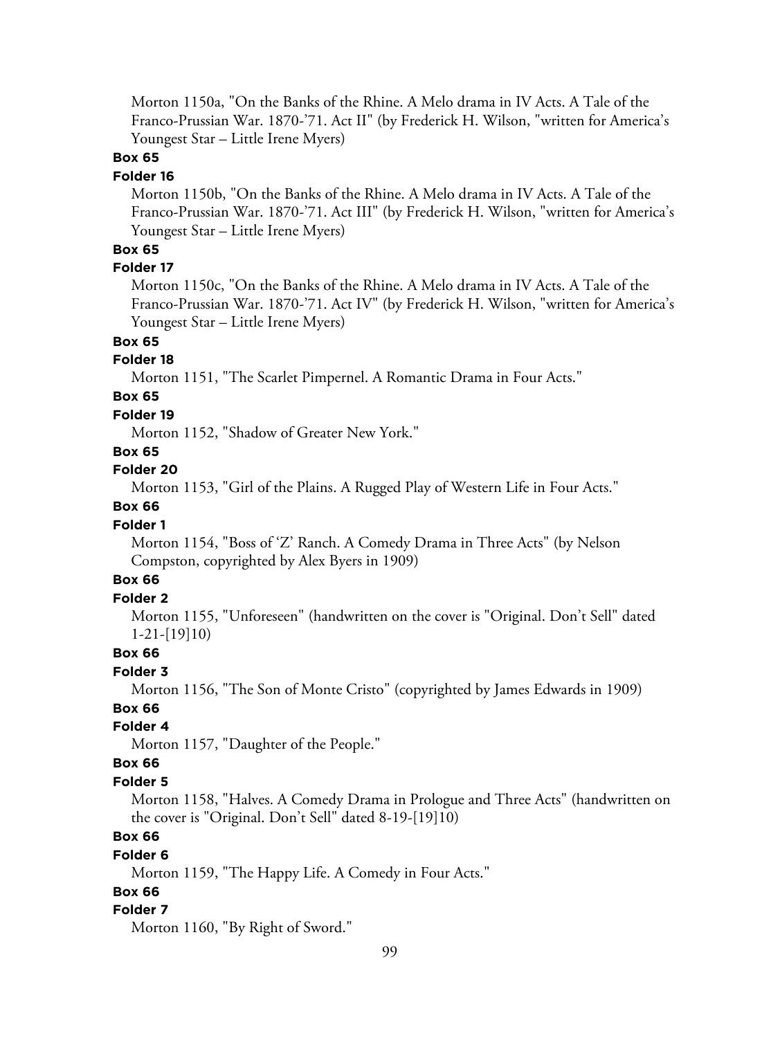Morton 1150a, "On the Banks of the Rhine. A Melo drama in IV Acts. A Tale of the Franco-Prussian War. 1870-'71. Act II" (by Frederick H. Wilson, "written for America's Youngest Star – Little Irene Myers)

**Box 65**

**Folder 16**

Morton 1150b, "On the Banks of the Rhine. A Melo drama in IV Acts. A Tale of the Franco-Prussian War. 1870-'71. Act III" (by Frederick H. Wilson, "written for America's Youngest Star – Little Irene Myers)

**Box 65**

**Folder 17**

Morton 1150c, "On the Banks of the Rhine. A Melo drama in IV Acts. A Tale of the Franco-Prussian War. 1870-'71. Act IV" (by Frederick H. Wilson, "written for America's Youngest Star – Little Irene Myers)

**Box 65**

**Folder 18**

Morton 1151, "The Scarlet Pimpernel. A Romantic Drama in Four Acts."

**Box 65**

**Folder 19**

Morton 1152, "Shadow of Greater New York."

**Box 65**

**Folder 20**

Morton 1153, "Girl of the Plains. A Rugged Play of Western Life in Four Acts."

**Box 66**

**Folder 1**

Morton 1154, "Boss of 'Z' Ranch. A Comedy Drama in Three Acts" (by Nelson Compston, copyrighted by Alex Byers in 1909)

**Box 66**

**Folder 2**

Morton 1155, "Unforeseen" (handwritten on the cover is "Original. Don't Sell" dated 1-21-[19]10)

**Box 66**

**Folder 3**

Morton 1156, "The Son of Monte Cristo" (copyrighted by James Edwards in 1909)

**Box 66**

**Folder 4**

Morton 1157, "Daughter of the People."

**Box 66**

**Folder 5**

Morton 1158, "Halves. A Comedy Drama in Prologue and Three Acts" (handwritten on the cover is "Original. Don't Sell" dated 8-19-[19]10)

**Box 66**

**Folder 6**

Morton 1159, "The Happy Life. A Comedy in Four Acts."

**Box 66**

**Folder 7**

Morton 1160, "By Right of Sword."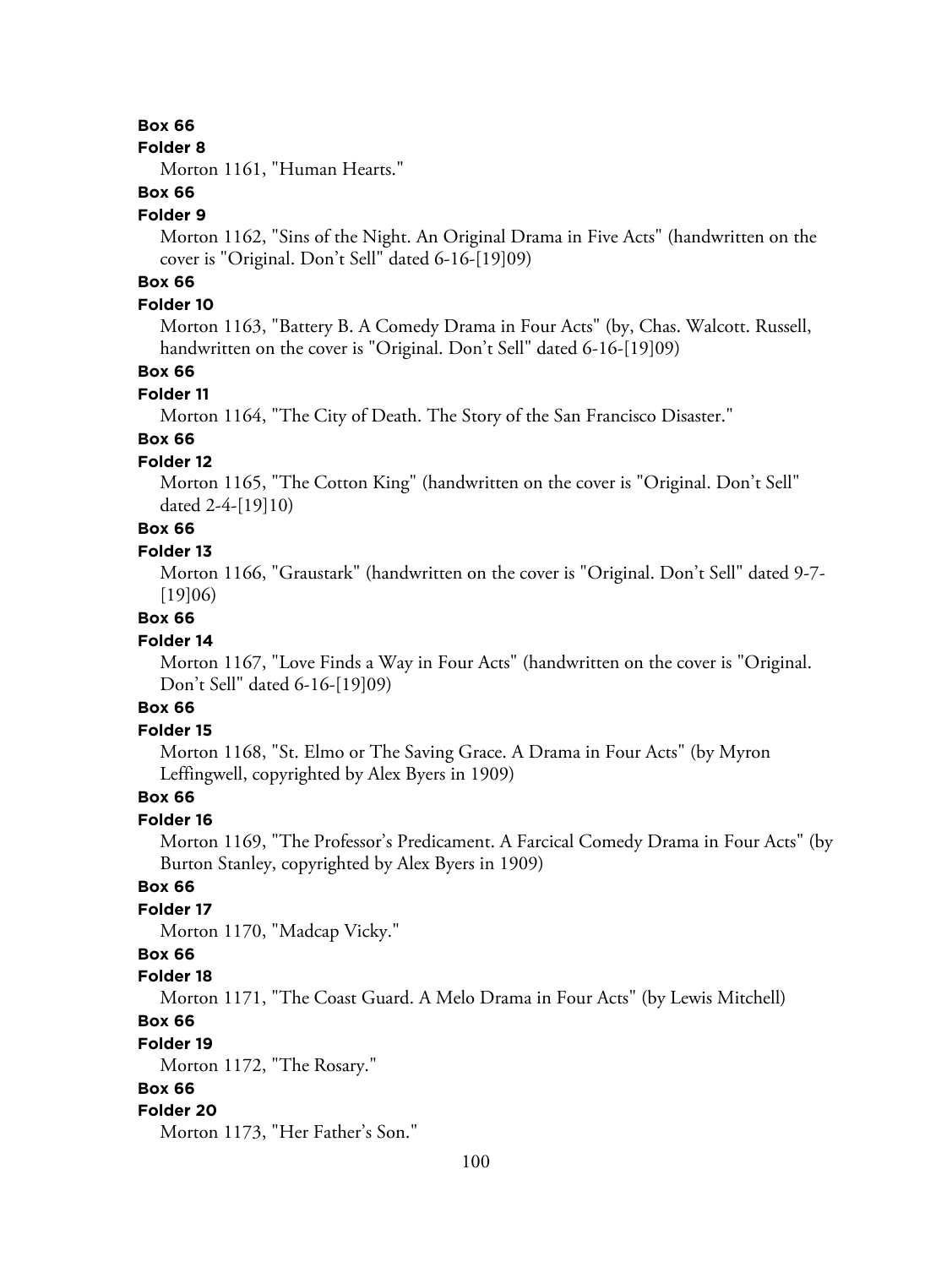**Box 66**

**Folder 8**

Morton 1161, "Human Hearts."

**Box 66**

**Folder 9**

Morton 1162, "Sins of the Night. An Original Drama in Five Acts" (handwritten on the cover is "Original. Don't Sell" dated 6-16-[19]09)

**Box 66**

**Folder 10**

Morton 1163, "Battery B. A Comedy Drama in Four Acts" (by, Chas. Walcott. Russell, handwritten on the cover is "Original. Don't Sell" dated 6-16-[19]09)

**Box 66**

**Folder 11**

Morton 1164, "The City of Death. The Story of the San Francisco Disaster."

**Box 66**

**Folder 12**

Morton 1165, "The Cotton King" (handwritten on the cover is "Original. Don't Sell" dated 2-4-[19]10)

**Box 66**

**Folder 13**

Morton 1166, "Graustark" (handwritten on the cover is "Original. Don't Sell" dated 9-7-[19]06)

**Box 66**

**Folder 14**

Morton 1167, "Love Finds a Way in Four Acts" (handwritten on the cover is "Original. Don't Sell" dated 6-16-[19]09)

**Box 66**

**Folder 15**

Morton 1168, "St. Elmo or The Saving Grace. A Drama in Four Acts" (by Myron Leffingwell, copyrighted by Alex Byers in 1909)

**Box 66**

**Folder 16**

Morton 1169, "The Professor's Predicament. A Farcical Comedy Drama in Four Acts" (by Burton Stanley, copyrighted by Alex Byers in 1909)

**Box 66**

**Folder 17**

Morton 1170, "Madcap Vicky."

**Box 66**

**Folder 18**

Morton 1171, "The Coast Guard. A Melo Drama in Four Acts" (by Lewis Mitchell)

**Box 66**

**Folder 19**

Morton 1172, "The Rosary."

**Box 66**

**Folder 20**

Morton 1173, "Her Father's Son."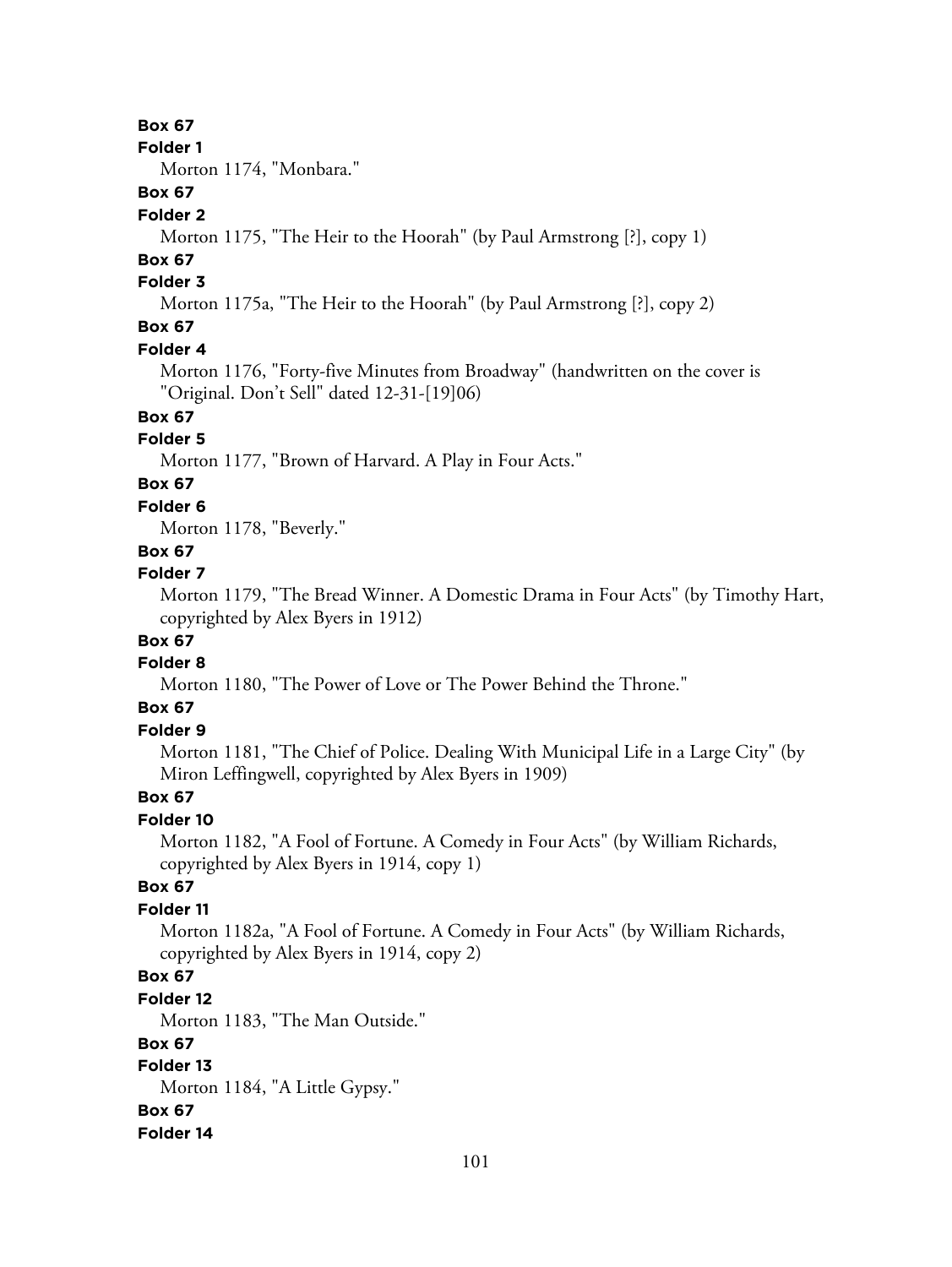**Box 67**

**Folder 1**

Morton 1174, "Monbara."

**Box 67**

**Folder 2**

Morton 1175, "The Heir to the Hoorah" (by Paul Armstrong [?], copy 1)

**Box 67**

**Folder 3**

Morton 1175a, "The Heir to the Hoorah" (by Paul Armstrong [?], copy 2)

**Box 67**

**Folder 4**

Morton 1176, "Forty-five Minutes from Broadway" (handwritten on the cover is "Original. Don't Sell" dated 12-31-[19]06)

**Box 67**

**Folder 5**

Morton 1177, "Brown of Harvard. A Play in Four Acts."

**Box 67**

**Folder 6**

Morton 1178, "Beverly."

**Box 67**

**Folder 7**

Morton 1179, "The Bread Winner. A Domestic Drama in Four Acts" (by Timothy Hart, copyrighted by Alex Byers in 1912)

**Box 67**

**Folder 8**

Morton 1180, "The Power of Love or The Power Behind the Throne."

**Box 67**

**Folder 9**

Morton 1181, "The Chief of Police. Dealing With Municipal Life in a Large City" (by Miron Leffingwell, copyrighted by Alex Byers in 1909)

**Box 67**

**Folder 10**

Morton 1182, "A Fool of Fortune. A Comedy in Four Acts" (by William Richards, copyrighted by Alex Byers in 1914, copy 1)

**Box 67**

**Folder 11**

Morton 1182a, "A Fool of Fortune. A Comedy in Four Acts" (by William Richards, copyrighted by Alex Byers in 1914, copy 2)

**Box 67**

**Folder 12**

Morton 1183, "The Man Outside."

**Box 67**

**Folder 13**

Morton 1184, "A Little Gypsy."

**Box 67**

**Folder 14**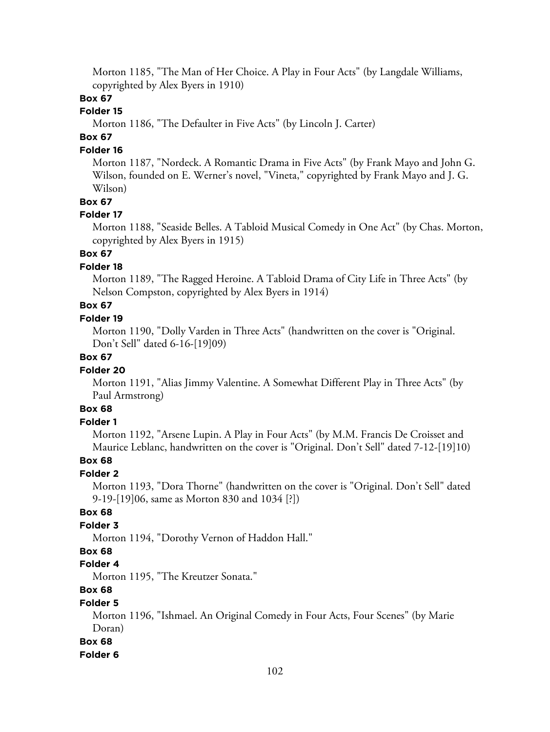Morton 1185, "The Man of Her Choice. A Play in Four Acts" (by Langdale Williams, copyrighted by Alex Byers in 1910)

**Box 67**

**Folder 15**

Morton 1186, "The Defaulter in Five Acts" (by Lincoln J. Carter)

**Box 67**

**Folder 16**

Morton 1187, "Nordeck. A Romantic Drama in Five Acts" (by Frank Mayo and John G. Wilson, founded on E. Werner's novel, "Vineta," copyrighted by Frank Mayo and J. G. Wilson)

**Box 67**

**Folder 17**

Morton 1188, "Seaside Belles. A Tabloid Musical Comedy in One Act" (by Chas. Morton, copyrighted by Alex Byers in 1915)

**Box 67**

**Folder 18**

Morton 1189, "The Ragged Heroine. A Tabloid Drama of City Life in Three Acts" (by Nelson Compston, copyrighted by Alex Byers in 1914)

**Box 67**

**Folder 19**

Morton 1190, "Dolly Varden in Three Acts" (handwritten on the cover is "Original. Don't Sell" dated 6-16-[19]09)

**Box 67**

**Folder 20**

Morton 1191, "Alias Jimmy Valentine. A Somewhat Different Play in Three Acts" (by Paul Armstrong)

**Box 68**

**Folder 1**

Morton 1192, "Arsene Lupin. A Play in Four Acts" (by M.M. Francis De Croisset and Maurice Leblanc, handwritten on the cover is "Original. Don't Sell" dated 7-12-[19]10)

**Box 68**

**Folder 2**

Morton 1193, "Dora Thorne" (handwritten on the cover is "Original. Don't Sell" dated 9-19-[19]06, same as Morton 830 and 1034 [?])

**Box 68**

**Folder 3**

Morton 1194, "Dorothy Vernon of Haddon Hall."

**Box 68**

**Folder 4**

Morton 1195, "The Kreutzer Sonata."

**Box 68**

**Folder 5**

Morton 1196, "Ishmael. An Original Comedy in Four Acts, Four Scenes" (by Marie Doran)

**Box 68**

**Folder 6**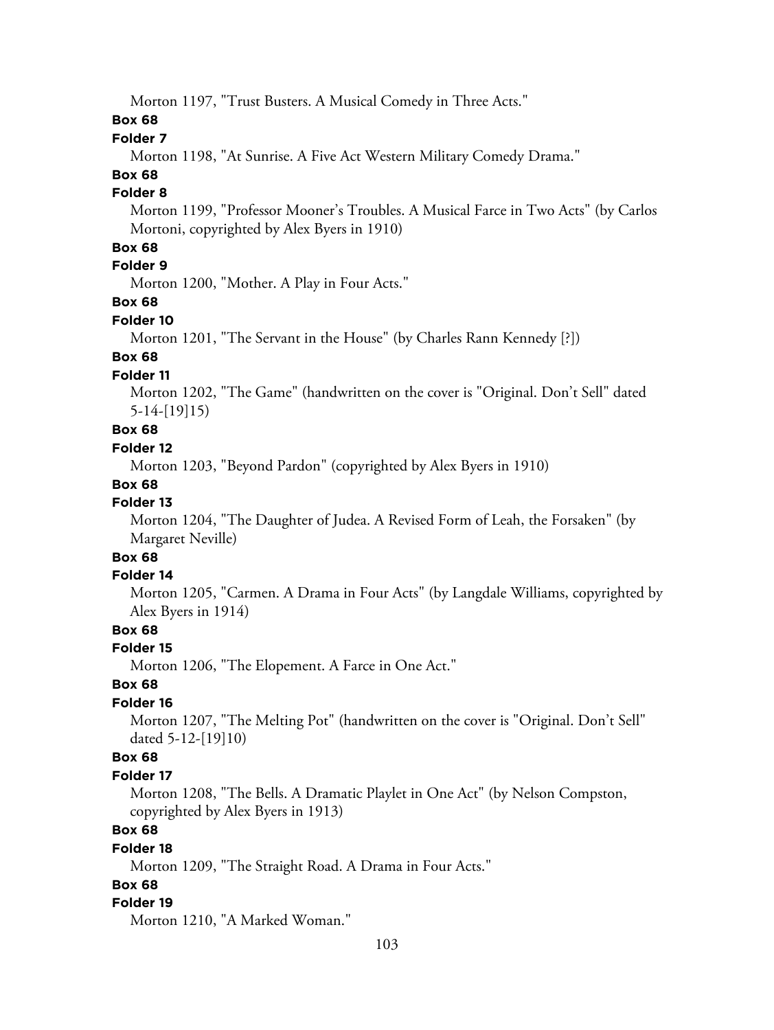Morton 1197, "Trust Busters. A Musical Comedy in Three Acts."

**Box 68**

**Folder 7**

Morton 1198, "At Sunrise. A Five Act Western Military Comedy Drama."

**Box 68**

**Folder 8**

Morton 1199, "Professor Mooner's Troubles. A Musical Farce in Two Acts" (by Carlos Mortoni, copyrighted by Alex Byers in 1910)

**Box 68**

**Folder 9**

Morton 1200, "Mother. A Play in Four Acts."

**Box 68**

**Folder 10**

Morton 1201, "The Servant in the House" (by Charles Rann Kennedy [?])

**Box 68**

**Folder 11**

Morton 1202, "The Game" (handwritten on the cover is "Original. Don't Sell" dated 5-14-[19]15)

**Box 68**

**Folder 12**

Morton 1203, "Beyond Pardon" (copyrighted by Alex Byers in 1910)

**Box 68**

**Folder 13**

Morton 1204, "The Daughter of Judea. A Revised Form of Leah, the Forsaken" (by Margaret Neville)

**Box 68**

**Folder 14**

Morton 1205, "Carmen. A Drama in Four Acts" (by Langdale Williams, copyrighted by Alex Byers in 1914)

**Box 68**

**Folder 15**

Morton 1206, "The Elopement. A Farce in One Act."

**Box 68**

**Folder 16**

Morton 1207, "The Melting Pot" (handwritten on the cover is "Original. Don't Sell" dated 5-12-[19]10)

**Box 68**

**Folder 17**

Morton 1208, "The Bells. A Dramatic Playlet in One Act" (by Nelson Compston, copyrighted by Alex Byers in 1913)

**Box 68**

**Folder 18**

Morton 1209, "The Straight Road. A Drama in Four Acts."

**Box 68**

**Folder 19**

Morton 1210, "A Marked Woman."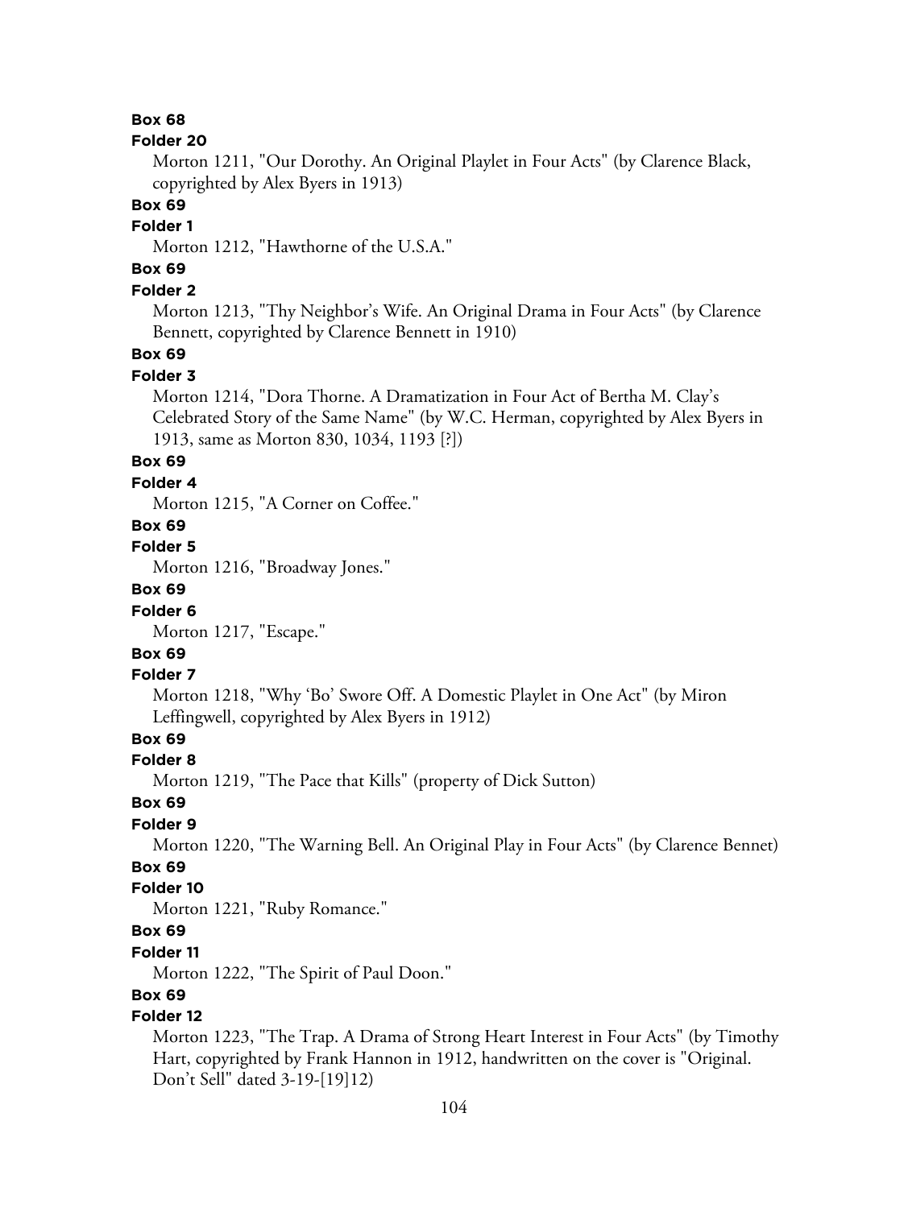**Box 68**

**Folder 20**

Morton 1211, "Our Dorothy. An Original Playlet in Four Acts" (by Clarence Black, copyrighted by Alex Byers in 1913)

**Box 69**

**Folder 1**

Morton 1212, "Hawthorne of the U.S.A."

**Box 69**

**Folder 2**

Morton 1213, "Thy Neighbor's Wife. An Original Drama in Four Acts" (by Clarence Bennett, copyrighted by Clarence Bennett in 1910)

**Box 69**

**Folder 3**

Morton 1214, "Dora Thorne. A Dramatization in Four Act of Bertha M. Clay's Celebrated Story of the Same Name" (by W.C. Herman, copyrighted by Alex Byers in 1913, same as Morton 830, 1034, 1193 [?])

**Box 69**

**Folder 4**

Morton 1215, "A Corner on Coffee."

**Box 69**

**Folder 5**

Morton 1216, "Broadway Jones."

**Box 69**

**Folder 6**

Morton 1217, "Escape."

**Box 69**

**Folder 7**

Morton 1218, "Why 'Bo' Swore Off. A Domestic Playlet in One Act" (by Miron Leffingwell, copyrighted by Alex Byers in 1912)

**Box 69**

**Folder 8**

Morton 1219, "The Pace that Kills" (property of Dick Sutton)

**Box 69**

**Folder 9**

Morton 1220, "The Warning Bell. An Original Play in Four Acts" (by Clarence Bennet)

**Box 69**

**Folder 10**

Morton 1221, "Ruby Romance."

**Box 69**

**Folder 11**

Morton 1222, "The Spirit of Paul Doon."

**Box 69**

**Folder 12**

Morton 1223, "The Trap. A Drama of Strong Heart Interest in Four Acts" (by Timothy Hart, copyrighted by Frank Hannon in 1912, handwritten on the cover is "Original. Don't Sell" dated 3-19-[19]12)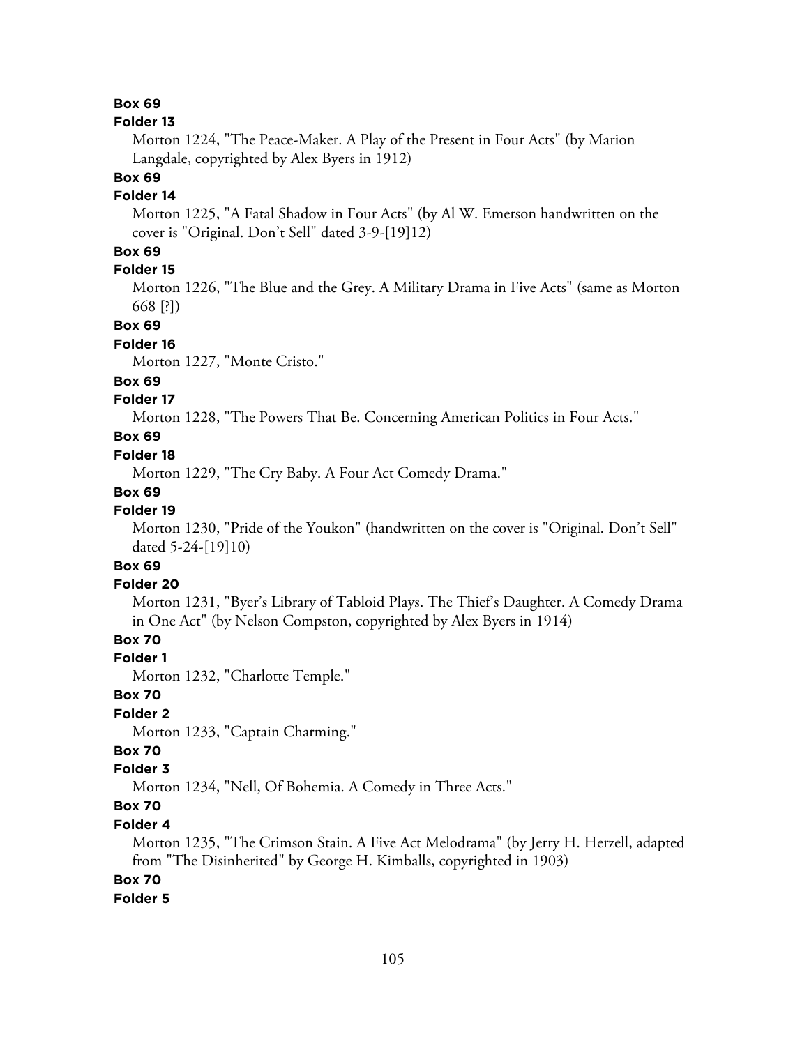**Box 69**

**Folder 13**

Morton 1224, "The Peace-Maker. A Play of the Present in Four Acts" (by Marion Langdale, copyrighted by Alex Byers in 1912)

**Box 69**

**Folder 14**

Morton 1225, "A Fatal Shadow in Four Acts" (by Al W. Emerson handwritten on the cover is "Original. Don't Sell" dated 3-9-[19]12)

**Box 69**

**Folder 15**

Morton 1226, "The Blue and the Grey. A Military Drama in Five Acts" (same as Morton 668 [?])

**Box 69**

**Folder 16**

Morton 1227, "Monte Cristo."

**Box 69**

**Folder 17**

Morton 1228, "The Powers That Be. Concerning American Politics in Four Acts."

**Box 69**

**Folder 18**

Morton 1229, "The Cry Baby. A Four Act Comedy Drama."

**Box 69**

**Folder 19**

Morton 1230, "Pride of the Youkon" (handwritten on the cover is "Original. Don't Sell" dated 5-24-[19]10)

**Box 69**

**Folder 20**

Morton 1231, "Byer's Library of Tabloid Plays. The Thief's Daughter. A Comedy Drama in One Act" (by Nelson Compston, copyrighted by Alex Byers in 1914)

**Box 70**

**Folder 1**

Morton 1232, "Charlotte Temple."

**Box 70**

**Folder 2**

Morton 1233, "Captain Charming."

**Box 70**

**Folder 3**

Morton 1234, "Nell, Of Bohemia. A Comedy in Three Acts."

**Box 70**

**Folder 4**

Morton 1235, "The Crimson Stain. A Five Act Melodrama" (by Jerry H. Herzell, adapted from "The Disinherited" by George H. Kimballs, copyrighted in 1903)

**Box 70**

**Folder 5**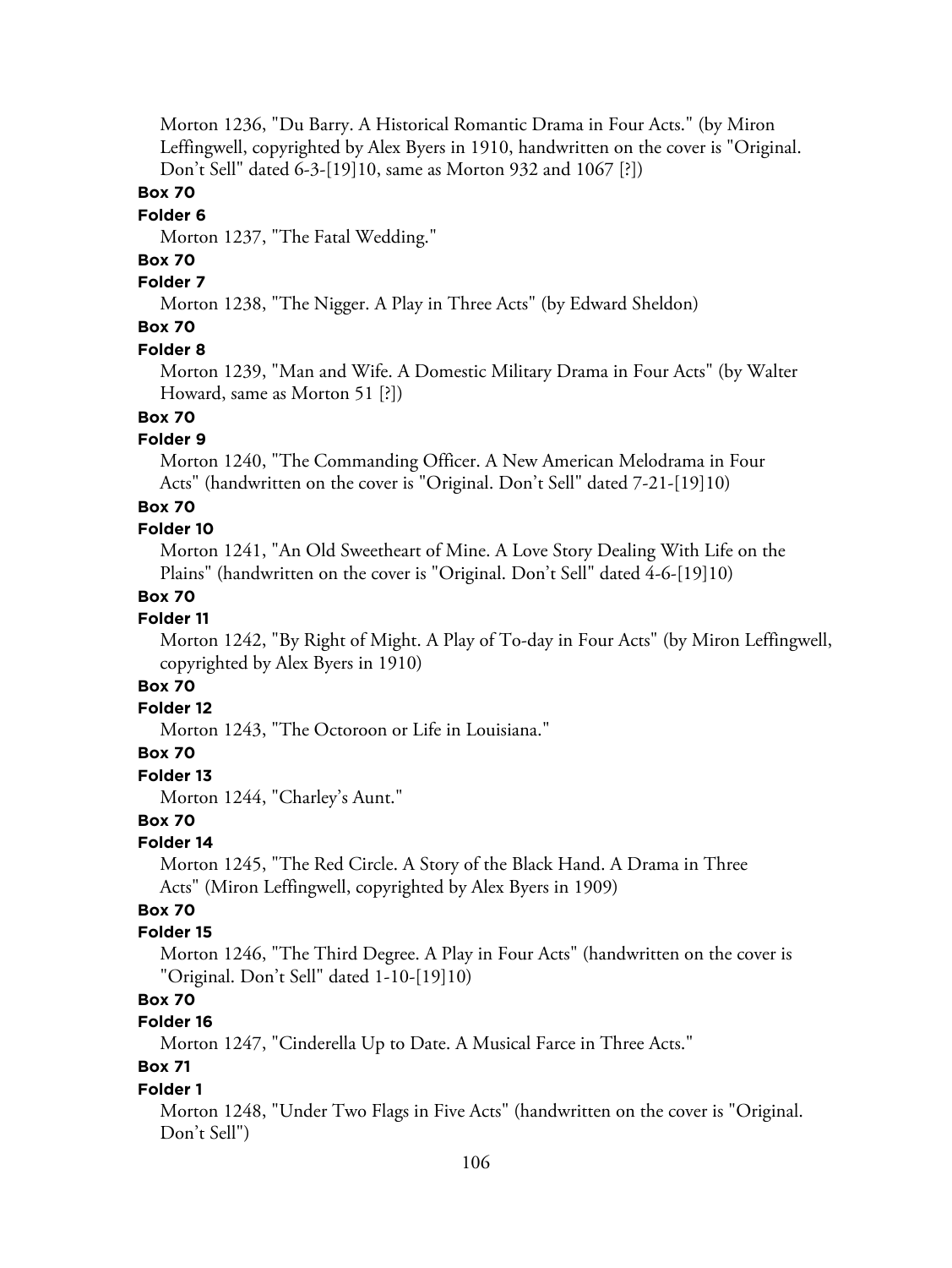Morton 1236, "Du Barry. A Historical Romantic Drama in Four Acts." (by Miron Leffingwell, copyrighted by Alex Byers in 1910, handwritten on the cover is "Original. Don't Sell" dated 6-3-[19]10, same as Morton 932 and 1067 [?])

**Box 70**

**Folder 6**

Morton 1237, "The Fatal Wedding."

**Box 70**

**Folder 7**

Morton 1238, "The Nigger. A Play in Three Acts" (by Edward Sheldon)

**Box 70**

**Folder 8**

Morton 1239, "Man and Wife. A Domestic Military Drama in Four Acts" (by Walter Howard, same as Morton 51 [?])

**Box 70**

**Folder 9**

Morton 1240, "The Commanding Officer. A New American Melodrama in Four Acts" (handwritten on the cover is "Original. Don't Sell" dated 7-21-[19]10)

**Box 70**

**Folder 10**

Morton 1241, "An Old Sweetheart of Mine. A Love Story Dealing With Life on the Plains" (handwritten on the cover is "Original. Don't Sell" dated 4-6-[19]10)

**Box 70**

**Folder 11**

Morton 1242, "By Right of Might. A Play of To-day in Four Acts" (by Miron Leffingwell, copyrighted by Alex Byers in 1910)

**Box 70**

**Folder 12**

Morton 1243, "The Octoroon or Life in Louisiana."

**Box 70**

**Folder 13**

Morton 1244, "Charley's Aunt."

**Box 70**

**Folder 14**

Morton 1245, "The Red Circle. A Story of the Black Hand. A Drama in Three Acts" (Miron Leffingwell, copyrighted by Alex Byers in 1909)

**Box 70**

**Folder 15**

Morton 1246, "The Third Degree. A Play in Four Acts" (handwritten on the cover is "Original. Don't Sell" dated 1-10-[19]10)

**Box 70**

**Folder 16**

Morton 1247, "Cinderella Up to Date. A Musical Farce in Three Acts."

**Box 71**

**Folder 1**

Morton 1248, "Under Two Flags in Five Acts" (handwritten on the cover is "Original. Don't Sell")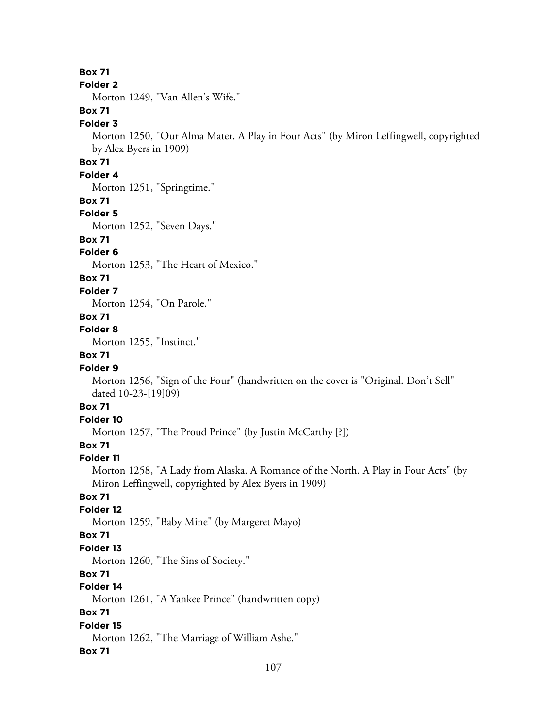**Box 71**

**Folder 2**

Morton 1249, "Van Allen's Wife."

**Box 71**

**Folder 3**

Morton 1250, "Our Alma Mater. A Play in Four Acts" (by Miron Leffingwell, copyrighted by Alex Byers in 1909)

**Box 71**

**Folder 4**

Morton 1251, "Springtime."

**Box 71**

**Folder 5**

Morton 1252, "Seven Days."

**Box 71**

**Folder 6**

Morton 1253, "The Heart of Mexico."

**Box 71**

**Folder 7**

Morton 1254, "On Parole."

**Box 71**

**Folder 8**

Morton 1255, "Instinct."

**Box 71**

**Folder 9**

Morton 1256, "Sign of the Four" (handwritten on the cover is "Original. Don't Sell" dated 10-23-[19]09)

**Box 71**

**Folder 10**

Morton 1257, "The Proud Prince" (by Justin McCarthy [?])

**Box 71**

**Folder 11**

Morton 1258, "A Lady from Alaska. A Romance of the North. A Play in Four Acts" (by Miron Leffingwell, copyrighted by Alex Byers in 1909)

**Box 71**

**Folder 12**

Morton 1259, "Baby Mine" (by Margeret Mayo)

**Box 71**

**Folder 13**

Morton 1260, "The Sins of Society."

**Box 71**

**Folder 14**

Morton 1261, "A Yankee Prince" (handwritten copy)

**Box 71**

**Folder 15**

Morton 1262, "The Marriage of William Ashe."

**Box 71**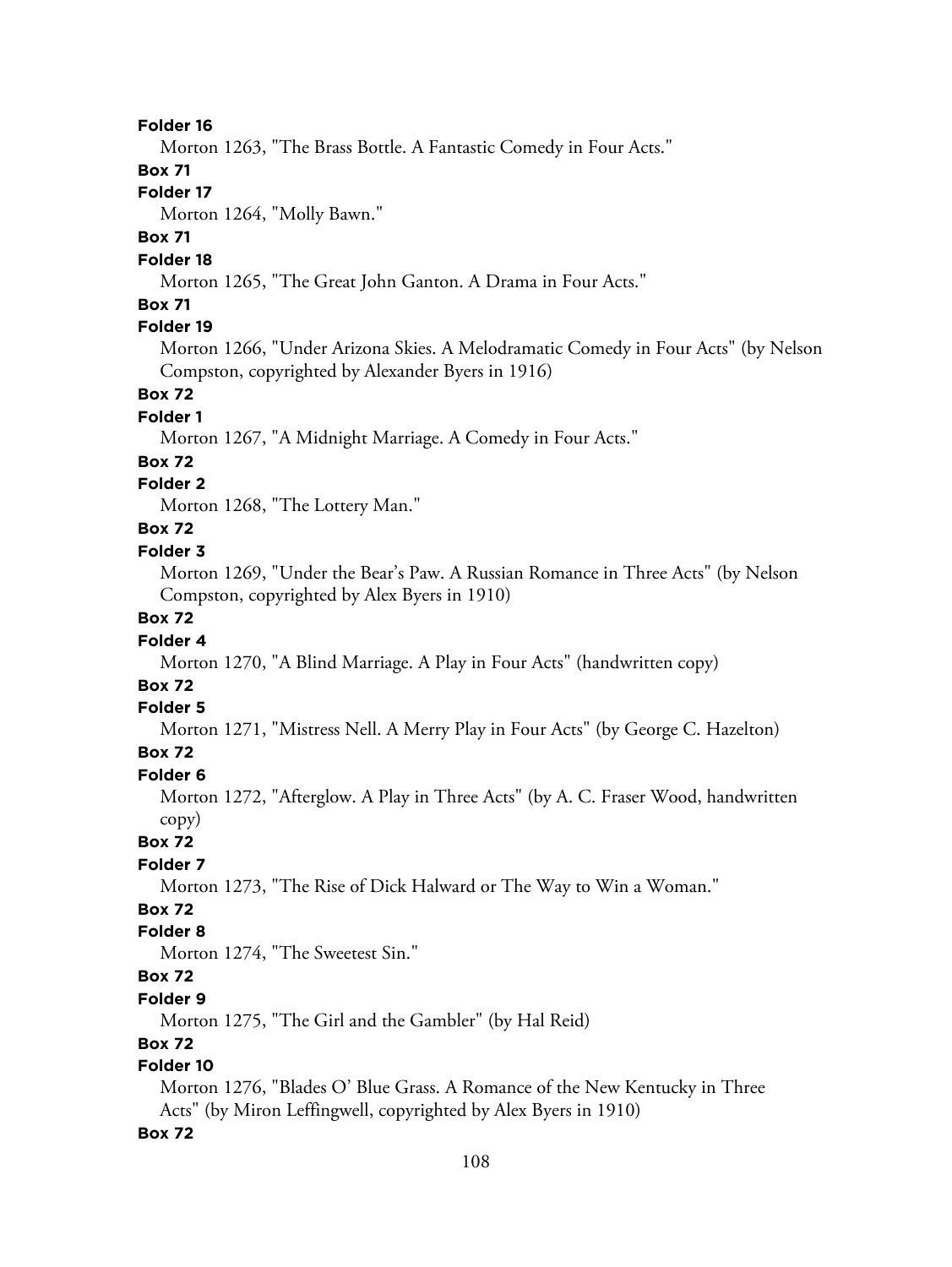**Folder 16**

Morton 1263, "The Brass Bottle. A Fantastic Comedy in Four Acts."

**Box 71**

**Folder 17**

Morton 1264, "Molly Bawn."

**Box 71**

**Folder 18**

Morton 1265, "The Great John Ganton. A Drama in Four Acts."

**Box 71**

**Folder 19**

Morton 1266, "Under Arizona Skies. A Melodramatic Comedy in Four Acts" (by Nelson Compston, copyrighted by Alexander Byers in 1916)

**Box 72**

**Folder 1**

Morton 1267, "A Midnight Marriage. A Comedy in Four Acts."

**Box 72**

**Folder 2**

Morton 1268, "The Lottery Man."

**Box 72**

**Folder 3**

Morton 1269, "Under the Bear's Paw. A Russian Romance in Three Acts" (by Nelson Compston, copyrighted by Alex Byers in 1910)

**Box 72**

**Folder 4**

Morton 1270, "A Blind Marriage. A Play in Four Acts" (handwritten copy)

**Box 72**

**Folder 5**

Morton 1271, "Mistress Nell. A Merry Play in Four Acts" (by George C. Hazelton)

**Box 72**

**Folder 6**

Morton 1272, "Afterglow. A Play in Three Acts" (by A. C. Fraser Wood, handwritten copy)

**Box 72**

**Folder 7**

Morton 1273, "The Rise of Dick Halward or The Way to Win a Woman."

**Box 72**

**Folder 8**

Morton 1274, "The Sweetest Sin."

**Box 72**

**Folder 9**

Morton 1275, "The Girl and the Gambler" (by Hal Reid)

**Box 72**

**Folder 10**

Morton 1276, "Blades O' Blue Grass. A Romance of the New Kentucky in Three Acts" (by Miron Leffingwell, copyrighted by Alex Byers in 1910)

**Box 72**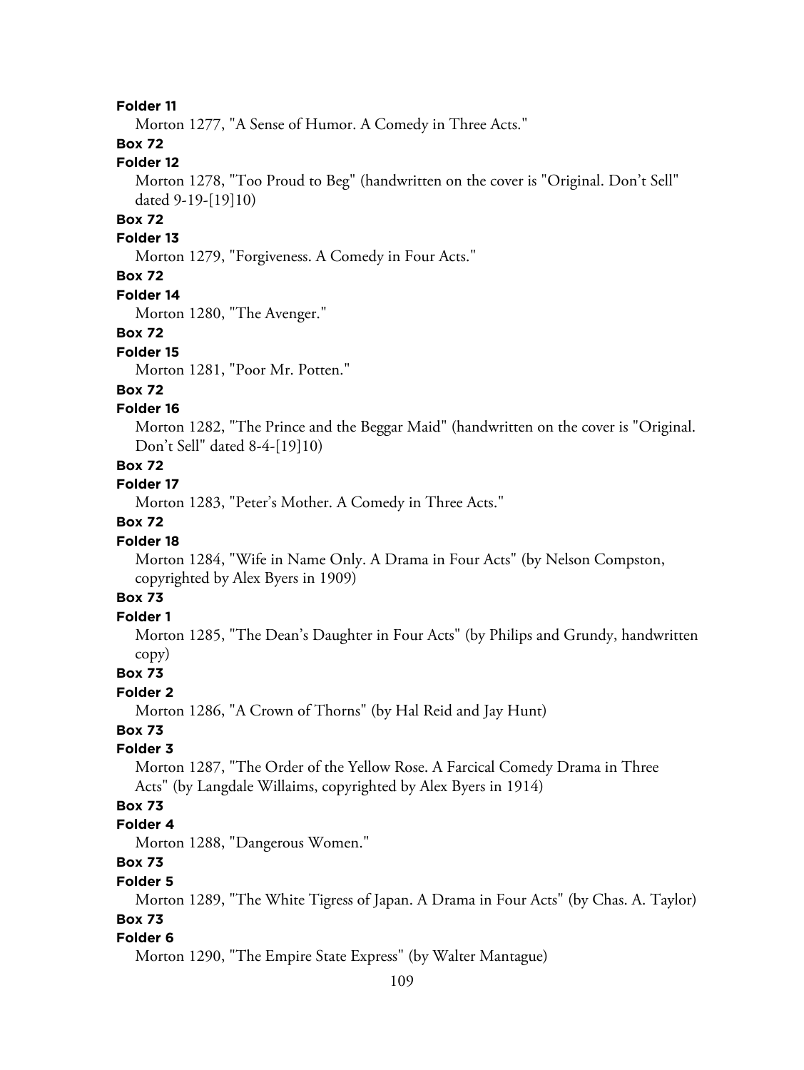**Folder 11**

Morton 1277, "A Sense of Humor. A Comedy in Three Acts."

**Box 72**

**Folder 12**

Morton 1278, "Too Proud to Beg" (handwritten on the cover is "Original. Don't Sell" dated 9-19-[19]10)

**Box 72**

**Folder 13**

Morton 1279, "Forgiveness. A Comedy in Four Acts."

**Box 72**

**Folder 14**

Morton 1280, "The Avenger."

**Box 72**

**Folder 15**

Morton 1281, "Poor Mr. Potten."

**Box 72**

**Folder 16**

Morton 1282, "The Prince and the Beggar Maid" (handwritten on the cover is "Original. Don't Sell" dated 8-4-[19]10)

**Box 72**

**Folder 17**

Morton 1283, "Peter's Mother. A Comedy in Three Acts."

**Box 72**

**Folder 18**

Morton 1284, "Wife in Name Only. A Drama in Four Acts" (by Nelson Compston, copyrighted by Alex Byers in 1909)

**Box 73**

**Folder 1**

Morton 1285, "The Dean's Daughter in Four Acts" (by Philips and Grundy, handwritten copy)

**Box 73**

**Folder 2**

Morton 1286, "A Crown of Thorns" (by Hal Reid and Jay Hunt)

**Box 73**

**Folder 3**

Morton 1287, "The Order of the Yellow Rose. A Farcical Comedy Drama in Three Acts" (by Langdale Willaims, copyrighted by Alex Byers in 1914)

**Box 73**

**Folder 4**

Morton 1288, "Dangerous Women."

**Box 73**

**Folder 5**

Morton 1289, "The White Tigress of Japan. A Drama in Four Acts" (by Chas. A. Taylor)

**Box 73**

**Folder 6**

Morton 1290, "The Empire State Express" (by Walter Mantague)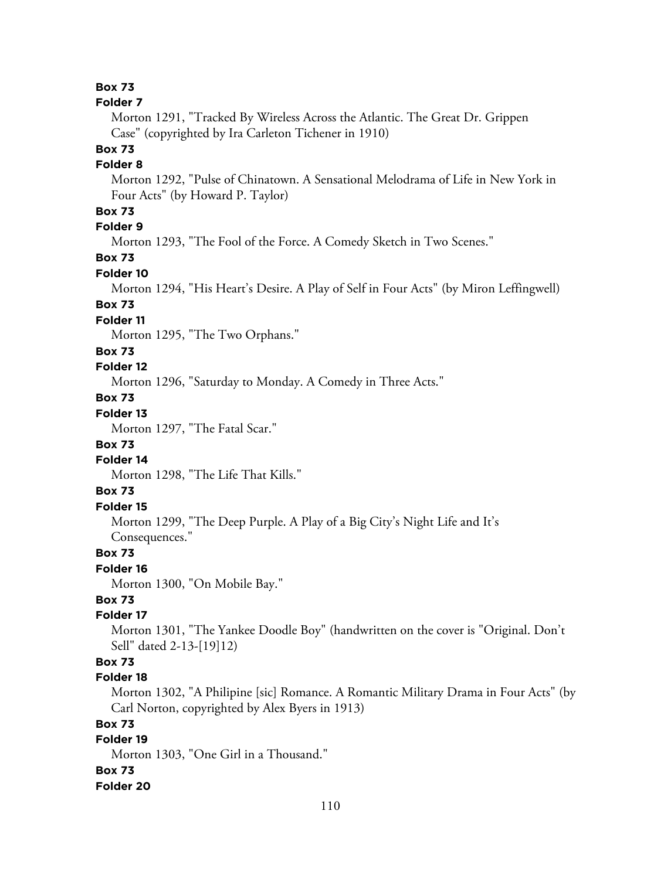**Box 73**

**Folder 7**

Morton 1291, "Tracked By Wireless Across the Atlantic. The Great Dr. Grippen Case" (copyrighted by Ira Carleton Tichener in 1910)

**Box 73**

**Folder 8**

Morton 1292, "Pulse of Chinatown. A Sensational Melodrama of Life in New York in Four Acts" (by Howard P. Taylor)

**Box 73**

**Folder 9**

Morton 1293, "The Fool of the Force. A Comedy Sketch in Two Scenes."

**Box 73**

**Folder 10**

Morton 1294, "His Heart's Desire. A Play of Self in Four Acts" (by Miron Leffingwell)

**Box 73**

**Folder 11**

Morton 1295, "The Two Orphans."

**Box 73**

**Folder 12**

Morton 1296, "Saturday to Monday. A Comedy in Three Acts."

**Box 73**

**Folder 13**

Morton 1297, "The Fatal Scar."

**Box 73**

**Folder 14**

Morton 1298, "The Life That Kills."

**Box 73**

**Folder 15**

Morton 1299, "The Deep Purple. A Play of a Big City's Night Life and It's Consequences."

**Box 73**

**Folder 16**

Morton 1300, "On Mobile Bay."

**Box 73**

**Folder 17**

Morton 1301, "The Yankee Doodle Boy" (handwritten on the cover is "Original. Don't Sell" dated 2-13-[19]12)

**Box 73**

**Folder 18**

Morton 1302, "A Philipine [sic] Romance. A Romantic Military Drama in Four Acts" (by Carl Norton, copyrighted by Alex Byers in 1913)

**Box 73**

**Folder 19**

Morton 1303, "One Girl in a Thousand."

**Box 73**

**Folder 20**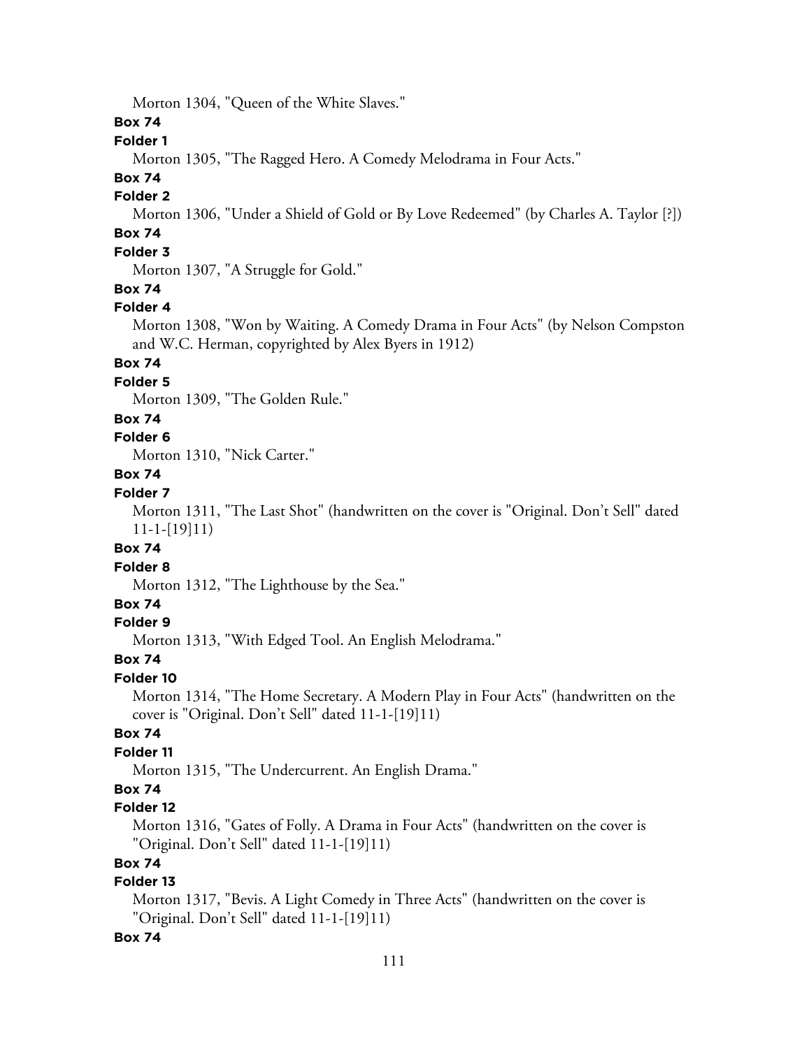Morton 1304, "Queen of the White Slaves."

**Box 74**

**Folder 1**

Morton 1305, "The Ragged Hero. A Comedy Melodrama in Four Acts."

**Box 74**

**Folder 2**

Morton 1306, "Under a Shield of Gold or By Love Redeemed" (by Charles A. Taylor [?])

**Box 74**

**Folder 3**

Morton 1307, "A Struggle for Gold."

**Box 74**

**Folder 4**

Morton 1308, "Won by Waiting. A Comedy Drama in Four Acts" (by Nelson Compston and W.C. Herman, copyrighted by Alex Byers in 1912)

**Box 74**

**Folder 5**

Morton 1309, "The Golden Rule."

**Box 74**

**Folder 6**

Morton 1310, "Nick Carter."

**Box 74**

**Folder 7**

Morton 1311, "The Last Shot" (handwritten on the cover is "Original. Don't Sell" dated 11-1-[19]11)

**Box 74**

**Folder 8**

Morton 1312, "The Lighthouse by the Sea."

**Box 74**

**Folder 9**

Morton 1313, "With Edged Tool. An English Melodrama."

**Box 74**

**Folder 10**

Morton 1314, "The Home Secretary. A Modern Play in Four Acts" (handwritten on the cover is "Original. Don't Sell" dated 11-1-[19]11)

**Box 74**

**Folder 11**

Morton 1315, "The Undercurrent. An English Drama."

**Box 74**

**Folder 12**

Morton 1316, "Gates of Folly. A Drama in Four Acts" (handwritten on the cover is "Original. Don't Sell" dated 11-1-[19]11)

**Box 74**

**Folder 13**

Morton 1317, "Bevis. A Light Comedy in Three Acts" (handwritten on the cover is "Original. Don't Sell" dated 11-1-[19]11)

**Box 74**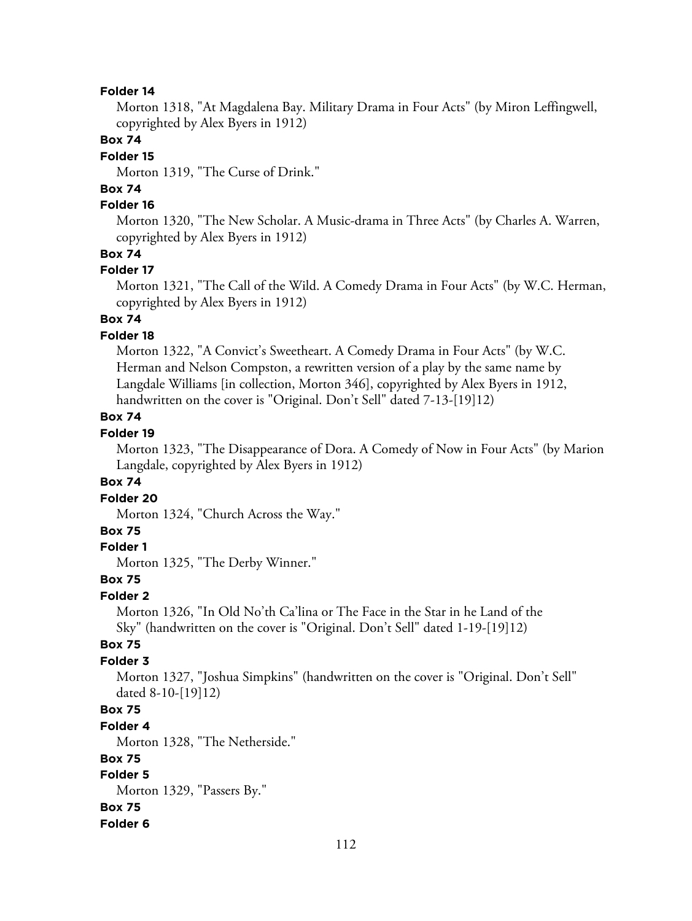**Folder 14**

Morton 1318, "At Magdalena Bay. Military Drama in Four Acts" (by Miron Leffingwell, copyrighted by Alex Byers in 1912)

**Box 74**

**Folder 15**

Morton 1319, "The Curse of Drink."

**Box 74**

**Folder 16**

Morton 1320, "The New Scholar. A Music-drama in Three Acts" (by Charles A. Warren, copyrighted by Alex Byers in 1912)

**Box 74**

**Folder 17**

Morton 1321, "The Call of the Wild. A Comedy Drama in Four Acts" (by W.C. Herman, copyrighted by Alex Byers in 1912)

**Box 74**

**Folder 18**

Morton 1322, "A Convict's Sweetheart. A Comedy Drama in Four Acts" (by W.C. Herman and Nelson Compston, a rewritten version of a play by the same name by Langdale Williams [in collection, Morton 346], copyrighted by Alex Byers in 1912, handwritten on the cover is "Original. Don't Sell" dated 7-13-[19]12)

**Box 74**

**Folder 19**

Morton 1323, "The Disappearance of Dora. A Comedy of Now in Four Acts" (by Marion Langdale, copyrighted by Alex Byers in 1912)

**Box 74**

**Folder 20**

Morton 1324, "Church Across the Way."

**Box 75**

**Folder 1**

Morton 1325, "The Derby Winner."

**Box 75**

**Folder 2**

Morton 1326, "In Old No'th Ca'lina or The Face in the Star in he Land of the Sky" (handwritten on the cover is "Original. Don't Sell" dated 1-19-[19]12)

**Box 75**

**Folder 3**

Morton 1327, "Joshua Simpkins" (handwritten on the cover is "Original. Don't Sell" dated 8-10-[19]12)

**Box 75**

**Folder 4**

Morton 1328, "The Netherside."

**Box 75**

**Folder 5**

Morton 1329, "Passers By."

**Box 75**

**Folder 6**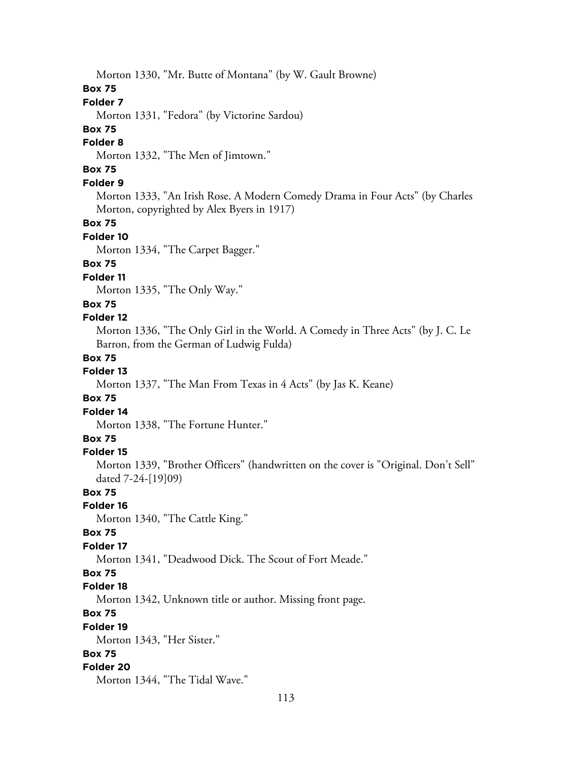Morton 1330, "Mr. Butte of Montana" (by W. Gault Browne)

**Box 75**

**Folder 7**

Morton 1331, "Fedora" (by Victorine Sardou)

**Box 75**

**Folder 8**

Morton 1332, "The Men of Jimtown."

**Box 75**

**Folder 9**

Morton 1333, "An Irish Rose. A Modern Comedy Drama in Four Acts" (by Charles Morton, copyrighted by Alex Byers in 1917)

**Box 75**

**Folder 10**

Morton 1334, "The Carpet Bagger."

**Box 75**

**Folder 11**

Morton 1335, "The Only Way."

**Box 75**

**Folder 12**

Morton 1336, "The Only Girl in the World. A Comedy in Three Acts" (by J. C. Le Barron, from the German of Ludwig Fulda)

**Box 75**

**Folder 13**

Morton 1337, "The Man From Texas in 4 Acts" (by Jas K. Keane)

**Box 75**

**Folder 14**

Morton 1338, "The Fortune Hunter."

**Box 75**

**Folder 15**

Morton 1339, "Brother Officers" (handwritten on the cover is "Original. Don't Sell" dated 7-24-[19]09)

**Box 75**

**Folder 16**

Morton 1340, "The Cattle King."

**Box 75**

**Folder 17**

Morton 1341, "Deadwood Dick. The Scout of Fort Meade."

**Box 75**

**Folder 18**

Morton 1342, Unknown title or author. Missing front page.

**Box 75**

**Folder 19**

Morton 1343, "Her Sister."

**Box 75**

**Folder 20**

Morton 1344, "The Tidal Wave."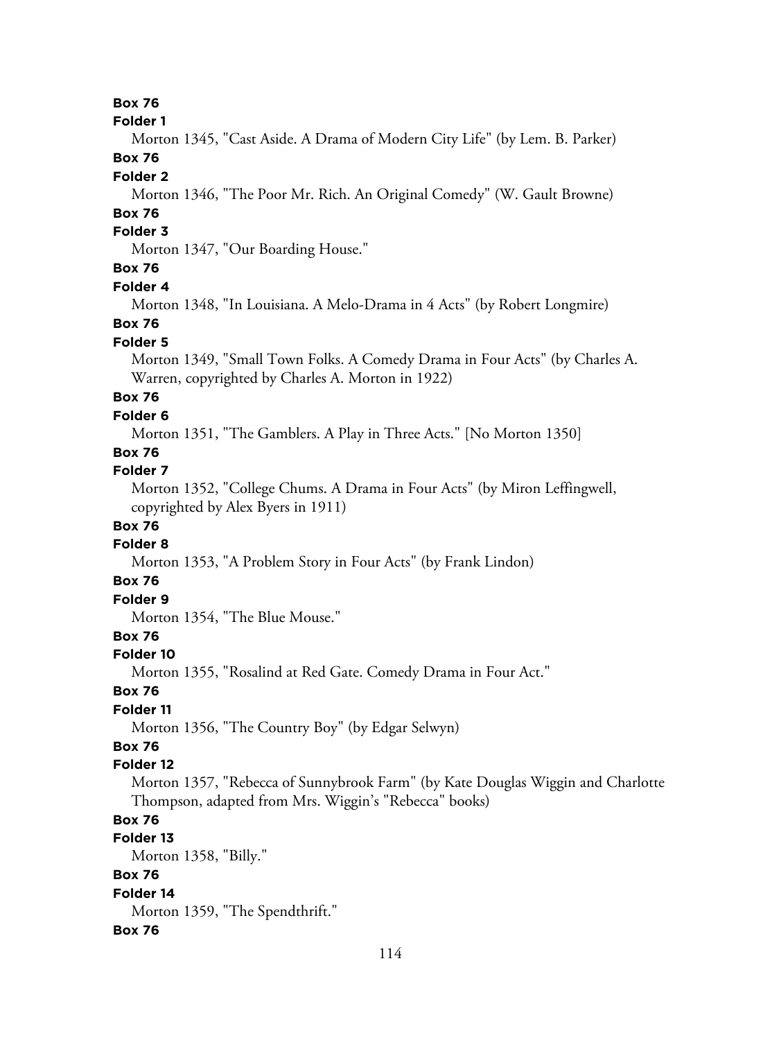**Box 76**

**Folder 1**

Morton 1345, "Cast Aside. A Drama of Modern City Life" (by Lem. B. Parker)

**Box 76**

**Folder 2**

Morton 1346, "The Poor Mr. Rich. An Original Comedy" (W. Gault Browne)

**Box 76**

**Folder 3**

Morton 1347, "Our Boarding House."

**Box 76**

**Folder 4**

Morton 1348, "In Louisiana. A Melo-Drama in 4 Acts" (by Robert Longmire)

**Box 76**

**Folder 5**

Morton 1349, "Small Town Folks. A Comedy Drama in Four Acts" (by Charles A. Warren, copyrighted by Charles A. Morton in 1922)

**Box 76**

**Folder 6**

Morton 1351, "The Gamblers. A Play in Three Acts." [No Morton 1350]

**Box 76**

**Folder 7**

Morton 1352, "College Chums. A Drama in Four Acts" (by Miron Leffingwell, copyrighted by Alex Byers in 1911)

**Box 76**

**Folder 8**

Morton 1353, "A Problem Story in Four Acts" (by Frank Lindon)

**Box 76**

**Folder 9**

Morton 1354, "The Blue Mouse."

**Box 76**

**Folder 10**

Morton 1355, "Rosalind at Red Gate. Comedy Drama in Four Act."

**Box 76**

**Folder 11**

Morton 1356, "The Country Boy" (by Edgar Selwyn)

**Box 76**

**Folder 12**

Morton 1357, "Rebecca of Sunnybrook Farm" (by Kate Douglas Wiggin and Charlotte Thompson, adapted from Mrs. Wiggin's "Rebecca" books)

**Box 76**

**Folder 13**

Morton 1358, "Billy."

**Box 76**

**Folder 14**

Morton 1359, "The Spendthrift."

**Box 76**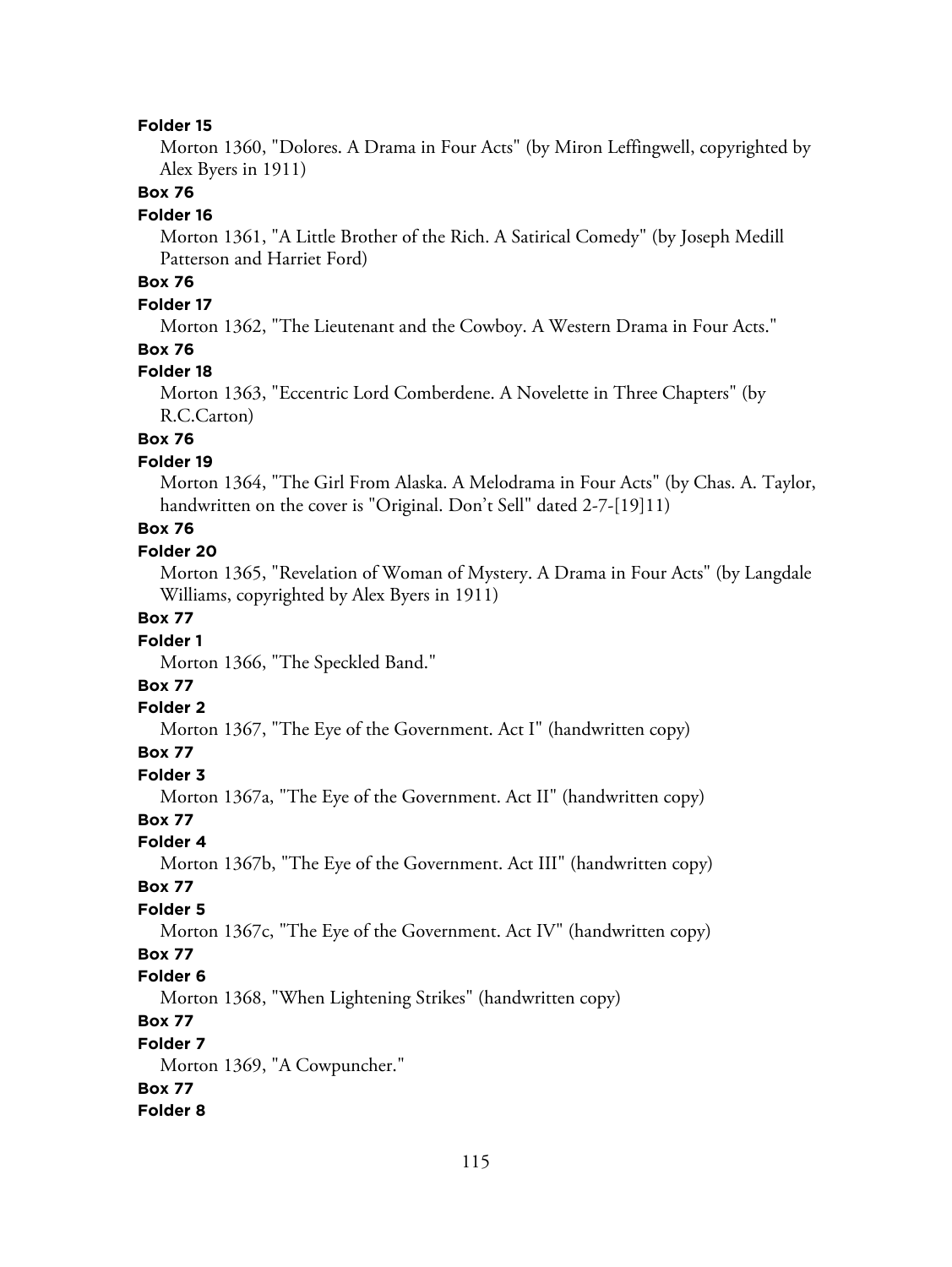**Folder 15**

Morton 1360, "Dolores. A Drama in Four Acts" (by Miron Leffingwell, copyrighted by Alex Byers in 1911)

**Box 76**

**Folder 16**

Morton 1361, "A Little Brother of the Rich. A Satirical Comedy" (by Joseph Medill Patterson and Harriet Ford)

**Box 76**

**Folder 17**

Morton 1362, "The Lieutenant and the Cowboy. A Western Drama in Four Acts."

**Box 76**

**Folder 18**

Morton 1363, "Eccentric Lord Comberdene. A Novelette in Three Chapters" (by R.C.Carton)

**Box 76**

**Folder 19**

Morton 1364, "The Girl From Alaska. A Melodrama in Four Acts" (by Chas. A. Taylor, handwritten on the cover is "Original. Don't Sell" dated 2-7-[19]11)

**Box 76**

**Folder 20**

Morton 1365, "Revelation of Woman of Mystery. A Drama in Four Acts" (by Langdale Williams, copyrighted by Alex Byers in 1911)

**Box 77**

**Folder 1**

Morton 1366, "The Speckled Band."

**Box 77**

**Folder 2**

Morton 1367, "The Eye of the Government. Act I" (handwritten copy)

**Box 77**

**Folder 3**

Morton 1367a, "The Eye of the Government. Act II" (handwritten copy)

**Box 77**

**Folder 4**

Morton 1367b, "The Eye of the Government. Act III" (handwritten copy)

**Box 77**

**Folder 5**

Morton 1367c, "The Eye of the Government. Act IV" (handwritten copy)

**Box 77**

**Folder 6**

Morton 1368, "When Lightening Strikes" (handwritten copy)

**Box 77**

**Folder 7**

Morton 1369, "A Cowpuncher."

**Box 77**

**Folder 8**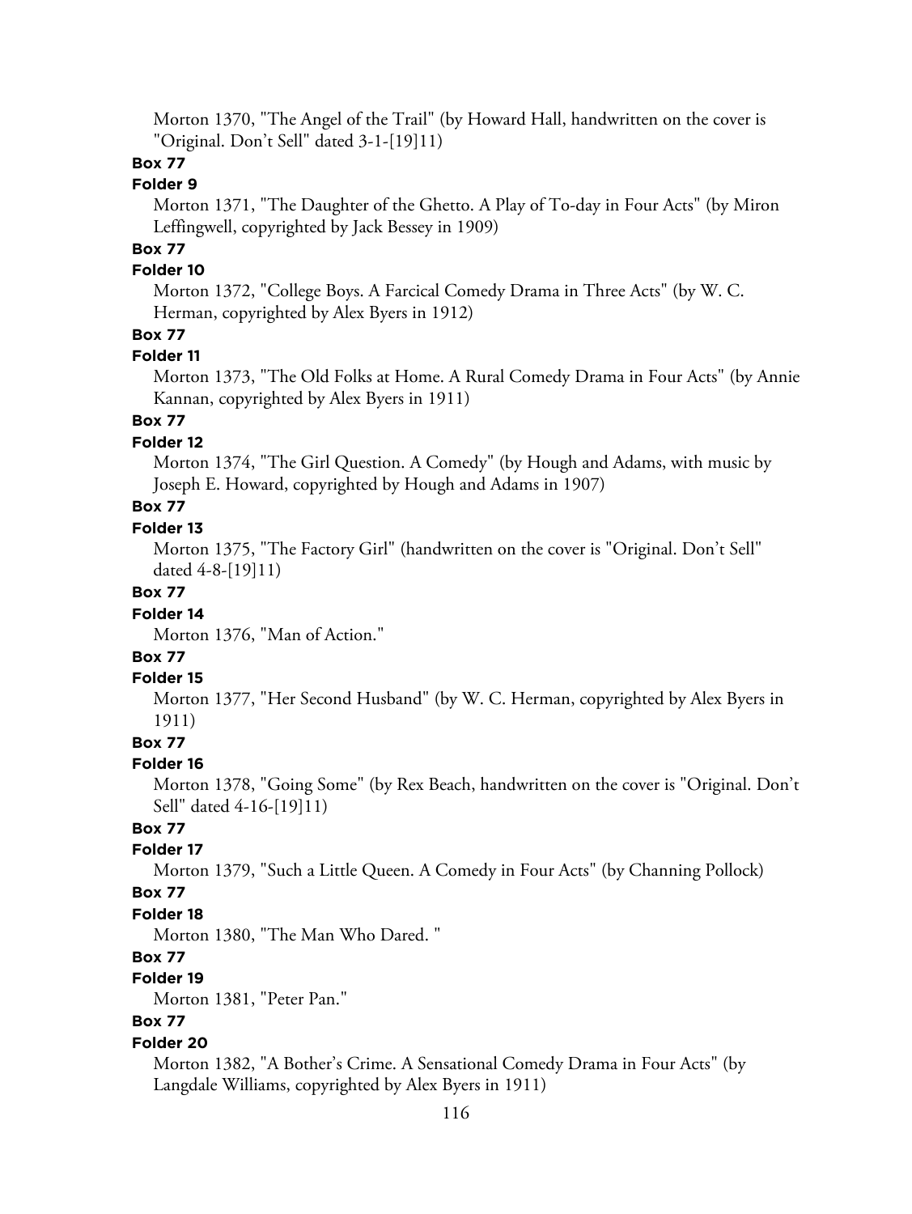Morton 1370, "The Angel of the Trail" (by Howard Hall, handwritten on the cover is "Original. Don't Sell" dated 3-1-[19]11)

**Box 77**

**Folder 9**

Morton 1371, "The Daughter of the Ghetto. A Play of To-day in Four Acts" (by Miron Leffingwell, copyrighted by Jack Bessey in 1909)

**Box 77**

**Folder 10**

Morton 1372, "College Boys. A Farcical Comedy Drama in Three Acts" (by W. C. Herman, copyrighted by Alex Byers in 1912)

**Box 77**

**Folder 11**

Morton 1373, "The Old Folks at Home. A Rural Comedy Drama in Four Acts" (by Annie Kannan, copyrighted by Alex Byers in 1911)

**Box 77**

**Folder 12**

Morton 1374, "The Girl Question. A Comedy" (by Hough and Adams, with music by Joseph E. Howard, copyrighted by Hough and Adams in 1907)

**Box 77**

**Folder 13**

Morton 1375, "The Factory Girl" (handwritten on the cover is "Original. Don't Sell" dated 4-8-[19]11)

**Box 77**

**Folder 14**

Morton 1376, "Man of Action."

**Box 77**

**Folder 15**

Morton 1377, "Her Second Husband" (by W. C. Herman, copyrighted by Alex Byers in 1911)

**Box 77**

**Folder 16**

Morton 1378, "Going Some" (by Rex Beach, handwritten on the cover is "Original. Don't Sell" dated 4-16-[19]11)

**Box 77**

**Folder 17**

Morton 1379, "Such a Little Queen. A Comedy in Four Acts" (by Channing Pollock)

**Box 77**

**Folder 18**

Morton 1380, "The Man Who Dared. "

**Box 77**

**Folder 19**

Morton 1381, "Peter Pan."

**Box 77**

**Folder 20**

Morton 1382, "A Bother's Crime. A Sensational Comedy Drama in Four Acts" (by Langdale Williams, copyrighted by Alex Byers in 1911)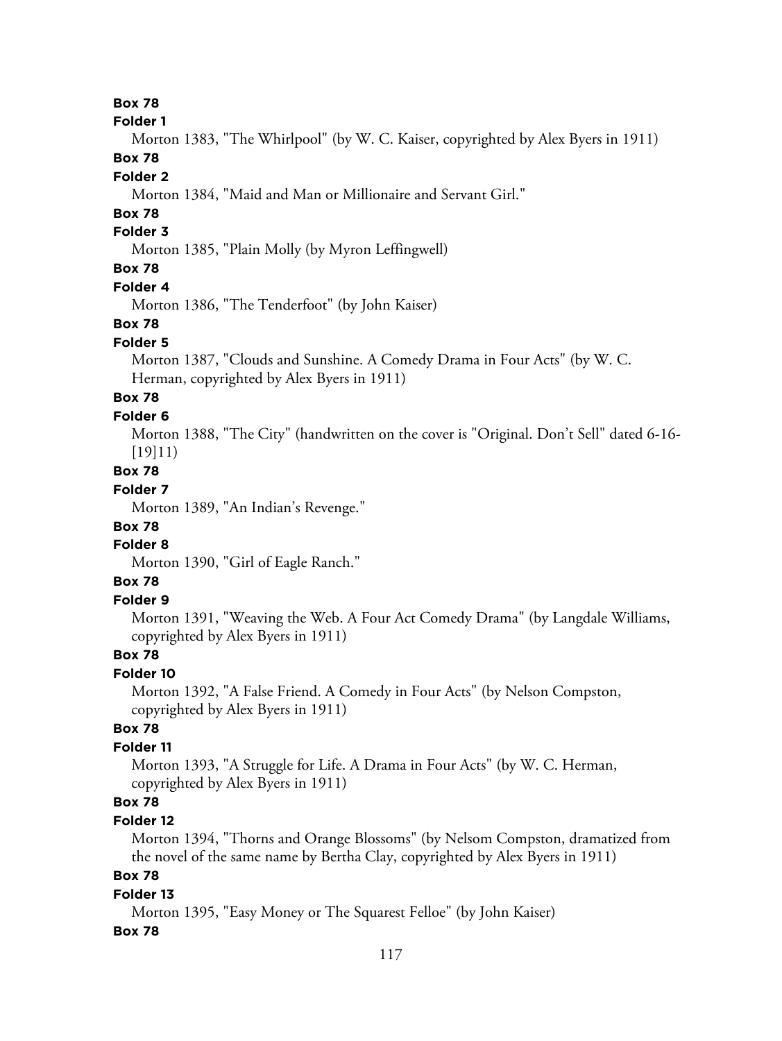**Box 78**

**Folder 1**

Morton 1383, "The Whirlpool" (by W. C. Kaiser, copyrighted by Alex Byers in 1911)

**Box 78**

**Folder 2**

Morton 1384, "Maid and Man or Millionaire and Servant Girl."

**Box 78**

**Folder 3**

Morton 1385, "Plain Molly (by Myron Leffingwell)

**Box 78**

**Folder 4**

Morton 1386, "The Tenderfoot" (by John Kaiser)

**Box 78**

**Folder 5**

Morton 1387, "Clouds and Sunshine. A Comedy Drama in Four Acts" (by W. C. Herman, copyrighted by Alex Byers in 1911)

**Box 78**

**Folder 6**

Morton 1388, "The City" (handwritten on the cover is "Original. Don't Sell" dated 6-16-[19]11)

**Box 78**

**Folder 7**

Morton 1389, "An Indian's Revenge."

**Box 78**

**Folder 8**

Morton 1390, "Girl of Eagle Ranch."

**Box 78**

**Folder 9**

Morton 1391, "Weaving the Web. A Four Act Comedy Drama" (by Langdale Williams, copyrighted by Alex Byers in 1911)

**Box 78**

**Folder 10**

Morton 1392, "A False Friend. A Comedy in Four Acts" (by Nelson Compston, copyrighted by Alex Byers in 1911)

**Box 78**

**Folder 11**

Morton 1393, "A Struggle for Life. A Drama in Four Acts" (by W. C. Herman, copyrighted by Alex Byers in 1911)

**Box 78**

**Folder 12**

Morton 1394, "Thorns and Orange Blossoms" (by Nelsom Compston, dramatized from the novel of the same name by Bertha Clay, copyrighted by Alex Byers in 1911)

**Box 78**

**Folder 13**

Morton 1395, "Easy Money or The Squarest Felloe" (by John Kaiser)

**Box 78**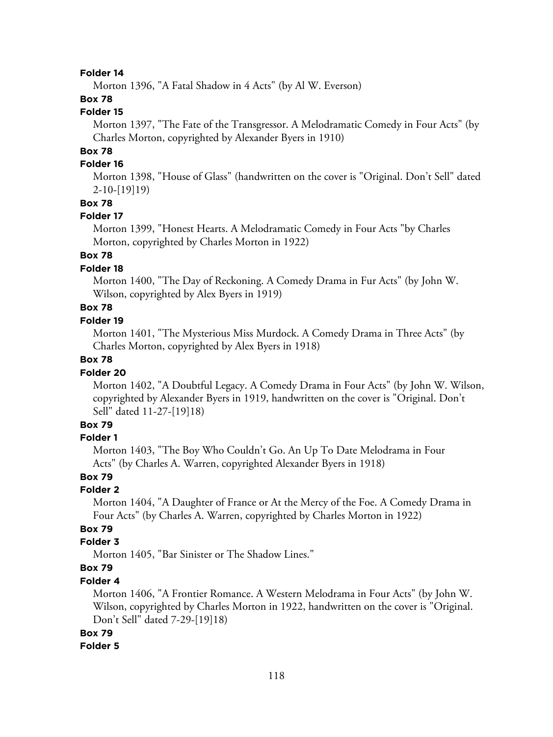**Folder 14**

Morton 1396, "A Fatal Shadow in 4 Acts" (by Al W. Everson)

**Box 78**

**Folder 15**

Morton 1397, "The Fate of the Transgressor. A Melodramatic Comedy in Four Acts" (by Charles Morton, copyrighted by Alexander Byers in 1910)

**Box 78**

**Folder 16**

Morton 1398, "House of Glass" (handwritten on the cover is "Original. Don't Sell" dated 2-10-[19]19)

**Box 78**

**Folder 17**

Morton 1399, "Honest Hearts. A Melodramatic Comedy in Four Acts "by Charles Morton, copyrighted by Charles Morton in 1922)

**Box 78**

**Folder 18**

Morton 1400, "The Day of Reckoning. A Comedy Drama in Fur Acts" (by John W. Wilson, copyrighted by Alex Byers in 1919)

**Box 78**

**Folder 19**

Morton 1401, "The Mysterious Miss Murdock. A Comedy Drama in Three Acts" (by Charles Morton, copyrighted by Alex Byers in 1918)

**Box 78**

**Folder 20**

Morton 1402, "A Doubtful Legacy. A Comedy Drama in Four Acts" (by John W. Wilson, copyrighted by Alexander Byers in 1919, handwritten on the cover is "Original. Don't Sell" dated 11-27-[19]18)

**Box 79**

**Folder 1**

Morton 1403, "The Boy Who Couldn't Go. An Up To Date Melodrama in Four Acts" (by Charles A. Warren, copyrighted Alexander Byers in 1918)

**Box 79**

**Folder 2**

Morton 1404, "A Daughter of France or At the Mercy of the Foe. A Comedy Drama in Four Acts" (by Charles A. Warren, copyrighted by Charles Morton in 1922)

**Box 79**

**Folder 3**

Morton 1405, "Bar Sinister or The Shadow Lines."

**Box 79**

**Folder 4**

Morton 1406, "A Frontier Romance. A Western Melodrama in Four Acts" (by John W. Wilson, copyrighted by Charles Morton in 1922, handwritten on the cover is "Original. Don't Sell" dated 7-29-[19]18)

**Box 79**

**Folder 5**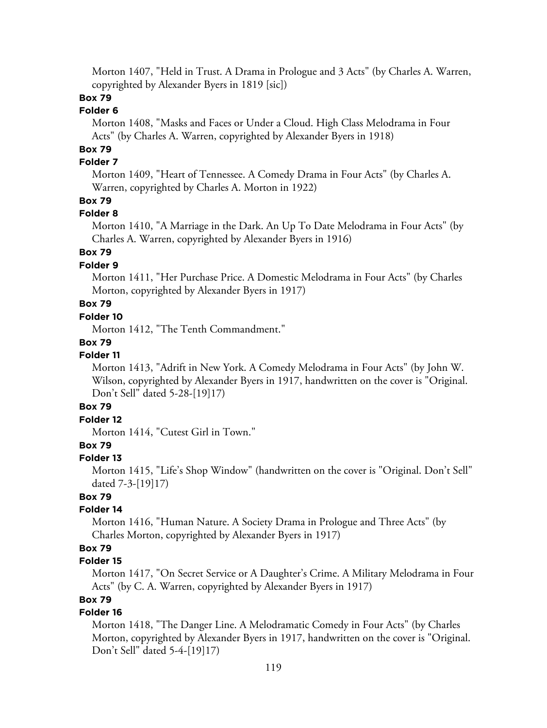Morton 1407, "Held in Trust. A Drama in Prologue and 3 Acts" (by Charles A. Warren, copyrighted by Alexander Byers in 1819 [sic])

**Box 79**

**Folder 6**

Morton 1408, "Masks and Faces or Under a Cloud. High Class Melodrama in Four Acts" (by Charles A. Warren, copyrighted by Alexander Byers in 1918)

**Box 79**

**Folder 7**

Morton 1409, "Heart of Tennessee. A Comedy Drama in Four Acts" (by Charles A. Warren, copyrighted by Charles A. Morton in 1922)

**Box 79**

**Folder 8**

Morton 1410, "A Marriage in the Dark. An Up To Date Melodrama in Four Acts" (by Charles A. Warren, copyrighted by Alexander Byers in 1916)

**Box 79**

**Folder 9**

Morton 1411, "Her Purchase Price. A Domestic Melodrama in Four Acts" (by Charles Morton, copyrighted by Alexander Byers in 1917)

**Box 79**

**Folder 10**

Morton 1412, "The Tenth Commandment."

**Box 79**

**Folder 11**

Morton 1413, "Adrift in New York. A Comedy Melodrama in Four Acts" (by John W. Wilson, copyrighted by Alexander Byers in 1917, handwritten on the cover is "Original. Don't Sell" dated 5-28-[19]17)

**Box 79**

**Folder 12**

Morton 1414, "Cutest Girl in Town."

**Box 79**

**Folder 13**

Morton 1415, "Life's Shop Window" (handwritten on the cover is "Original. Don't Sell" dated 7-3-[19]17)

**Box 79**

**Folder 14**

Morton 1416, "Human Nature. A Society Drama in Prologue and Three Acts" (by Charles Morton, copyrighted by Alexander Byers in 1917)

**Box 79**

**Folder 15**

Morton 1417, "On Secret Service or A Daughter's Crime. A Military Melodrama in Four Acts" (by C. A. Warren, copyrighted by Alexander Byers in 1917)

**Box 79**

**Folder 16**

Morton 1418, "The Danger Line. A Melodramatic Comedy in Four Acts" (by Charles Morton, copyrighted by Alexander Byers in 1917, handwritten on the cover is "Original. Don't Sell" dated 5-4-[19]17)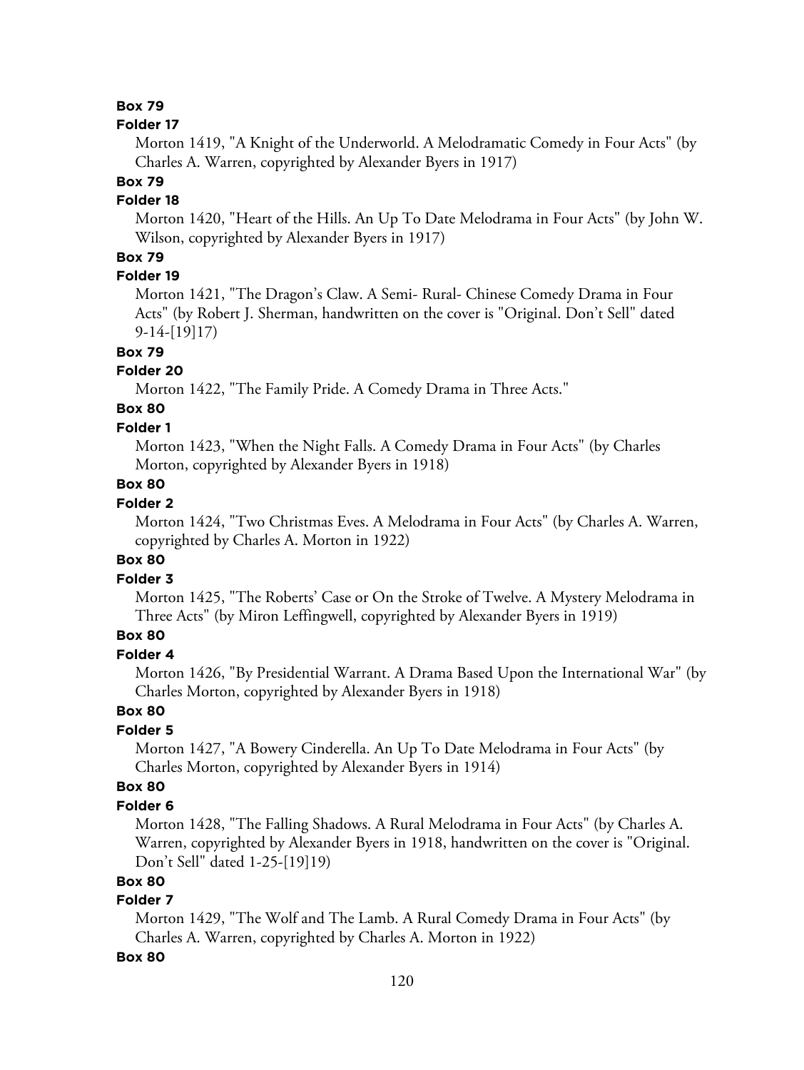**Box 79**

**Folder 17**

Morton 1419, "A Knight of the Underworld. A Melodramatic Comedy in Four Acts" (by Charles A. Warren, copyrighted by Alexander Byers in 1917)

**Box 79**

**Folder 18**

Morton 1420, "Heart of the Hills. An Up To Date Melodrama in Four Acts" (by John W. Wilson, copyrighted by Alexander Byers in 1917)

**Box 79**

**Folder 19**

Morton 1421, "The Dragon's Claw. A Semi- Rural- Chinese Comedy Drama in Four Acts" (by Robert J. Sherman, handwritten on the cover is "Original. Don't Sell" dated 9-14-[19]17)

**Box 79**

**Folder 20**

Morton 1422, "The Family Pride. A Comedy Drama in Three Acts."

**Box 80**

**Folder 1**

Morton 1423, "When the Night Falls. A Comedy Drama in Four Acts" (by Charles Morton, copyrighted by Alexander Byers in 1918)

**Box 80**

**Folder 2**

Morton 1424, "Two Christmas Eves. A Melodrama in Four Acts" (by Charles A. Warren, copyrighted by Charles A. Morton in 1922)

**Box 80**

**Folder 3**

Morton 1425, "The Roberts' Case or On the Stroke of Twelve. A Mystery Melodrama in Three Acts" (by Miron Leffingwell, copyrighted by Alexander Byers in 1919)

**Box 80**

**Folder 4**

Morton 1426, "By Presidential Warrant. A Drama Based Upon the International War" (by Charles Morton, copyrighted by Alexander Byers in 1918)

**Box 80**

**Folder 5**

Morton 1427, "A Bowery Cinderella. An Up To Date Melodrama in Four Acts" (by Charles Morton, copyrighted by Alexander Byers in 1914)

**Box 80**

**Folder 6**

Morton 1428, "The Falling Shadows. A Rural Melodrama in Four Acts" (by Charles A. Warren, copyrighted by Alexander Byers in 1918, handwritten on the cover is "Original. Don't Sell" dated 1-25-[19]19)

**Box 80**

**Folder 7**

Morton 1429, "The Wolf and The Lamb. A Rural Comedy Drama in Four Acts" (by Charles A. Warren, copyrighted by Charles A. Morton in 1922)

**Box 80**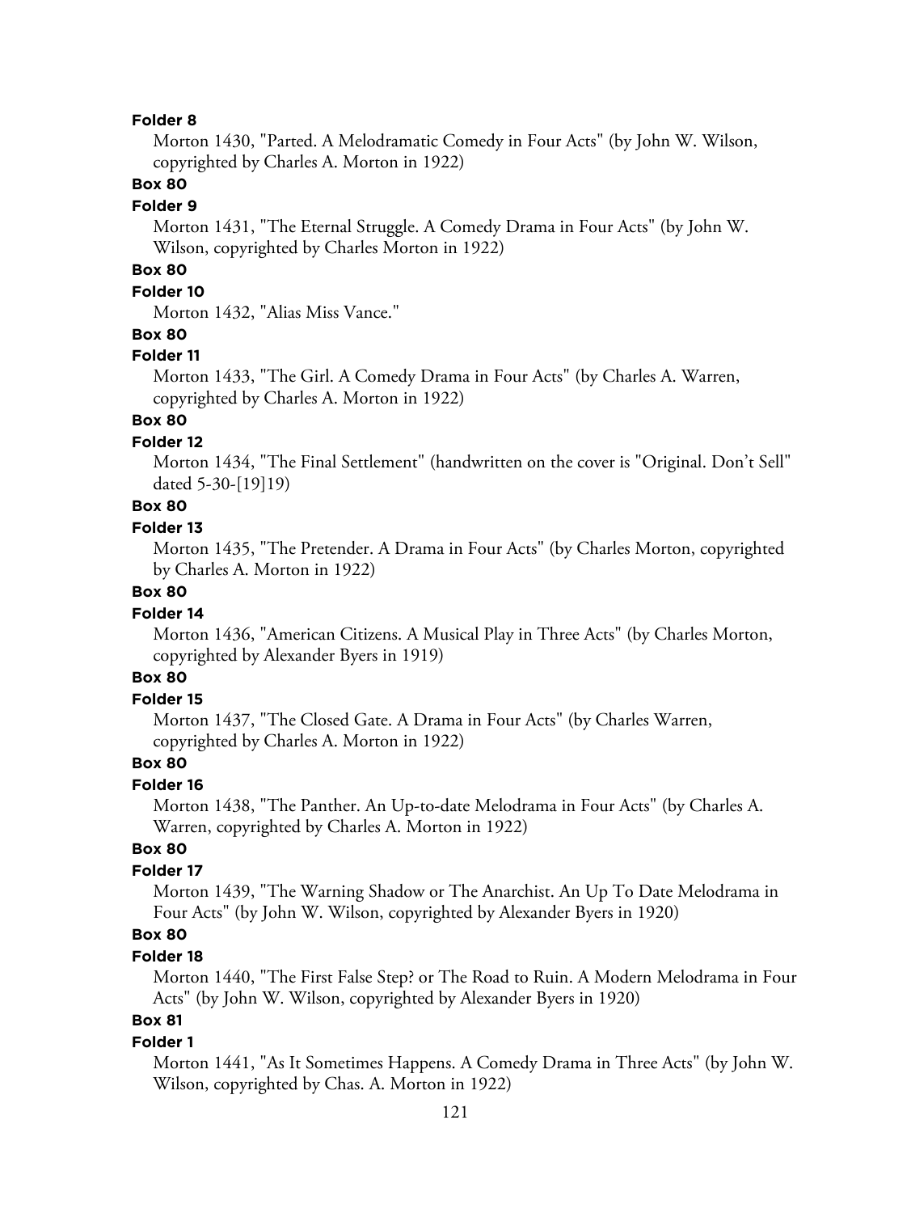**Folder 8**

Morton 1430, "Parted. A Melodramatic Comedy in Four Acts" (by John W. Wilson, copyrighted by Charles A. Morton in 1922)

**Box 80**

**Folder 9**

Morton 1431, "The Eternal Struggle. A Comedy Drama in Four Acts" (by John W. Wilson, copyrighted by Charles Morton in 1922)

**Box 80**

**Folder 10**

Morton 1432, "Alias Miss Vance."

**Box 80**

**Folder 11**

Morton 1433, "The Girl. A Comedy Drama in Four Acts" (by Charles A. Warren, copyrighted by Charles A. Morton in 1922)

**Box 80**

**Folder 12**

Morton 1434, "The Final Settlement" (handwritten on the cover is "Original. Don't Sell" dated 5-30-[19]19)

**Box 80**

**Folder 13**

Morton 1435, "The Pretender. A Drama in Four Acts" (by Charles Morton, copyrighted by Charles A. Morton in 1922)

**Box 80**

**Folder 14**

Morton 1436, "American Citizens. A Musical Play in Three Acts" (by Charles Morton, copyrighted by Alexander Byers in 1919)

**Box 80**

**Folder 15**

Morton 1437, "The Closed Gate. A Drama in Four Acts" (by Charles Warren, copyrighted by Charles A. Morton in 1922)

**Box 80**

**Folder 16**

Morton 1438, "The Panther. An Up-to-date Melodrama in Four Acts" (by Charles A. Warren, copyrighted by Charles A. Morton in 1922)

**Box 80**

**Folder 17**

Morton 1439, "The Warning Shadow or The Anarchist. An Up To Date Melodrama in Four Acts" (by John W. Wilson, copyrighted by Alexander Byers in 1920)

**Box 80**

**Folder 18**

Morton 1440, "The First False Step? or The Road to Ruin. A Modern Melodrama in Four Acts" (by John W. Wilson, copyrighted by Alexander Byers in 1920)

**Box 81**

**Folder 1**

Morton 1441, "As It Sometimes Happens. A Comedy Drama in Three Acts" (by John W. Wilson, copyrighted by Chas. A. Morton in 1922)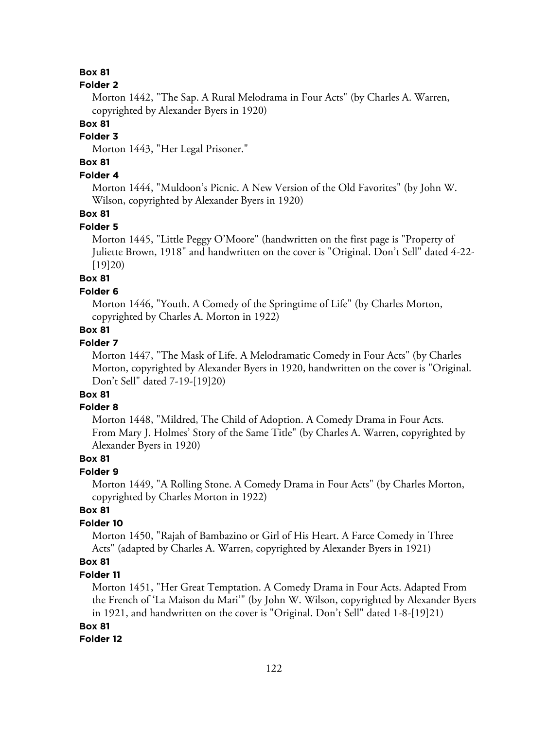**Box 81**

**Folder 2**

Morton 1442, "The Sap. A Rural Melodrama in Four Acts" (by Charles A. Warren, copyrighted by Alexander Byers in 1920)

**Box 81**

**Folder 3**

Morton 1443, "Her Legal Prisoner."

**Box 81**

**Folder 4**

Morton 1444, "Muldoon's Picnic. A New Version of the Old Favorites" (by John W. Wilson, copyrighted by Alexander Byers in 1920)

**Box 81**

**Folder 5**

Morton 1445, "Little Peggy O'Moore" (handwritten on the first page is "Property of Juliette Brown, 1918" and handwritten on the cover is "Original. Don't Sell" dated 4-22-[19]20)

**Box 81**

**Folder 6**

Morton 1446, "Youth. A Comedy of the Springtime of Life" (by Charles Morton, copyrighted by Charles A. Morton in 1922)

**Box 81**

**Folder 7**

Morton 1447, "The Mask of Life. A Melodramatic Comedy in Four Acts" (by Charles Morton, copyrighted by Alexander Byers in 1920, handwritten on the cover is "Original. Don't Sell" dated 7-19-[19]20)

**Box 81**

**Folder 8**

Morton 1448, "Mildred, The Child of Adoption. A Comedy Drama in Four Acts. From Mary J. Holmes' Story of the Same Title" (by Charles A. Warren, copyrighted by Alexander Byers in 1920)

**Box 81**

**Folder 9**

Morton 1449, "A Rolling Stone. A Comedy Drama in Four Acts" (by Charles Morton, copyrighted by Charles Morton in 1922)

**Box 81**

**Folder 10**

Morton 1450, "Rajah of Bambazino or Girl of His Heart. A Farce Comedy in Three Acts" (adapted by Charles A. Warren, copyrighted by Alexander Byers in 1921)

**Box 81**

**Folder 11**

Morton 1451, "Her Great Temptation. A Comedy Drama in Four Acts. Adapted From the French of 'La Maison du Mari'" (by John W. Wilson, copyrighted by Alexander Byers in 1921, and handwritten on the cover is "Original. Don't Sell" dated 1-8-[19]21)

**Box 81**

**Folder 12**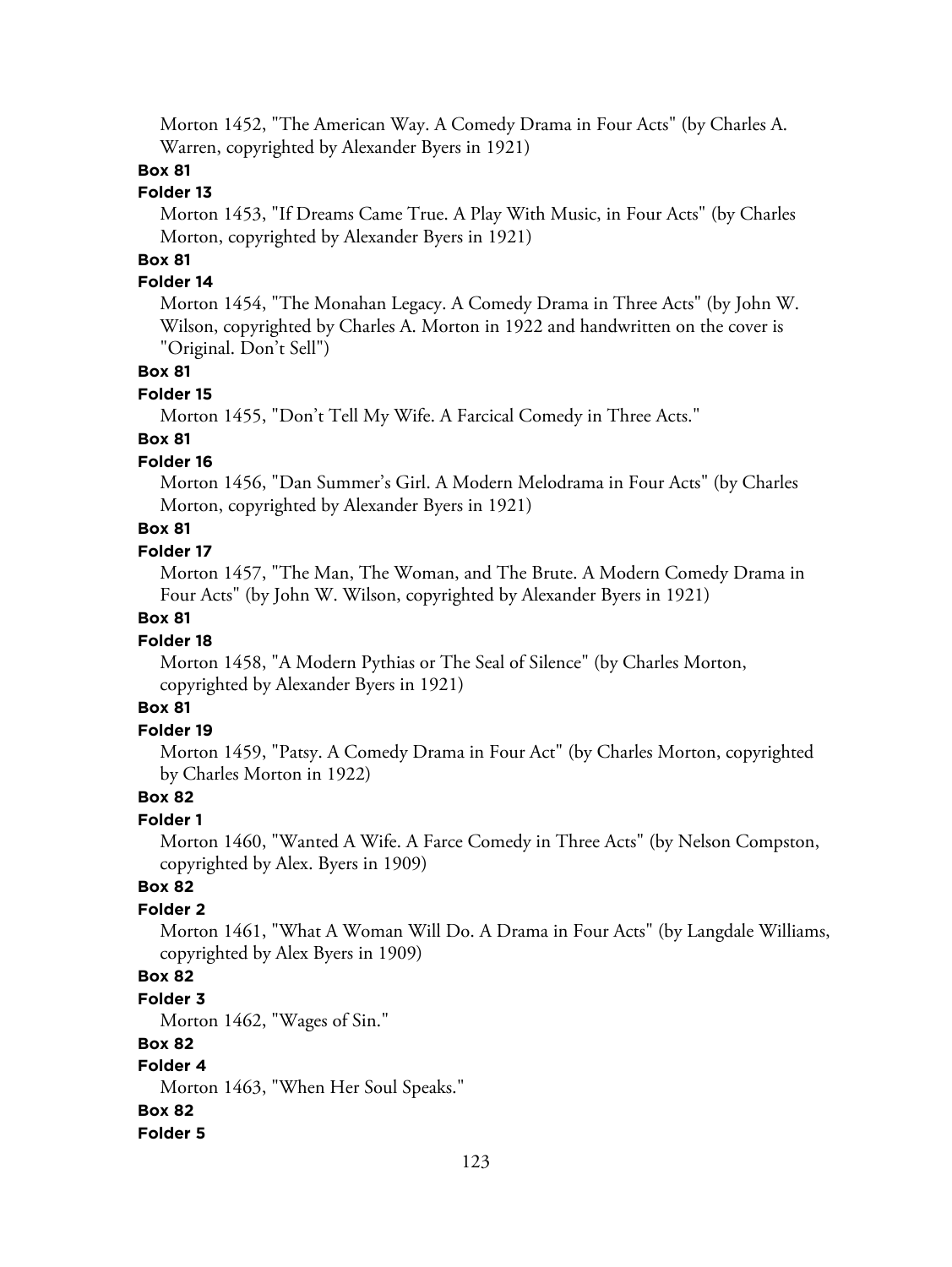Morton 1452, "The American Way. A Comedy Drama in Four Acts" (by Charles A. Warren, copyrighted by Alexander Byers in 1921)

**Box 81**

**Folder 13**

Morton 1453, "If Dreams Came True. A Play With Music, in Four Acts" (by Charles Morton, copyrighted by Alexander Byers in 1921)

**Box 81**

**Folder 14**

Morton 1454, "The Monahan Legacy. A Comedy Drama in Three Acts" (by John W. Wilson, copyrighted by Charles A. Morton in 1922 and handwritten on the cover is "Original. Don't Sell")

**Box 81**

**Folder 15**

Morton 1455, "Don't Tell My Wife. A Farcical Comedy in Three Acts."

**Box 81**

**Folder 16**

Morton 1456, "Dan Summer's Girl. A Modern Melodrama in Four Acts" (by Charles Morton, copyrighted by Alexander Byers in 1921)

**Box 81**

**Folder 17**

Morton 1457, "The Man, The Woman, and The Brute. A Modern Comedy Drama in Four Acts" (by John W. Wilson, copyrighted by Alexander Byers in 1921)

**Box 81**

**Folder 18**

Morton 1458, "A Modern Pythias or The Seal of Silence" (by Charles Morton, copyrighted by Alexander Byers in 1921)

**Box 81**

**Folder 19**

Morton 1459, "Patsy. A Comedy Drama in Four Act" (by Charles Morton, copyrighted by Charles Morton in 1922)

**Box 82**

**Folder 1**

Morton 1460, "Wanted A Wife. A Farce Comedy in Three Acts" (by Nelson Compston, copyrighted by Alex. Byers in 1909)

**Box 82**

**Folder 2**

Morton 1461, "What A Woman Will Do. A Drama in Four Acts" (by Langdale Williams, copyrighted by Alex Byers in 1909)

**Box 82**

**Folder 3**

Morton 1462, "Wages of Sin."

**Box 82**

**Folder 4**

Morton 1463, "When Her Soul Speaks."

**Box 82**

**Folder 5**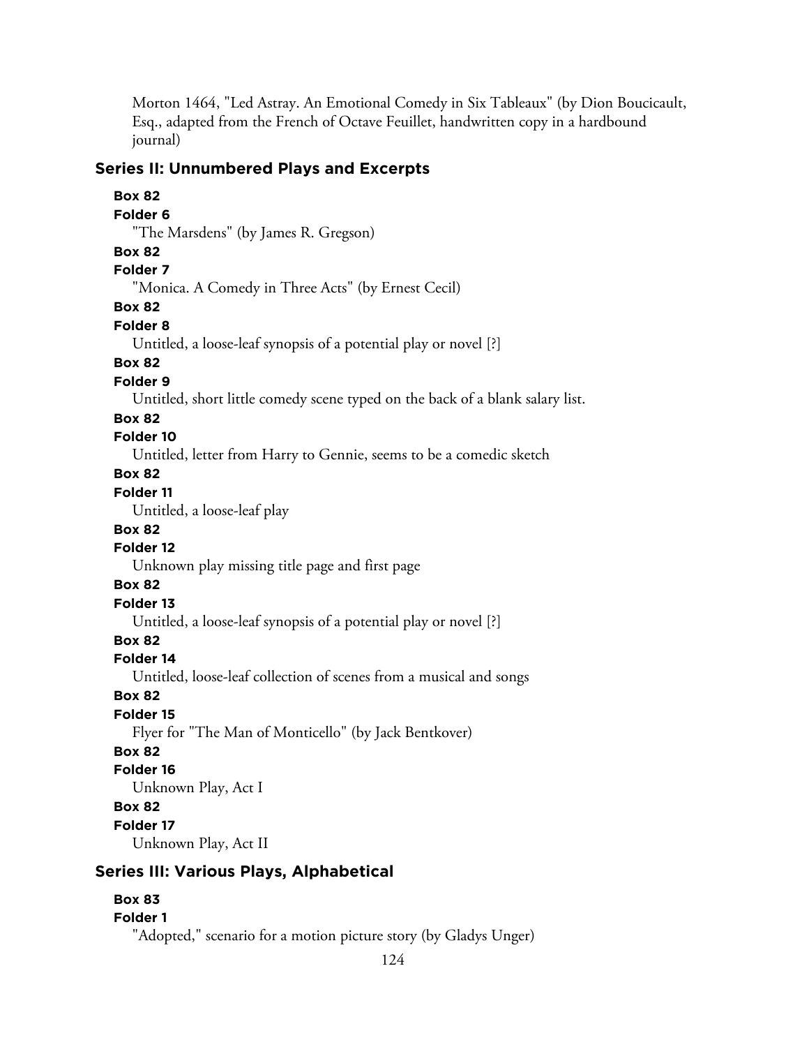Morton 1464, "Led Astray. An Emotional Comedy in Six Tableaux" (by Dion Boucicault, Esq., adapted from the French of Octave Feuillet, handwritten copy in a hardbound journal)

## Series II: Unnumbered Plays and Excerpts

**Box 82**
**Folder 6**
"The Marsdens" (by James R. Gregson)

**Box 82**
**Folder 7**
"Monica. A Comedy in Three Acts" (by Ernest Cecil)

**Box 82**
**Folder 8**
Untitled, a loose-leaf synopsis of a potential play or novel [?]

**Box 82**
**Folder 9**
Untitled, short little comedy scene typed on the back of a blank salary list.

**Box 82**
**Folder 10**
Untitled, letter from Harry to Gennie, seems to be a comedic sketch

**Box 82**
**Folder 11**
Untitled, a loose-leaf play

**Box 82**
**Folder 12**
Unknown play missing title page and first page

**Box 82**
**Folder 13**
Untitled, a loose-leaf synopsis of a potential play or novel [?]

**Box 82**
**Folder 14**
Untitled, loose-leaf collection of scenes from a musical and songs

**Box 82**
**Folder 15**
Flyer for "The Man of Monticello" (by Jack Bentkover)

**Box 82**
**Folder 16**
Unknown Play, Act I

**Box 82**
**Folder 17**
Unknown Play, Act II

## Series III: Various Plays, Alphabetical

**Box 83**
**Folder 1**
"Adopted," scenario for a motion picture story (by Gladys Unger)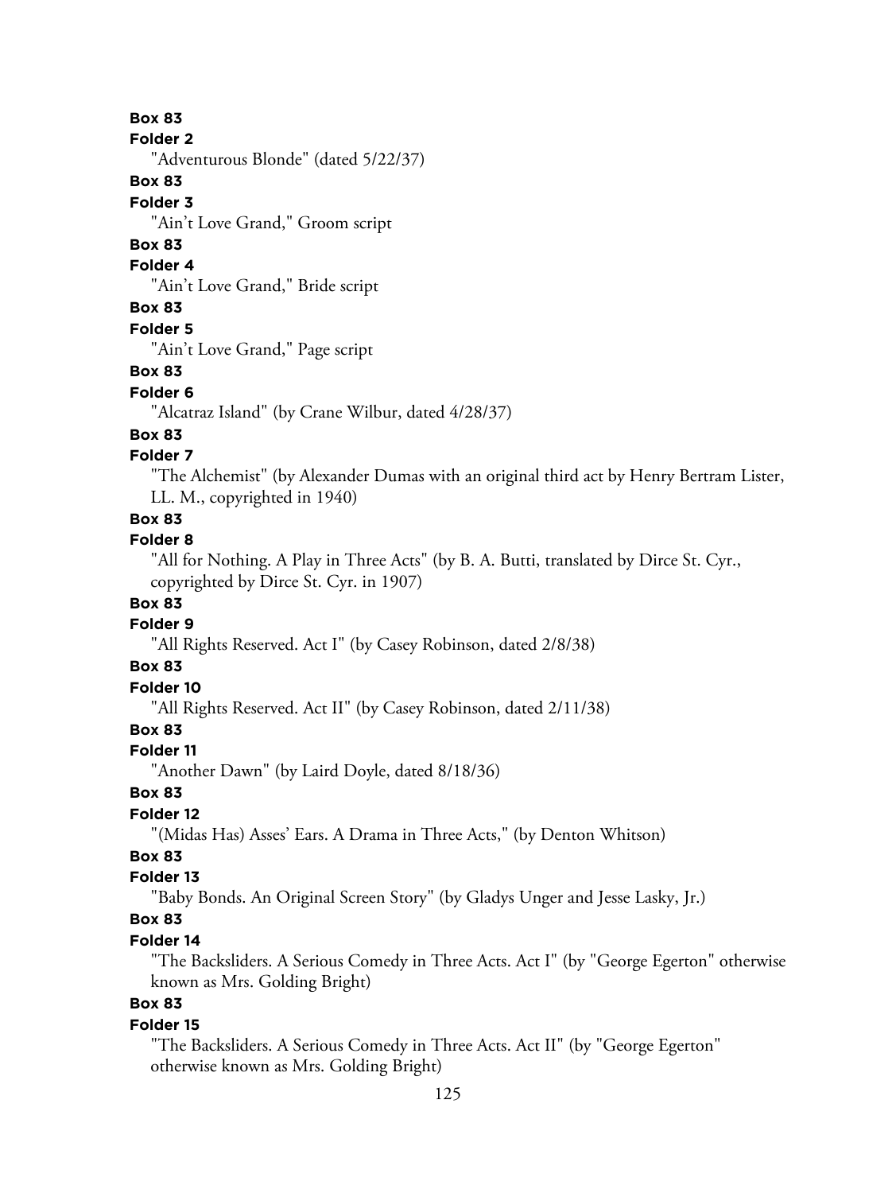**Box 83**

**Folder 2**

"Adventurous Blonde" (dated 5/22/37)

**Box 83**

**Folder 3**

"Ain't Love Grand," Groom script

**Box 83**

**Folder 4**

"Ain't Love Grand," Bride script

**Box 83**

**Folder 5**

"Ain't Love Grand," Page script

**Box 83**

**Folder 6**

"Alcatraz Island" (by Crane Wilbur, dated 4/28/37)

**Box 83**

**Folder 7**

"The Alchemist" (by Alexander Dumas with an original third act by Henry Bertram Lister, LL. M., copyrighted in 1940)

**Box 83**

**Folder 8**

"All for Nothing. A Play in Three Acts" (by B. A. Butti, translated by Dirce St. Cyr., copyrighted by Dirce St. Cyr. in 1907)

**Box 83**

**Folder 9**

"All Rights Reserved. Act I" (by Casey Robinson, dated 2/8/38)

**Box 83**

**Folder 10**

"All Rights Reserved. Act II" (by Casey Robinson, dated 2/11/38)

**Box 83**

**Folder 11**

"Another Dawn" (by Laird Doyle, dated 8/18/36)

**Box 83**

**Folder 12**

"(Midas Has) Asses' Ears. A Drama in Three Acts," (by Denton Whitson)

**Box 83**

**Folder 13**

"Baby Bonds. An Original Screen Story" (by Gladys Unger and Jesse Lasky, Jr.)

**Box 83**

**Folder 14**

"The Backsliders. A Serious Comedy in Three Acts. Act I" (by "George Egerton" otherwise known as Mrs. Golding Bright)

**Box 83**

**Folder 15**

"The Backsliders. A Serious Comedy in Three Acts. Act II" (by "George Egerton" otherwise known as Mrs. Golding Bright)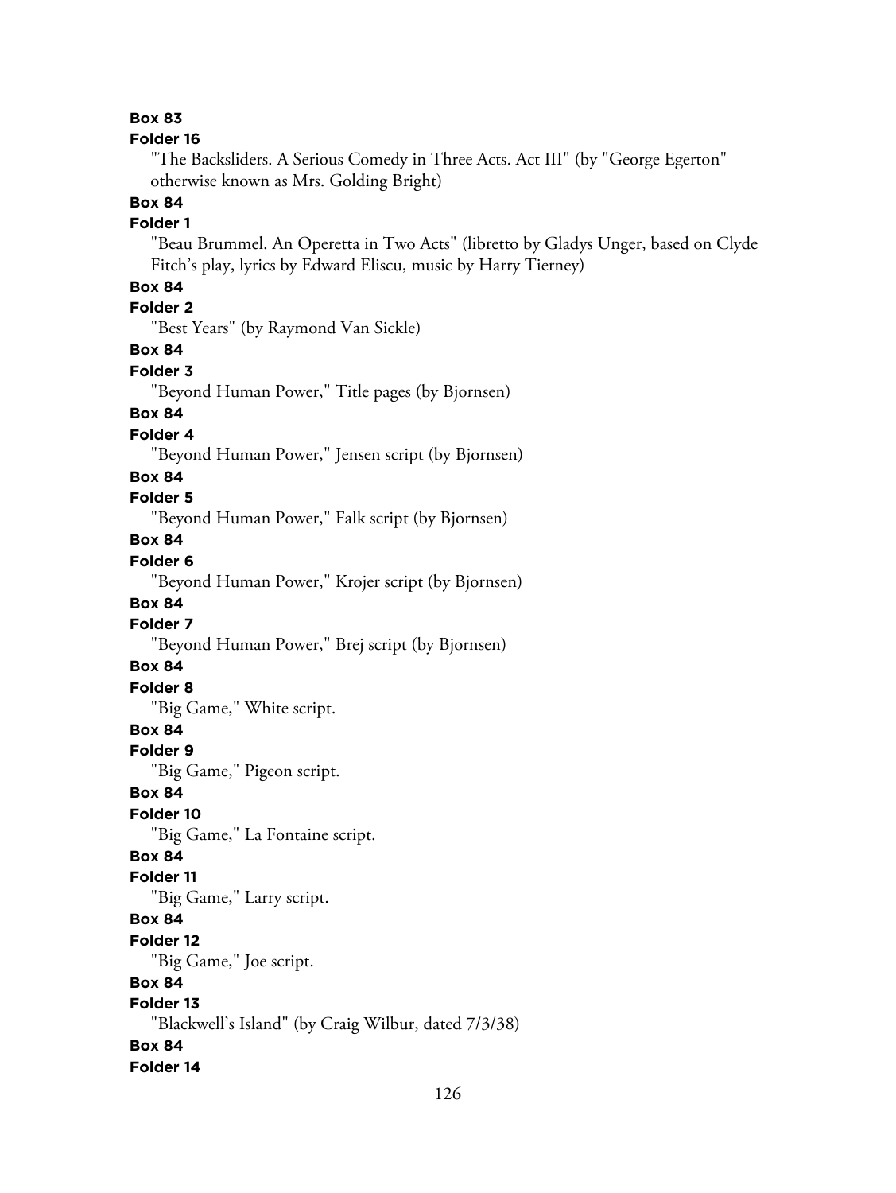**Box 83**

**Folder 16**

"The Backsliders. A Serious Comedy in Three Acts. Act III" (by "George Egerton" otherwise known as Mrs. Golding Bright)

**Box 84**

**Folder 1**

"Beau Brummel. An Operetta in Two Acts" (libretto by Gladys Unger, based on Clyde Fitch's play, lyrics by Edward Eliscu, music by Harry Tierney)

**Box 84**

**Folder 2**

"Best Years" (by Raymond Van Sickle)

**Box 84**

**Folder 3**

"Beyond Human Power," Title pages (by Bjornsen)

**Box 84**

**Folder 4**

"Beyond Human Power," Jensen script (by Bjornsen)

**Box 84**

**Folder 5**

"Beyond Human Power," Falk script (by Bjornsen)

**Box 84**

**Folder 6**

"Beyond Human Power," Krojer script (by Bjornsen)

**Box 84**

**Folder 7**

"Beyond Human Power," Brej script (by Bjornsen)

**Box 84**

**Folder 8**

"Big Game," White script.

**Box 84**

**Folder 9**

"Big Game," Pigeon script.

**Box 84**

**Folder 10**

"Big Game," La Fontaine script.

**Box 84**

**Folder 11**

"Big Game," Larry script.

**Box 84**

**Folder 12**

"Big Game," Joe script.

**Box 84**

**Folder 13**

"Blackwell's Island" (by Craig Wilbur, dated 7/3/38)

**Box 84**

**Folder 14**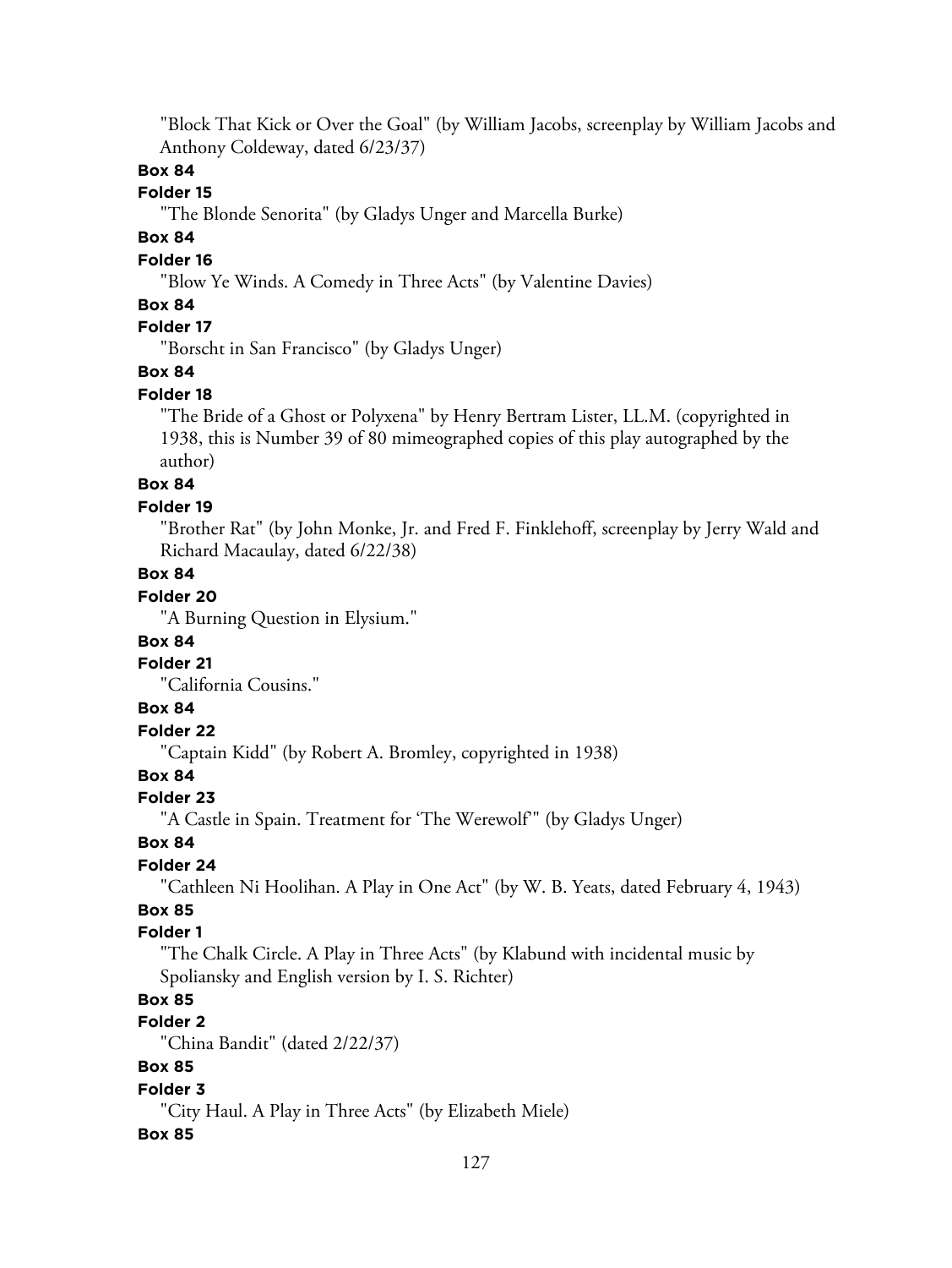"Block That Kick or Over the Goal" (by William Jacobs, screenplay by William Jacobs and Anthony Coldeway, dated 6/23/37)

**Box 84**

**Folder 15**

"The Blonde Senorita" (by Gladys Unger and Marcella Burke)

**Box 84**

**Folder 16**

"Blow Ye Winds. A Comedy in Three Acts" (by Valentine Davies)

**Box 84**

**Folder 17**

"Borscht in San Francisco" (by Gladys Unger)

**Box 84**

**Folder 18**

"The Bride of a Ghost or Polyxena" by Henry Bertram Lister, LL.M. (copyrighted in 1938, this is Number 39 of 80 mimeographed copies of this play autographed by the author)

**Box 84**

**Folder 19**

"Brother Rat" (by John Monke, Jr. and Fred F. Finklehoff, screenplay by Jerry Wald and Richard Macaulay, dated 6/22/38)

**Box 84**

**Folder 20**

"A Burning Question in Elysium."

**Box 84**

**Folder 21**

"California Cousins."

**Box 84**

**Folder 22**

"Captain Kidd" (by Robert A. Bromley, copyrighted in 1938)

**Box 84**

**Folder 23**

"A Castle in Spain. Treatment for 'The Werewolf'" (by Gladys Unger)

**Box 84**

**Folder 24**

"Cathleen Ni Hoolihan. A Play in One Act" (by W. B. Yeats, dated February 4, 1943)

**Box 85**

**Folder 1**

"The Chalk Circle. A Play in Three Acts" (by Klabund with incidental music by Spoliansky and English version by I. S. Richter)

**Box 85**

**Folder 2**

"China Bandit" (dated 2/22/37)

**Box 85**

**Folder 3**

"City Haul. A Play in Three Acts" (by Elizabeth Miele)

**Box 85**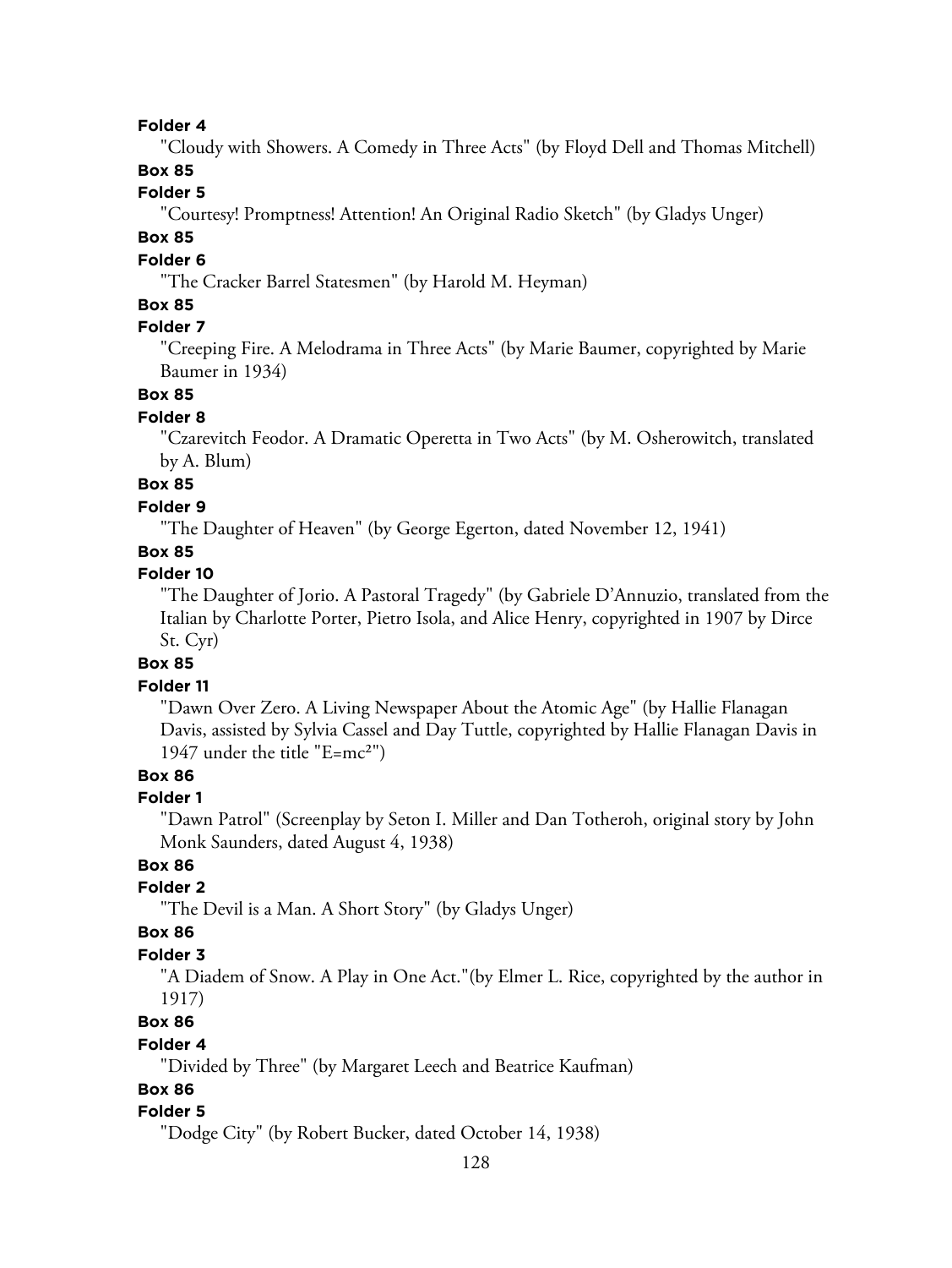**Folder 4**

"Cloudy with Showers. A Comedy in Three Acts" (by Floyd Dell and Thomas Mitchell)

**Box 85**

**Folder 5**

"Courtesy! Promptness! Attention! An Original Radio Sketch" (by Gladys Unger)

**Box 85**

**Folder 6**

"The Cracker Barrel Statesmen" (by Harold M. Heyman)

**Box 85**

**Folder 7**

"Creeping Fire. A Melodrama in Three Acts" (by Marie Baumer, copyrighted by Marie Baumer in 1934)

**Box 85**

**Folder 8**

"Czarevitch Feodor. A Dramatic Operetta in Two Acts" (by M. Osherowitch, translated by A. Blum)

**Box 85**

**Folder 9**

"The Daughter of Heaven" (by George Egerton, dated November 12, 1941)

**Box 85**

**Folder 10**

"The Daughter of Jorio. A Pastoral Tragedy" (by Gabriele D'Annuzio, translated from the Italian by Charlotte Porter, Pietro Isola, and Alice Henry, copyrighted in 1907 by Dirce St. Cyr)

**Box 85**

**Folder 11**

"Dawn Over Zero. A Living Newspaper About the Atomic Age" (by Hallie Flanagan Davis, assisted by Sylvia Cassel and Day Tuttle, copyrighted by Hallie Flanagan Davis in 1947 under the title "$E=mc^2$")

**Box 86**

**Folder 1**

"Dawn Patrol" (Screenplay by Seton I. Miller and Dan Totheroh, original story by John Monk Saunders, dated August 4, 1938)

**Box 86**

**Folder 2**

"The Devil is a Man. A Short Story" (by Gladys Unger)

**Box 86**

**Folder 3**

"A Diadem of Snow. A Play in One Act."(by Elmer L. Rice, copyrighted by the author in 1917)

**Box 86**

**Folder 4**

"Divided by Three" (by Margaret Leech and Beatrice Kaufman)

**Box 86**

**Folder 5**

"Dodge City" (by Robert Bucker, dated October 14, 1938)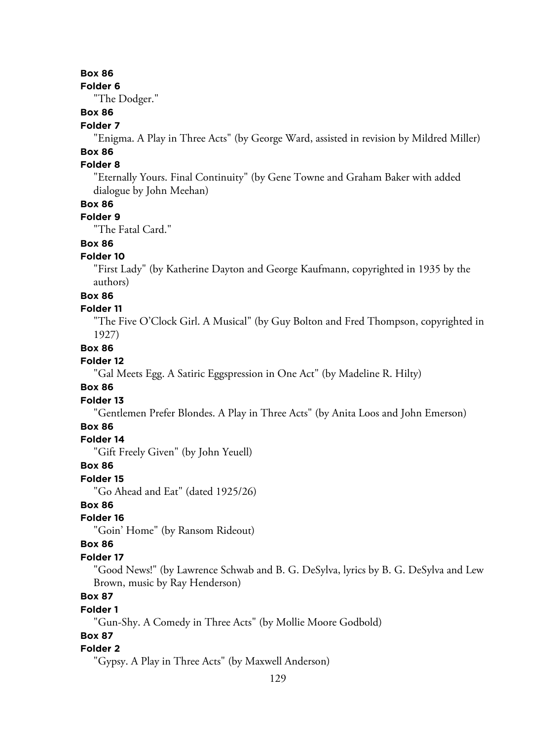**Box 86**

**Folder 6**

"The Dodger."

**Box 86**

**Folder 7**

"Enigma. A Play in Three Acts" (by George Ward, assisted in revision by Mildred Miller)

**Box 86**

**Folder 8**

"Eternally Yours. Final Continuity" (by Gene Towne and Graham Baker with added dialogue by John Meehan)

**Box 86**

**Folder 9**

"The Fatal Card."

**Box 86**

**Folder 10**

"First Lady" (by Katherine Dayton and George Kaufmann, copyrighted in 1935 by the authors)

**Box 86**

**Folder 11**

"The Five O'Clock Girl. A Musical" (by Guy Bolton and Fred Thompson, copyrighted in 1927)

**Box 86**

**Folder 12**

"Gal Meets Egg. A Satiric Eggspression in One Act" (by Madeline R. Hilty)

**Box 86**

**Folder 13**

"Gentlemen Prefer Blondes. A Play in Three Acts" (by Anita Loos and John Emerson)

**Box 86**

**Folder 14**

"Gift Freely Given" (by John Yeuell)

**Box 86**

**Folder 15**

"Go Ahead and Eat" (dated 1925/26)

**Box 86**

**Folder 16**

"Goin' Home" (by Ransom Rideout)

**Box 86**

**Folder 17**

"Good News!" (by Lawrence Schwab and B. G. DeSylva, lyrics by B. G. DeSylva and Lew Brown, music by Ray Henderson)

**Box 87**

**Folder 1**

"Gun-Shy. A Comedy in Three Acts" (by Mollie Moore Godbold)

**Box 87**

**Folder 2**

"Gypsy. A Play in Three Acts" (by Maxwell Anderson)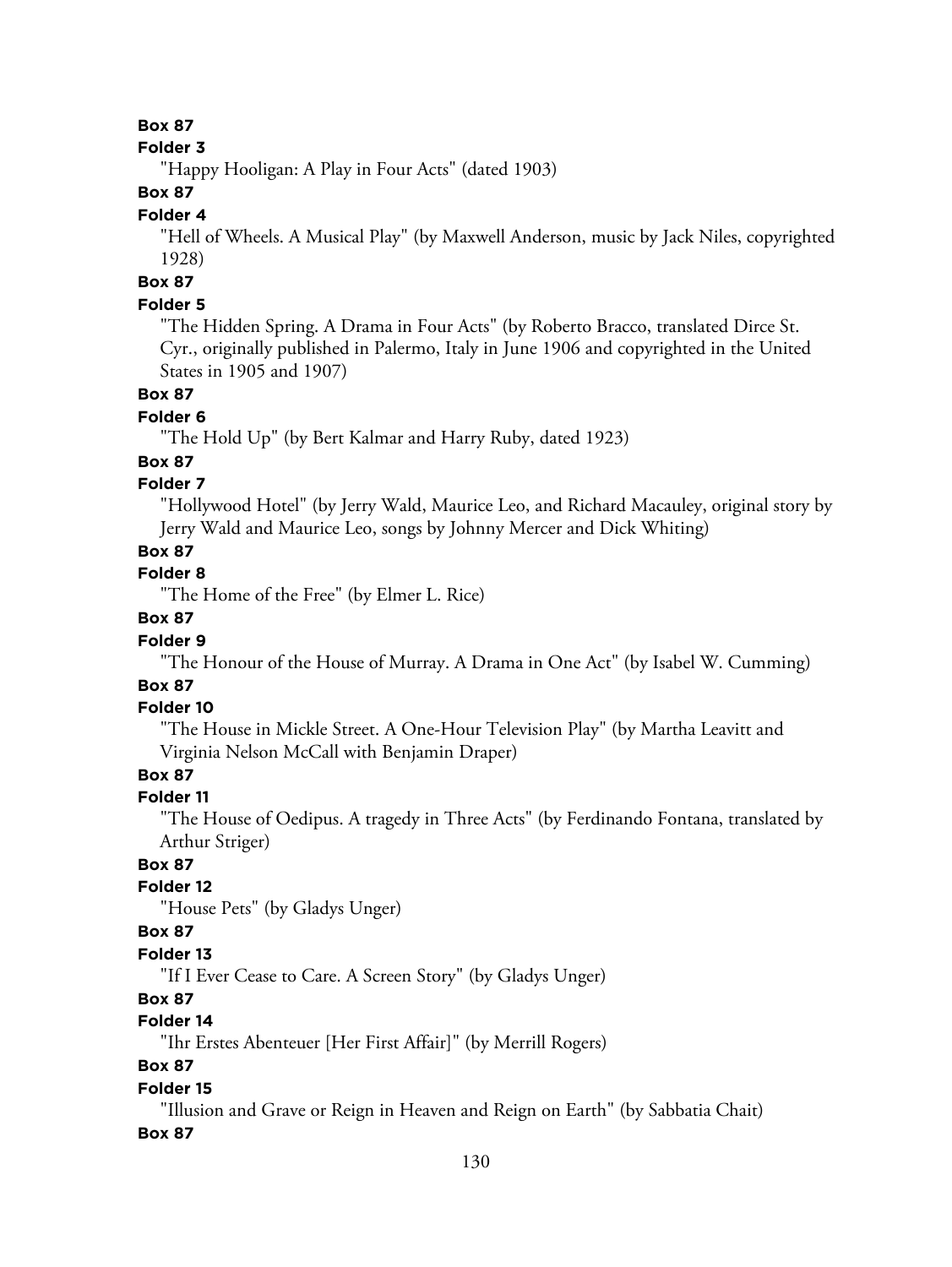**Box 87**

**Folder 3**

"Happy Hooligan: A Play in Four Acts" (dated 1903)

**Box 87**

**Folder 4**

"Hell of Wheels. A Musical Play" (by Maxwell Anderson, music by Jack Niles, copyrighted 1928)

**Box 87**

**Folder 5**

"The Hidden Spring. A Drama in Four Acts" (by Roberto Bracco, translated Dirce St. Cyr., originally published in Palermo, Italy in June 1906 and copyrighted in the United States in 1905 and 1907)

**Box 87**

**Folder 6**

"The Hold Up" (by Bert Kalmar and Harry Ruby, dated 1923)

**Box 87**

**Folder 7**

"Hollywood Hotel" (by Jerry Wald, Maurice Leo, and Richard Macauley, original story by Jerry Wald and Maurice Leo, songs by Johnny Mercer and Dick Whiting)

**Box 87**

**Folder 8**

"The Home of the Free" (by Elmer L. Rice)

**Box 87**

**Folder 9**

"The Honour of the House of Murray. A Drama in One Act" (by Isabel W. Cumming)

**Box 87**

**Folder 10**

"The House in Mickle Street. A One-Hour Television Play" (by Martha Leavitt and Virginia Nelson McCall with Benjamin Draper)

**Box 87**

**Folder 11**

"The House of Oedipus. A tragedy in Three Acts" (by Ferdinando Fontana, translated by Arthur Striger)

**Box 87**

**Folder 12**

"House Pets" (by Gladys Unger)

**Box 87**

**Folder 13**

"If I Ever Cease to Care. A Screen Story" (by Gladys Unger)

**Box 87**

**Folder 14**

"Ihr Erstes Abenteuer [Her First Affair]" (by Merrill Rogers)

**Box 87**

**Folder 15**

"Illusion and Grave or Reign in Heaven and Reign on Earth" (by Sabbatia Chait)

**Box 87**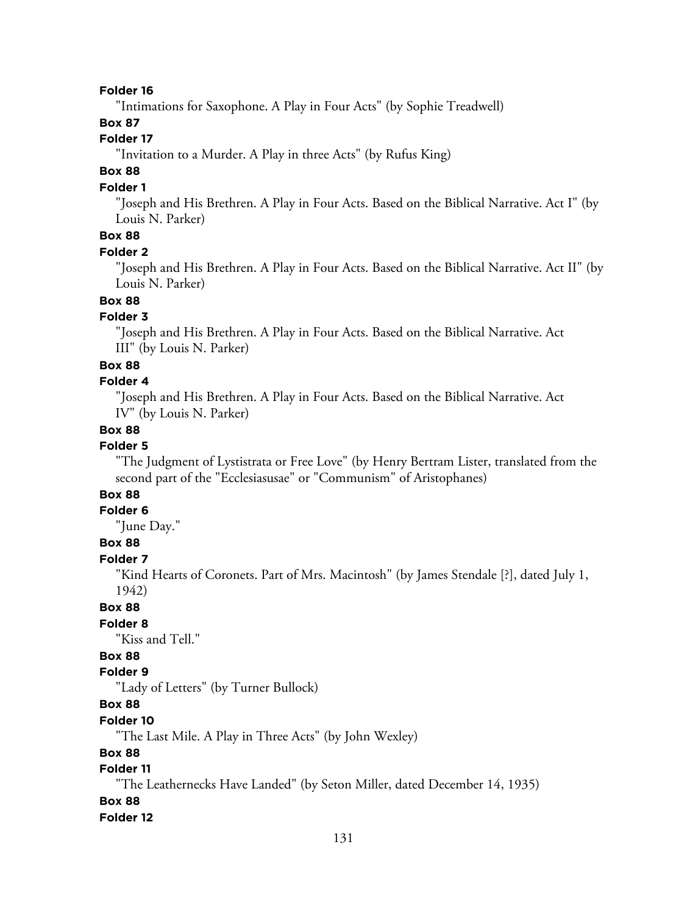**Folder 16**

"Intimations for Saxophone. A Play in Four Acts" (by Sophie Treadwell)

**Box 87**

**Folder 17**

"Invitation to a Murder. A Play in three Acts" (by Rufus King)

**Box 88**

**Folder 1**

"Joseph and His Brethren. A Play in Four Acts. Based on the Biblical Narrative. Act I" (by Louis N. Parker)

**Box 88**

**Folder 2**

"Joseph and His Brethren. A Play in Four Acts. Based on the Biblical Narrative. Act II" (by Louis N. Parker)

**Box 88**

**Folder 3**

"Joseph and His Brethren. A Play in Four Acts. Based on the Biblical Narrative. Act III" (by Louis N. Parker)

**Box 88**

**Folder 4**

"Joseph and His Brethren. A Play in Four Acts. Based on the Biblical Narrative. Act IV" (by Louis N. Parker)

**Box 88**

**Folder 5**

"The Judgment of Lystistrata or Free Love" (by Henry Bertram Lister, translated from the second part of the "Ecclesiasusae" or "Communism" of Aristophanes)

**Box 88**

**Folder 6**

"June Day."

**Box 88**

**Folder 7**

"Kind Hearts of Coronets. Part of Mrs. Macintosh" (by James Stendale [?], dated July 1, 1942)

**Box 88**

**Folder 8**

"Kiss and Tell."

**Box 88**

**Folder 9**

"Lady of Letters" (by Turner Bullock)

**Box 88**

**Folder 10**

"The Last Mile. A Play in Three Acts" (by John Wexley)

**Box 88**

**Folder 11**

"The Leathernecks Have Landed" (by Seton Miller, dated December 14, 1935)

**Box 88**

**Folder 12**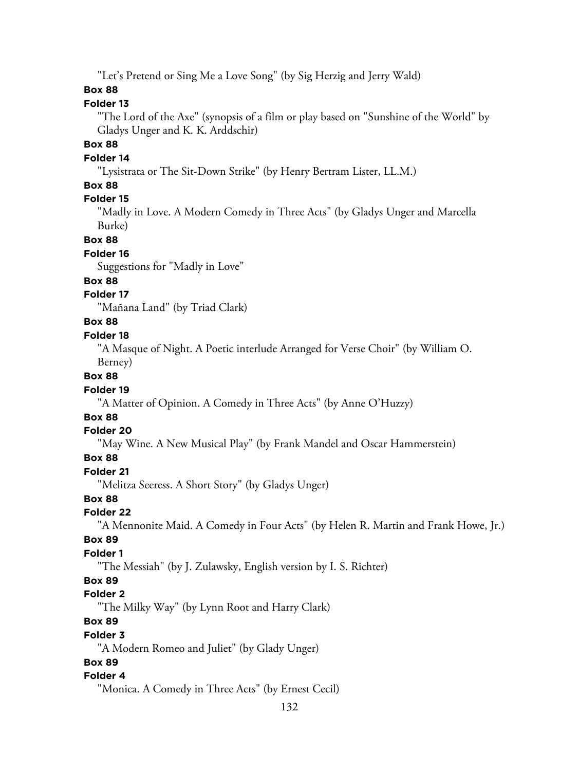"Let's Pretend or Sing Me a Love Song" (by Sig Herzig and Jerry Wald)

**Box 88**

**Folder 13**

"The Lord of the Axe" (synopsis of a film or play based on "Sunshine of the World" by Gladys Unger and K. K. Arddschir)

**Box 88**

**Folder 14**

"Lysistrata or The Sit-Down Strike" (by Henry Bertram Lister, LL.M.)

**Box 88**

**Folder 15**

"Madly in Love. A Modern Comedy in Three Acts" (by Gladys Unger and Marcella Burke)

**Box 88**

**Folder 16**

Suggestions for "Madly in Love"

**Box 88**

**Folder 17**

"Mañana Land" (by Triad Clark)

**Box 88**

**Folder 18**

"A Masque of Night. A Poetic interlude Arranged for Verse Choir" (by William O. Berney)

**Box 88**

**Folder 19**

"A Matter of Opinion. A Comedy in Three Acts" (by Anne O'Huzzy)

**Box 88**

**Folder 20**

"May Wine. A New Musical Play" (by Frank Mandel and Oscar Hammerstein)

**Box 88**

**Folder 21**

"Melitza Seeress. A Short Story" (by Gladys Unger)

**Box 88**

**Folder 22**

"A Mennonite Maid. A Comedy in Four Acts" (by Helen R. Martin and Frank Howe, Jr.)

**Box 89**

**Folder 1**

"The Messiah" (by J. Zulawsky, English version by I. S. Richter)

**Box 89**

**Folder 2**

"The Milky Way" (by Lynn Root and Harry Clark)

**Box 89**

**Folder 3**

"A Modern Romeo and Juliet" (by Glady Unger)

**Box 89**

**Folder 4**

"Monica. A Comedy in Three Acts" (by Ernest Cecil)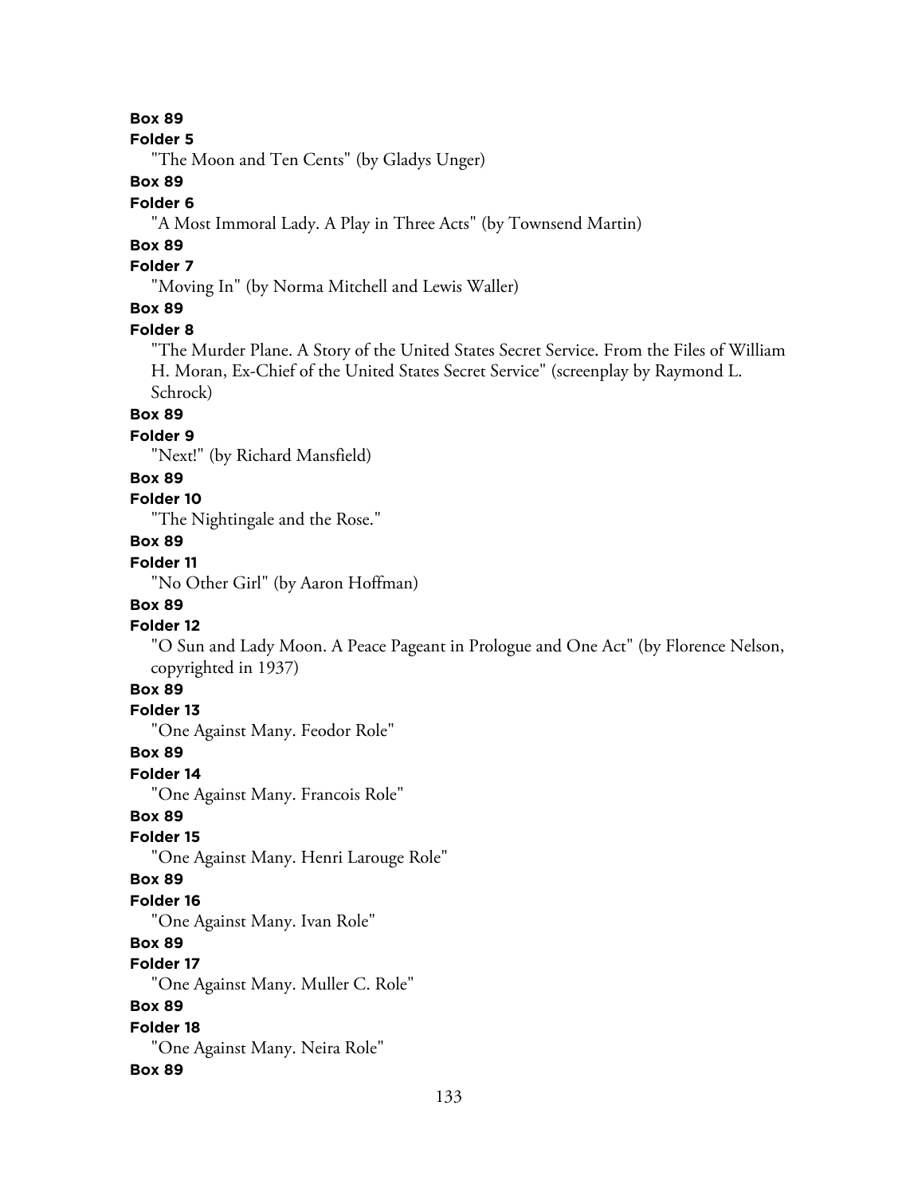**Box 89**

**Folder 5**

"The Moon and Ten Cents" (by Gladys Unger)

**Box 89**

**Folder 6**

"A Most Immoral Lady. A Play in Three Acts" (by Townsend Martin)

**Box 89**

**Folder 7**

"Moving In" (by Norma Mitchell and Lewis Waller)

**Box 89**

**Folder 8**

"The Murder Plane. A Story of the United States Secret Service. From the Files of William H. Moran, Ex-Chief of the United States Secret Service" (screenplay by Raymond L. Schrock)

**Box 89**

**Folder 9**

"Next!" (by Richard Mansfield)

**Box 89**

**Folder 10**

"The Nightingale and the Rose."

**Box 89**

**Folder 11**

"No Other Girl" (by Aaron Hoffman)

**Box 89**

**Folder 12**

"O Sun and Lady Moon. A Peace Pageant in Prologue and One Act" (by Florence Nelson, copyrighted in 1937)

**Box 89**

**Folder 13**

"One Against Many. Feodor Role"

**Box 89**

**Folder 14**

"One Against Many. Francois Role"

**Box 89**

**Folder 15**

"One Against Many. Henri Larouge Role"

**Box 89**

**Folder 16**

"One Against Many. Ivan Role"

**Box 89**

**Folder 17**

"One Against Many. Muller C. Role"

**Box 89**

**Folder 18**

"One Against Many. Neira Role"

**Box 89**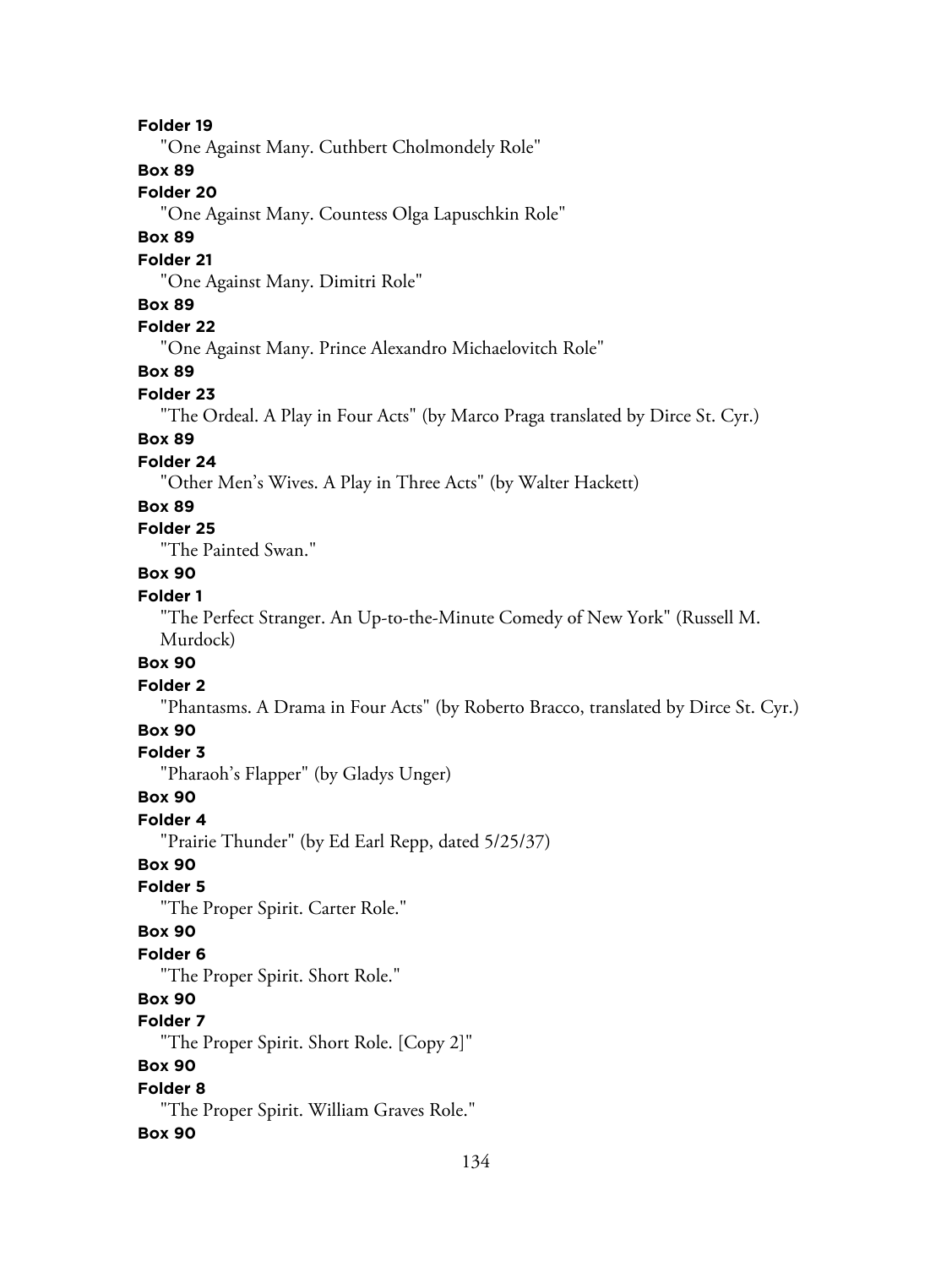**Folder 19**

"One Against Many. Cuthbert Cholmondely Role"

**Box 89**

**Folder 20**

"One Against Many. Countess Olga Lapuschkin Role"

**Box 89**

**Folder 21**

"One Against Many. Dimitri Role"

**Box 89**

**Folder 22**

"One Against Many. Prince Alexandro Michaelovitch Role"

**Box 89**

**Folder 23**

"The Ordeal. A Play in Four Acts" (by Marco Praga translated by Dirce St. Cyr.)

**Box 89**

**Folder 24**

"Other Men's Wives. A Play in Three Acts" (by Walter Hackett)

**Box 89**

**Folder 25**

"The Painted Swan."

**Box 90**

**Folder 1**

"The Perfect Stranger. An Up-to-the-Minute Comedy of New York" (Russell M. Murdock)

**Box 90**

**Folder 2**

"Phantasms. A Drama in Four Acts" (by Roberto Bracco, translated by Dirce St. Cyr.)

**Box 90**

**Folder 3**

"Pharaoh's Flapper" (by Gladys Unger)

**Box 90**

**Folder 4**

"Prairie Thunder" (by Ed Earl Repp, dated 5/25/37)

**Box 90**

**Folder 5**

"The Proper Spirit. Carter Role."

**Box 90**

**Folder 6**

"The Proper Spirit. Short Role."

**Box 90**

**Folder 7**

"The Proper Spirit. Short Role. [Copy 2]"

**Box 90**

**Folder 8**

"The Proper Spirit. William Graves Role."

**Box 90**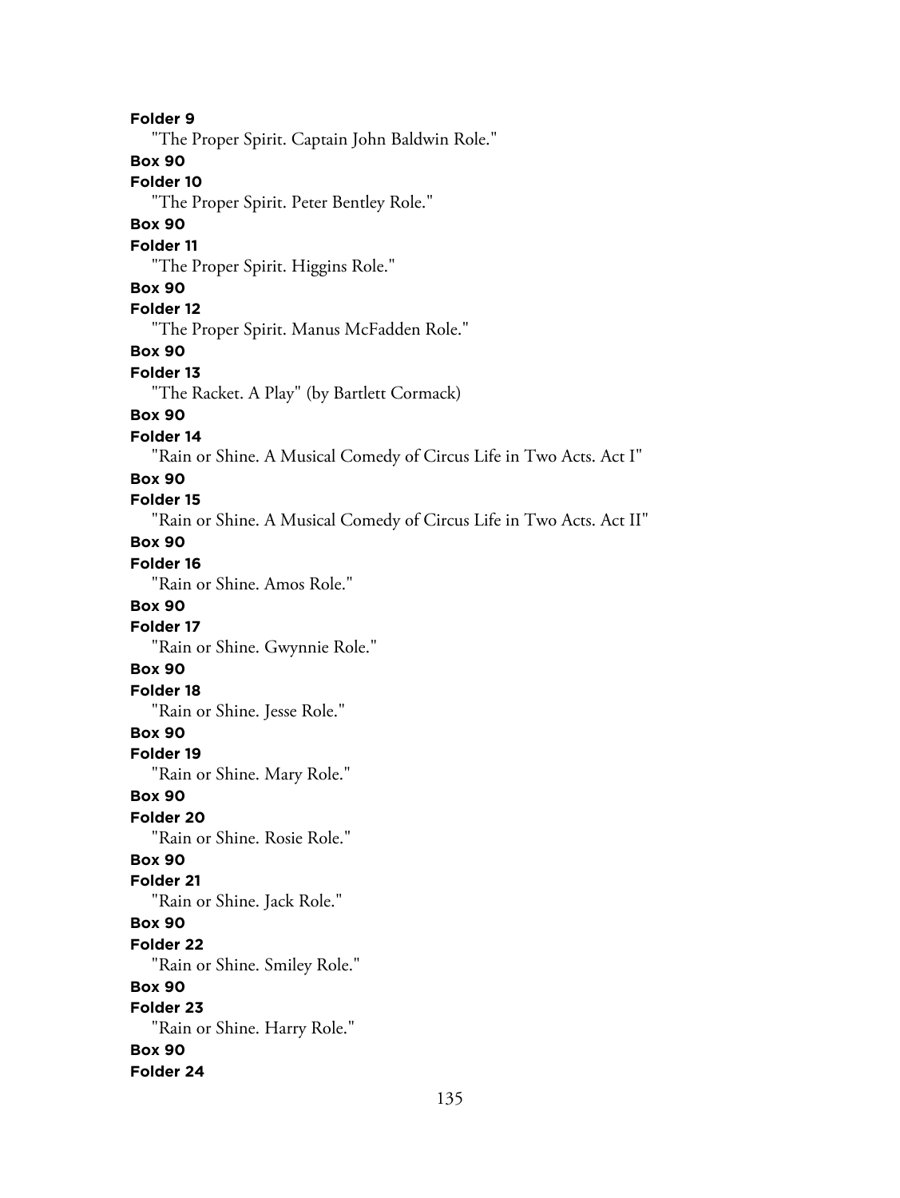**Folder 9**

"The Proper Spirit. Captain John Baldwin Role."

**Box 90**

**Folder 10**

"The Proper Spirit. Peter Bentley Role."

**Box 90**

**Folder 11**

"The Proper Spirit. Higgins Role."

**Box 90**

**Folder 12**

"The Proper Spirit. Manus McFadden Role."

**Box 90**

**Folder 13**

"The Racket. A Play" (by Bartlett Cormack)

**Box 90**

**Folder 14**

"Rain or Shine. A Musical Comedy of Circus Life in Two Acts. Act I"

**Box 90**

**Folder 15**

"Rain or Shine. A Musical Comedy of Circus Life in Two Acts. Act II"

**Box 90**

**Folder 16**

"Rain or Shine. Amos Role."

**Box 90**

**Folder 17**

"Rain or Shine. Gwynnie Role."

**Box 90**

**Folder 18**

"Rain or Shine. Jesse Role."

**Box 90**

**Folder 19**

"Rain or Shine. Mary Role."

**Box 90**

**Folder 20**

"Rain or Shine. Rosie Role."

**Box 90**

**Folder 21**

"Rain or Shine. Jack Role."

**Box 90**

**Folder 22**

"Rain or Shine. Smiley Role."

**Box 90**

**Folder 23**

"Rain or Shine. Harry Role."

**Box 90**

**Folder 24**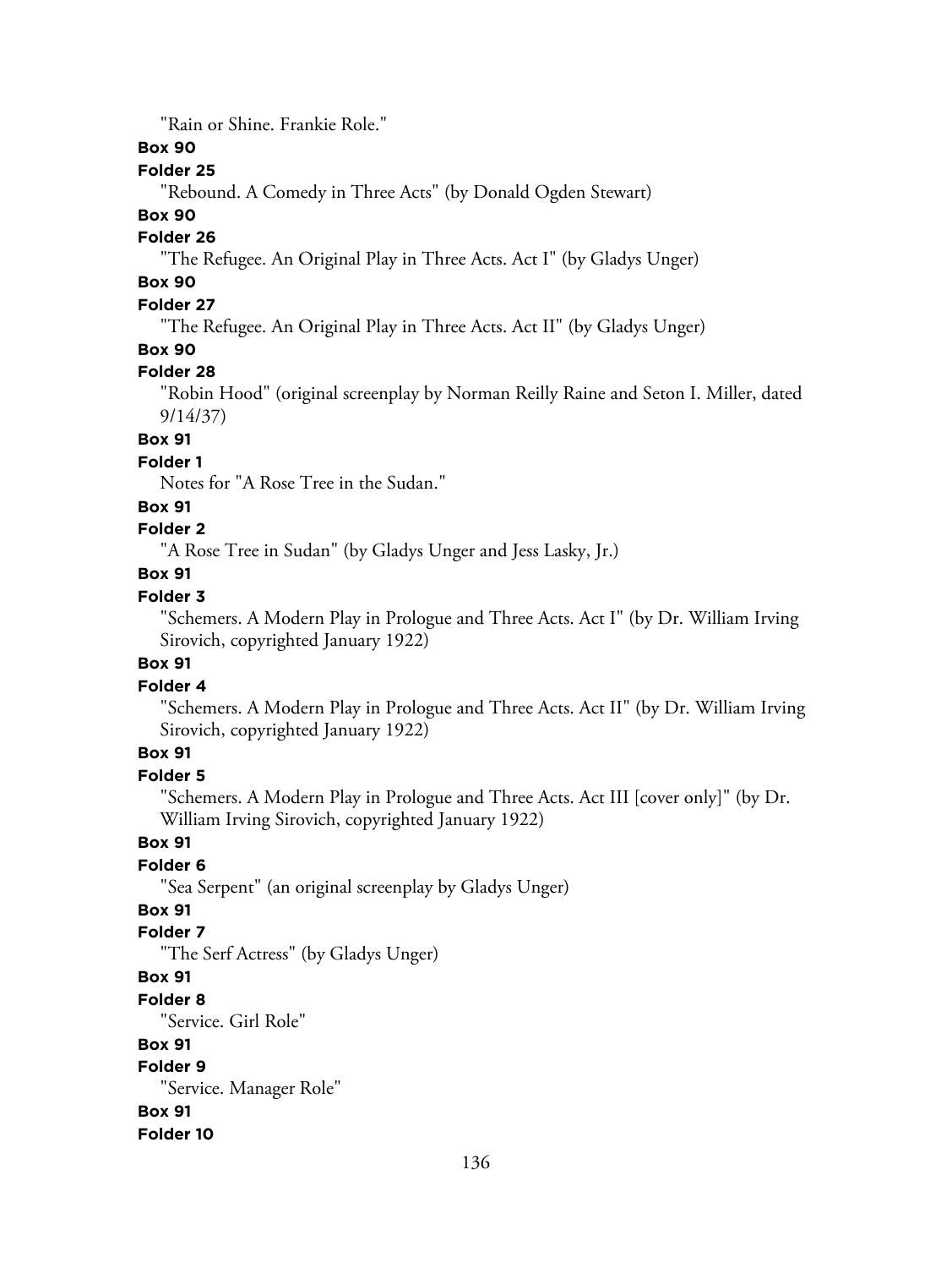"Rain or Shine. Frankie Role."

**Box 90**

**Folder 25**

"Rebound. A Comedy in Three Acts" (by Donald Ogden Stewart)

**Box 90**

**Folder 26**

"The Refugee. An Original Play in Three Acts. Act I" (by Gladys Unger)

**Box 90**

**Folder 27**

"The Refugee. An Original Play in Three Acts. Act II" (by Gladys Unger)

**Box 90**

**Folder 28**

"Robin Hood" (original screenplay by Norman Reilly Raine and Seton I. Miller, dated 9/14/37)

**Box 91**

**Folder 1**

Notes for "A Rose Tree in the Sudan."

**Box 91**

**Folder 2**

"A Rose Tree in Sudan" (by Gladys Unger and Jess Lasky, Jr.)

**Box 91**

**Folder 3**

"Schemers. A Modern Play in Prologue and Three Acts. Act I" (by Dr. William Irving Sirovich, copyrighted January 1922)

**Box 91**

**Folder 4**

"Schemers. A Modern Play in Prologue and Three Acts. Act II" (by Dr. William Irving Sirovich, copyrighted January 1922)

**Box 91**

**Folder 5**

"Schemers. A Modern Play in Prologue and Three Acts. Act III [cover only]" (by Dr. William Irving Sirovich, copyrighted January 1922)

**Box 91**

**Folder 6**

"Sea Serpent" (an original screenplay by Gladys Unger)

**Box 91**

**Folder 7**

"The Serf Actress" (by Gladys Unger)

**Box 91**

**Folder 8**

"Service. Girl Role"

**Box 91**

**Folder 9**

"Service. Manager Role"

**Box 91**

**Folder 10**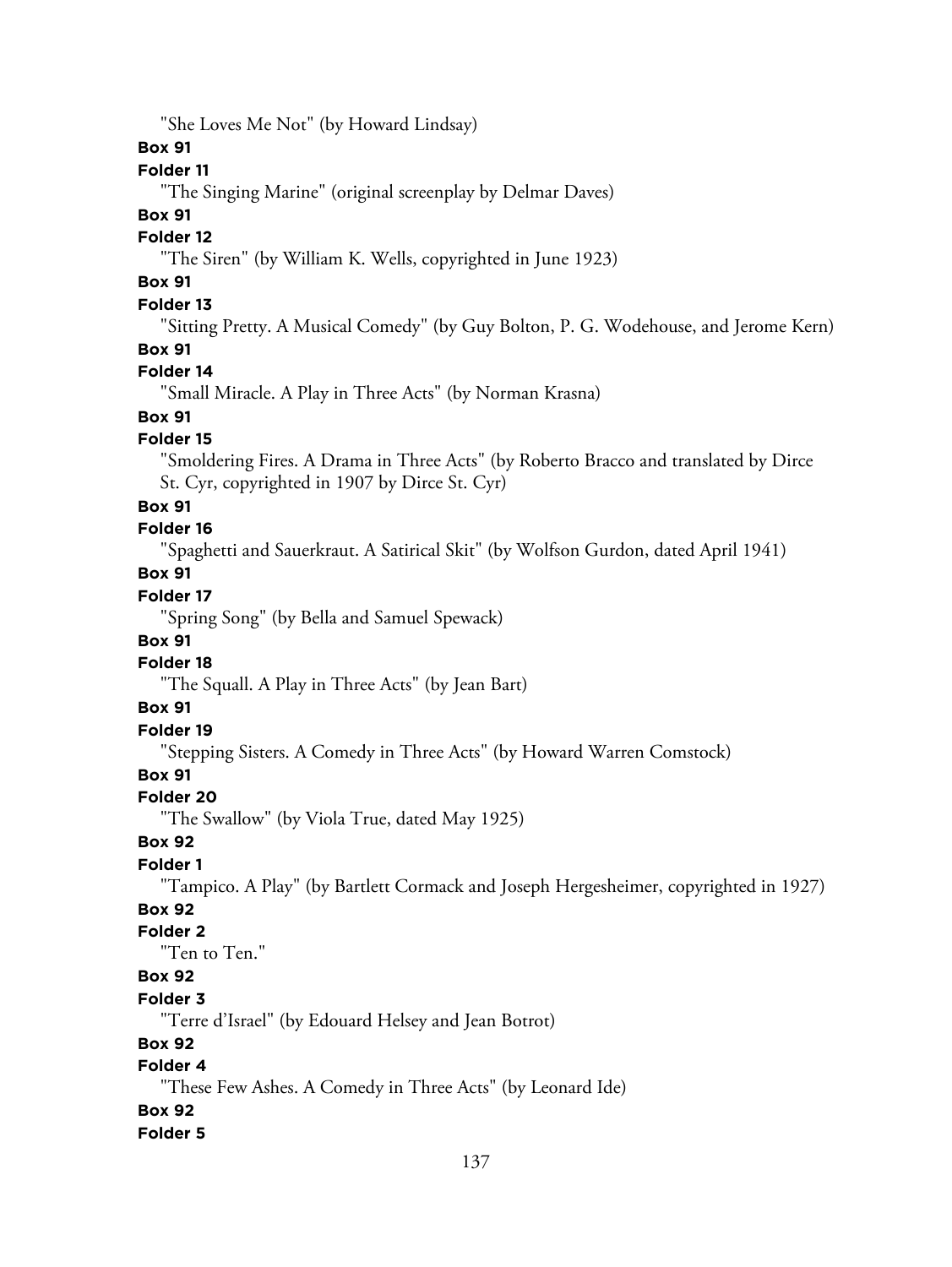"She Loves Me Not" (by Howard Lindsay)

**Box 91**

**Folder 11**

"The Singing Marine" (original screenplay by Delmar Daves)

**Box 91**

**Folder 12**

"The Siren" (by William K. Wells, copyrighted in June 1923)

**Box 91**

**Folder 13**

"Sitting Pretty. A Musical Comedy" (by Guy Bolton, P. G. Wodehouse, and Jerome Kern)

**Box 91**

**Folder 14**

"Small Miracle. A Play in Three Acts" (by Norman Krasna)

**Box 91**

**Folder 15**

"Smoldering Fires. A Drama in Three Acts" (by Roberto Bracco and translated by Dirce St. Cyr, copyrighted in 1907 by Dirce St. Cyr)

**Box 91**

**Folder 16**

"Spaghetti and Sauerkraut. A Satirical Skit" (by Wolfson Gurdon, dated April 1941)

**Box 91**

**Folder 17**

"Spring Song" (by Bella and Samuel Spewack)

**Box 91**

**Folder 18**

"The Squall. A Play in Three Acts" (by Jean Bart)

**Box 91**

**Folder 19**

"Stepping Sisters. A Comedy in Three Acts" (by Howard Warren Comstock)

**Box 91**

**Folder 20**

"The Swallow" (by Viola True, dated May 1925)

**Box 92**

**Folder 1**

"Tampico. A Play" (by Bartlett Cormack and Joseph Hergesheimer, copyrighted in 1927)

**Box 92**

**Folder 2**

"Ten to Ten."

**Box 92**

**Folder 3**

"Terre d'Israel" (by Edouard Helsey and Jean Botrot)

**Box 92**

**Folder 4**

"These Few Ashes. A Comedy in Three Acts" (by Leonard Ide)

**Box 92**

**Folder 5**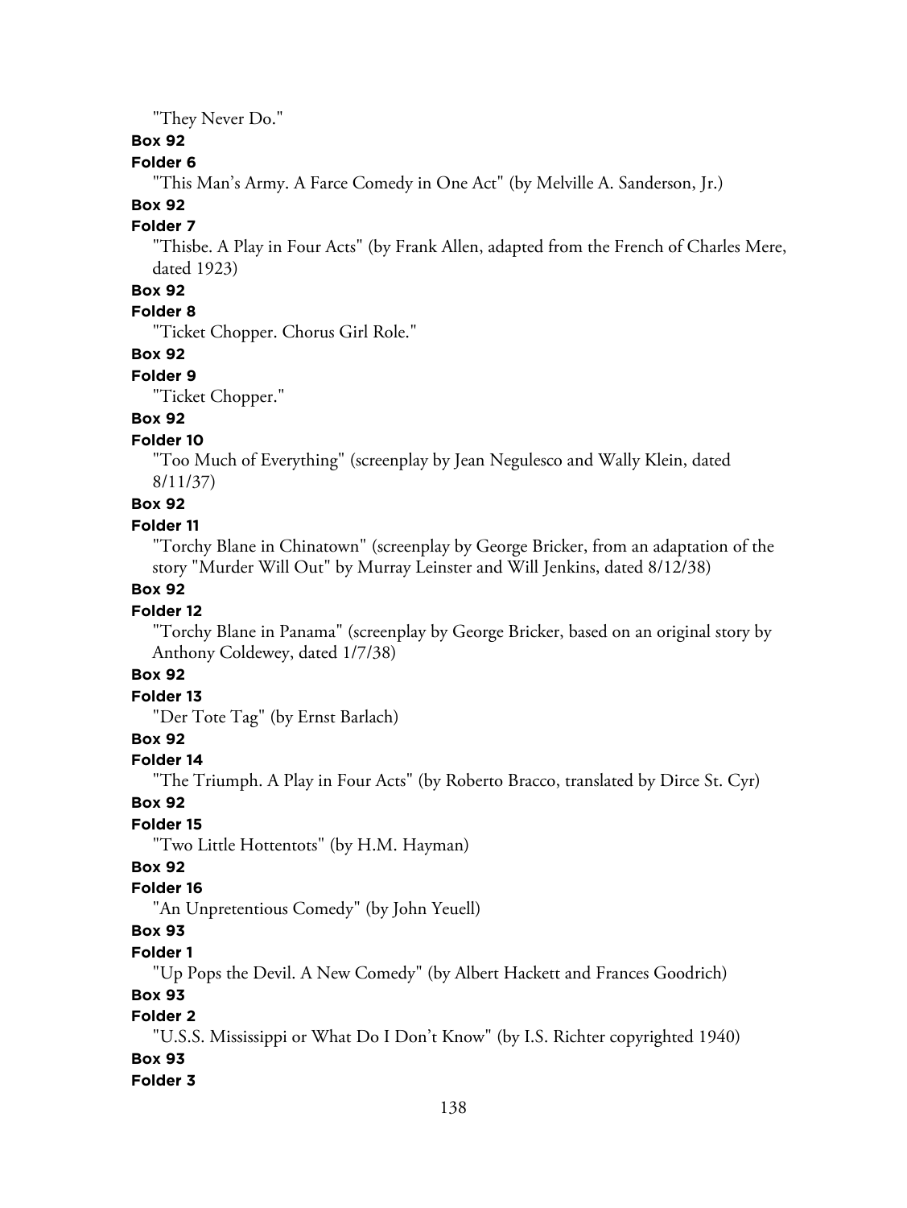"They Never Do."

**Box 92**

**Folder 6**

"This Man's Army. A Farce Comedy in One Act" (by Melville A. Sanderson, Jr.)

**Box 92**

**Folder 7**

"Thisbe. A Play in Four Acts" (by Frank Allen, adapted from the French of Charles Mere, dated 1923)

**Box 92**

**Folder 8**

"Ticket Chopper. Chorus Girl Role."

**Box 92**

**Folder 9**

"Ticket Chopper."

**Box 92**

**Folder 10**

"Too Much of Everything" (screenplay by Jean Negulesco and Wally Klein, dated 8/11/37)

**Box 92**

**Folder 11**

"Torchy Blane in Chinatown" (screenplay by George Bricker, from an adaptation of the story "Murder Will Out" by Murray Leinster and Will Jenkins, dated 8/12/38)

**Box 92**

**Folder 12**

"Torchy Blane in Panama" (screenplay by George Bricker, based on an original story by Anthony Coldewey, dated 1/7/38)

**Box 92**

**Folder 13**

"Der Tote Tag" (by Ernst Barlach)

**Box 92**

**Folder 14**

"The Triumph. A Play in Four Acts" (by Roberto Bracco, translated by Dirce St. Cyr)

**Box 92**

**Folder 15**

"Two Little Hottentots" (by H.M. Hayman)

**Box 92**

**Folder 16**

"An Unpretentious Comedy" (by John Yeuell)

**Box 93**

**Folder 1**

"Up Pops the Devil. A New Comedy" (by Albert Hackett and Frances Goodrich)

**Box 93**

**Folder 2**

"U.S.S. Mississippi or What Do I Don't Know" (by I.S. Richter copyrighted 1940)

**Box 93**

**Folder 3**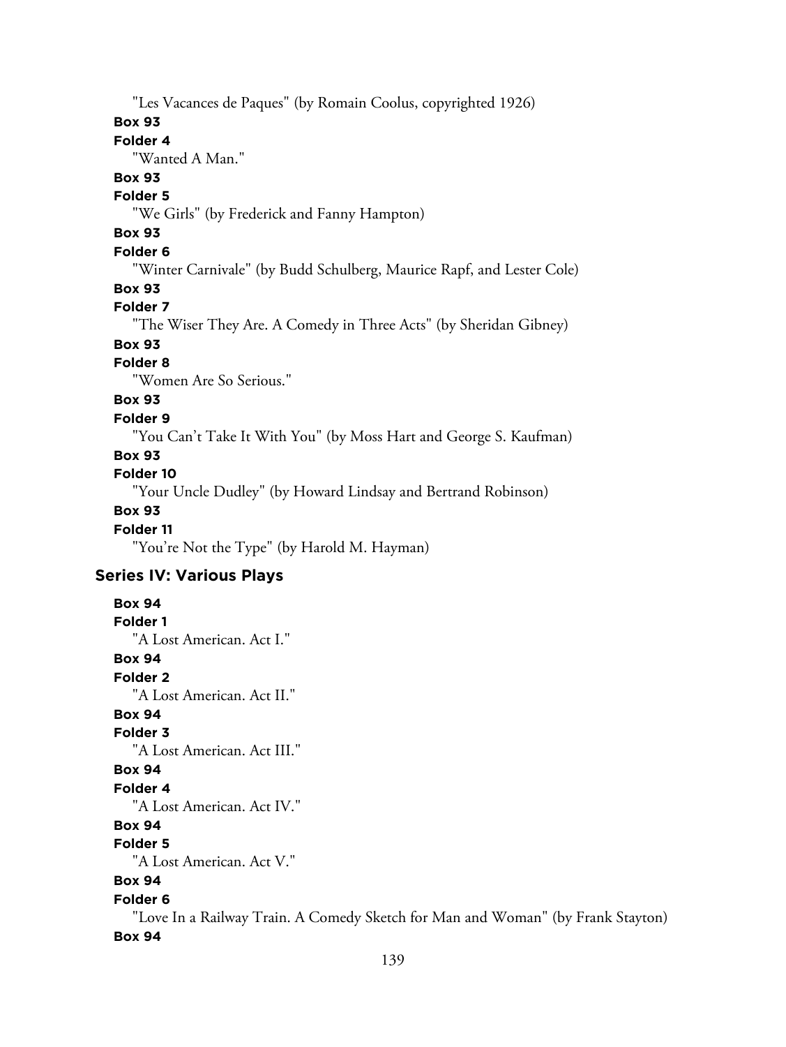"Les Vacances de Paques" (by Romain Coolus, copyrighted 1926)

**Box 93**

**Folder 4**

"Wanted A Man."

**Box 93**

**Folder 5**

"We Girls" (by Frederick and Fanny Hampton)

**Box 93**

**Folder 6**

"Winter Carnivale" (by Budd Schulberg, Maurice Rapf, and Lester Cole)

**Box 93**

**Folder 7**

"The Wiser They Are. A Comedy in Three Acts" (by Sheridan Gibney)

**Box 93**

**Folder 8**

"Women Are So Serious."

**Box 93**

**Folder 9**

"You Can't Take It With You" (by Moss Hart and George S. Kaufman)

**Box 93**

**Folder 10**

"Your Uncle Dudley" (by Howard Lindsay and Bertrand Robinson)

**Box 93**

**Folder 11**

"You're Not the Type" (by Harold M. Hayman)

## Series IV: Various Plays

**Box 94**

**Folder 1**

"A Lost American. Act I."

**Box 94**

**Folder 2**

"A Lost American. Act II."

**Box 94**

**Folder 3**

"A Lost American. Act III."

**Box 94**

**Folder 4**

"A Lost American. Act IV."

**Box 94**

**Folder 5**

"A Lost American. Act V."

**Box 94**

**Folder 6**

"Love In a Railway Train. A Comedy Sketch for Man and Woman" (by Frank Stayton)

**Box 94**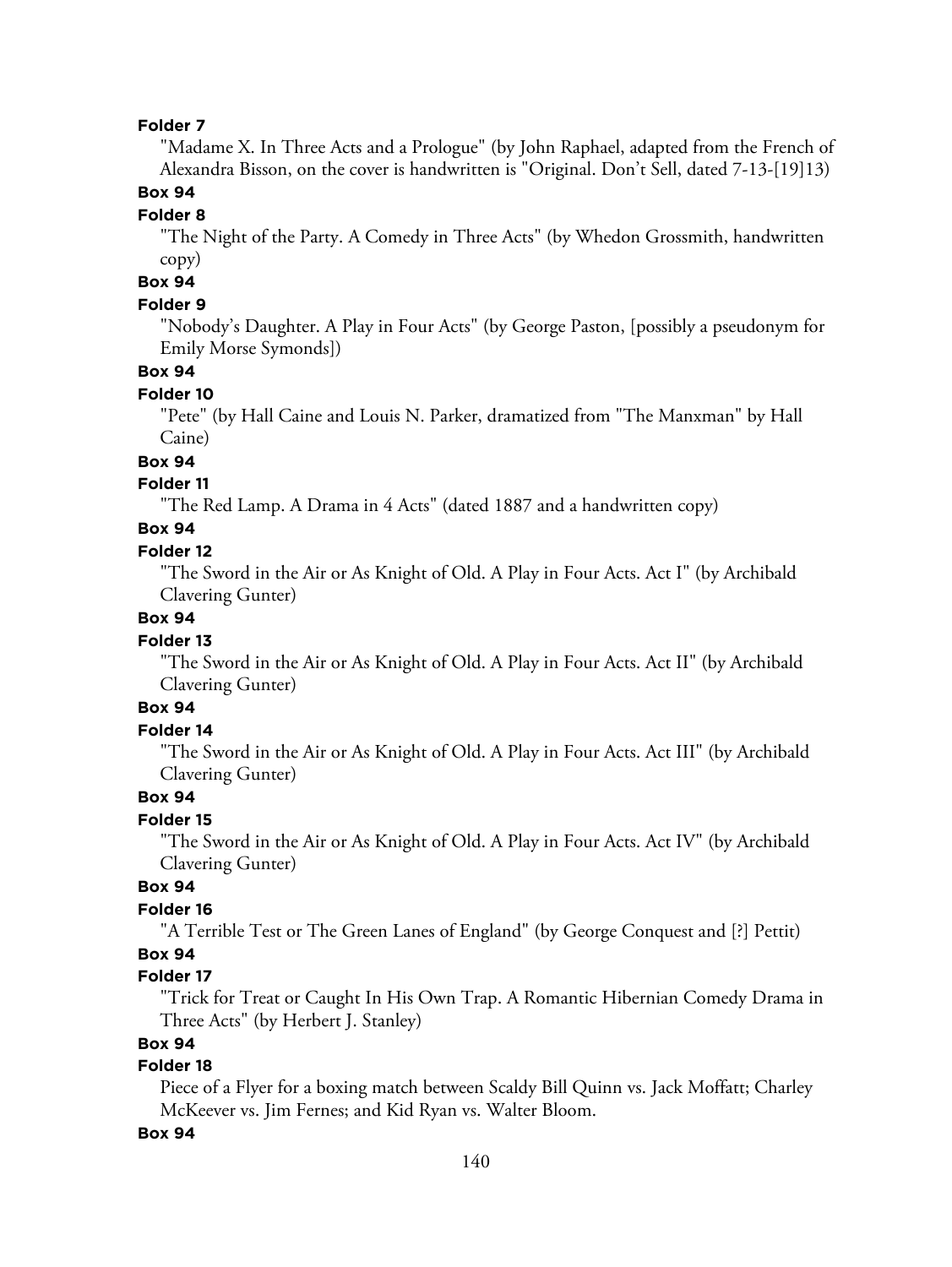**Folder 7**

"Madame X. In Three Acts and a Prologue" (by John Raphael, adapted from the French of Alexandra Bisson, on the cover is handwritten is "Original. Don't Sell, dated 7-13-[19]13)

**Box 94**

**Folder 8**

"The Night of the Party. A Comedy in Three Acts" (by Whedon Grossmith, handwritten copy)

**Box 94**

**Folder 9**

"Nobody's Daughter. A Play in Four Acts" (by George Paston, [possibly a pseudonym for Emily Morse Symonds])

**Box 94**

**Folder 10**

"Pete" (by Hall Caine and Louis N. Parker, dramatized from "The Manxman" by Hall Caine)

**Box 94**

**Folder 11**

"The Red Lamp. A Drama in 4 Acts" (dated 1887 and a handwritten copy)

**Box 94**

**Folder 12**

"The Sword in the Air or As Knight of Old. A Play in Four Acts. Act I" (by Archibald Clavering Gunter)

**Box 94**

**Folder 13**

"The Sword in the Air or As Knight of Old. A Play in Four Acts. Act II" (by Archibald Clavering Gunter)

**Box 94**

**Folder 14**

"The Sword in the Air or As Knight of Old. A Play in Four Acts. Act III" (by Archibald Clavering Gunter)

**Box 94**

**Folder 15**

"The Sword in the Air or As Knight of Old. A Play in Four Acts. Act IV" (by Archibald Clavering Gunter)

**Box 94**

**Folder 16**

"A Terrible Test or The Green Lanes of England" (by George Conquest and [?] Pettit)

**Box 94**

**Folder 17**

"Trick for Treat or Caught In His Own Trap. A Romantic Hibernian Comedy Drama in Three Acts" (by Herbert J. Stanley)

**Box 94**

**Folder 18**

Piece of a Flyer for a boxing match between Scaldy Bill Quinn vs. Jack Moffatt; Charley McKeever vs. Jim Fernes; and Kid Ryan vs. Walter Bloom.

**Box 94**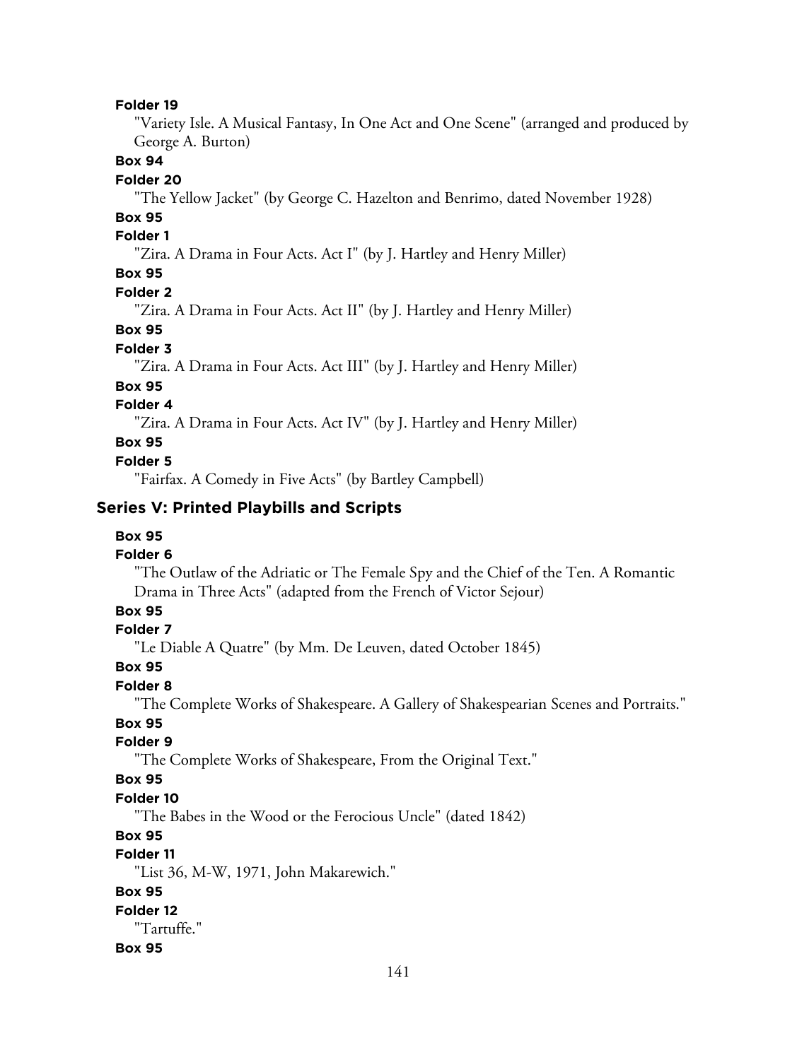**Folder 19**

"Variety Isle. A Musical Fantasy, In One Act and One Scene" (arranged and produced by George A. Burton)

**Box 94**

**Folder 20**

"The Yellow Jacket" (by George C. Hazelton and Benrimo, dated November 1928)

**Box 95**

**Folder 1**

"Zira. A Drama in Four Acts. Act I" (by J. Hartley and Henry Miller)

**Box 95**

**Folder 2**

"Zira. A Drama in Four Acts. Act II" (by J. Hartley and Henry Miller)

**Box 95**

**Folder 3**

"Zira. A Drama in Four Acts. Act III" (by J. Hartley and Henry Miller)

**Box 95**

**Folder 4**

"Zira. A Drama in Four Acts. Act IV" (by J. Hartley and Henry Miller)

**Box 95**

**Folder 5**

"Fairfax. A Comedy in Five Acts" (by Bartley Campbell)

## Series V: Printed Playbills and Scripts

**Box 95**

**Folder 6**

"The Outlaw of the Adriatic or The Female Spy and the Chief of the Ten. A Romantic Drama in Three Acts" (adapted from the French of Victor Sejour)

**Box 95**

**Folder 7**

"Le Diable A Quatre" (by Mm. De Leuven, dated October 1845)

**Box 95**

**Folder 8**

"The Complete Works of Shakespeare. A Gallery of Shakespearian Scenes and Portraits."

**Box 95**

**Folder 9**

"The Complete Works of Shakespeare, From the Original Text."

**Box 95**

**Folder 10**

"The Babes in the Wood or the Ferocious Uncle" (dated 1842)

**Box 95**

**Folder 11**

"List 36, M-W, 1971, John Makarewich."

**Box 95**

**Folder 12**

"Tartuffe."

**Box 95**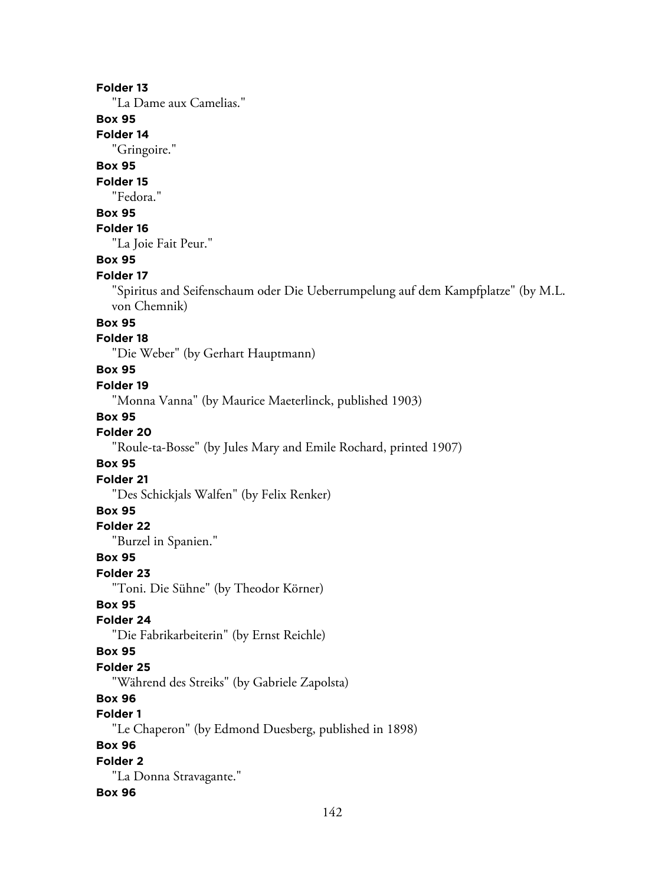**Folder 13**

"La Dame aux Camelias."

**Box 95**

**Folder 14**

"Gringoire."

**Box 95**

**Folder 15**

"Fedora."

**Box 95**

**Folder 16**

"La Joie Fait Peur."

**Box 95**

**Folder 17**

"Spiritus and Seifenschaum oder Die Ueberrumpelung auf dem Kampfplatze" (by M.L. von Chemnik)

**Box 95**

**Folder 18**

"Die Weber" (by Gerhart Hauptmann)

**Box 95**

**Folder 19**

"Monna Vanna" (by Maurice Maeterlinck, published 1903)

**Box 95**

**Folder 20**

"Roule-ta-Bosse" (by Jules Mary and Emile Rochard, printed 1907)

**Box 95**

**Folder 21**

"Des Schickjals Walfen" (by Felix Renker)

**Box 95**

**Folder 22**

"Burzel in Spanien."

**Box 95**

**Folder 23**

"Toni. Die Sühne" (by Theodor Körner)

**Box 95**

**Folder 24**

"Die Fabrikarbeiterin" (by Ernst Reichle)

**Box 95**

**Folder 25**

"Während des Streiks" (by Gabriele Zapolsta)

**Box 96**

**Folder 1**

"Le Chaperon" (by Edmond Duesberg, published in 1898)

**Box 96**

**Folder 2**

"La Donna Stravagante."

**Box 96**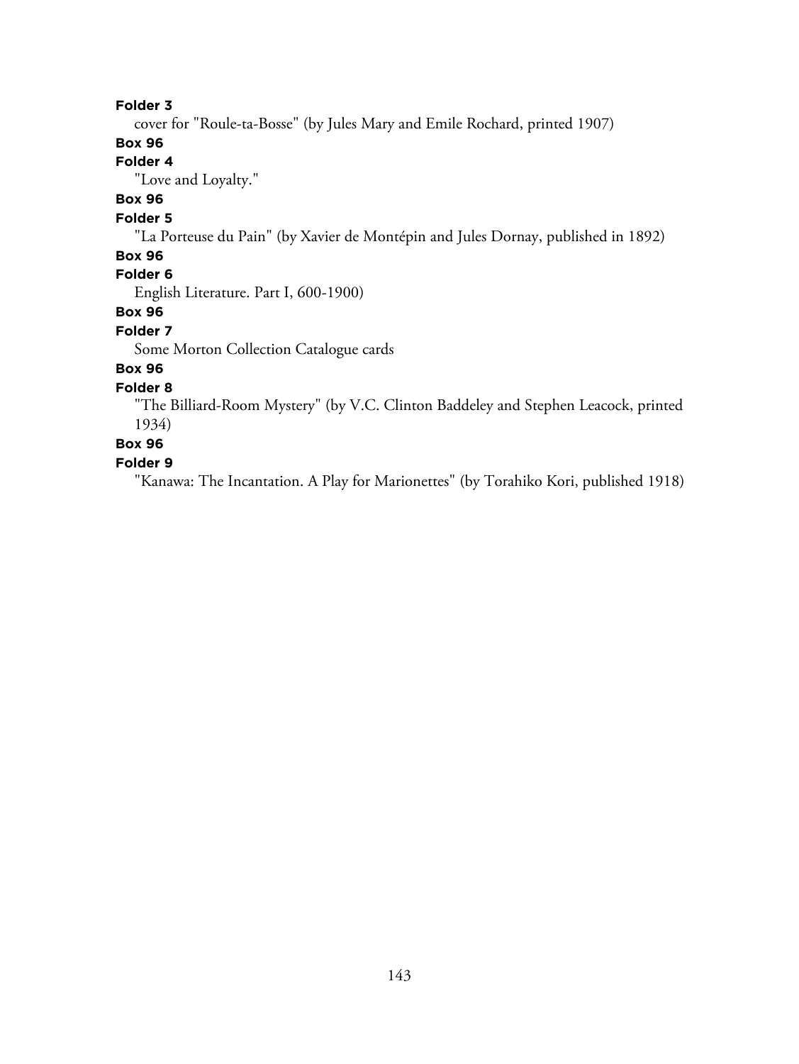**Folder 3**

cover for "Roule-ta-Bosse" (by Jules Mary and Emile Rochard, printed 1907)

**Box 96**

**Folder 4**

"Love and Loyalty."

**Box 96**

**Folder 5**

"La Porteuse du Pain" (by Xavier de Montépin and Jules Dornay, published in 1892)

**Box 96**

**Folder 6**

English Literature. Part I, 600-1900)

**Box 96**

**Folder 7**

Some Morton Collection Catalogue cards

**Box 96**

**Folder 8**

"The Billiard-Room Mystery" (by V.C. Clinton Baddeley and Stephen Leacock, printed 1934)

**Box 96**

**Folder 9**

"Kanawa: The Incantation. A Play for Marionettes" (by Torahiko Kori, published 1918)